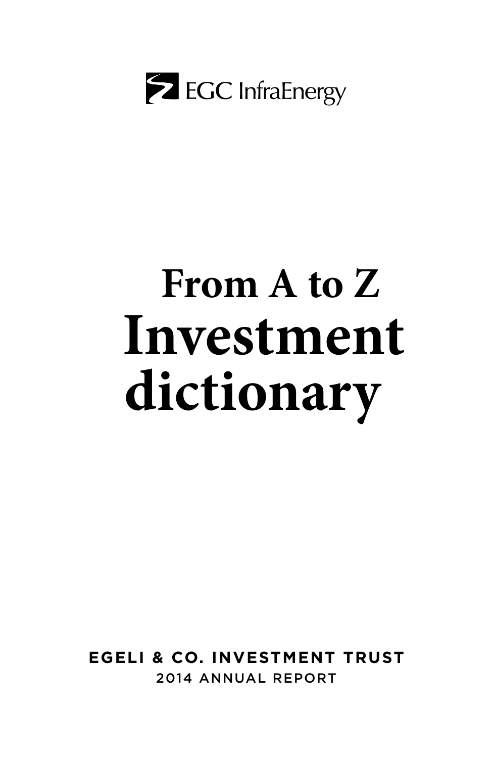EGC InfraEnergy

# From A to Z Investment dictionary

**EGELI & CO. INVESTMENT TRUST**

2014 ANNUAL REPORT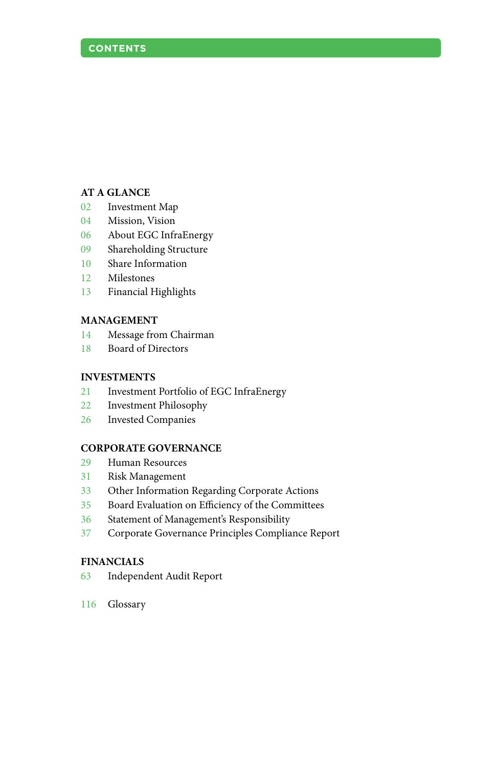# CONTENTS

## AT A GLANCE

- 02 Investment Map
- 04 Mission, Vision
- 06 About EGC InfraEnergy
- 09 Shareholding Structure
- 10 Share Information
- 12 Milestones
- 13 Financial Highlights

## MANAGEMENT

- 14 Message from Chairman
- 18 Board of Directors

## INVESTMENTS

- 21 Investment Portfolio of EGC InfraEnergy
- 22 Investment Philosophy
- 26 Invested Companies

## CORPORATE GOVERNANCE

- 29 Human Resources
- 31 Risk Management
- 33 Other Information Regarding Corporate Actions
- 35 Board Evaluation on Efficiency of the Committees
- 36 Statement of Management's Responsibility
- 37 Corporate Governance Principles Compliance Report

## FINANCIALS

- 63 Independent Audit Report

- 116 Glossary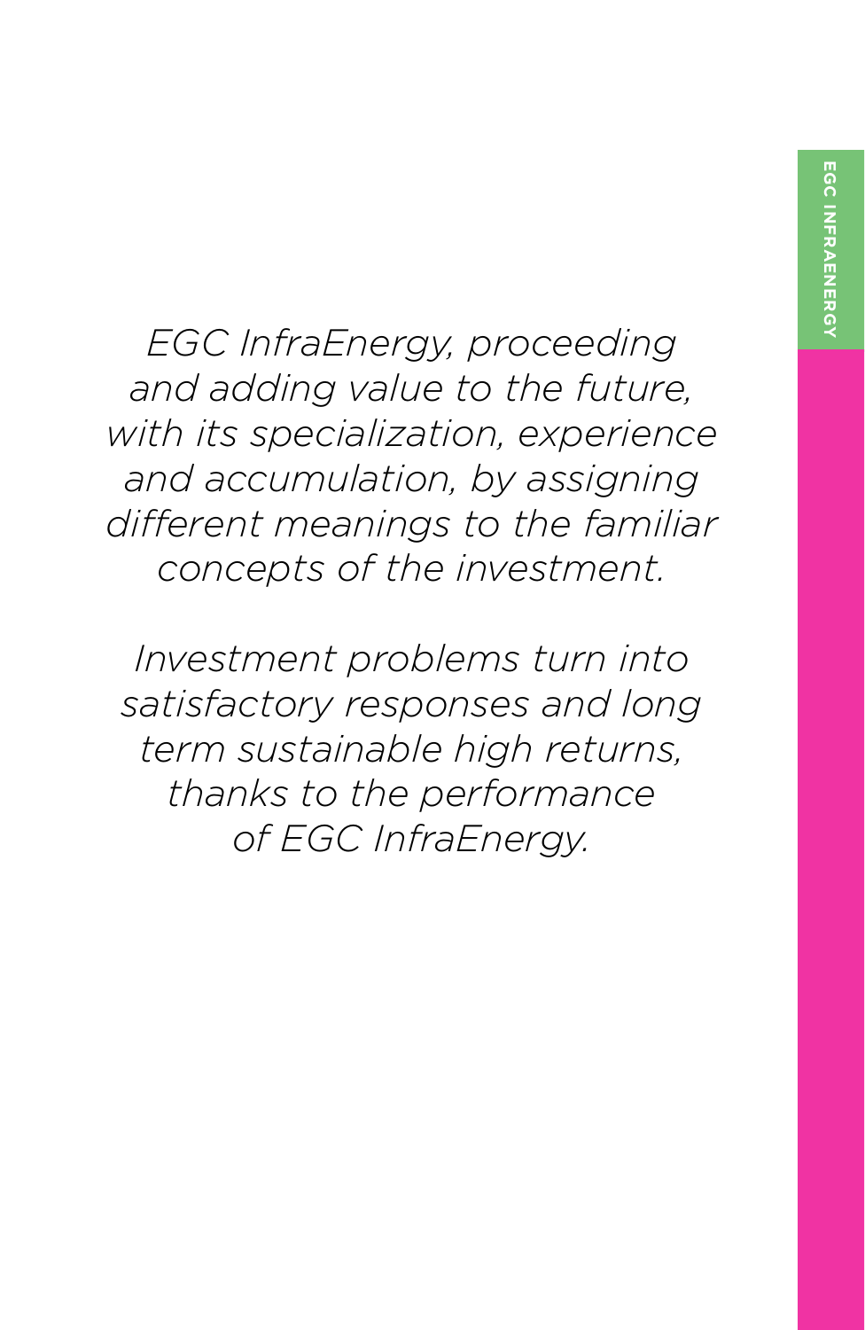*EGC InfraEnergy, proceeding and adding value to the future, with its specialization, experience and accumulation, by assigning different meanings to the familiar concepts of the investment.*

*Investment problems turn into satisfactory responses and long term sustainable high returns, thanks to the performance of EGC InfraEnergy.*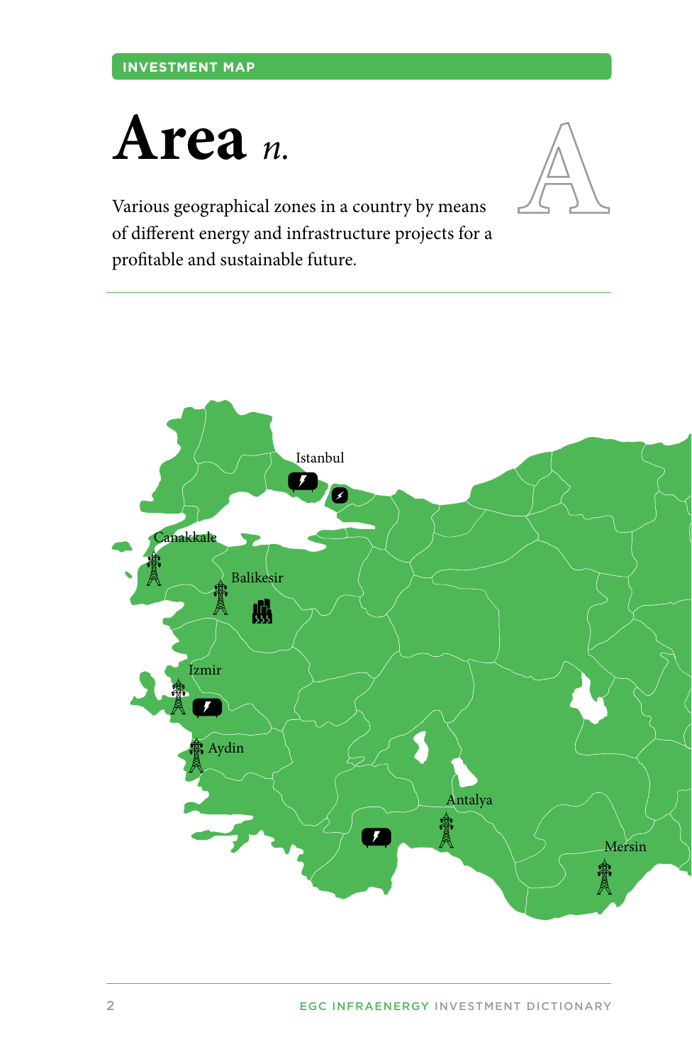INVESTMENT MAP

# Area *n.*

Various geographical zones in a country by means of different energy and infrastructure projects for a profitable and sustainable future.

Istanbul

Canakkale

Balikesir

Izmir

Aydin

Antalya

Mersin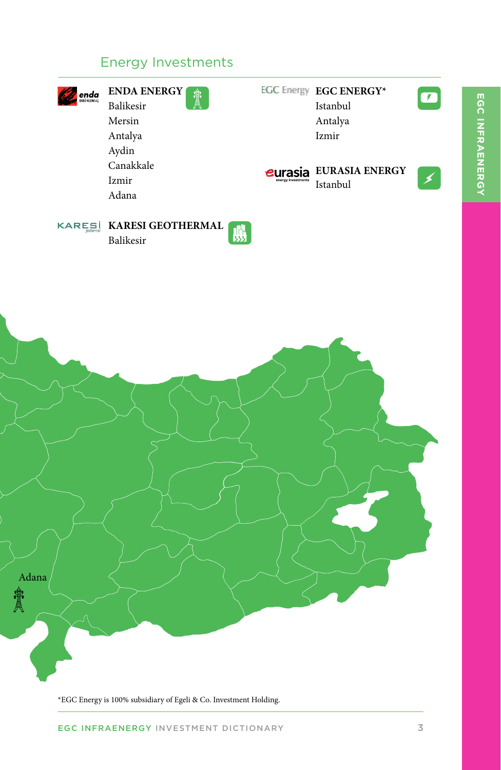## Energy Investments

**ENDA ENERGY**
Balikesir
Mersin
Antalya
Aydin
Canakkale
Izmir
Adana

**KARESI GEOTHERMAL**
Balikesir

**EGC ENERGY***
Istanbul
Antalya
Izmir

**EURASIA ENERGY**
Istanbul

Adana

*EGC Energy is 100% subsidiary of Egeli & Co. Investment Holding.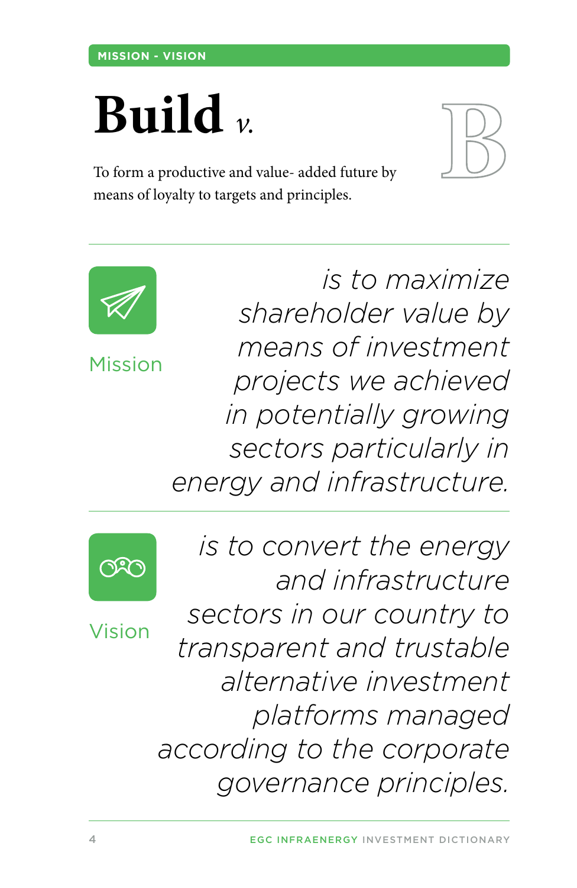MISSION - VISION

# Build *v.*

To form a productive and value- added future by means of loyalty to targets and principles.

## Mission

*is to maximize shareholder value by means of investment projects we achieved in potentially growing sectors particularly in energy and infrastructure.*

## Vision

*is to convert the energy and infrastructure sectors in our country to transparent and trustable alternative investment platforms managed according to the corporate governance principles.*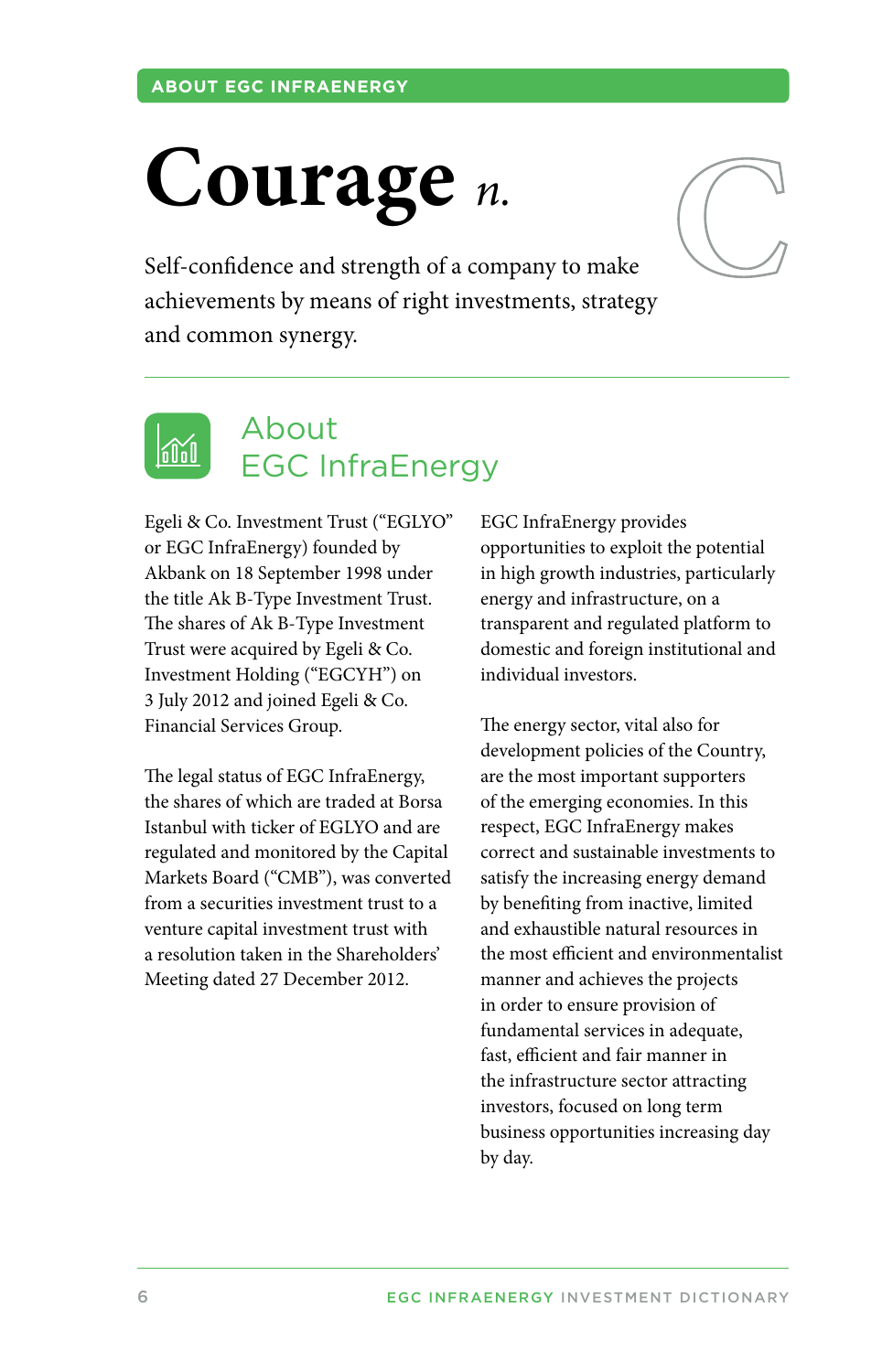# Courage *n.*

Self-confidence and strength of a company to make achievements by means of right investments, strategy and common synergy.

## About EGC InfraEnergy

Egeli & Co. Investment Trust ("EGLYO" or EGC InfraEnergy) founded by Akbank on 18 September 1998 under the title Ak B-Type Investment Trust. The shares of Ak B-Type Investment Trust were acquired by Egeli & Co. Investment Holding ("EGCYH") on 3 July 2012 and joined Egeli & Co. Financial Services Group.

The legal status of EGC InfraEnergy, the shares of which are traded at Borsa Istanbul with ticker of EGLYO and are regulated and monitored by the Capital Markets Board ("CMB"), was converted from a securities investment trust to a venture capital investment trust with a resolution taken in the Shareholders' Meeting dated 27 December 2012.

EGC InfraEnergy provides opportunities to exploit the potential in high growth industries, particularly energy and infrastructure, on a transparent and regulated platform to domestic and foreign institutional and individual investors.

The energy sector, vital also for development policies of the Country, are the most important supporters of the emerging economies. In this respect, EGC InfraEnergy makes correct and sustainable investments to satisfy the increasing energy demand by benefiting from inactive, limited and exhaustible natural resources in the most efficient and environmentalist manner and achieves the projects in order to ensure provision of fundamental services in adequate, fast, efficient and fair manner in the infrastructure sector attracting investors, focused on long term business opportunities increasing day by day.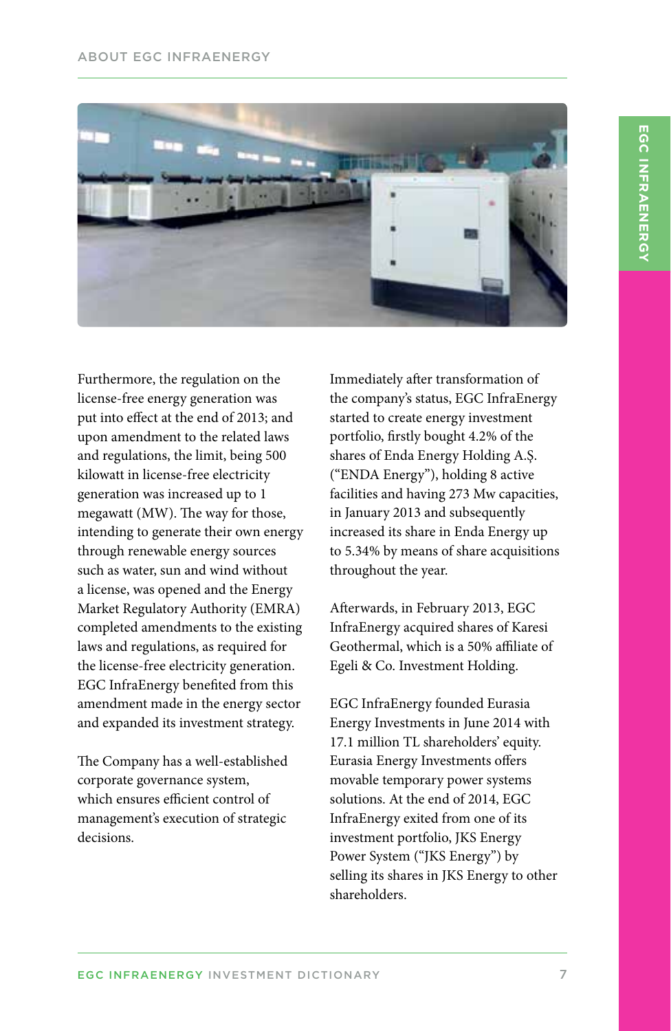Furthermore, the regulation on the license-free energy generation was put into effect at the end of 2013; and upon amendment to the related laws and regulations, the limit, being 500 kilowatt in license-free electricity generation was increased up to 1 megawatt (MW). The way for those, intending to generate their own energy through renewable energy sources such as water, sun and wind without a license, was opened and the Energy Market Regulatory Authority (EMRA) completed amendments to the existing laws and regulations, as required for the license-free electricity generation. EGC InfraEnergy benefited from this amendment made in the energy sector and expanded its investment strategy.

The Company has a well-established corporate governance system, which ensures efficient control of management's execution of strategic decisions.

Immediately after transformation of the company's status, EGC InfraEnergy started to create energy investment portfolio, firstly bought 4.2% of the shares of Enda Energy Holding A.Ş. ("ENDA Energy"), holding 8 active facilities and having 273 Mw capacities, in January 2013 and subsequently increased its share in Enda Energy up to 5.34% by means of share acquisitions throughout the year.

Afterwards, in February 2013, EGC InfraEnergy acquired shares of Karesi Geothermal, which is a 50% affiliate of Egeli & Co. Investment Holding.

EGC InfraEnergy founded Eurasia Energy Investments in June 2014 with 17.1 million TL shareholders' equity. Eurasia Energy Investments offers movable temporary power systems solutions. At the end of 2014, EGC InfraEnergy exited from one of its investment portfolio, JKS Energy Power System ("JKS Energy") by selling its shares in JKS Energy to other shareholders.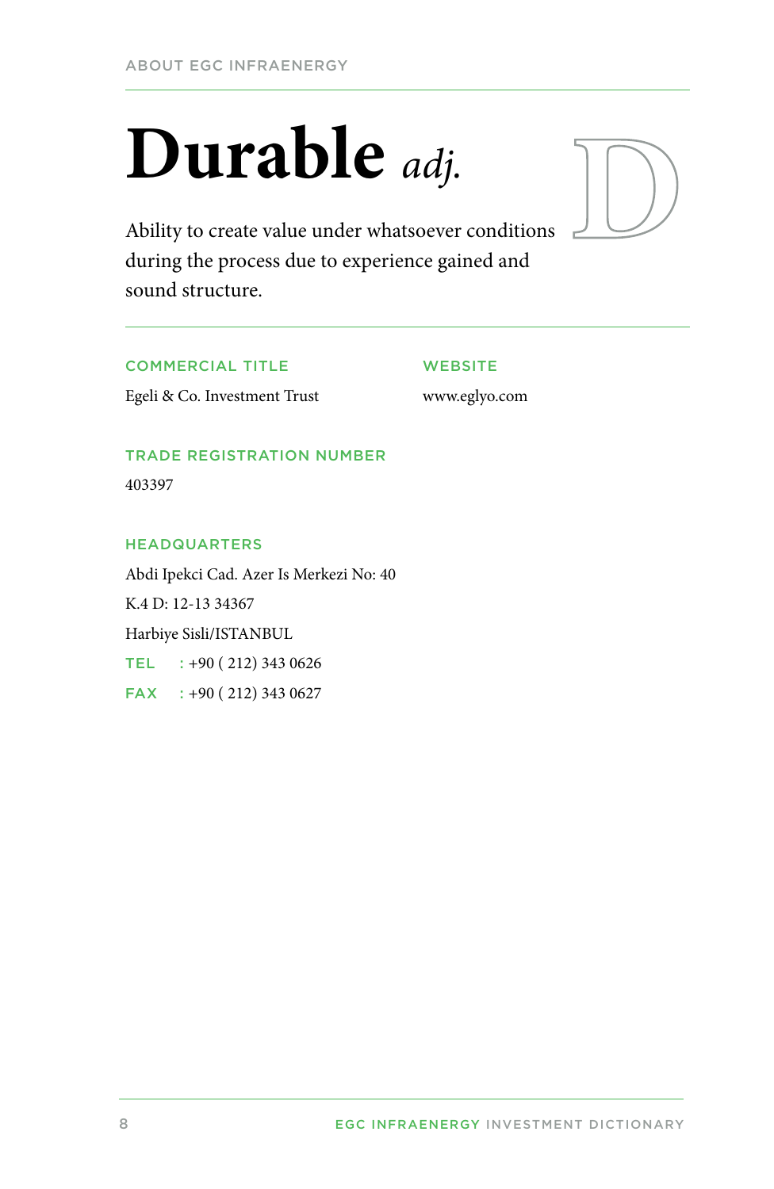# Durable *adj.*

Ability to create value under whatsoever conditions during the process due to experience gained and sound structure.

**COMMERCIAL TITLE**

Egeli & Co. Investment Trust

**WEBSITE**

www.eglyo.com

**TRADE REGISTRATION NUMBER**

403397

**HEADQUARTERS**

Abdi Ipekci Cad. Azer Is Merkezi No: 40
K.4 D: 12-13 34367
Harbiye Sisli/ISTANBUL

**TEL** : +90 ( 212) 343 0626

**FAX** : +90 ( 212) 343 0627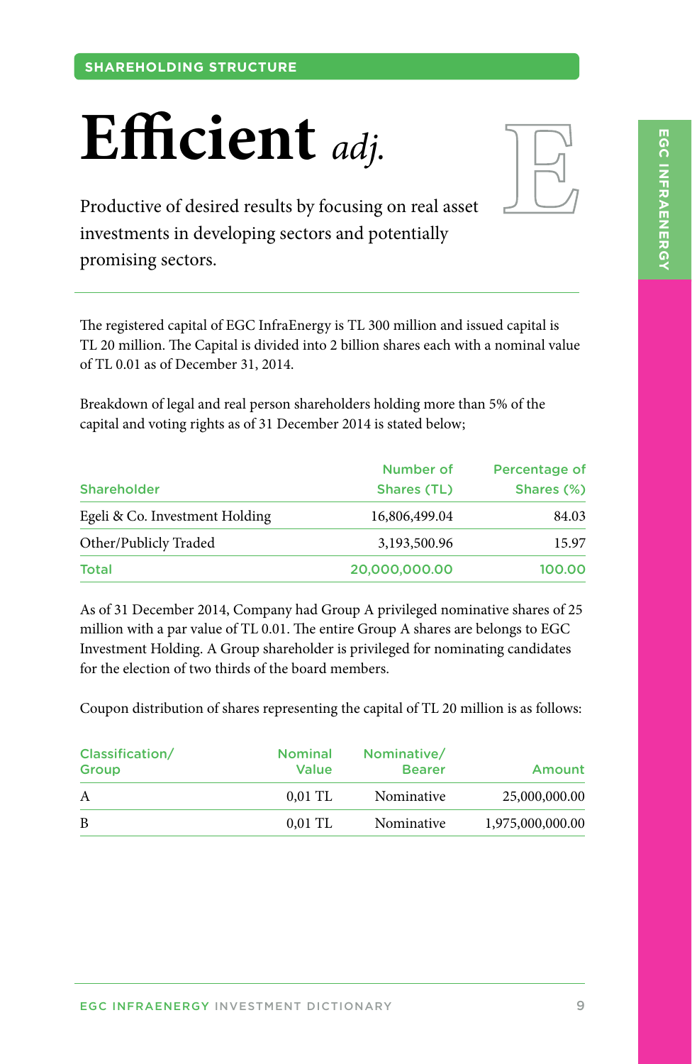SHAREHOLDING STRUCTURE

# Efficient *adj.*

Productive of desired results by focusing on real asset investments in developing sectors and potentially promising sectors.

The registered capital of EGC InfraEnergy is TL 300 million and issued capital is TL 20 million. The Capital is divided into 2 billion shares each with a nominal value of TL 0.01 as of December 31, 2014.

Breakdown of legal and real person shareholders holding more than 5% of the capital and voting rights as of 31 December 2014 is stated below;

| Shareholder | Number of Shares (TL) | Percentage of Shares (%) |
|---|---:|---:|
| Egeli & Co. Investment Holding | 16,806,499.04 | 84.03 |
| Other/Publicly Traded | 3,193,500.96 | 15.97 |
| **Total** | **20,000,000.00** | **100.00** |

As of 31 December 2014, Company had Group A privileged nominative shares of 25 million with a par value of TL 0.01. The entire Group A shares are belongs to EGC Investment Holding. A Group shareholder is privileged for nominating candidates for the election of two thirds of the board members.

Coupon distribution of shares representing the capital of TL 20 million is as follows:

| Classification/ Group | Nominal Value | Nominative/ Bearer | Amount |
|---|---:|---:|---:|
| A | 0,01 TL | Nominative | 25,000,000.00 |
| B | 0,01 TL | Nominative | 1,975,000,000.00 |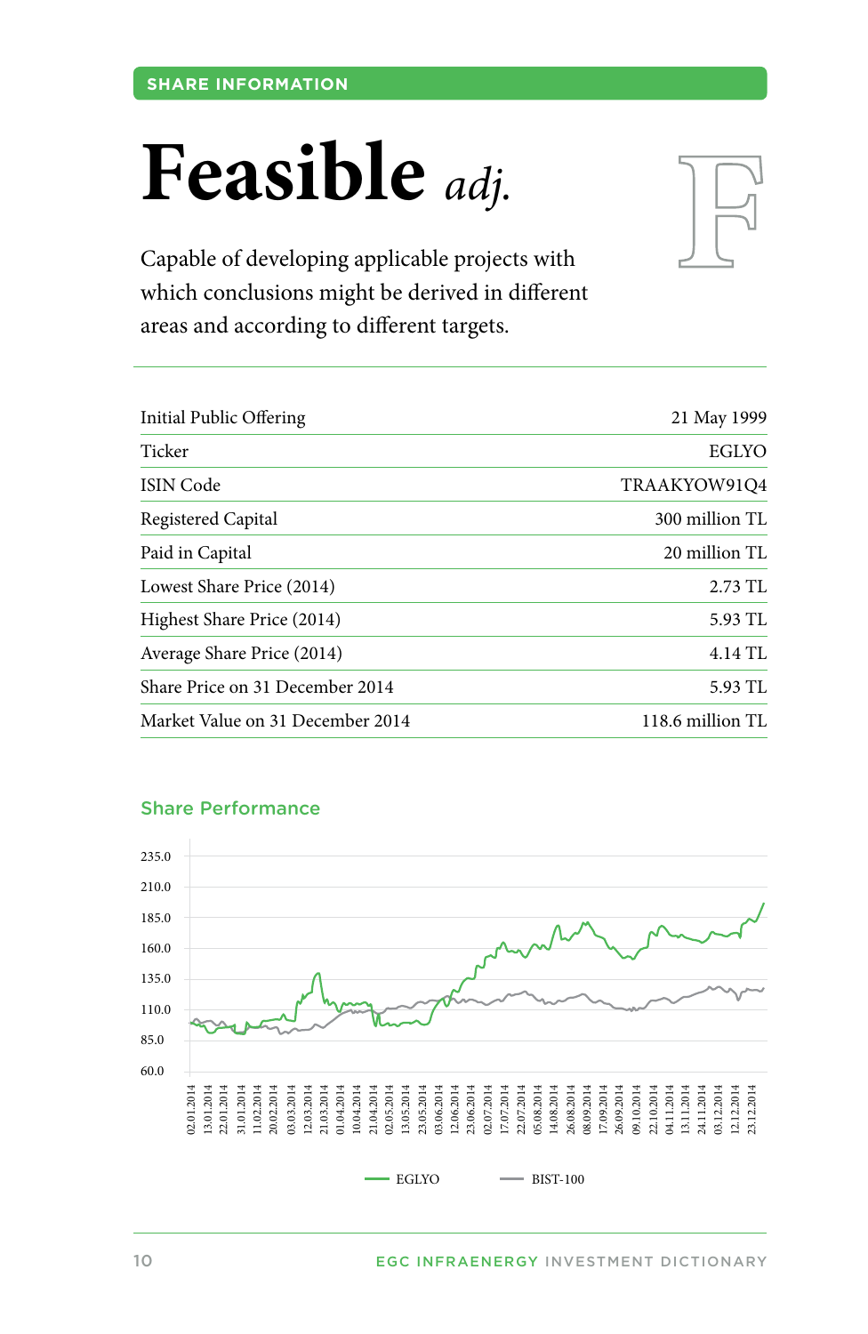SHARE INFORMATION

# Feasible *adj.*

Capable of developing applicable projects with which conclusions might be derived in different areas and according to different targets.

| | |
|---|---|
| Initial Public Offering | 21 May 1999 |
| Ticker | EGLYO |
| ISIN Code | TRAAKYOW91Q4 |
| Registered Capital | 300 million TL |
| Paid in Capital | 20 million TL |
| Lowest Share Price (2014) | 2.73 TL |
| Highest Share Price (2014) | 5.93 TL |
| Average Share Price (2014) | 4.14 TL |
| Share Price on 31 December 2014 | 5.93 TL |
| Market Value on 31 December 2014 | 118.6 million TL |

## Share Performance

235.0
210.0
185.0
160.0
135.0
110.0
85.0
60.0

02.01.2014, 13.01.2014, 22.01.2014, 31.01.2014, 11.02.2014, 20.02.2014, 03.03.2014, 12.03.2014, 21.03.2014, 01.04.2014, 10.04.2014, 21.04.2014, 02.05.2014, 13.05.2014, 23.05.2014, 03.06.2014, 12.06.2014, 23.06.2014, 02.07.2014, 17.07.2014, 22.07.2014, 05.08.2014, 14.08.2014, 26.08.2014, 08.09.2014, 17.09.2014, 26.09.2014, 09.10.2014, 22.10.2014, 04.11.2014, 13.11.2014, 24.11.2014, 03.12.2014, 12.12.2014, 23.12.2014

EGLYO — BIST-100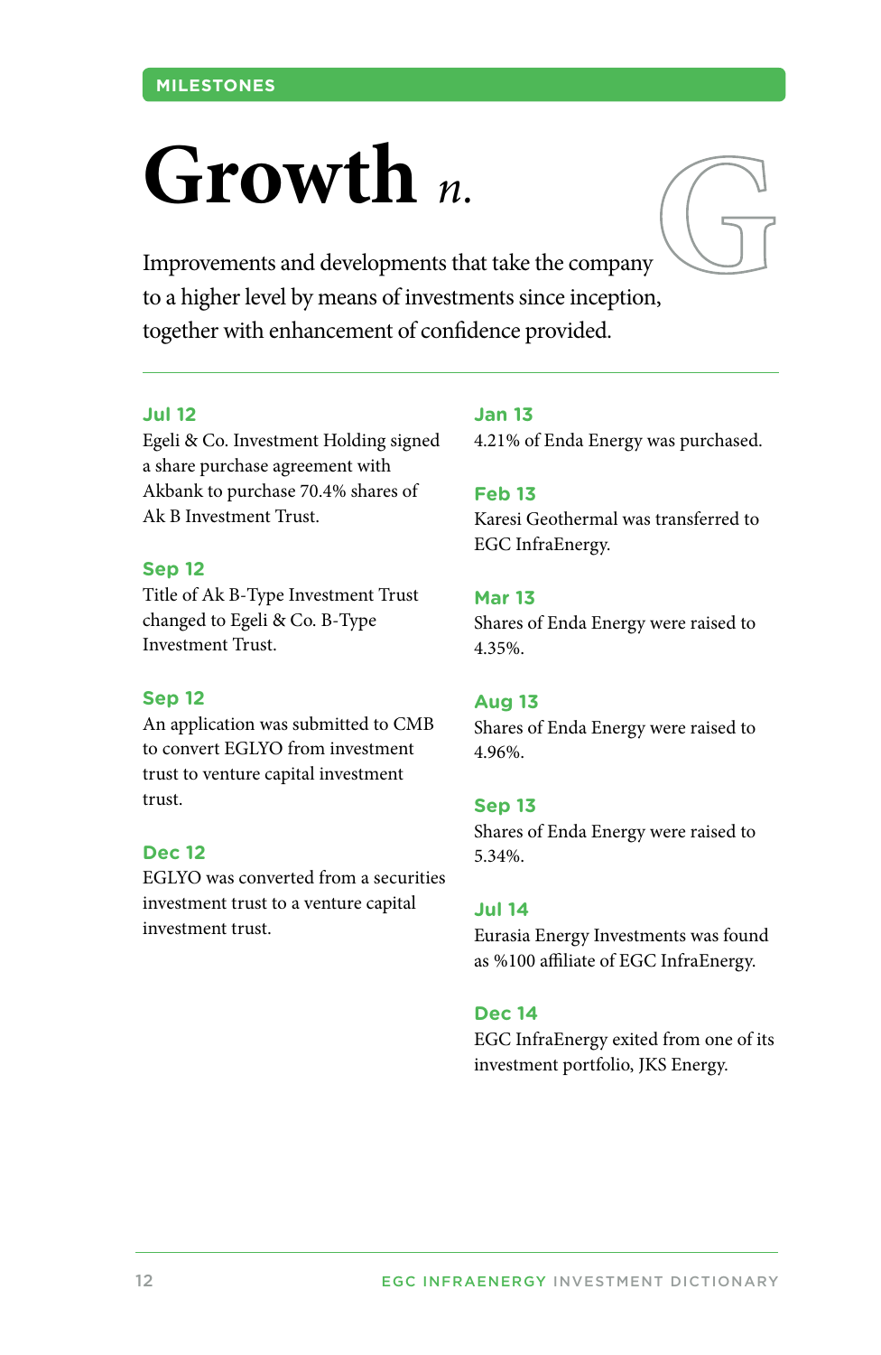MILESTONES

# Growth *n.*

Improvements and developments that take the company to a higher level by means of investments since inception, together with enhancement of confidence provided.

---

**Jul 12**
Egeli & Co. Investment Holding signed a share purchase agreement with Akbank to purchase 70.4% shares of Ak B Investment Trust.

**Sep 12**
Title of Ak B-Type Investment Trust changed to Egeli & Co. B-Type Investment Trust.

**Sep 12**
An application was submitted to CMB to convert EGLYO from investment trust to venture capital investment trust.

**Dec 12**
EGLYO was converted from a securities investment trust to a venture capital investment trust.

**Jan 13**
4.21% of Enda Energy was purchased.

**Feb 13**
Karesi Geothermal was transferred to EGC InfraEnergy.

**Mar 13**
Shares of Enda Energy were raised to 4.35%.

**Aug 13**
Shares of Enda Energy were raised to 4.96%.

**Sep 13**
Shares of Enda Energy were raised to 5.34%.

**Jul 14**
Eurasia Energy Investments was found as %100 affiliate of EGC InfraEnergy.

**Dec 14**
EGC InfraEnergy exited from one of its investment portfolio, JKS Energy.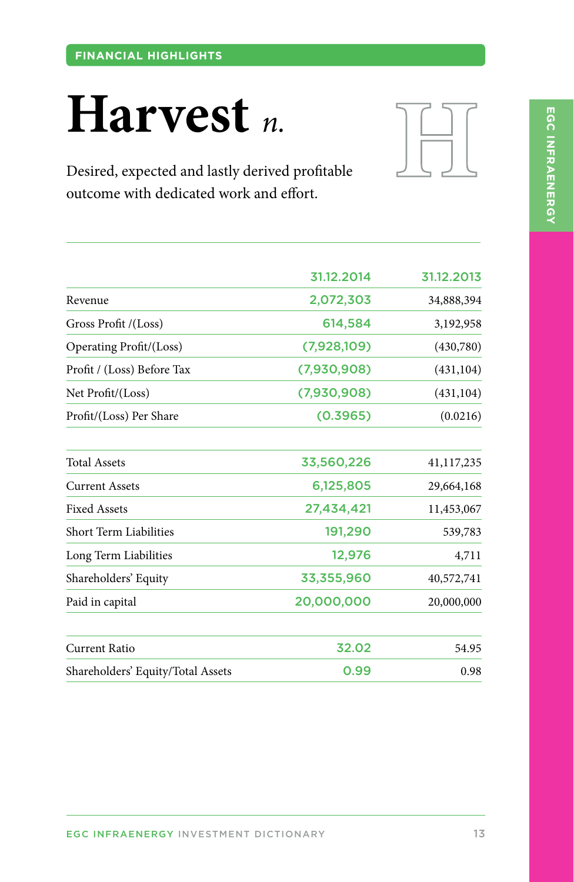FINANCIAL HIGHLIGHTS

# Harvest *n.*

Desired, expected and lastly derived profitable outcome with dedicated work and effort.

| | 31.12.2014 | 31.12.2013 |
|---|---|---|
| Revenue | 2,072,303 | 34,888,394 |
| Gross Profit /(Loss) | 614,584 | 3,192,958 |
| Operating Profit/(Loss) | (7,928,109) | (430,780) |
| Profit / (Loss) Before Tax | (7,930,908) | (431,104) |
| Net Profit/(Loss) | (7,930,908) | (431,104) |
| Profit/(Loss) Per Share | (0.3965) | (0.0216) |
| | | |
| Total Assets | 33,560,226 | 41,117,235 |
| Current Assets | 6,125,805 | 29,664,168 |
| Fixed Assets | 27,434,421 | 11,453,067 |
| Short Term Liabilities | 191,290 | 539,783 |
| Long Term Liabilities | 12,976 | 4,711 |
| Shareholders' Equity | 33,355,960 | 40,572,741 |
| Paid in capital | 20,000,000 | 20,000,000 |
| | | |
| Current Ratio | 32.02 | 54.95 |
| Shareholders' Equity/Total Assets | 0.99 | 0.98 |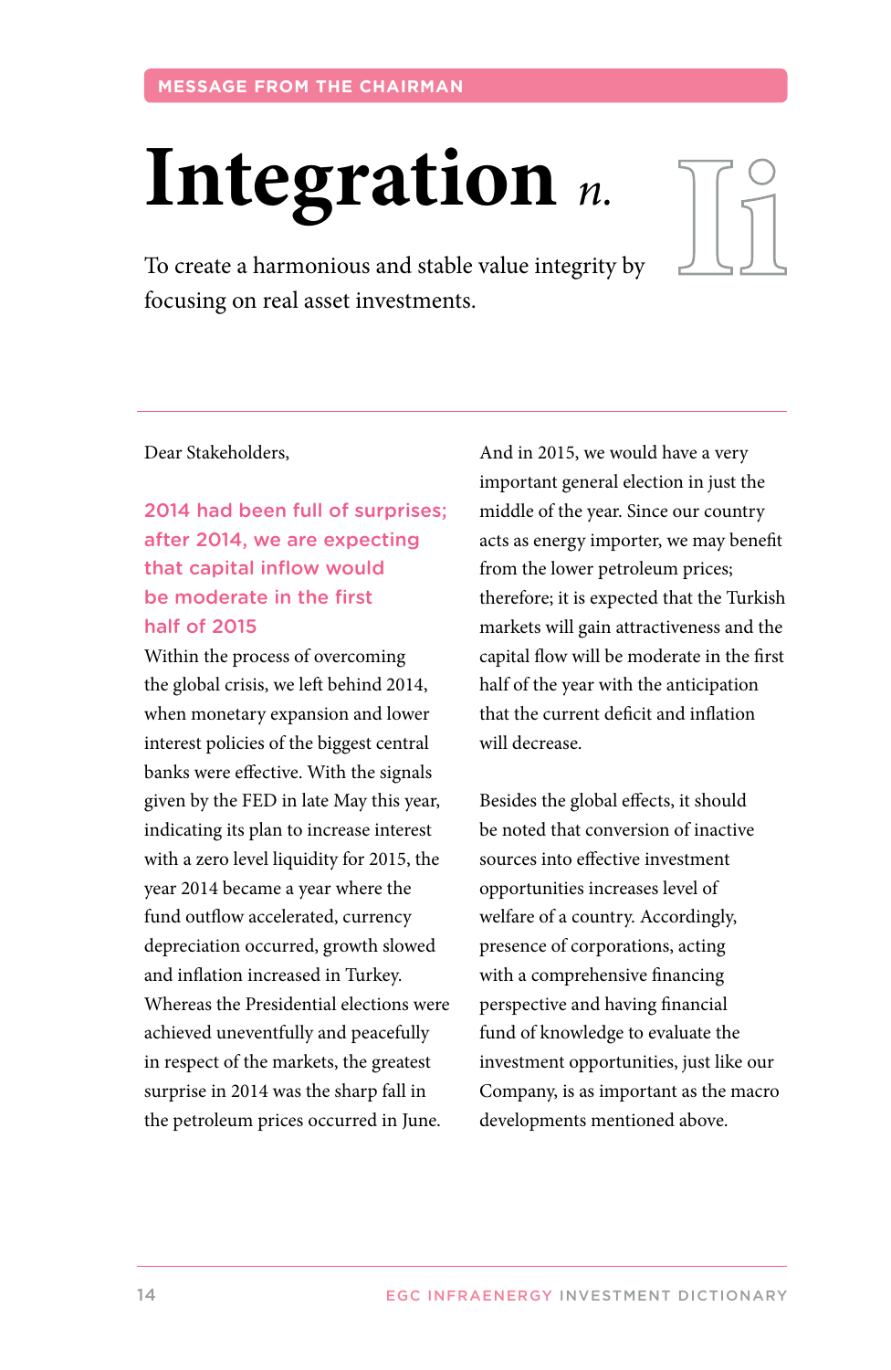MESSAGE FROM THE CHAIRMAN

# Integration *n.*

To create a harmonious and stable value integrity by focusing on real asset investments.

Dear Stakeholders,

**2014 had been full of surprises; after 2014, we are expecting that capital inflow would be moderate in the first half of 2015**

Within the process of overcoming the global crisis, we left behind 2014, when monetary expansion and lower interest policies of the biggest central banks were effective. With the signals given by the FED in late May this year, indicating its plan to increase interest with a zero level liquidity for 2015, the year 2014 became a year where the fund outflow accelerated, currency depreciation occurred, growth slowed and inflation increased in Turkey. Whereas the Presidential elections were achieved uneventfully and peacefully in respect of the markets, the greatest surprise in 2014 was the sharp fall in the petroleum prices occurred in June.

And in 2015, we would have a very important general election in just the middle of the year. Since our country acts as energy importer, we may benefit from the lower petroleum prices; therefore; it is expected that the Turkish markets will gain attractiveness and the capital flow will be moderate in the first half of the year with the anticipation that the current deficit and inflation will decrease.

Besides the global effects, it should be noted that conversion of inactive sources into effective investment opportunities increases level of welfare of a country. Accordingly, presence of corporations, acting with a comprehensive financing perspective and having financial fund of knowledge to evaluate the investment opportunities, just like our Company, is as important as the macro developments mentioned above.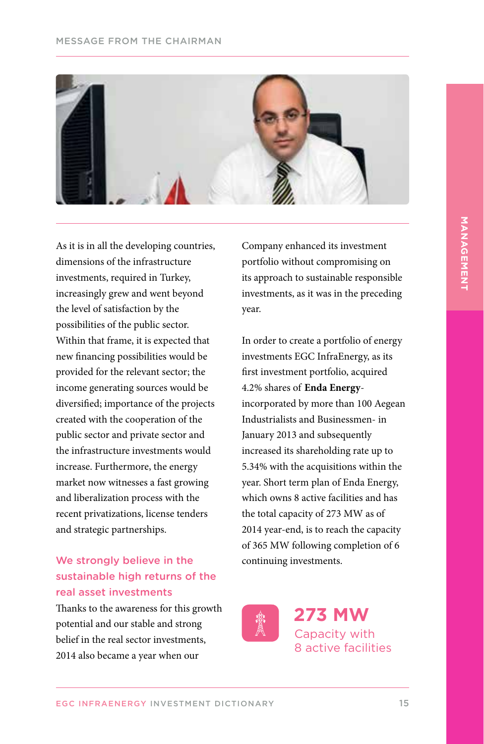# MESSAGE FROM THE CHAIRMAN

As it is in all the developing countries, dimensions of the infrastructure investments, required in Turkey, increasingly grew and went beyond the level of satisfaction by the possibilities of the public sector. Within that frame, it is expected that new financing possibilities would be provided for the relevant sector; the income generating sources would be diversified; importance of the projects created with the cooperation of the public sector and private sector and the infrastructure investments would increase. Furthermore, the energy market now witnesses a fast growing and liberalization process with the recent privatizations, license tenders and strategic partnerships.

## We strongly believe in the sustainable high returns of the real asset investments

Thanks to the awareness for this growth potential and our stable and strong belief in the real sector investments, 2014 also became a year when our Company enhanced its investment portfolio without compromising on its approach to sustainable responsible investments, as it was in the preceding year.

In order to create a portfolio of energy investments EGC InfraEnergy, as its first investment portfolio, acquired 4.2% shares of **Enda Energy**- incorporated by more than 100 Aegean Industrialists and Businessmen- in January 2013 and subsequently increased its shareholding rate up to 5.34% with the acquisitions within the year. Short term plan of Enda Energy, which owns 8 active facilities and has the total capacity of 273 MW as of 2014 year-end, is to reach the capacity of 365 MW following completion of 6 continuing investments.

**273 MW**
Capacity with 8 active facilities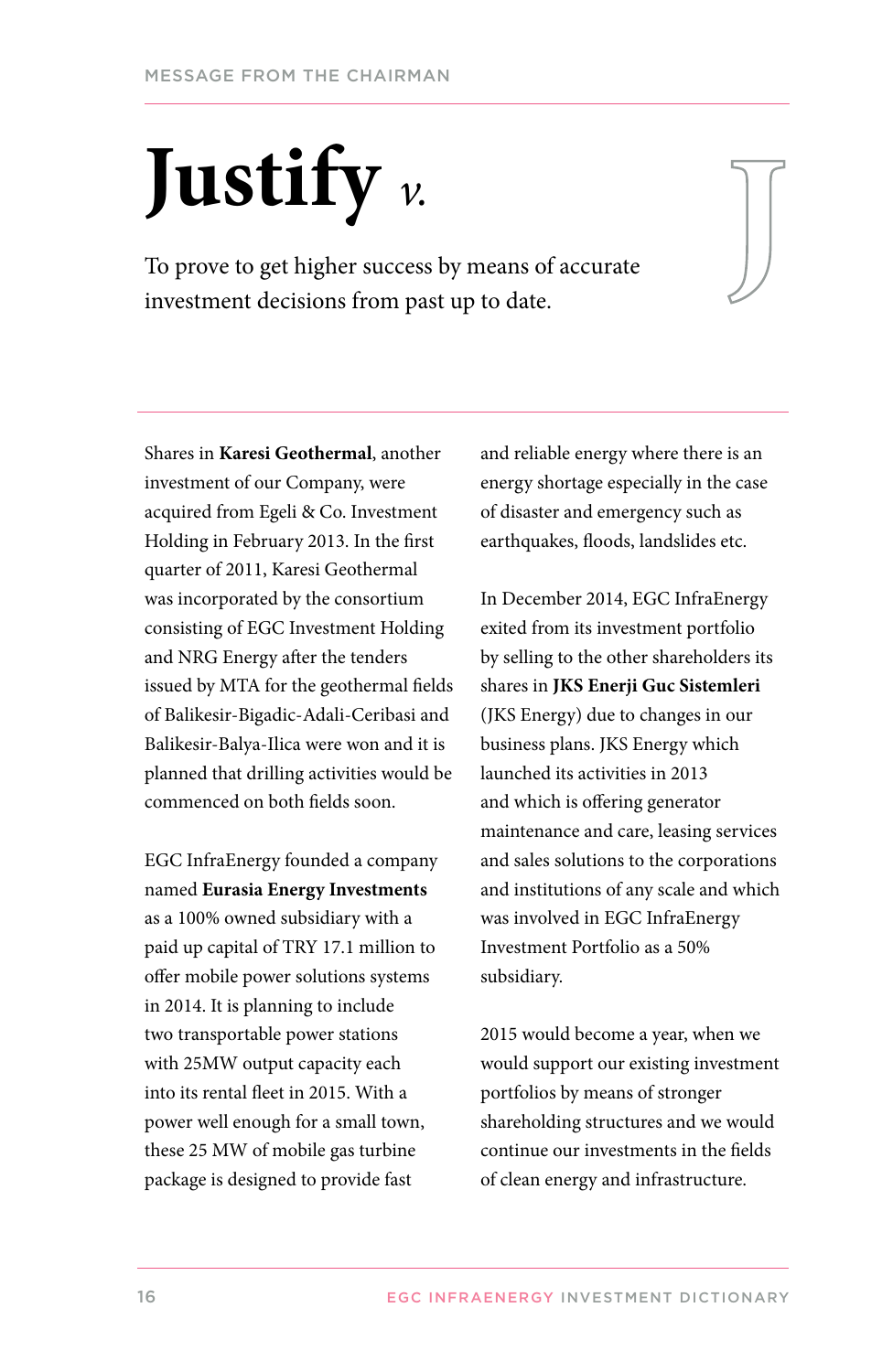# Justify *v.*

To prove to get higher success by means of accurate investment decisions from past up to date.

Shares in **Karesi Geothermal**, another investment of our Company, were acquired from Egeli & Co. Investment Holding in February 2013. In the first quarter of 2011, Karesi Geothermal was incorporated by the consortium consisting of EGC Investment Holding and NRG Energy after the tenders issued by MTA for the geothermal fields of Balikesir-Bigadic-Adali-Ceribasi and Balikesir-Balya-Ilica were won and it is planned that drilling activities would be commenced on both fields soon.

EGC InfraEnergy founded a company named **Eurasia Energy Investments** as a 100% owned subsidiary with a paid up capital of TRY 17.1 million to offer mobile power solutions systems in 2014. It is planning to include two transportable power stations with 25MW output capacity each into its rental fleet in 2015. With a power well enough for a small town, these 25 MW of mobile gas turbine package is designed to provide fast and reliable energy where there is an energy shortage especially in the case of disaster and emergency such as earthquakes, floods, landslides etc.

In December 2014, EGC InfraEnergy exited from its investment portfolio by selling to the other shareholders its shares in **JKS Enerji Guc Sistemleri** (JKS Energy) due to changes in our business plans. JKS Energy which launched its activities in 2013 and which is offering generator maintenance and care, leasing services and sales solutions to the corporations and institutions of any scale and which was involved in EGC InfraEnergy Investment Portfolio as a 50% subsidiary.

2015 would become a year, when we would support our existing investment portfolios by means of stronger shareholding structures and we would continue our investments in the fields of clean energy and infrastructure.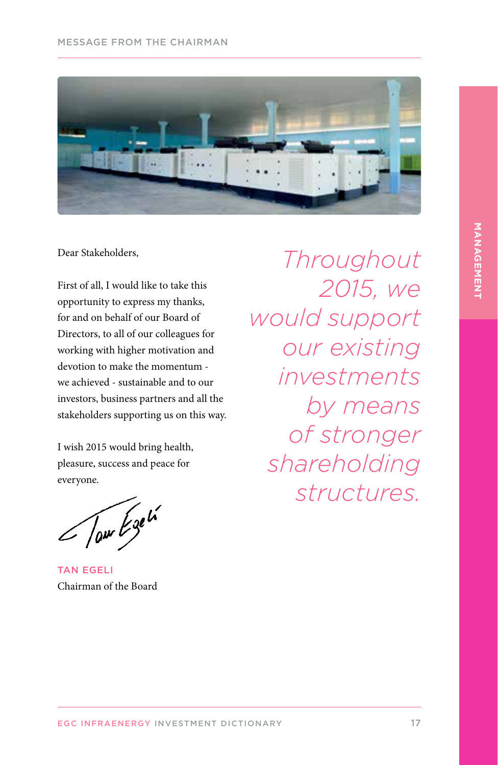Dear Stakeholders,

First of all, I would like to take this opportunity to express my thanks, for and on behalf of our Board of Directors, to all of our colleagues for working with higher motivation and devotion to make the momentum - we achieved - sustainable and to our investors, business partners and all the stakeholders supporting us on this way.

I wish 2015 would bring health, pleasure, success and peace for everyone.

*Throughout 2015, we would support our existing investments by means of stronger shareholding structures.*

**TAN EGELI**
Chairman of the Board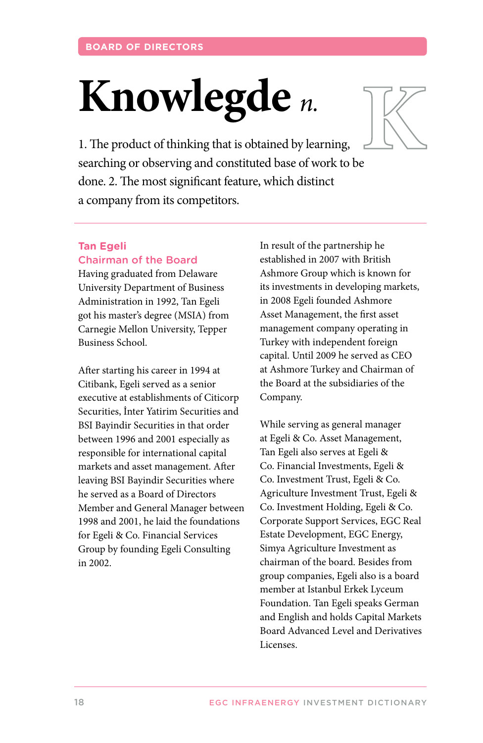BOARD OF DIRECTORS

# Knowlegde *n.*

1. The product of thinking that is obtained by learning, searching or observing and constituted base of work to be done. 2. The most significant feature, which distinct a company from its competitors.

## Tan Egeli
### Chairman of the Board

Having graduated from Delaware University Department of Business Administration in 1992, Tan Egeli got his master's degree (MSIA) from Carnegie Mellon University, Tepper Business School.

After starting his career in 1994 at Citibank, Egeli served as a senior executive at establishments of Citicorp Securities, İnter Yatirim Securities and BSI Bayindir Securities in that order between 1996 and 2001 especially as responsible for international capital markets and asset management. After leaving BSI Bayindir Securities where he served as a Board of Directors Member and General Manager between 1998 and 2001, he laid the foundations for Egeli & Co. Financial Services Group by founding Egeli Consulting in 2002.

In result of the partnership he established in 2007 with British Ashmore Group which is known for its investments in developing markets, in 2008 Egeli founded Ashmore Asset Management, the first asset management company operating in Turkey with independent foreign capital. Until 2009 he served as CEO at Ashmore Turkey and Chairman of the Board at the subsidiaries of the Company.

While serving as general manager at Egeli & Co. Asset Management, Tan Egeli also serves at Egeli & Co. Financial Investments, Egeli & Co. Investment Trust, Egeli & Co. Agriculture Investment Trust, Egeli & Co. Investment Holding, Egeli & Co. Corporate Support Services, EGC Real Estate Development, EGC Energy, Simya Agriculture Investment as chairman of the board. Besides from group companies, Egeli also is a board member at Istanbul Erkek Lyceum Foundation. Tan Egeli speaks German and English and holds Capital Markets Board Advanced Level and Derivatives Licenses.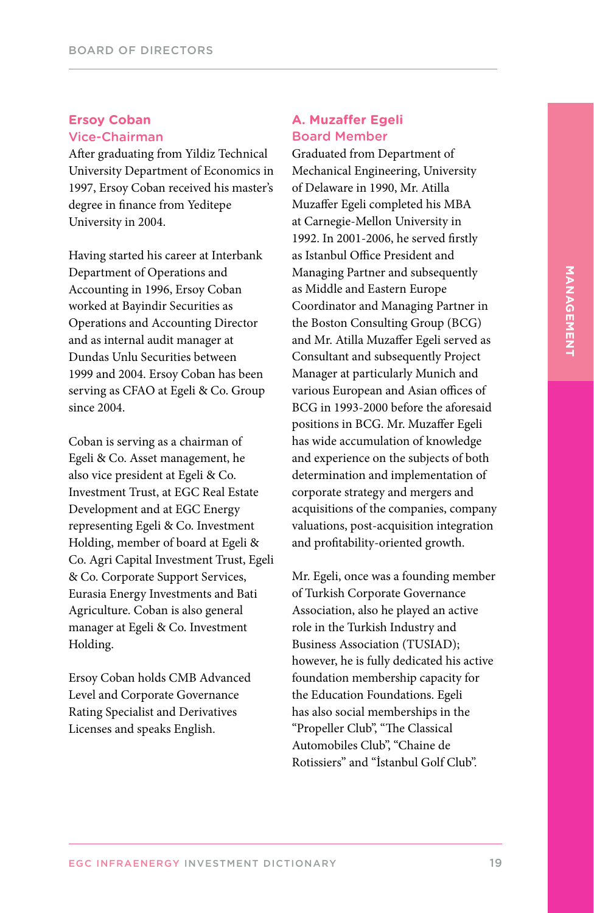## Ersoy Coban
### Vice-Chairman

After graduating from Yildiz Technical University Department of Economics in 1997, Ersoy Coban received his master's degree in finance from Yeditepe University in 2004.

Having started his career at Interbank Department of Operations and Accounting in 1996, Ersoy Coban worked at Bayindir Securities as Operations and Accounting Director and as internal audit manager at Dundas Unlu Securities between 1999 and 2004. Ersoy Coban has been serving as CFAO at Egeli & Co. Group since 2004.

Coban is serving as a chairman of Egeli & Co. Asset management, he also vice president at Egeli & Co. Investment Trust, at EGC Real Estate Development and at EGC Energy representing Egeli & Co. Investment Holding, member of board at Egeli & Co. Agri Capital Investment Trust, Egeli & Co. Corporate Support Services, Eurasia Energy Investments and Bati Agriculture. Coban is also general manager at Egeli & Co. Investment Holding.

Ersoy Coban holds CMB Advanced Level and Corporate Governance Rating Specialist and Derivatives Licenses and speaks English.

## A. Muzaffer Egeli
### Board Member

Graduated from Department of Mechanical Engineering, University of Delaware in 1990, Mr. Atilla Muzaffer Egeli completed his MBA at Carnegie-Mellon University in 1992. In 2001-2006, he served firstly as Istanbul Office President and Managing Partner and subsequently as Middle and Eastern Europe Coordinator and Managing Partner in the Boston Consulting Group (BCG) and Mr. Atilla Muzaffer Egeli served as Consultant and subsequently Project Manager at particularly Munich and various European and Asian offices of BCG in 1993-2000 before the aforesaid positions in BCG. Mr. Muzaffer Egeli has wide accumulation of knowledge and experience on the subjects of both determination and implementation of corporate strategy and mergers and acquisitions of the companies, company valuations, post-acquisition integration and profitability-oriented growth.

Mr. Egeli, once was a founding member of Turkish Corporate Governance Association, also he played an active role in the Turkish Industry and Business Association (TUSIAD); however, he is fully dedicated his active foundation membership capacity for the Education Foundations. Egeli has also social memberships in the "Propeller Club", "The Classical Automobiles Club", "Chaine de Rotissiers" and "İstanbul Golf Club".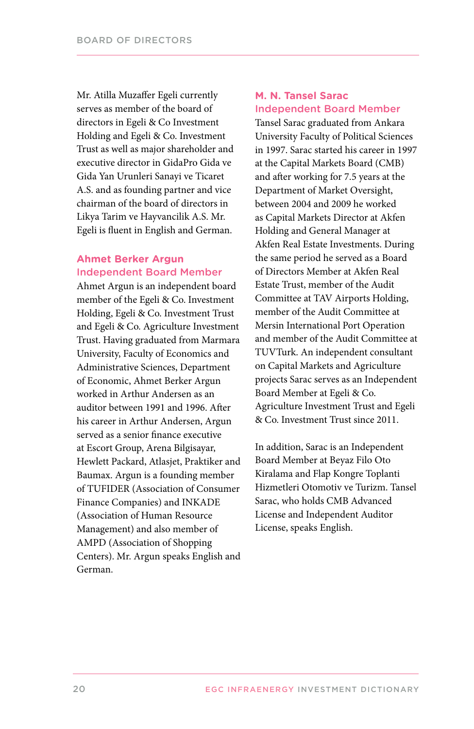Mr. Atilla Muzaffer Egeli currently serves as member of the board of directors in Egeli & Co Investment Holding and Egeli & Co. Investment Trust as well as major shareholder and executive director in GidaPro Gida ve Gida Yan Urunleri Sanayi ve Ticaret A.S. and as founding partner and vice chairman of the board of directors in Likya Tarim ve Hayvancilik A.S. Mr. Egeli is fluent in English and German.

## Ahmet Berker Argun
### Independent Board Member

Ahmet Argun is an independent board member of the Egeli & Co. Investment Holding, Egeli & Co. Investment Trust and Egeli & Co. Agriculture Investment Trust. Having graduated from Marmara University, Faculty of Economics and Administrative Sciences, Department of Economic, Ahmet Berker Argun worked in Arthur Andersen as an auditor between 1991 and 1996. After his career in Arthur Andersen, Argun served as a senior finance executive at Escort Group, Arena Bilgisayar, Hewlett Packard, Atlasjet, Praktiker and Baumax. Argun is a founding member of TUFIDER (Association of Consumer Finance Companies) and INKADE (Association of Human Resource Management) and also member of AMPD (Association of Shopping Centers). Mr. Argun speaks English and German.

## M. N. Tansel Sarac
### Independent Board Member

Tansel Sarac graduated from Ankara University Faculty of Political Sciences in 1997. Sarac started his career in 1997 at the Capital Markets Board (CMB) and after working for 7.5 years at the Department of Market Oversight, between 2004 and 2009 he worked as Capital Markets Director at Akfen Holding and General Manager at Akfen Real Estate Investments. During the same period he served as a Board of Directors Member at Akfen Real Estate Trust, member of the Audit Committee at TAV Airports Holding, member of the Audit Committee at Mersin International Port Operation and member of the Audit Committee at TUVTurk. An independent consultant on Capital Markets and Agriculture projects Sarac serves as an Independent Board Member at Egeli & Co. Agriculture Investment Trust and Egeli & Co. Investment Trust since 2011.

In addition, Sarac is an Independent Board Member at Beyaz Filo Oto Kiralama and Flap Kongre Toplanti Hizmetleri Otomotiv ve Turizm. Tansel Sarac, who holds CMB Advanced License and Independent Auditor License, speaks English.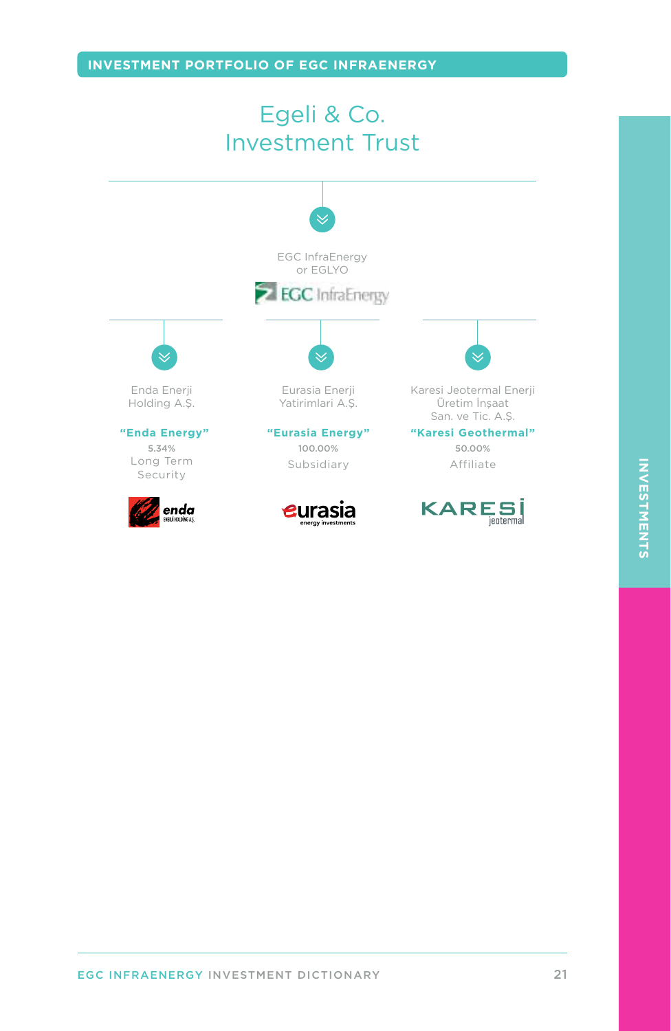## INVESTMENT PORTFOLIO OF EGC INFRAENERGY

# Egeli & Co. Investment Trust

EGC InfraEnergy
or EGLYO

| Enda Enerji Holding A.Ş. | Eurasia Enerji Yatirimlari A.Ş. | Karesi Jeotermal Enerji Üretim İnşaat San. ve Tic. A.Ş. |
|---|---|---|
| **"Enda Energy"** | **"Eurasia Energy"** | **"Karesi Geothermal"** |
| 5.34% | 100.00% | 50.00% |
| Long Term Security | Subsidiary | Affiliate |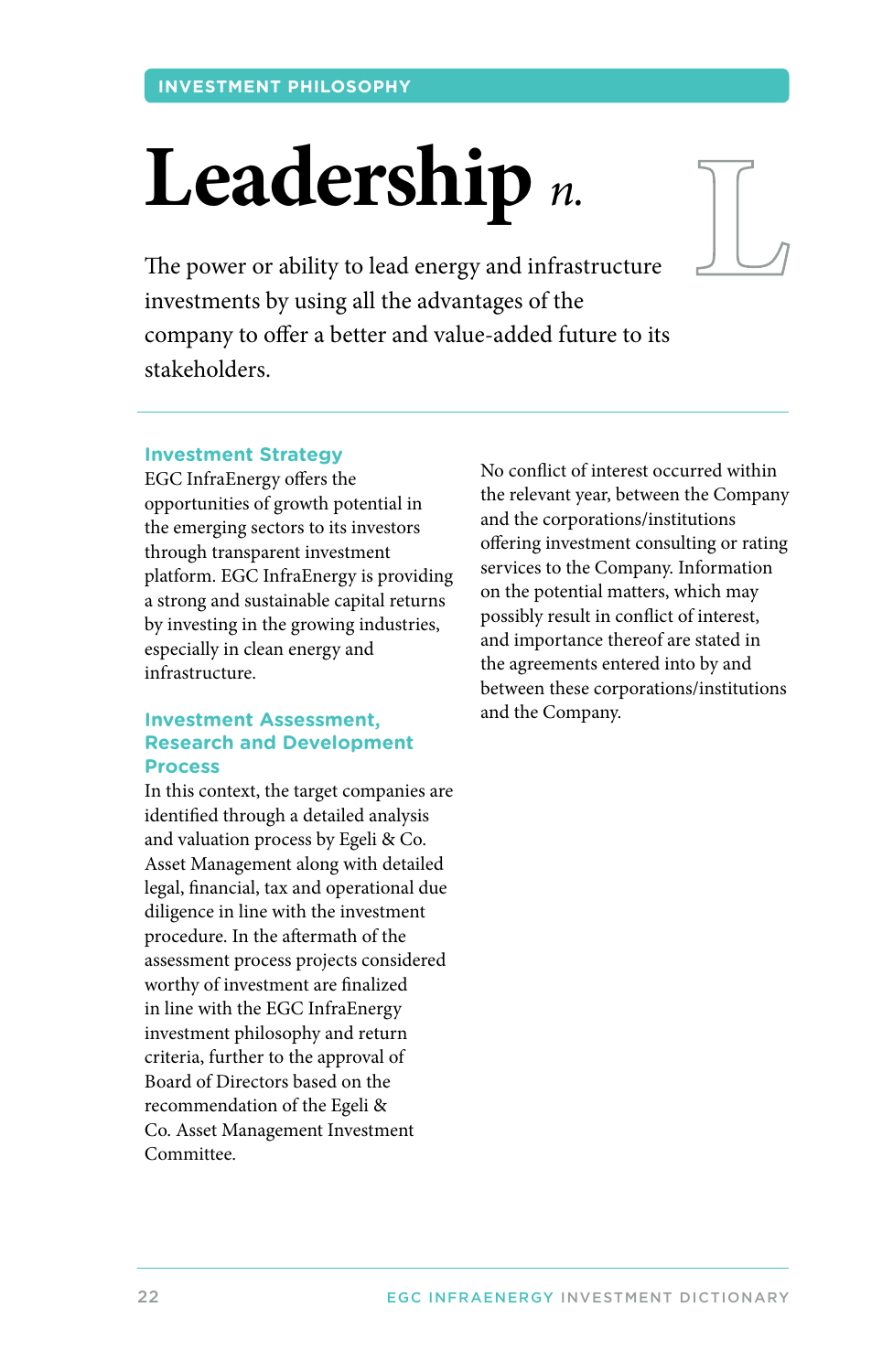INVESTMENT PHILOSOPHY

# Leadership *n.*

The power or ability to lead energy and infrastructure investments by using all the advantages of the company to offer a better and value-added future to its stakeholders.

## Investment Strategy

EGC InfraEnergy offers the opportunities of growth potential in the emerging sectors to its investors through transparent investment platform. EGC InfraEnergy is providing a strong and sustainable capital returns by investing in the growing industries, especially in clean energy and infrastructure.

## Investment Assessment, Research and Development Process

In this context, the target companies are identified through a detailed analysis and valuation process by Egeli & Co. Asset Management along with detailed legal, financial, tax and operational due diligence in line with the investment procedure. In the aftermath of the assessment process projects considered worthy of investment are finalized in line with the EGC InfraEnergy investment philosophy and return criteria, further to the approval of Board of Directors based on the recommendation of the Egeli & Co. Asset Management Investment Committee.

No conflict of interest occurred within the relevant year, between the Company and the corporations/institutions offering investment consulting or rating services to the Company. Information on the potential matters, which may possibly result in conflict of interest, and importance thereof are stated in the agreements entered into by and between these corporations/institutions and the Company.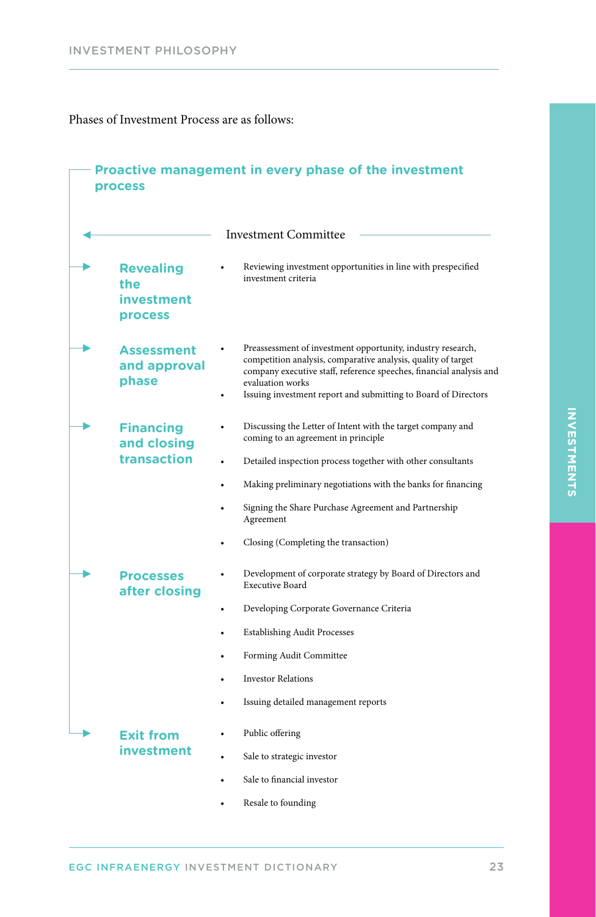Phases of Investment Process are as follows:

## Proactive management in every phase of the investment process

Investment Committee

### Revealing the investment process

- Reviewing investment opportunities in line with prespecified investment criteria

### Assessment and approval phase

- Preassessment of investment opportunity, industry research, competition analysis, comparative analysis, quality of target company executive staff, reference speeches, financial analysis and evaluation works
- Issuing investment report and submitting to Board of Directors

### Financing and closing transaction

- Discussing the Letter of Intent with the target company and coming to an agreement in principle
- Detailed inspection process together with other consultants
- Making preliminary negotiations with the banks for financing
- Signing the Share Purchase Agreement and Partnership Agreement
- Closing (Completing the transaction)

### Processes after closing

- Development of corporate strategy by Board of Directors and Executive Board
- Developing Corporate Governance Criteria
- Establishing Audit Processes
- Forming Audit Committee
- Investor Relations
- Issuing detailed management reports

### Exit from investment

- Public offering
- Sale to strategic investor
- Sale to financial investor
- Resale to founding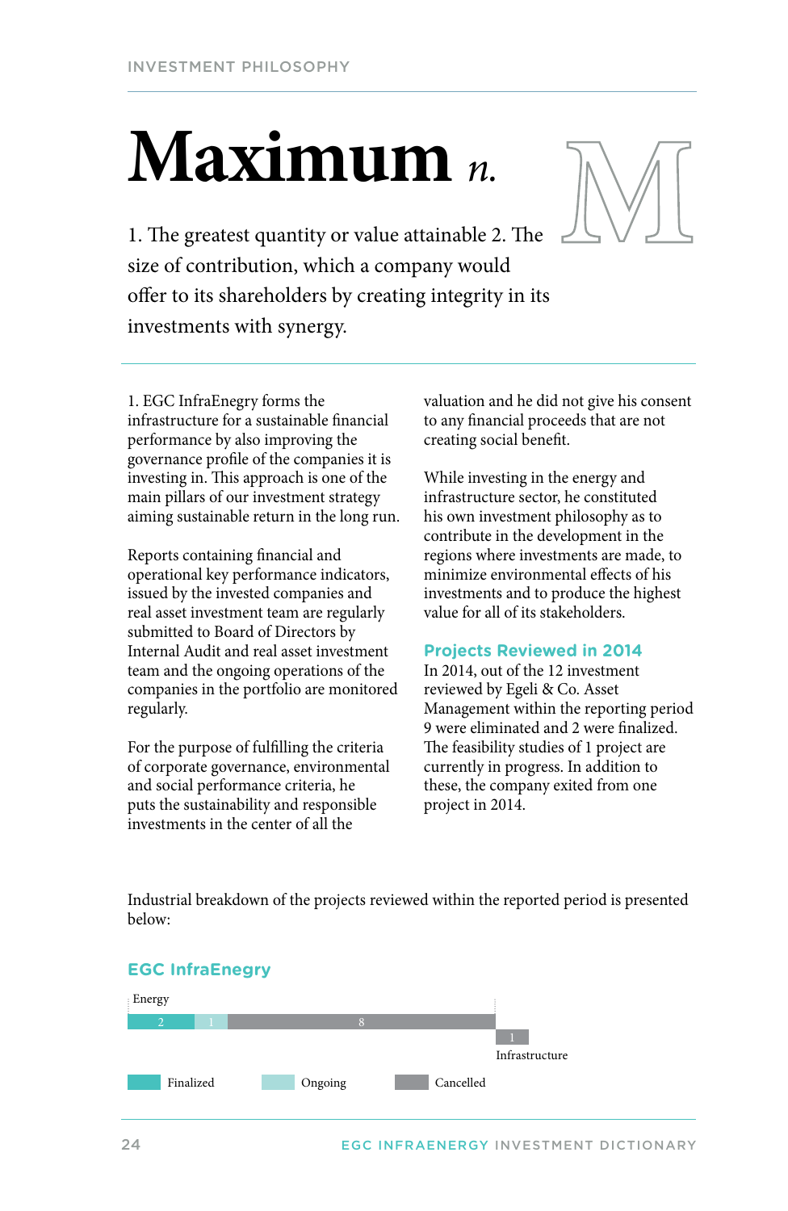# Maximum *n.*

1. The greatest quantity or value attainable 2. The size of contribution, which a company would offer to its shareholders by creating integrity in its investments with synergy.

1. EGC InfraEnegry forms the infrastructure for a sustainable financial performance by also improving the governance profile of the companies it is investing in. This approach is one of the main pillars of our investment strategy aiming sustainable return in the long run.

Reports containing financial and operational key performance indicators, issued by the invested companies and real asset investment team are regularly submitted to Board of Directors by Internal Audit and real asset investment team and the ongoing operations of the companies in the portfolio are monitored regularly.

For the purpose of fulfilling the criteria of corporate governance, environmental and social performance criteria, he puts the sustainability and responsible investments in the center of all the valuation and he did not give his consent to any financial proceeds that are not creating social benefit.

While investing in the energy and infrastructure sector, he constituted his own investment philosophy as to contribute in the development in the regions where investments are made, to minimize environmental effects of his investments and to produce the highest value for all of its stakeholders.

## Projects Reviewed in 2014

In 2014, out of the 12 investment reviewed by Egeli & Co. Asset Management within the reporting period 9 were eliminated and 2 were finalized. The feasibility studies of 1 project are currently in progress. In addition to these, the company exited from one project in 2014.

Industrial breakdown of the projects reviewed within the reported period is presented below:

## EGC InfraEnegry

| | Finalized | Ongoing | Cancelled |
|---|---|---|---|
| Energy | 2 | 1 | 8 |
| Infrastructure | | | 1 |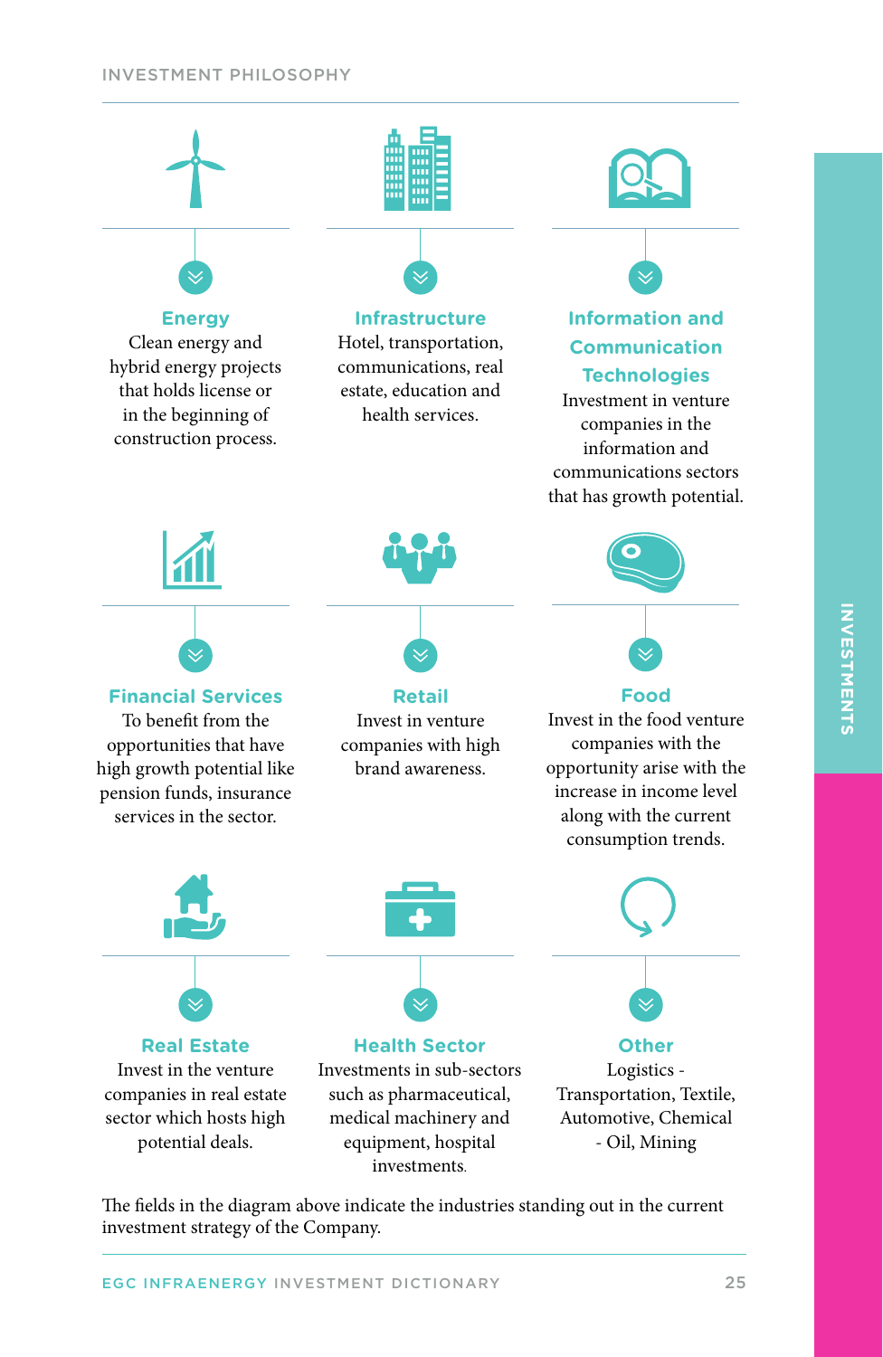# INVESTMENT PHILOSOPHY

### Energy
Clean energy and hybrid energy projects that holds license or in the beginning of construction process.

### Infrastructure
Hotel, transportation, communications, real estate, education and health services.

### Information and Communication Technologies
Investment in venture companies in the information and communications sectors that has growth potential.

### Financial Services
To benefit from the opportunities that have high growth potential like pension funds, insurance services in the sector.

### Retail
Invest in venture companies with high brand awareness.

### Food
Invest in the food venture companies with the opportunity arise with the increase in income level along with the current consumption trends.

### Real Estate
Invest in the venture companies in real estate sector which hosts high potential deals.

### Health Sector
Investments in sub-sectors such as pharmaceutical, medical machinery and equipment, hospital investments.

### Other
Logistics - Transportation, Textile, Automotive, Chemical - Oil, Mining

The fields in the diagram above indicate the industries standing out in the current investment strategy of the Company.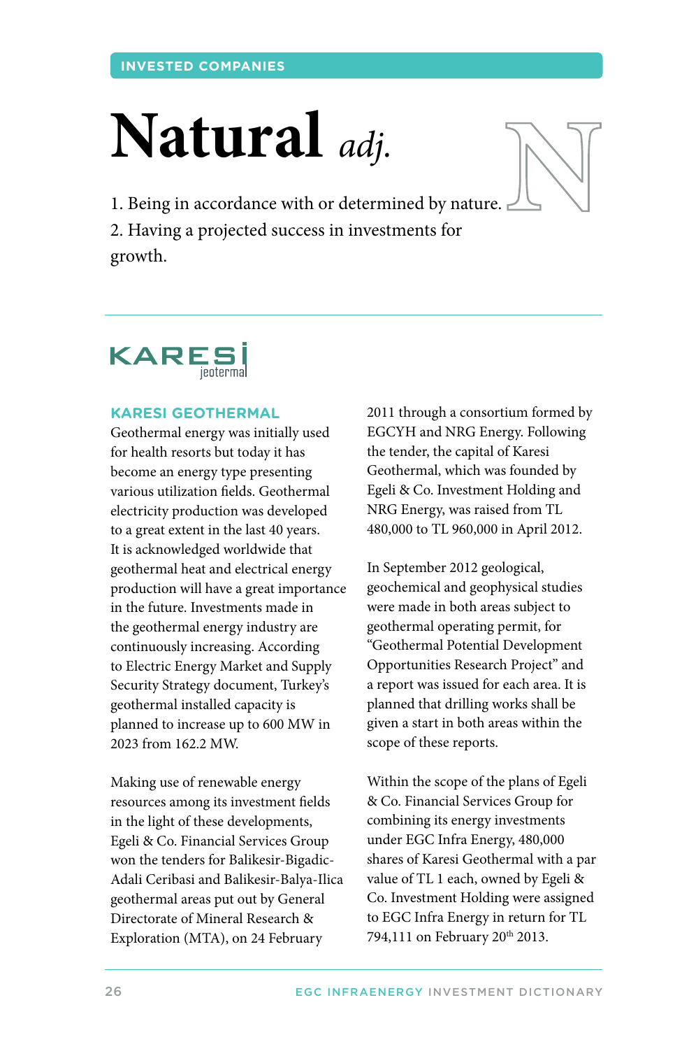INVESTED COMPANIES

# Natural *adj.*

1. Being in accordance with or determined by nature.
2. Having a projected success in investments for growth.

KARESİ jeotermal

## KARESI GEOTHERMAL

Geothermal energy was initially used for health resorts but today it has become an energy type presenting various utilization fields. Geothermal electricity production was developed to a great extent in the last 40 years. It is acknowledged worldwide that geothermal heat and electrical energy production will have a great importance in the future. Investments made in the geothermal energy industry are continuously increasing. According to Electric Energy Market and Supply Security Strategy document, Turkey's geothermal installed capacity is planned to increase up to 600 MW in 2023 from 162.2 MW.

Making use of renewable energy resources among its investment fields in the light of these developments, Egeli & Co. Financial Services Group won the tenders for Balikesir-Bigadic-Adali Ceribasi and Balikesir-Balya-Ilica geothermal areas put out by General Directorate of Mineral Research & Exploration (MTA), on 24 February 2011 through a consortium formed by EGCYH and NRG Energy. Following the tender, the capital of Karesi Geothermal, which was founded by Egeli & Co. Investment Holding and NRG Energy, was raised from TL 480,000 to TL 960,000 in April 2012.

In September 2012 geological, geochemical and geophysical studies were made in both areas subject to geothermal operating permit, for "Geothermal Potential Development Opportunities Research Project" and a report was issued for each area. It is planned that drilling works shall be given a start in both areas within the scope of these reports.

Within the scope of the plans of Egeli & Co. Financial Services Group for combining its energy investments under EGC Infra Energy, 480,000 shares of Karesi Geothermal with a par value of TL 1 each, owned by Egeli & Co. Investment Holding were assigned to EGC Infra Energy in return for TL 794,111 on February 20th 2013.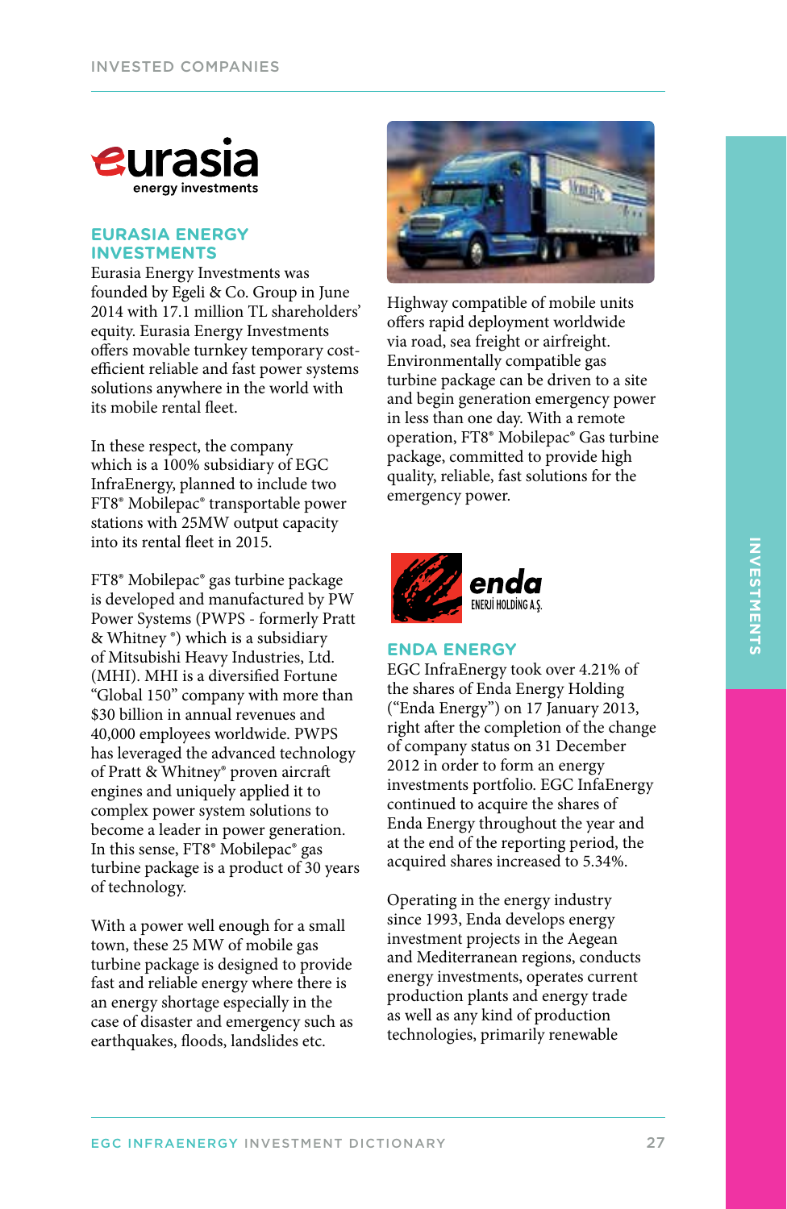## EURASIA ENERGY INVESTMENTS

Eurasia Energy Investments was founded by Egeli & Co. Group in June 2014 with 17.1 million TL shareholders' equity. Eurasia Energy Investments offers movable turnkey temporary cost-efficient reliable and fast power systems solutions anywhere in the world with its mobile rental fleet.

In these respect, the company which is a 100% subsidiary of EGC InfraEnergy, planned to include two FT8® Mobilepac® transportable power stations with 25MW output capacity into its rental fleet in 2015.

FT8® Mobilepac® gas turbine package is developed and manufactured by PW Power Systems (PWPS - formerly Pratt & Whitney ®) which is a subsidiary of Mitsubishi Heavy Industries, Ltd. (MHI). MHI is a diversified Fortune "Global 150" company with more than $30 billion in annual revenues and 40,000 employees worldwide. PWPS has leveraged the advanced technology of Pratt & Whitney® proven aircraft engines and uniquely applied it to complex power system solutions to become a leader in power generation. In this sense, FT8® Mobilepac® gas turbine package is a product of 30 years of technology.

With a power well enough for a small town, these 25 MW of mobile gas turbine package is designed to provide fast and reliable energy where there is an energy shortage especially in the case of disaster and emergency such as earthquakes, floods, landslides etc.

Highway compatible of mobile units offers rapid deployment worldwide via road, sea freight or airfreight. Environmentally compatible gas turbine package can be driven to a site and begin generation emergency power in less than one day. With a remote operation, FT8® Mobilepac® Gas turbine package, committed to provide high quality, reliable, fast solutions for the emergency power.

## ENDA ENERGY

EGC InfraEnergy took over 4.21% of the shares of Enda Energy Holding ("Enda Energy") on 17 January 2013, right after the completion of the change of company status on 31 December 2012 in order to form an energy investments portfolio. EGC InfaEnergy continued to acquire the shares of Enda Energy throughout the year and at the end of the reporting period, the acquired shares increased to 5.34%.

Operating in the energy industry since 1993, Enda develops energy investment projects in the Aegean and Mediterranean regions, conducts energy investments, operates current production plants and energy trade as well as any kind of production technologies, primarily renewable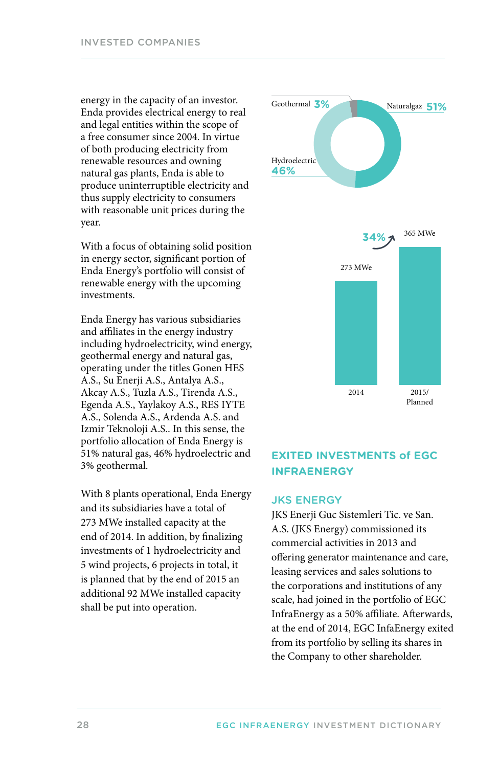energy in the capacity of an investor. Enda provides electrical energy to real and legal entities within the scope of a free consumer since 2004. In virtue of both producing electricity from renewable resources and owning natural gas plants, Enda is able to produce uninterruptible electricity and thus supply electricity to consumers with reasonable unit prices during the year.

With a focus of obtaining solid position in energy sector, significant portion of Enda Energy's portfolio will consist of renewable energy with the upcoming investments.

Enda Energy has various subsidiaries and affiliates in the energy industry including hydroelectricity, wind energy, geothermal energy and natural gas, operating under the titles Gonen HES A.S., Su Enerji A.S., Antalya A.S., Akcay A.S., Tuzla A.S., Tirenda A.S., Egenda A.S., Yaylakoy A.S., RES IYTE A.S., Solenda A.S., Ardenda A.S. and Izmir Teknoloji A.S.. In this sense, the portfolio allocation of Enda Energy is 51% natural gas, 46% hydroelectric and 3% geothermal.

With 8 plants operational, Enda Energy and its subsidiaries have a total of 273 MWe installed capacity at the end of 2014. In addition, by finalizing investments of 1 hydroelectricity and 5 wind projects, 6 projects in total, it is planned that by the end of 2015 an additional 92 MWe installed capacity shall be put into operation.

Geothermal 3%

Naturalgaz 51%

Hydroelectric 46%

34%

| | 2014 | 2015/ Planned |
|---|---|---|
| Installed capacity | 273 MWe | 365 MWe |

## EXITED INVESTMENTS of EGC INFRAENERGY

### JKS ENERGY

JKS Enerji Guc Sistemleri Tic. ve San. A.S. (JKS Energy) commissioned its commercial activities in 2013 and offering generator maintenance and care, leasing services and sales solutions to the corporations and institutions of any scale, had joined in the portfolio of EGC InfraEnergy as a 50% affiliate. Afterwards, at the end of 2014, EGC InfaEnergy exited from its portfolio by selling its shares in the Company to other shareholder.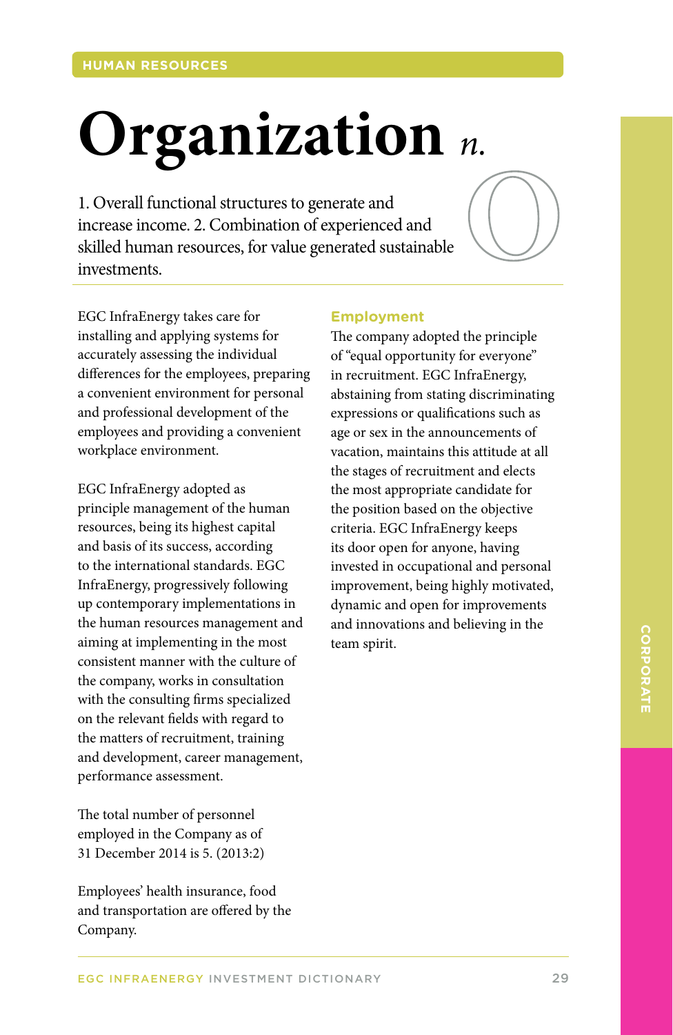HUMAN RESOURCES

# Organization *n.*

1. Overall functional structures to generate and increase income. 2. Combination of experienced and skilled human resources, for value generated sustainable investments.

EGC InfraEnergy takes care for installing and applying systems for accurately assessing the individual differences for the employees, preparing a convenient environment for personal and professional development of the employees and providing a convenient workplace environment.

EGC InfraEnergy adopted as principle management of the human resources, being its highest capital and basis of its success, according to the international standards. EGC InfraEnergy, progressively following up contemporary implementations in the human resources management and aiming at implementing in the most consistent manner with the culture of the company, works in consultation with the consulting firms specialized on the relevant fields with regard to the matters of recruitment, training and development, career management, performance assessment.

The total number of personnel employed in the Company as of 31 December 2014 is 5. (2013:2)

Employees' health insurance, food and transportation are offered by the Company.

### Employment

The company adopted the principle of "equal opportunity for everyone" in recruitment. EGC InfraEnergy, abstaining from stating discriminating expressions or qualifications such as age or sex in the announcements of vacation, maintains this attitude at all the stages of recruitment and elects the most appropriate candidate for the position based on the objective criteria. EGC InfraEnergy keeps its door open for anyone, having invested in occupational and personal improvement, being highly motivated, dynamic and open for improvements and innovations and believing in the team spirit.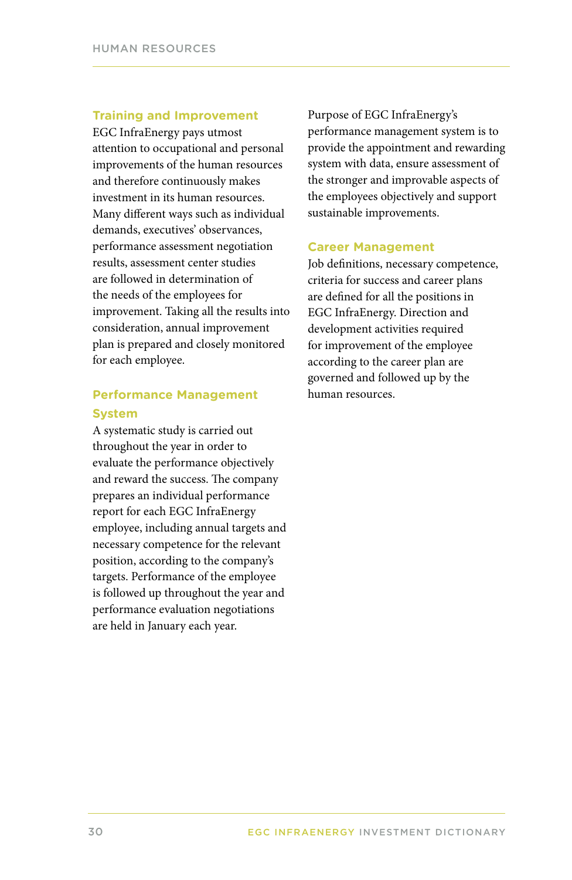## Training and Improvement

EGC InfraEnergy pays utmost attention to occupational and personal improvements of the human resources and therefore continuously makes investment in its human resources. Many different ways such as individual demands, executives' observances, performance assessment negotiation results, assessment center studies are followed in determination of the needs of the employees for improvement. Taking all the results into consideration, annual improvement plan is prepared and closely monitored for each employee.

## Performance Management System

A systematic study is carried out throughout the year in order to evaluate the performance objectively and reward the success. The company prepares an individual performance report for each EGC InfraEnergy employee, including annual targets and necessary competence for the relevant position, according to the company's targets. Performance of the employee is followed up throughout the year and performance evaluation negotiations are held in January each year.

Purpose of EGC InfraEnergy's performance management system is to provide the appointment and rewarding system with data, ensure assessment of the stronger and improvable aspects of the employees objectively and support sustainable improvements.

## Career Management

Job definitions, necessary competence, criteria for success and career plans are defined for all the positions in EGC InfraEnergy. Direction and development activities required for improvement of the employee according to the career plan are governed and followed up by the human resources.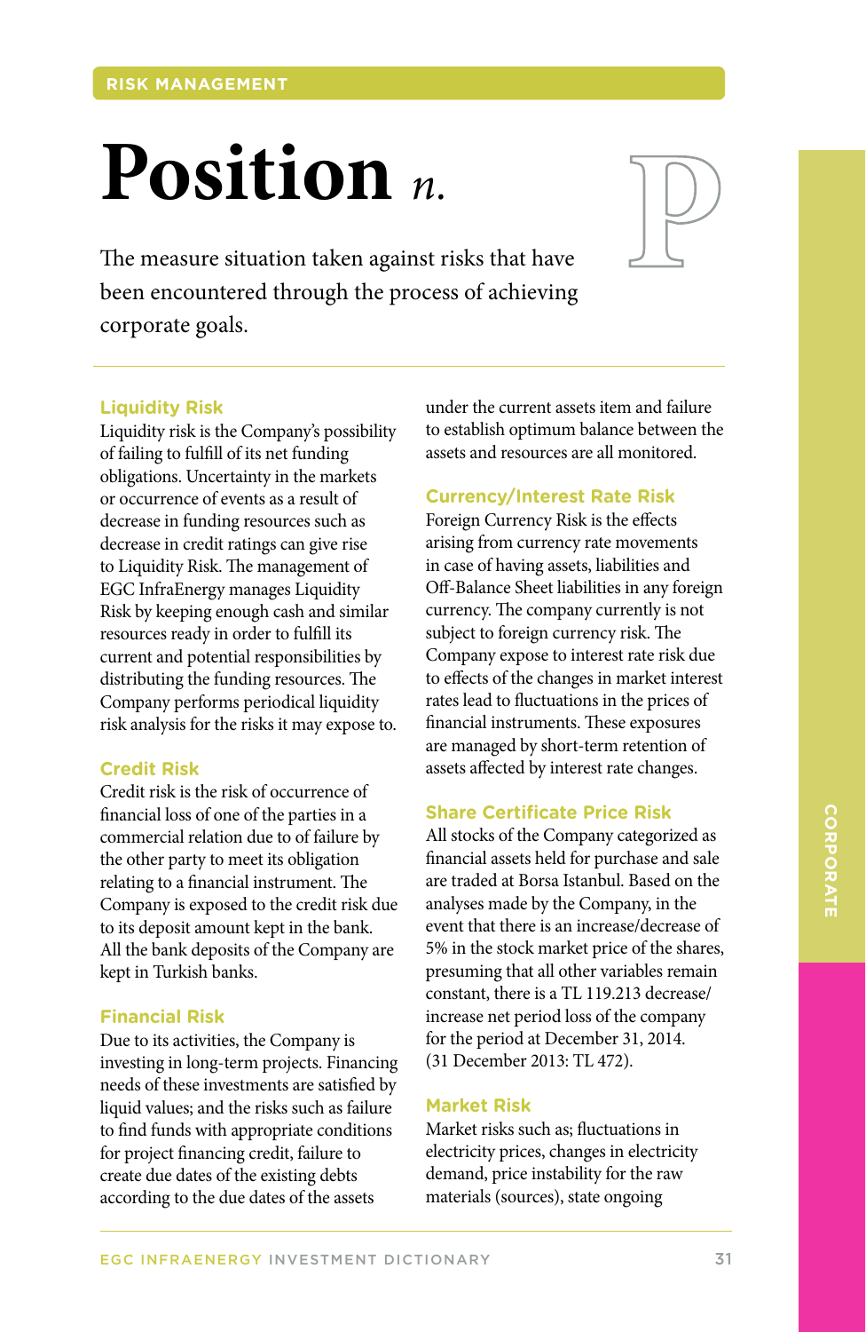RISK MANAGEMENT

# Position *n.*

The measure situation taken against risks that have been encountered through the process of achieving corporate goals.

### Liquidity Risk

Liquidity risk is the Company's possibility of failing to fulfill of its net funding obligations. Uncertainty in the markets or occurrence of events as a result of decrease in funding resources such as decrease in credit ratings can give rise to Liquidity Risk. The management of EGC InfraEnergy manages Liquidity Risk by keeping enough cash and similar resources ready in order to fulfill its current and potential responsibilities by distributing the funding resources. The Company performs periodical liquidity risk analysis for the risks it may expose to.

### Credit Risk

Credit risk is the risk of occurrence of financial loss of one of the parties in a commercial relation due to of failure by the other party to meet its obligation relating to a financial instrument. The Company is exposed to the credit risk due to its deposit amount kept in the bank. All the bank deposits of the Company are kept in Turkish banks.

### Financial Risk

Due to its activities, the Company is investing in long-term projects. Financing needs of these investments are satisfied by liquid values; and the risks such as failure to find funds with appropriate conditions for project financing credit, failure to create due dates of the existing debts according to the due dates of the assets under the current assets item and failure to establish optimum balance between the assets and resources are all monitored.

### Currency/Interest Rate Risk

Foreign Currency Risk is the effects arising from currency rate movements in case of having assets, liabilities and Off-Balance Sheet liabilities in any foreign currency. The company currently is not subject to foreign currency risk. The Company expose to interest rate risk due to effects of the changes in market interest rates lead to fluctuations in the prices of financial instruments. These exposures are managed by short-term retention of assets affected by interest rate changes.

### Share Certificate Price Risk

All stocks of the Company categorized as financial assets held for purchase and sale are traded at Borsa Istanbul. Based on the analyses made by the Company, in the event that there is an increase/decrease of 5% in the stock market price of the shares, presuming that all other variables remain constant, there is a TL 119.213 decrease/increase net period loss of the company for the period at December 31, 2014. (31 December 2013: TL 472).

### Market Risk

Market risks such as; fluctuations in electricity prices, changes in electricity demand, price instability for the raw materials (sources), state ongoing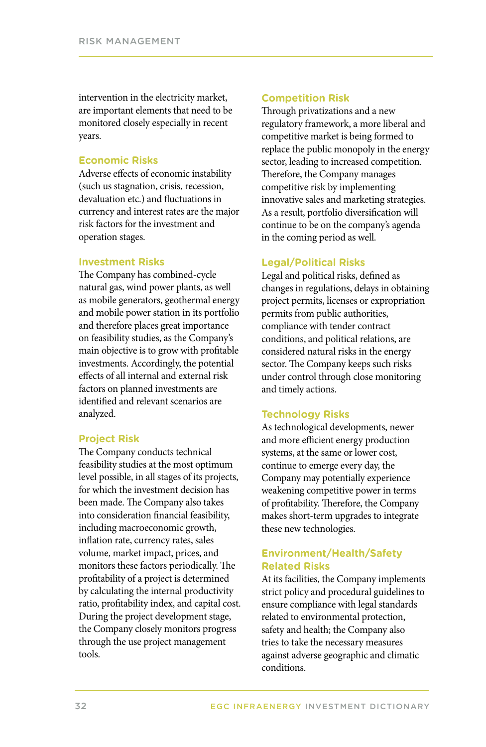intervention in the electricity market, are important elements that need to be monitored closely especially in recent years.

## Economic Risks

Adverse effects of economic instability (such us stagnation, crisis, recession, devaluation etc.) and fluctuations in currency and interest rates are the major risk factors for the investment and operation stages.

## Investment Risks

The Company has combined-cycle natural gas, wind power plants, as well as mobile generators, geothermal energy and mobile power station in its portfolio and therefore places great importance on feasibility studies, as the Company's main objective is to grow with profitable investments. Accordingly, the potential effects of all internal and external risk factors on planned investments are identified and relevant scenarios are analyzed.

## Project Risk

The Company conducts technical feasibility studies at the most optimum level possible, in all stages of its projects, for which the investment decision has been made. The Company also takes into consideration financial feasibility, including macroeconomic growth, inflation rate, currency rates, sales volume, market impact, prices, and monitors these factors periodically. The profitability of a project is determined by calculating the internal productivity ratio, profitability index, and capital cost. During the project development stage, the Company closely monitors progress through the use project management tools.

## Competition Risk

Through privatizations and a new regulatory framework, a more liberal and competitive market is being formed to replace the public monopoly in the energy sector, leading to increased competition. Therefore, the Company manages competitive risk by implementing innovative sales and marketing strategies. As a result, portfolio diversification will continue to be on the company's agenda in the coming period as well.

## Legal/Political Risks

Legal and political risks, defined as changes in regulations, delays in obtaining project permits, licenses or expropriation permits from public authorities, compliance with tender contract conditions, and political relations, are considered natural risks in the energy sector. The Company keeps such risks under control through close monitoring and timely actions.

## Technology Risks

As technological developments, newer and more efficient energy production systems, at the same or lower cost, continue to emerge every day, the Company may potentially experience weakening competitive power in terms of profitability. Therefore, the Company makes short-term upgrades to integrate these new technologies.

## Environment/Health/Safety Related Risks

At its facilities, the Company implements strict policy and procedural guidelines to ensure compliance with legal standards related to environmental protection, safety and health; the Company also tries to take the necessary measures against adverse geographic and climatic conditions.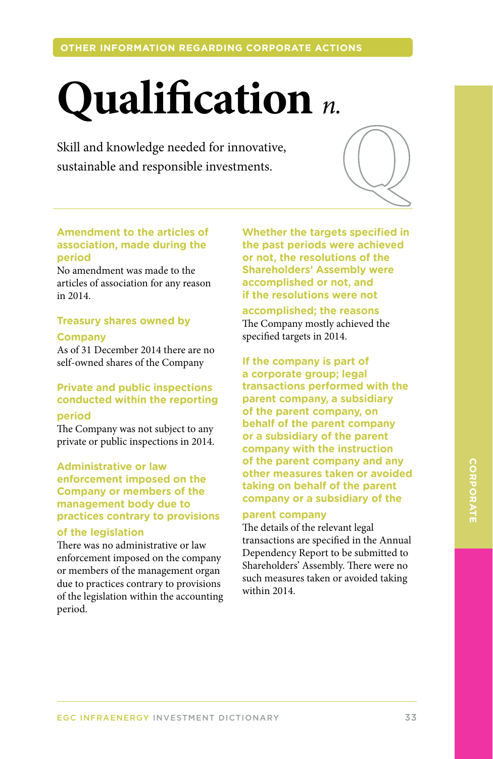OTHER INFORMATION REGARDING CORPORATE ACTIONS

# Qualification *n.*

Skill and knowledge needed for innovative, sustainable and responsible investments.

### Amendment to the articles of association, made during the period

No amendment was made to the articles of association for any reason in 2014.

### Treasury shares owned by Company

As of 31 December 2014 there are no self-owned shares of the Company

### Private and public inspections conducted within the reporting period

The Company was not subject to any private or public inspections in 2014.

### Administrative or law enforcement imposed on the Company or members of the management body due to practices contrary to provisions of the legislation

There was no administrative or law enforcement imposed on the company or members of the management organ due to practices contrary to provisions of the legislation within the accounting period.

### Whether the targets specified in the past periods were achieved or not, the resolutions of the Shareholders' Assembly were accomplished or not, and if the resolutions were not accomplished; the reasons

The Company mostly achieved the specified targets in 2014.

### If the company is part of a corporate group; legal transactions performed with the parent company, a subsidiary of the parent company, on behalf of the parent company or a subsidiary of the parent company with the instruction of the parent company and any other measures taken or avoided taking on behalf of the parent company or a subsidiary of the parent company

The details of the relevant legal transactions are specified in the Annual Dependency Report to be submitted to Shareholders' Assembly. There were no such measures taken or avoided taking within 2014.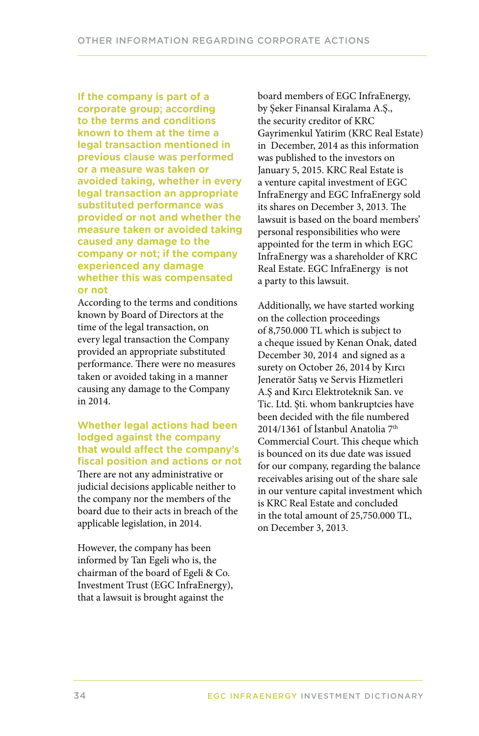### If the company is part of a corporate group; according to the terms and conditions known to them at the time a legal transaction mentioned in previous clause was performed or a measure was taken or avoided taking, whether in every legal transaction an appropriate substituted performance was provided or not and whether the measure taken or avoided taking caused any damage to the company or not; if the company experienced any damage whether this was compensated or not

According to the terms and conditions known by Board of Directors at the time of the legal transaction, on every legal transaction the Company provided an appropriate substituted performance. There were no measures taken or avoided taking in a manner causing any damage to the Company in 2014.

### Whether legal actions had been lodged against the company that would affect the company's fiscal position and actions or not

There are not any administrative or judicial decisions applicable neither to the company nor the members of the board due to their acts in breach of the applicable legislation, in 2014.

However, the company has been informed by Tan Egeli who is, the chairman of the board of Egeli & Co. Investment Trust (EGC InfraEnergy), that a lawsuit is brought against the board members of EGC InfraEnergy, by Şeker Finansal Kiralama A.Ş., the security creditor of KRC Gayrimenkul Yatirim (KRC Real Estate) in December, 2014 as this information was published to the investors on January 5, 2015. KRC Real Estate is a venture capital investment of EGC InfraEnergy and EGC InfraEnergy sold its shares on December 3, 2013. The lawsuit is based on the board members' personal responsibilities who were appointed for the term in which EGC InfraEnergy was a shareholder of KRC Real Estate. EGC InfraEnergy is not a party to this lawsuit.

Additionally, we have started working on the collection proceedings of 8,750.000 TL which is subject to a cheque issued by Kenan Onak, dated December 30, 2014 and signed as a surety on October 26, 2014 by Kırcı Jeneratör Satış ve Servis Hizmetleri A.Ş and Kırcı Elektroteknik San. ve Tic. Ltd. Şti. whom bankruptcies have been decided with the file numbered 2014/1361 of İstanbul Anatolia 7th Commercial Court. This cheque which is bounced on its due date was issued for our company, regarding the balance receivables arising out of the share sale in our venture capital investment which is KRC Real Estate and concluded in the total amount of 25,750.000 TL, on December 3, 2013.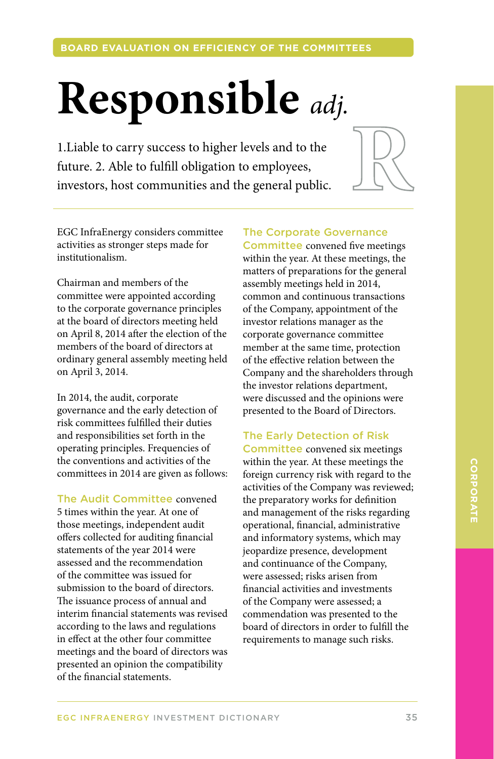## BOARD EVALUATION ON EFFICIENCY OF THE COMMITTEES

# Responsible *adj.*

1.Liable to carry success to higher levels and to the future. 2. Able to fulfill obligation to employees, investors, host communities and the general public.

EGC InfraEnergy considers committee activities as stronger steps made for institutionalism.

Chairman and members of the committee were appointed according to the corporate governance principles at the board of directors meeting held on April 8, 2014 after the election of the members of the board of directors at ordinary general assembly meeting held on April 3, 2014.

In 2014, the audit, corporate governance and the early detection of risk committees fulfilled their duties and responsibilities set forth in the operating principles. Frequencies of the conventions and activities of the committees in 2014 are given as follows:

**The Audit Committee** convened 5 times within the year. At one of those meetings, independent audit offers collected for auditing financial statements of the year 2014 were assessed and the recommendation of the committee was issued for submission to the board of directors. The issuance process of annual and interim financial statements was revised according to the laws and regulations in effect at the other four committee meetings and the board of directors was presented an opinion the compatibility of the financial statements.

**The Corporate Governance Committee** convened five meetings within the year. At these meetings, the matters of preparations for the general assembly meetings held in 2014, common and continuous transactions of the Company, appointment of the investor relations manager as the corporate governance committee member at the same time, protection of the effective relation between the Company and the shareholders through the investor relations department, were discussed and the opinions were presented to the Board of Directors.

**The Early Detection of Risk Committee** convened six meetings within the year. At these meetings the foreign currency risk with regard to the activities of the Company was reviewed; the preparatory works for definition and management of the risks regarding operational, financial, administrative and informatory systems, which may jeopardize presence, development and continuance of the Company, were assessed; risks arisen from financial activities and investments of the Company were assessed; a commendation was presented to the board of directors in order to fulfill the requirements to manage such risks.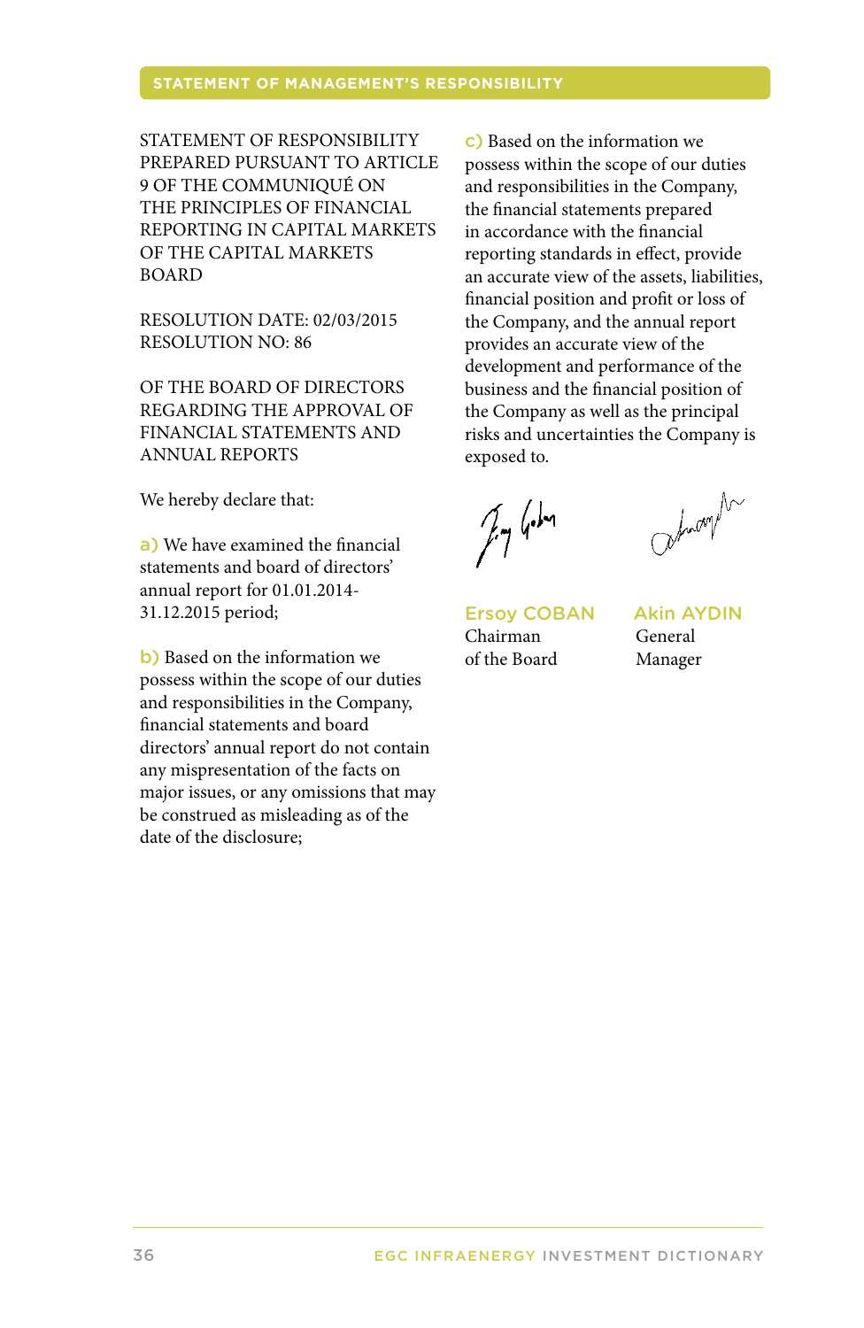## STATEMENT OF MANAGEMENT'S RESPONSIBILITY

STATEMENT OF RESPONSIBILITY PREPARED PURSUANT TO ARTICLE 9 OF THE COMMUNIQUÉ ON THE PRINCIPLES OF FINANCIAL REPORTING IN CAPITAL MARKETS OF THE CAPITAL MARKETS BOARD

RESOLUTION DATE: 02/03/2015
RESOLUTION NO: 86

OF THE BOARD OF DIRECTORS REGARDING THE APPROVAL OF FINANCIAL STATEMENTS AND ANNUAL REPORTS

We hereby declare that:

a) We have examined the financial statements and board of directors' annual report for 01.01.2014-31.12.2015 period;

b) Based on the information we possess within the scope of our duties and responsibilities in the Company, financial statements and board directors' annual report do not contain any mispresentation of the facts on major issues, or any omissions that may be construed as misleading as of the date of the disclosure;

c) Based on the information we possess within the scope of our duties and responsibilities in the Company, the financial statements prepared in accordance with the financial reporting standards in effect, provide an accurate view of the assets, liabilities, financial position and profit or loss of the Company, and the annual report provides an accurate view of the development and performance of the business and the financial position of the Company as well as the principal risks and uncertainties the Company is exposed to.

| Ersoy COBAN | Akin AYDIN |
|---|---|
| Chairman of the Board | General Manager |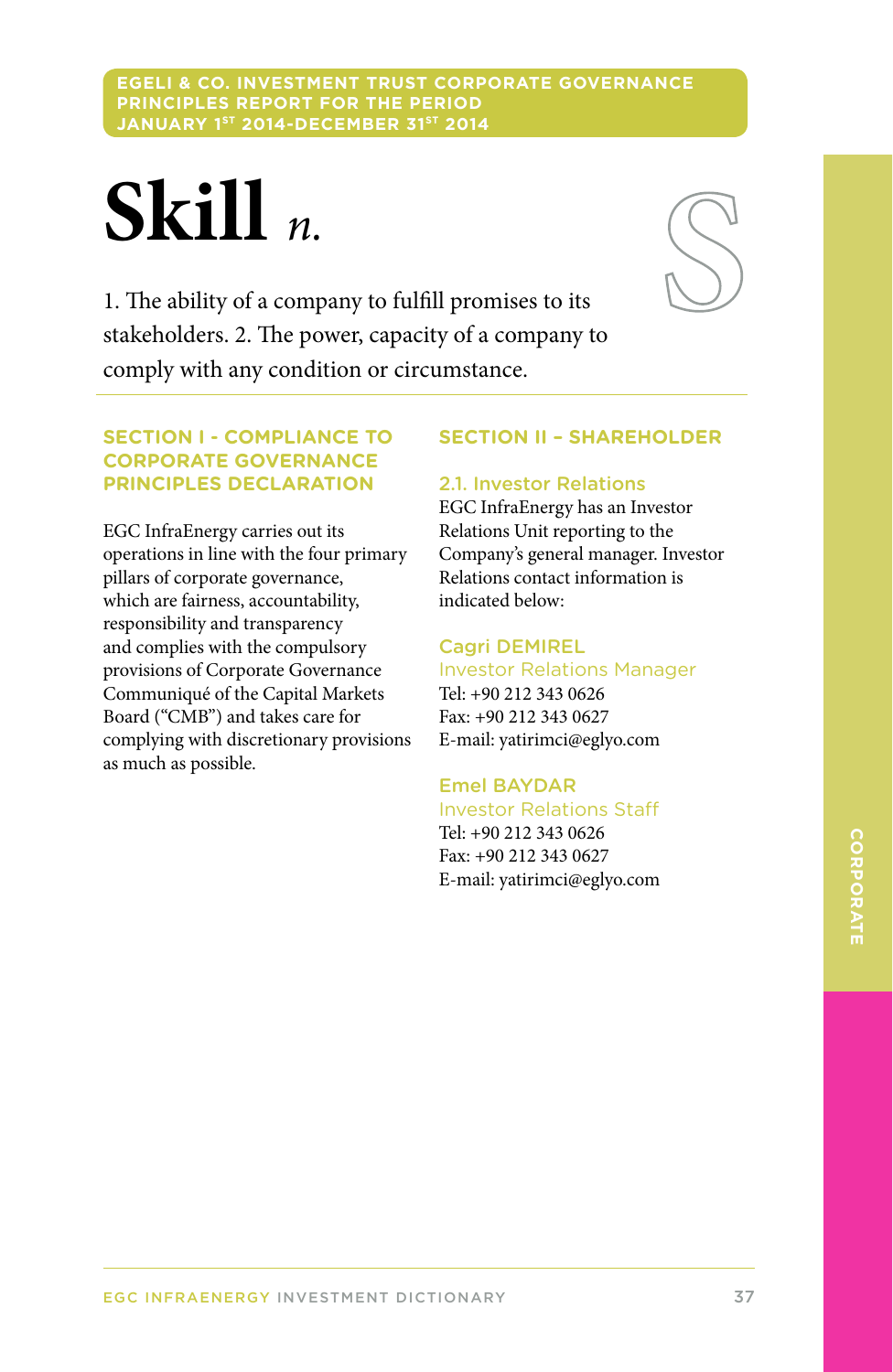**EGELI & CO. INVESTMENT TRUST CORPORATE GOVERNANCE PRINCIPLES REPORT FOR THE PERIOD JANUARY 1ST 2014-DECEMBER 31ST 2014**

# Skill *n.*

1. The ability of a company to fulfill promises to its stakeholders. 2. The power, capacity of a company to comply with any condition or circumstance.

## SECTION I - COMPLIANCE TO CORPORATE GOVERNANCE PRINCIPLES DECLARATION

EGC InfraEnergy carries out its operations in line with the four primary pillars of corporate governance, which are fairness, accountability, responsibility and transparency and complies with the compulsory provisions of Corporate Governance Communiqué of the Capital Markets Board ("CMB") and takes care for complying with discretionary provisions as much as possible.

## SECTION II – SHAREHOLDER

### 2.1. Investor Relations

EGC InfraEnergy has an Investor Relations Unit reporting to the Company's general manager. Investor Relations contact information is indicated below:

**Cagri DEMIREL**
Investor Relations Manager
Tel: +90 212 343 0626
Fax: +90 212 343 0627
E-mail: yatirimci@eglyo.com

**Emel BAYDAR**
Investor Relations Staff
Tel: +90 212 343 0626
Fax: +90 212 343 0627
E-mail: yatirimci@eglyo.com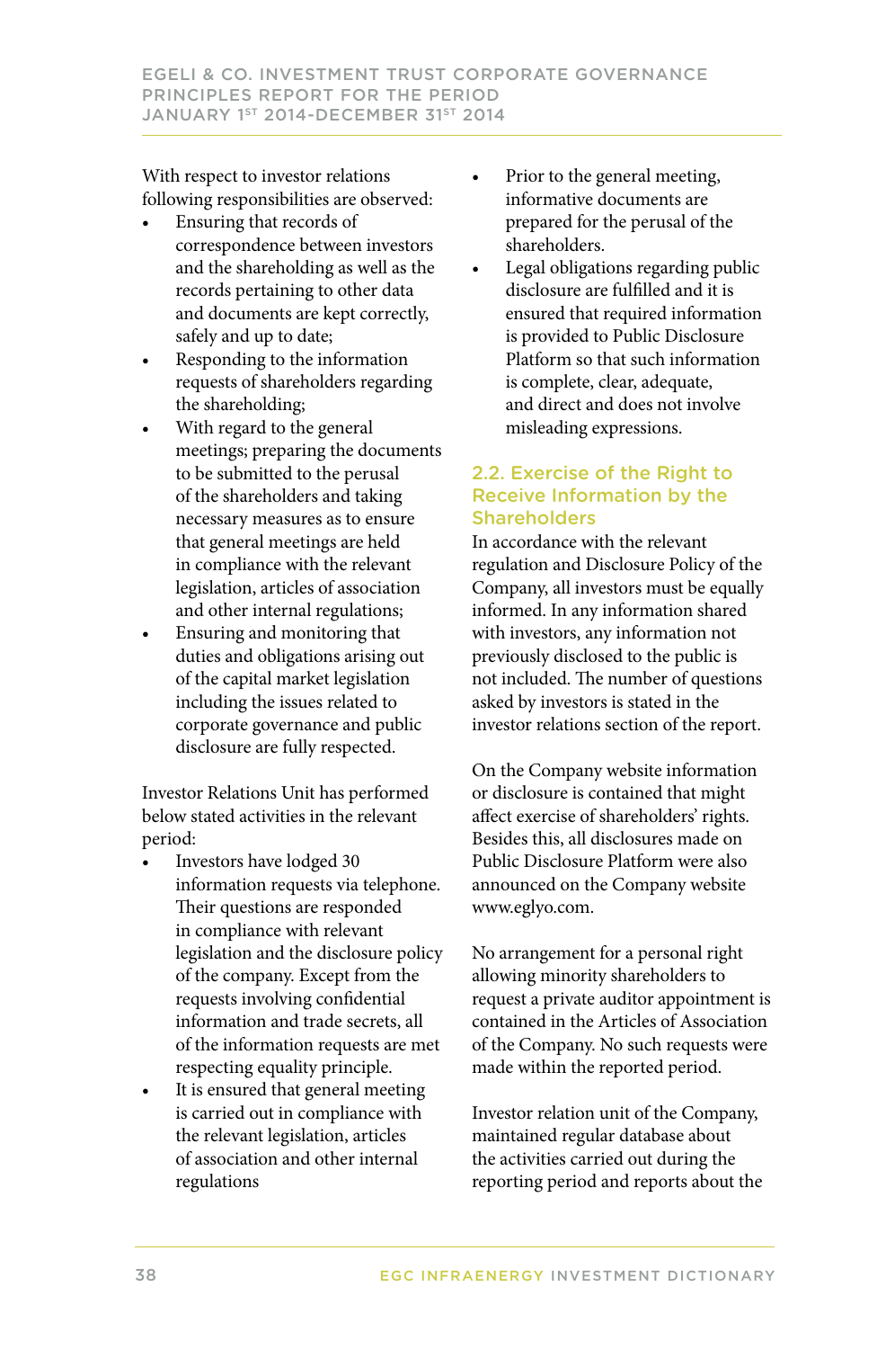With respect to investor relations following responsibilities are observed:

- Ensuring that records of correspondence between investors and the shareholding as well as the records pertaining to other data and documents are kept correctly, safely and up to date;
- Responding to the information requests of shareholders regarding the shareholding;
- With regard to the general meetings; preparing the documents to be submitted to the perusal of the shareholders and taking necessary measures as to ensure that general meetings are held in compliance with the relevant legislation, articles of association and other internal regulations;
- Ensuring and monitoring that duties and obligations arising out of the capital market legislation including the issues related to corporate governance and public disclosure are fully respected.

Investor Relations Unit has performed below stated activities in the relevant period:

- Investors have lodged 30 information requests via telephone. Their questions are responded in compliance with relevant legislation and the disclosure policy of the company. Except from the requests involving confidential information and trade secrets, all of the information requests are met respecting equality principle.
- It is ensured that general meeting is carried out in compliance with the relevant legislation, articles of association and other internal regulations
- Prior to the general meeting, informative documents are prepared for the perusal of the shareholders.
- Legal obligations regarding public disclosure are fulfilled and it is ensured that required information is provided to Public Disclosure Platform so that such information is complete, clear, adequate, and direct and does not involve misleading expressions.

## 2.2. Exercise of the Right to Receive Information by the Shareholders

In accordance with the relevant regulation and Disclosure Policy of the Company, all investors must be equally informed. In any information shared with investors, any information not previously disclosed to the public is not included. The number of questions asked by investors is stated in the investor relations section of the report.

On the Company website information or disclosure is contained that might affect exercise of shareholders' rights. Besides this, all disclosures made on Public Disclosure Platform were also announced on the Company website www.eglyo.com.

No arrangement for a personal right allowing minority shareholders to request a private auditor appointment is contained in the Articles of Association of the Company. No such requests were made within the reported period.

Investor relation unit of the Company, maintained regular database about the activities carried out during the reporting period and reports about the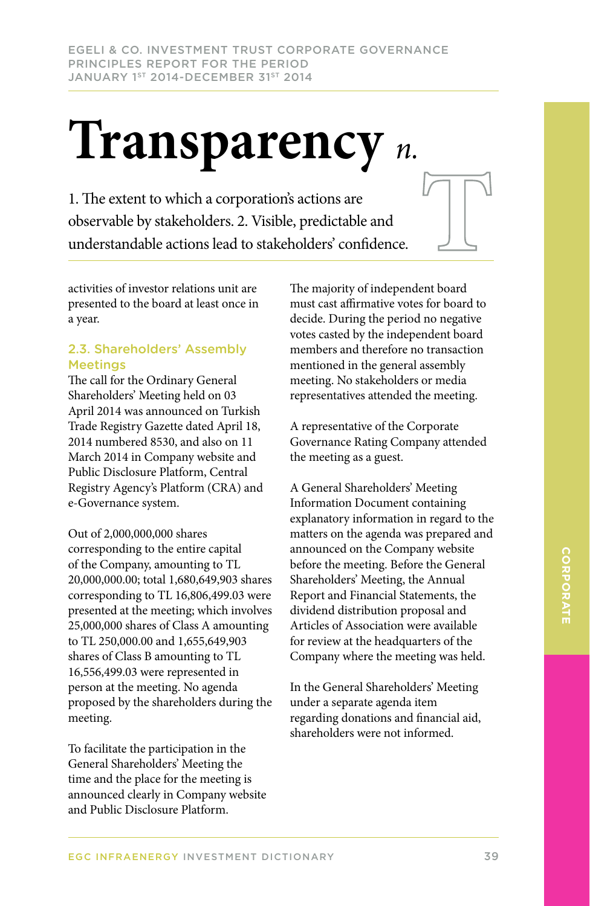# Transparency *n.*

1. The extent to which a corporation's actions are observable by stakeholders. 2. Visible, predictable and understandable actions lead to stakeholders' confidence.

activities of investor relations unit are presented to the board at least once in a year.

### 2.3. Shareholders' Assembly Meetings

The call for the Ordinary General Shareholders' Meeting held on 03 April 2014 was announced on Turkish Trade Registry Gazette dated April 18, 2014 numbered 8530, and also on 11 March 2014 in Company website and Public Disclosure Platform, Central Registry Agency's Platform (CRA) and e-Governance system.

Out of 2,000,000,000 shares corresponding to the entire capital of the Company, amounting to TL 20,000,000.00; total 1,680,649,903 shares corresponding to TL 16,806,499.03 were presented at the meeting; which involves 25,000,000 shares of Class A amounting to TL 250,000.00 and 1,655,649,903 shares of Class B amounting to TL 16,556,499.03 were represented in person at the meeting. No agenda proposed by the shareholders during the meeting.

To facilitate the participation in the General Shareholders' Meeting the time and the place for the meeting is announced clearly in Company website and Public Disclosure Platform.

The majority of independent board must cast affirmative votes for board to decide. During the period no negative votes casted by the independent board members and therefore no transaction mentioned in the general assembly meeting. No stakeholders or media representatives attended the meeting.

A representative of the Corporate Governance Rating Company attended the meeting as a guest.

A General Shareholders' Meeting Information Document containing explanatory information in regard to the matters on the agenda was prepared and announced on the Company website before the meeting. Before the General Shareholders' Meeting, the Annual Report and Financial Statements, the dividend distribution proposal and Articles of Association were available for review at the headquarters of the Company where the meeting was held.

In the General Shareholders' Meeting under a separate agenda item regarding donations and financial aid, shareholders were not informed.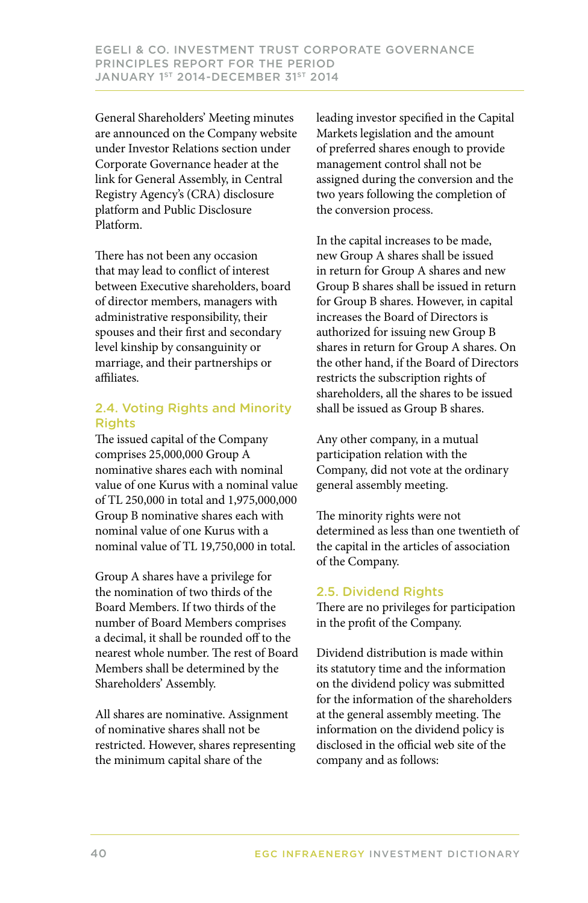General Shareholders' Meeting minutes are announced on the Company website under Investor Relations section under Corporate Governance header at the link for General Assembly, in Central Registry Agency's (CRA) disclosure platform and Public Disclosure Platform.

There has not been any occasion that may lead to conflict of interest between Executive shareholders, board of director members, managers with administrative responsibility, their spouses and their first and secondary level kinship by consanguinity or marriage, and their partnerships or affiliates.

## 2.4. Voting Rights and Minority Rights

The issued capital of the Company comprises 25,000,000 Group A nominative shares each with nominal value of one Kurus with a nominal value of TL 250,000 in total and 1,975,000,000 Group B nominative shares each with nominal value of one Kurus with a nominal value of TL 19,750,000 in total.

Group A shares have a privilege for the nomination of two thirds of the Board Members. If two thirds of the number of Board Members comprises a decimal, it shall be rounded off to the nearest whole number. The rest of Board Members shall be determined by the Shareholders' Assembly.

All shares are nominative. Assignment of nominative shares shall not be restricted. However, shares representing the minimum capital share of the leading investor specified in the Capital Markets legislation and the amount of preferred shares enough to provide management control shall not be assigned during the conversion and the two years following the completion of the conversion process.

In the capital increases to be made, new Group A shares shall be issued in return for Group A shares and new Group B shares shall be issued in return for Group B shares. However, in capital increases the Board of Directors is authorized for issuing new Group B shares in return for Group A shares. On the other hand, if the Board of Directors restricts the subscription rights of shareholders, all the shares to be issued shall be issued as Group B shares.

Any other company, in a mutual participation relation with the Company, did not vote at the ordinary general assembly meeting.

The minority rights were not determined as less than one twentieth of the capital in the articles of association of the Company.

## 2.5. Dividend Rights

There are no privileges for participation in the profit of the Company.

Dividend distribution is made within its statutory time and the information on the dividend policy was submitted for the information of the shareholders at the general assembly meeting. The information on the dividend policy is disclosed in the official web site of the company and as follows: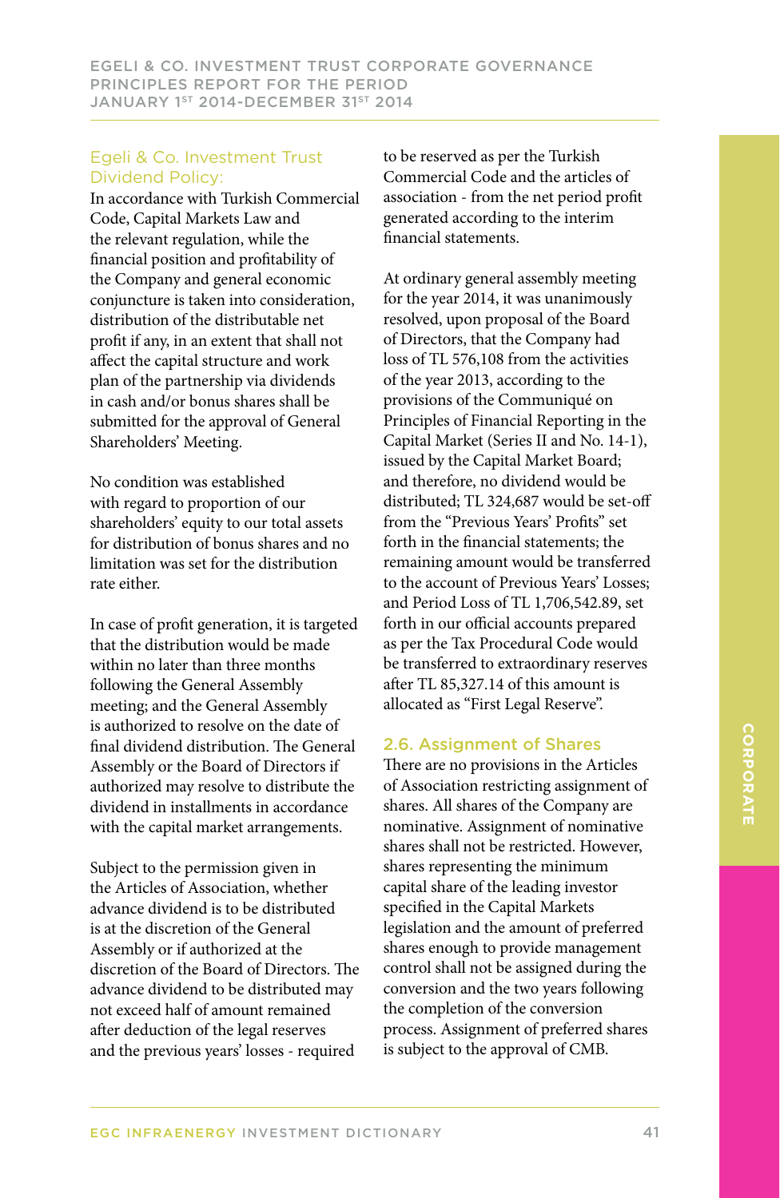### Egeli & Co. Investment Trust Dividend Policy:

In accordance with Turkish Commercial Code, Capital Markets Law and the relevant regulation, while the financial position and profitability of the Company and general economic conjuncture is taken into consideration, distribution of the distributable net profit if any, in an extent that shall not affect the capital structure and work plan of the partnership via dividends in cash and/or bonus shares shall be submitted for the approval of General Shareholders' Meeting.

No condition was established with regard to proportion of our shareholders' equity to our total assets for distribution of bonus shares and no limitation was set for the distribution rate either.

In case of profit generation, it is targeted that the distribution would be made within no later than three months following the General Assembly meeting; and the General Assembly is authorized to resolve on the date of final dividend distribution. The General Assembly or the Board of Directors if authorized may resolve to distribute the dividend in installments in accordance with the capital market arrangements.

Subject to the permission given in the Articles of Association, whether advance dividend is to be distributed is at the discretion of the General Assembly or if authorized at the discretion of the Board of Directors. The advance dividend to be distributed may not exceed half of amount remained after deduction of the legal reserves and the previous years' losses - required to be reserved as per the Turkish Commercial Code and the articles of association - from the net period profit generated according to the interim financial statements.

At ordinary general assembly meeting for the year 2014, it was unanimously resolved, upon proposal of the Board of Directors, that the Company had loss of TL 576,108 from the activities of the year 2013, according to the provisions of the Communiqué on Principles of Financial Reporting in the Capital Market (Series II and No. 14-1), issued by the Capital Market Board; and therefore, no dividend would be distributed; TL 324,687 would be set-off from the "Previous Years' Profits" set forth in the financial statements; the remaining amount would be transferred to the account of Previous Years' Losses; and Period Loss of TL 1,706,542.89, set forth in our official accounts prepared as per the Tax Procedural Code would be transferred to extraordinary reserves after TL 85,327.14 of this amount is allocated as "First Legal Reserve".

### 2.6. Assignment of Shares

There are no provisions in the Articles of Association restricting assignment of shares. All shares of the Company are nominative. Assignment of nominative shares shall not be restricted. However, shares representing the minimum capital share of the leading investor specified in the Capital Markets legislation and the amount of preferred shares enough to provide management control shall not be assigned during the conversion and the two years following the completion of the conversion process. Assignment of preferred shares is subject to the approval of CMB.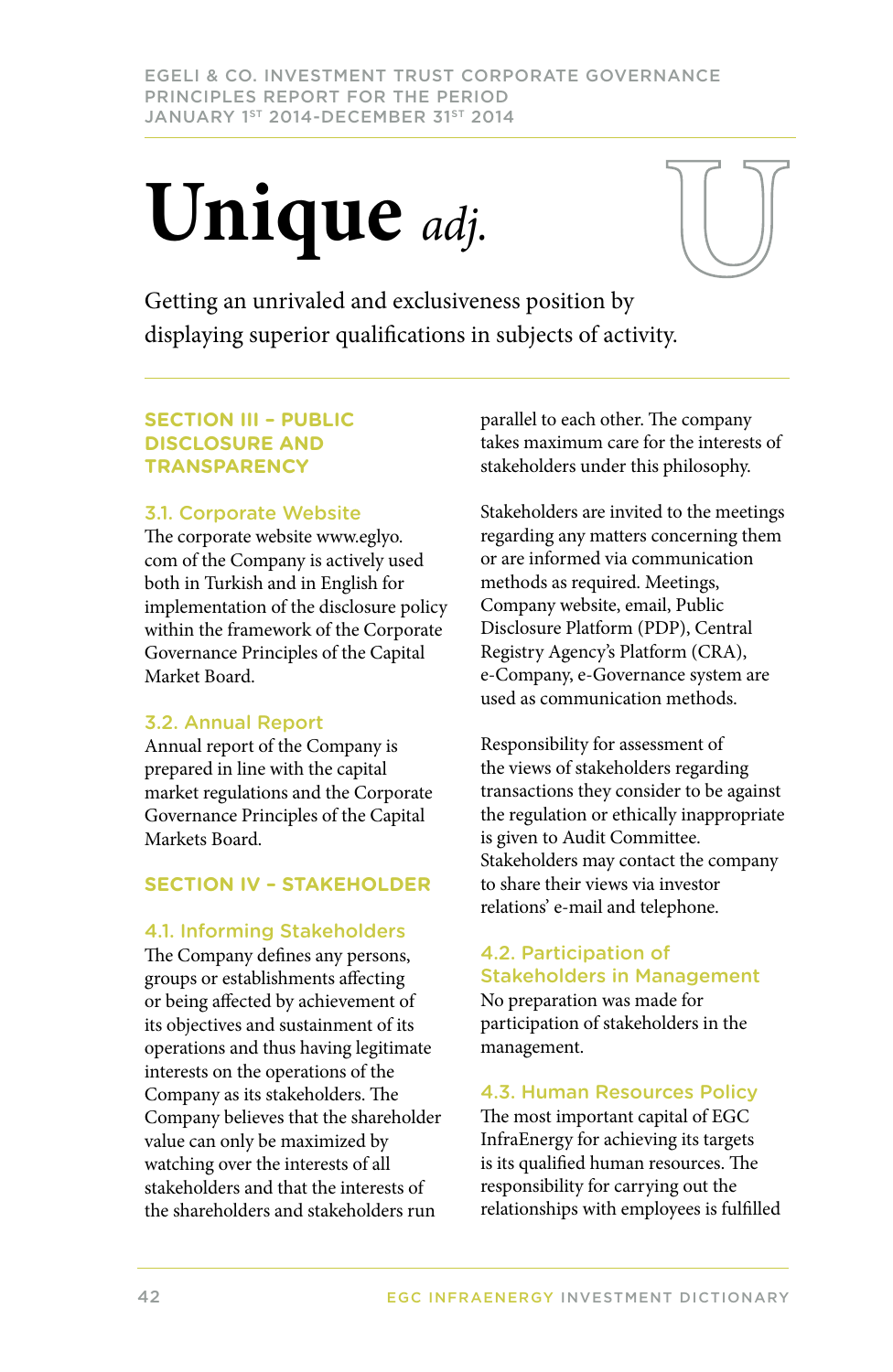# Unique *adj.*

Getting an unrivaled and exclusiveness position by displaying superior qualifications in subjects of activity.

## SECTION III – PUBLIC DISCLOSURE AND TRANSPARENCY

### 3.1. Corporate Website

The corporate website www.eglyo.com of the Company is actively used both in Turkish and in English for implementation of the disclosure policy within the framework of the Corporate Governance Principles of the Capital Market Board.

### 3.2. Annual Report

Annual report of the Company is prepared in line with the capital market regulations and the Corporate Governance Principles of the Capital Markets Board.

## SECTION IV – STAKEHOLDER

### 4.1. Informing Stakeholders

The Company defines any persons, groups or establishments affecting or being affected by achievement of its objectives and sustainment of its operations and thus having legitimate interests on the operations of the Company as its stakeholders. The Company believes that the shareholder value can only be maximized by watching over the interests of all stakeholders and that the interests of the shareholders and stakeholders run parallel to each other. The company takes maximum care for the interests of stakeholders under this philosophy.

Stakeholders are invited to the meetings regarding any matters concerning them or are informed via communication methods as required. Meetings, Company website, email, Public Disclosure Platform (PDP), Central Registry Agency's Platform (CRA), e-Company, e-Governance system are used as communication methods.

Responsibility for assessment of the views of stakeholders regarding transactions they consider to be against the regulation or ethically inappropriate is given to Audit Committee. Stakeholders may contact the company to share their views via investor relations' e-mail and telephone.

### 4.2. Participation of Stakeholders in Management

No preparation was made for participation of stakeholders in the management.

### 4.3. Human Resources Policy

The most important capital of EGC InfraEnergy for achieving its targets is its qualified human resources. The responsibility for carrying out the relationships with employees is fulfilled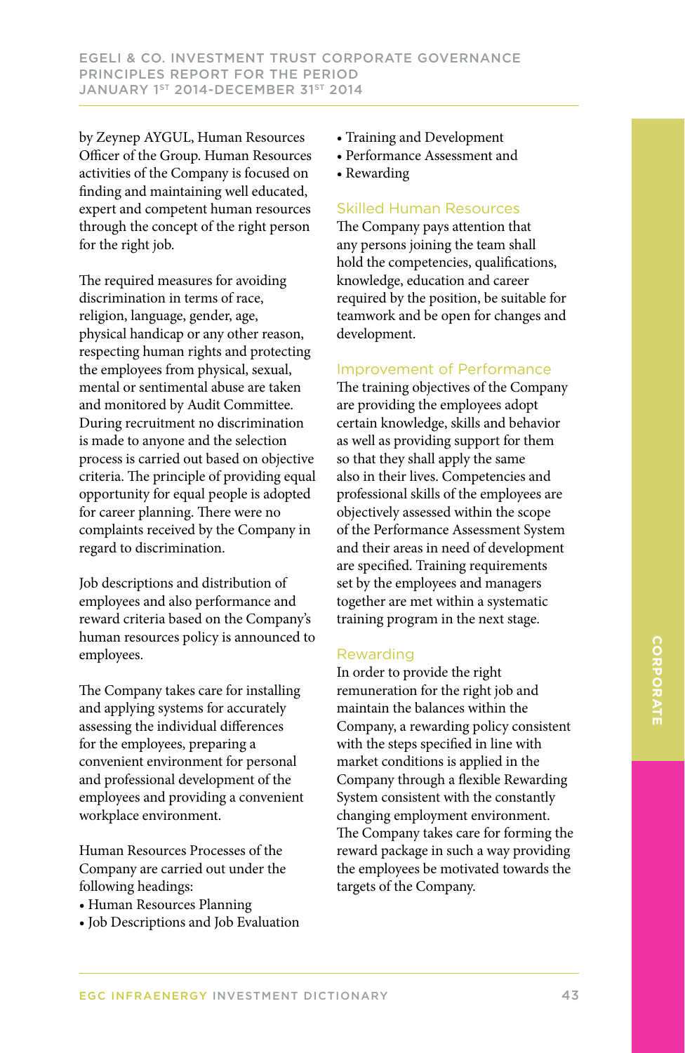by Zeynep AYGUL, Human Resources Officer of the Group. Human Resources activities of the Company is focused on finding and maintaining well educated, expert and competent human resources through the concept of the right person for the right job.

The required measures for avoiding discrimination in terms of race, religion, language, gender, age, physical handicap or any other reason, respecting human rights and protecting the employees from physical, sexual, mental or sentimental abuse are taken and monitored by Audit Committee. During recruitment no discrimination is made to anyone and the selection process is carried out based on objective criteria. The principle of providing equal opportunity for equal people is adopted for career planning. There were no complaints received by the Company in regard to discrimination.

Job descriptions and distribution of employees and also performance and reward criteria based on the Company's human resources policy is announced to employees.

The Company takes care for installing and applying systems for accurately assessing the individual differences for the employees, preparing a convenient environment for personal and professional development of the employees and providing a convenient workplace environment.

Human Resources Processes of the Company are carried out under the following headings:

- Human Resources Planning
- Job Descriptions and Job Evaluation
- Training and Development
- Performance Assessment and
- Rewarding

### Skilled Human Resources

The Company pays attention that any persons joining the team shall hold the competencies, qualifications, knowledge, education and career required by the position, be suitable for teamwork and be open for changes and development.

### Improvement of Performance

The training objectives of the Company are providing the employees adopt certain knowledge, skills and behavior as well as providing support for them so that they shall apply the same also in their lives. Competencies and professional skills of the employees are objectively assessed within the scope of the Performance Assessment System and their areas in need of development are specified. Training requirements set by the employees and managers together are met within a systematic training program in the next stage.

### Rewarding

In order to provide the right remuneration for the right job and maintain the balances within the Company, a rewarding policy consistent with the steps specified in line with market conditions is applied in the Company through a flexible Rewarding System consistent with the constantly changing employment environment. The Company takes care for forming the reward package in such a way providing the employees be motivated towards the targets of the Company.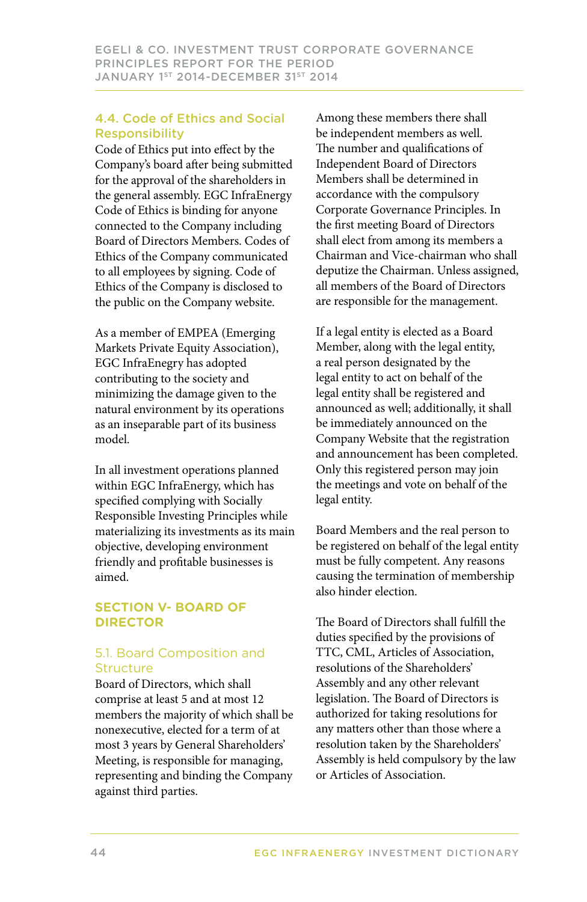### 4.4. Code of Ethics and Social Responsibility

Code of Ethics put into effect by the Company's board after being submitted for the approval of the shareholders in the general assembly. EGC InfraEnergy Code of Ethics is binding for anyone connected to the Company including Board of Directors Members. Codes of Ethics of the Company communicated to all employees by signing. Code of Ethics of the Company is disclosed to the public on the Company website.

As a member of EMPEA (Emerging Markets Private Equity Association), EGC InfraEnegry has adopted contributing to the society and minimizing the damage given to the natural environment by its operations as an inseparable part of its business model.

In all investment operations planned within EGC InfraEnergy, which has specified complying with Socially Responsible Investing Principles while materializing its investments as its main objective, developing environment friendly and profitable businesses is aimed.

## SECTION V- BOARD OF DIRECTOR

### 5.1. Board Composition and Structure

Board of Directors, which shall comprise at least 5 and at most 12 members the majority of which shall be nonexecutive, elected for a term of at most 3 years by General Shareholders' Meeting, is responsible for managing, representing and binding the Company against third parties.

Among these members there shall be independent members as well. The number and qualifications of Independent Board of Directors Members shall be determined in accordance with the compulsory Corporate Governance Principles. In the first meeting Board of Directors shall elect from among its members a Chairman and Vice-chairman who shall deputize the Chairman. Unless assigned, all members of the Board of Directors are responsible for the management.

If a legal entity is elected as a Board Member, along with the legal entity, a real person designated by the legal entity to act on behalf of the legal entity shall be registered and announced as well; additionally, it shall be immediately announced on the Company Website that the registration and announcement has been completed. Only this registered person may join the meetings and vote on behalf of the legal entity.

Board Members and the real person to be registered on behalf of the legal entity must be fully competent. Any reasons causing the termination of membership also hinder election.

The Board of Directors shall fulfill the duties specified by the provisions of TTC, CML, Articles of Association, resolutions of the Shareholders' Assembly and any other relevant legislation. The Board of Directors is authorized for taking resolutions for any matters other than those where a resolution taken by the Shareholders' Assembly is held compulsory by the law or Articles of Association.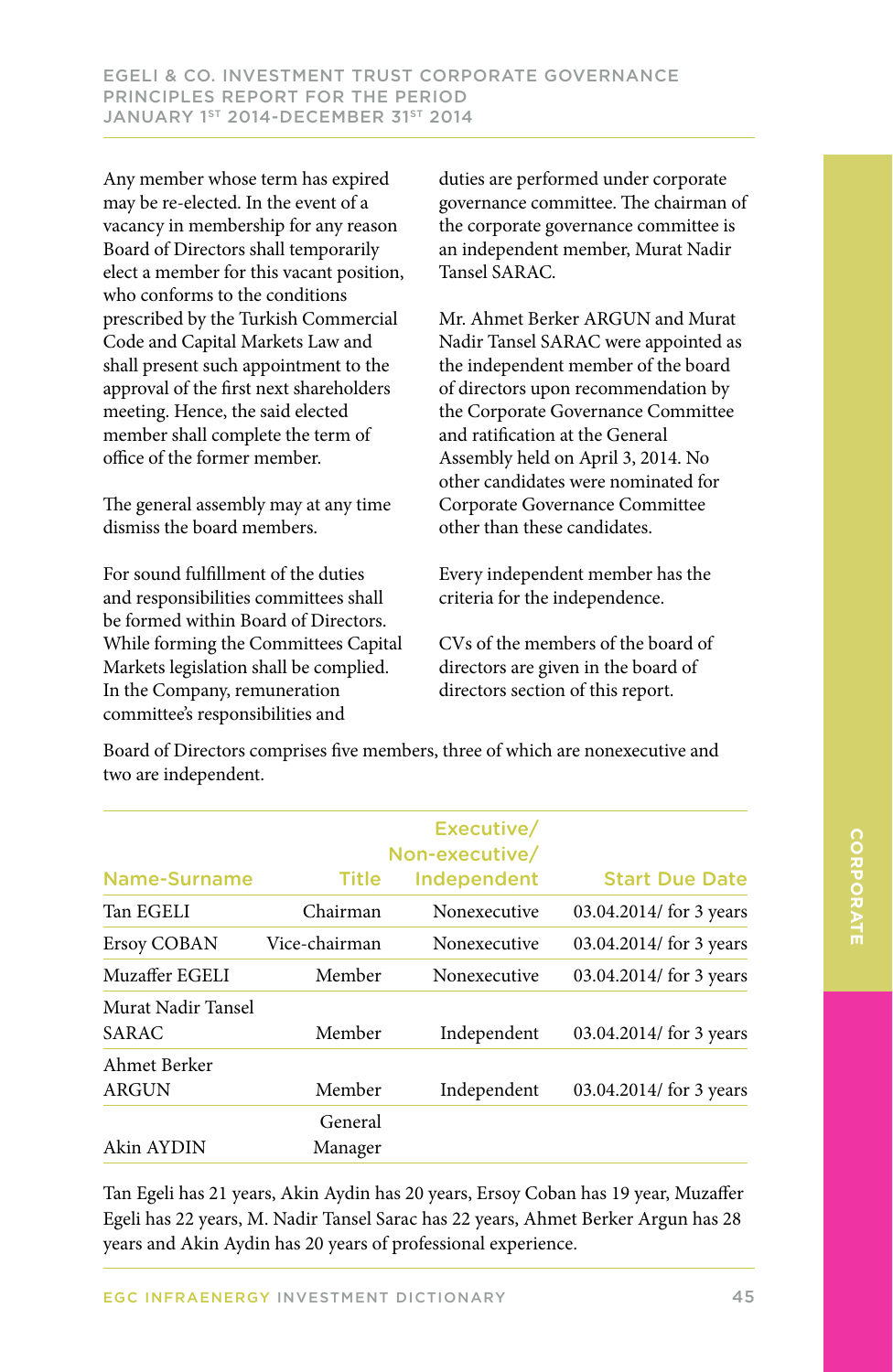Any member whose term has expired may be re-elected. In the event of a vacancy in membership for any reason Board of Directors shall temporarily elect a member for this vacant position, who conforms to the conditions prescribed by the Turkish Commercial Code and Capital Markets Law and shall present such appointment to the approval of the first next shareholders meeting. Hence, the said elected member shall complete the term of office of the former member.

The general assembly may at any time dismiss the board members.

For sound fulfillment of the duties and responsibilities committees shall be formed within Board of Directors. While forming the Committees Capital Markets legislation shall be complied. In the Company, remuneration committee's responsibilities and duties are performed under corporate governance committee. The chairman of the corporate governance committee is an independent member, Murat Nadir Tansel SARAC.

Mr. Ahmet Berker ARGUN and Murat Nadir Tansel SARAC were appointed as the independent member of the board of directors upon recommendation by the Corporate Governance Committee and ratification at the General Assembly held on April 3, 2014. No other candidates were nominated for Corporate Governance Committee other than these candidates.

Every independent member has the criteria for the independence.

CVs of the members of the board of directors are given in the board of directors section of this report.

Board of Directors comprises five members, three of which are nonexecutive and two are independent.

| Name-Surname | Title | Executive/ Non-executive/ Independent | Start Due Date |
|---|---|---|---|
| Tan EGELI | Chairman | Nonexecutive | 03.04.2014/ for 3 years |
| Ersoy COBAN | Vice-chairman | Nonexecutive | 03.04.2014/ for 3 years |
| Muzaffer EGELI | Member | Nonexecutive | 03.04.2014/ for 3 years |
| Murat Nadir Tansel SARAC | Member | Independent | 03.04.2014/ for 3 years |
| Ahmet Berker ARGUN | Member | Independent | 03.04.2014/ for 3 years |
| Akin AYDIN | General Manager | | |

Tan Egeli has 21 years, Akin Aydin has 20 years, Ersoy Coban has 19 year, Muzaffer Egeli has 22 years, M. Nadir Tansel Sarac has 22 years, Ahmet Berker Argun has 28 years and Akin Aydin has 20 years of professional experience.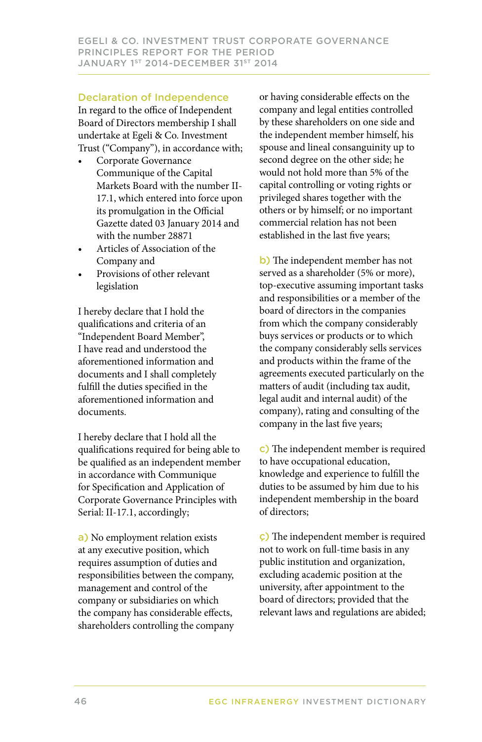## Declaration of Independence

In regard to the office of Independent Board of Directors membership I shall undertake at Egeli & Co. Investment Trust ("Company"), in accordance with;

- Corporate Governance Communique of the Capital Markets Board with the number II-17.1, which entered into force upon its promulgation in the Official Gazette dated 03 January 2014 and with the number 28871
- Articles of Association of the Company and
- Provisions of other relevant legislation

I hereby declare that I hold the qualifications and criteria of an "Independent Board Member", I have read and understood the aforementioned information and documents and I shall completely fulfill the duties specified in the aforementioned information and documents.

I hereby declare that I hold all the qualifications required for being able to be qualified as an independent member in accordance with Communique for Specification and Application of Corporate Governance Principles with Serial: II-17.1, accordingly;

**a)** No employment relation exists at any executive position, which requires assumption of duties and responsibilities between the company, management and control of the company or subsidiaries on which the company has considerable effects, shareholders controlling the company or having considerable effects on the company and legal entities controlled by these shareholders on one side and the independent member himself, his spouse and lineal consanguinity up to second degree on the other side; he would not hold more than 5% of the capital controlling or voting rights or privileged shares together with the others or by himself; or no important commercial relation has not been established in the last five years;

**b)** The independent member has not served as a shareholder (5% or more), top-executive assuming important tasks and responsibilities or a member of the board of directors in the companies from which the company considerably buys services or products or to which the company considerably sells services and products within the frame of the agreements executed particularly on the matters of audit (including tax audit, legal audit and internal audit) of the company), rating and consulting of the company in the last five years;

**c)** The independent member is required to have occupational education, knowledge and experience to fulfill the duties to be assumed by him due to his independent membership in the board of directors;

**ç)** The independent member is required not to work on full-time basis in any public institution and organization, excluding academic position at the university, after appointment to the board of directors; provided that the relevant laws and regulations are abided;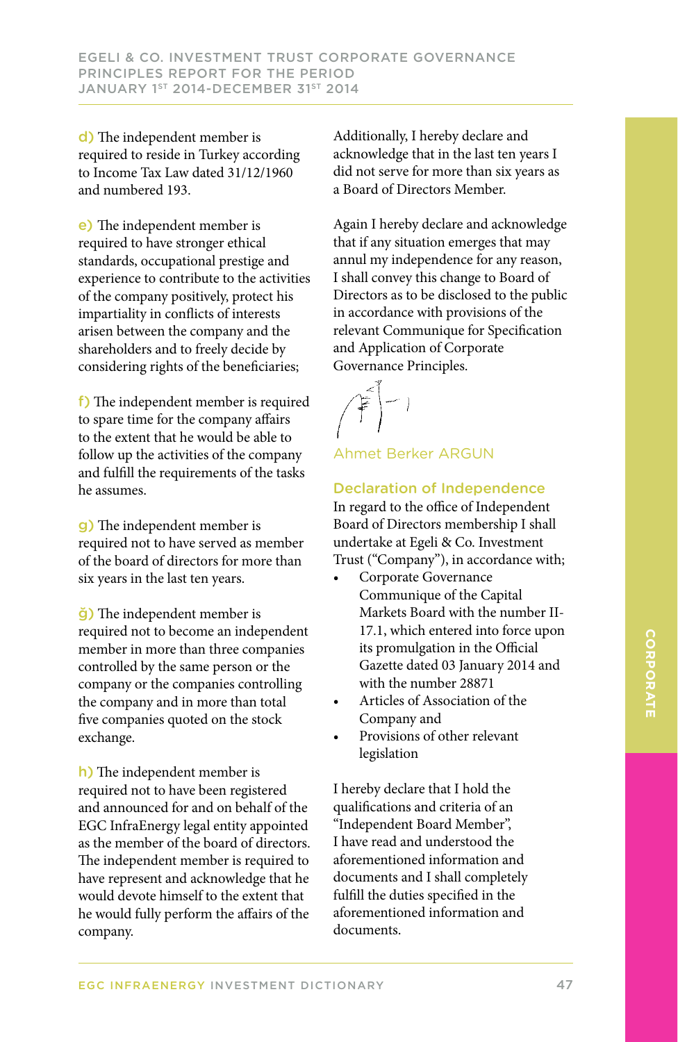d) The independent member is required to reside in Turkey according to Income Tax Law dated 31/12/1960 and numbered 193.

e) The independent member is required to have stronger ethical standards, occupational prestige and experience to contribute to the activities of the company positively, protect his impartiality in conflicts of interests arisen between the company and the shareholders and to freely decide by considering rights of the beneficiaries;

f) The independent member is required to spare time for the company affairs to the extent that he would be able to follow up the activities of the company and fulfill the requirements of the tasks he assumes.

g) The independent member is required not to have served as member of the board of directors for more than six years in the last ten years.

ğ) The independent member is required not to become an independent member in more than three companies controlled by the same person or the company or the companies controlling the company and in more than total five companies quoted on the stock exchange.

h) The independent member is required not to have been registered and announced for and on behalf of the EGC InfraEnergy legal entity appointed as the member of the board of directors. The independent member is required to have represent and acknowledge that he would devote himself to the extent that he would fully perform the affairs of the company.

Additionally, I hereby declare and acknowledge that in the last ten years I did not serve for more than six years as a Board of Directors Member.

Again I hereby declare and acknowledge that if any situation emerges that may annul my independence for any reason, I shall convey this change to Board of Directors as to be disclosed to the public in accordance with provisions of the relevant Communique for Specification and Application of Corporate Governance Principles.

Ahmet Berker ARGUN

## Declaration of Independence

In regard to the office of Independent Board of Directors membership I shall undertake at Egeli & Co. Investment Trust ("Company"), in accordance with;

- Corporate Governance Communique of the Capital Markets Board with the number II-17.1, which entered into force upon its promulgation in the Official Gazette dated 03 January 2014 and with the number 28871
- Articles of Association of the Company and
- Provisions of other relevant legislation

I hereby declare that I hold the qualifications and criteria of an "Independent Board Member", I have read and understood the aforementioned information and documents and I shall completely fulfill the duties specified in the aforementioned information and documents.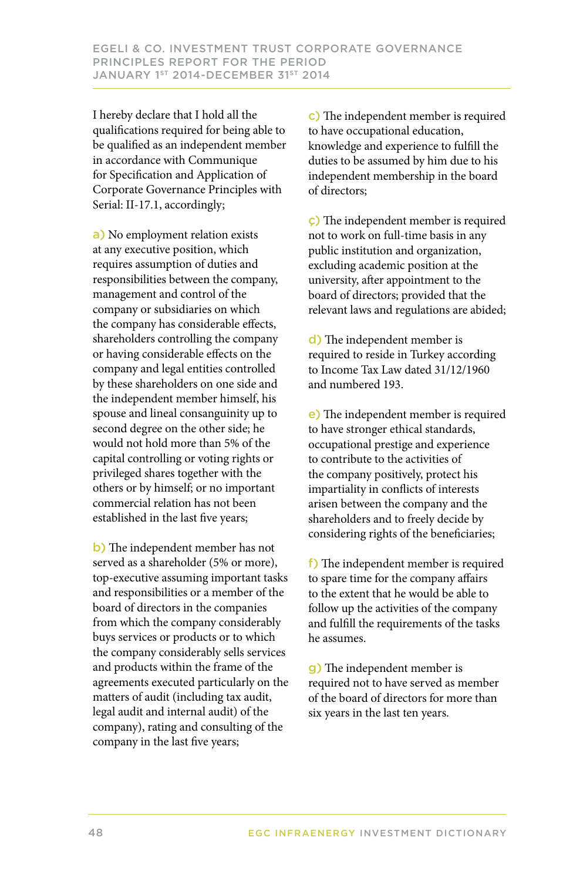I hereby declare that I hold all the qualifications required for being able to be qualified as an independent member in accordance with Communique for Specification and Application of Corporate Governance Principles with Serial: II-17.1, accordingly;

a) No employment relation exists at any executive position, which requires assumption of duties and responsibilities between the company, management and control of the company or subsidiaries on which the company has considerable effects, shareholders controlling the company or having considerable effects on the company and legal entities controlled by these shareholders on one side and the independent member himself, his spouse and lineal consanguinity up to second degree on the other side; he would not hold more than 5% of the capital controlling or voting rights or privileged shares together with the others or by himself; or no important commercial relation has not been established in the last five years;

b) The independent member has not served as a shareholder (5% or more), top-executive assuming important tasks and responsibilities or a member of the board of directors in the companies from which the company considerably buys services or products or to which the company considerably sells services and products within the frame of the agreements executed particularly on the matters of audit (including tax audit, legal audit and internal audit) of the company), rating and consulting of the company in the last five years;

c) The independent member is required to have occupational education, knowledge and experience to fulfill the duties to be assumed by him due to his independent membership in the board of directors;

ç) The independent member is required not to work on full-time basis in any public institution and organization, excluding academic position at the university, after appointment to the board of directors; provided that the relevant laws and regulations are abided;

d) The independent member is required to reside in Turkey according to Income Tax Law dated 31/12/1960 and numbered 193.

e) The independent member is required to have stronger ethical standards, occupational prestige and experience to contribute to the activities of the company positively, protect his impartiality in conflicts of interests arisen between the company and the shareholders and to freely decide by considering rights of the beneficiaries;

f) The independent member is required to spare time for the company affairs to the extent that he would be able to follow up the activities of the company and fulfill the requirements of the tasks he assumes.

g) The independent member is required not to have served as member of the board of directors for more than six years in the last ten years.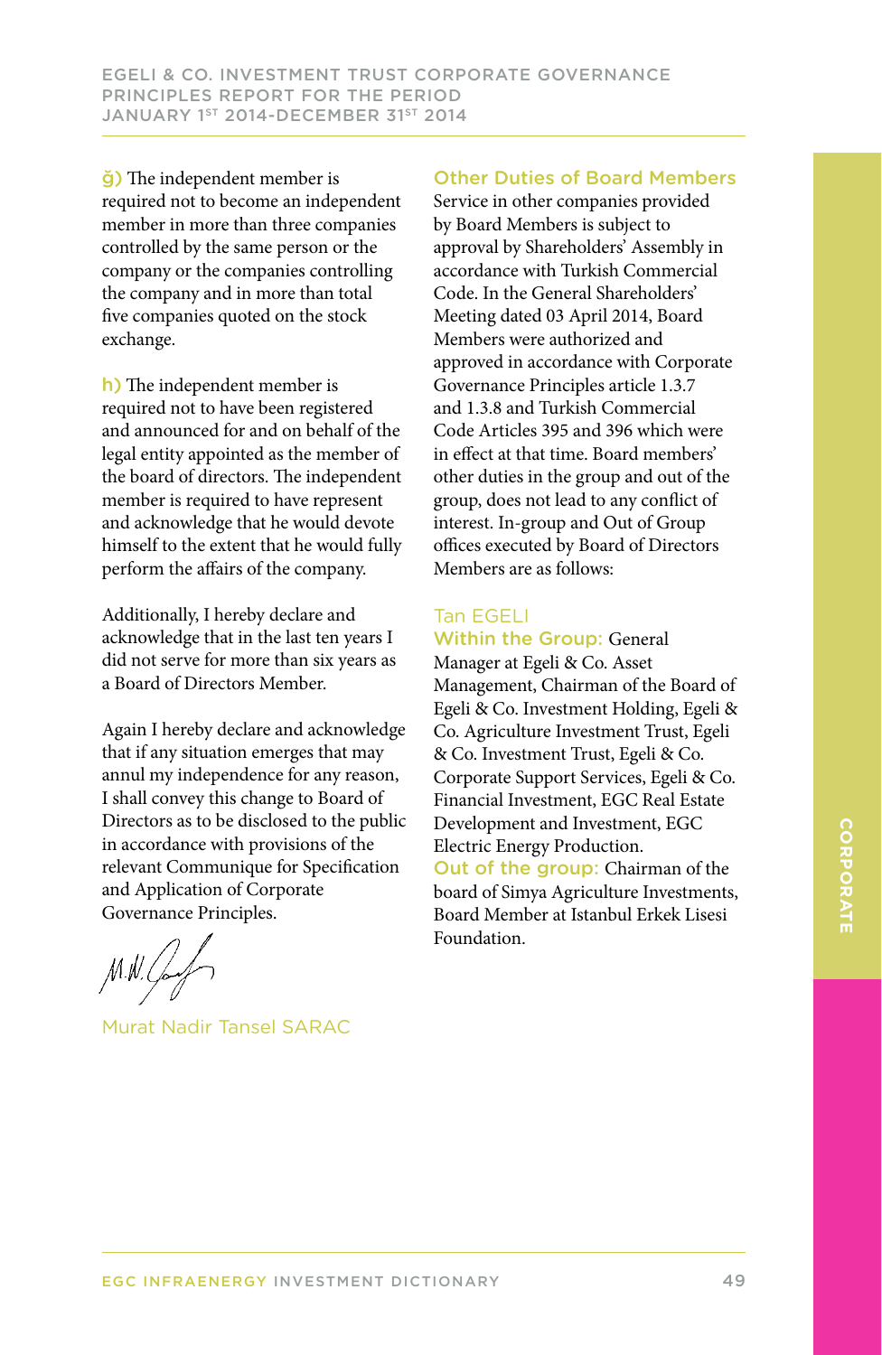**ğ)** The independent member is required not to become an independent member in more than three companies controlled by the same person or the company or the companies controlling the company and in more than total five companies quoted on the stock exchange.

**h)** The independent member is required not to have been registered and announced for and on behalf of the legal entity appointed as the member of the board of directors. The independent member is required to have represent and acknowledge that he would devote himself to the extent that he would fully perform the affairs of the company.

Additionally, I hereby declare and acknowledge that in the last ten years I did not serve for more than six years as a Board of Directors Member.

Again I hereby declare and acknowledge that if any situation emerges that may annul my independence for any reason, I shall convey this change to Board of Directors as to be disclosed to the public in accordance with provisions of the relevant Communique for Specification and Application of Corporate Governance Principles.

Murat Nadir Tansel SARAC

### Other Duties of Board Members

Service in other companies provided by Board Members is subject to approval by Shareholders' Assembly in accordance with Turkish Commercial Code. In the General Shareholders' Meeting dated 03 April 2014, Board Members were authorized and approved in accordance with Corporate Governance Principles article 1.3.7 and 1.3.8 and Turkish Commercial Code Articles 395 and 396 which were in effect at that time. Board members' other duties in the group and out of the group, does not lead to any conflict of interest. In-group and Out of Group offices executed by Board of Directors Members are as follows:

#### Tan EGELI

**Within the Group:** General Manager at Egeli & Co. Asset Management, Chairman of the Board of Egeli & Co. Investment Holding, Egeli & Co. Agriculture Investment Trust, Egeli & Co. Investment Trust, Egeli & Co. Corporate Support Services, Egeli & Co. Financial Investment, EGC Real Estate Development and Investment, EGC Electric Energy Production.

**Out of the group:** Chairman of the board of Simya Agriculture Investments, Board Member at Istanbul Erkek Lisesi Foundation.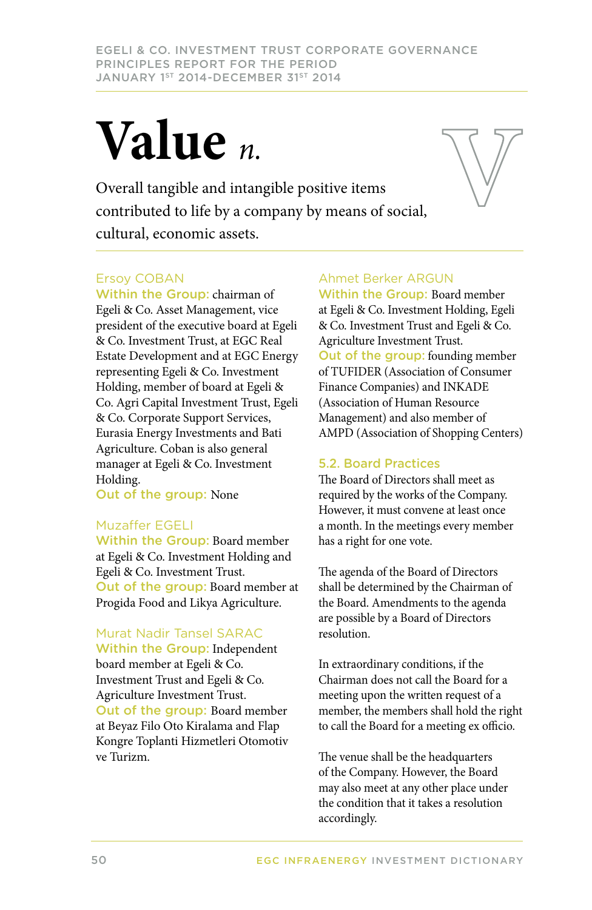# Value *n.*

Overall tangible and intangible positive items contributed to life by a company by means of social, cultural, economic assets.

Ersoy COBAN
**Within the Group:** chairman of Egeli & Co. Asset Management, vice president of the executive board at Egeli & Co. Investment Trust, at EGC Real Estate Development and at EGC Energy representing Egeli & Co. Investment Holding, member of board at Egeli & Co. Agri Capital Investment Trust, Egeli & Co. Corporate Support Services, Eurasia Energy Investments and Bati Agriculture. Coban is also general manager at Egeli & Co. Investment Holding.
**Out of the group:** None

Muzaffer EGELI
**Within the Group:** Board member at Egeli & Co. Investment Holding and Egeli & Co. Investment Trust.
**Out of the group:** Board member at Progida Food and Likya Agriculture.

Murat Nadir Tansel SARAC
**Within the Group:** Independent board member at Egeli & Co. Investment Trust and Egeli & Co. Agriculture Investment Trust.
**Out of the group:** Board member at Beyaz Filo Oto Kiralama and Flap Kongre Toplanti Hizmetleri Otomotiv ve Turizm.

Ahmet Berker ARGUN
**Within the Group:** Board member at Egeli & Co. Investment Holding, Egeli & Co. Investment Trust and Egeli & Co. Agriculture Investment Trust.
**Out of the group:** founding member of TUFIDER (Association of Consumer Finance Companies) and INKADE (Association of Human Resource Management) and also member of AMPD (Association of Shopping Centers)

## 5.2. Board Practices

The Board of Directors shall meet as required by the works of the Company. However, it must convene at least once a month. In the meetings every member has a right for one vote.

The agenda of the Board of Directors shall be determined by the Chairman of the Board. Amendments to the agenda are possible by a Board of Directors resolution.

In extraordinary conditions, if the Chairman does not call the Board for a meeting upon the written request of a member, the members shall hold the right to call the Board for a meeting ex officio.

The venue shall be the headquarters of the Company. However, the Board may also meet at any other place under the condition that it takes a resolution accordingly.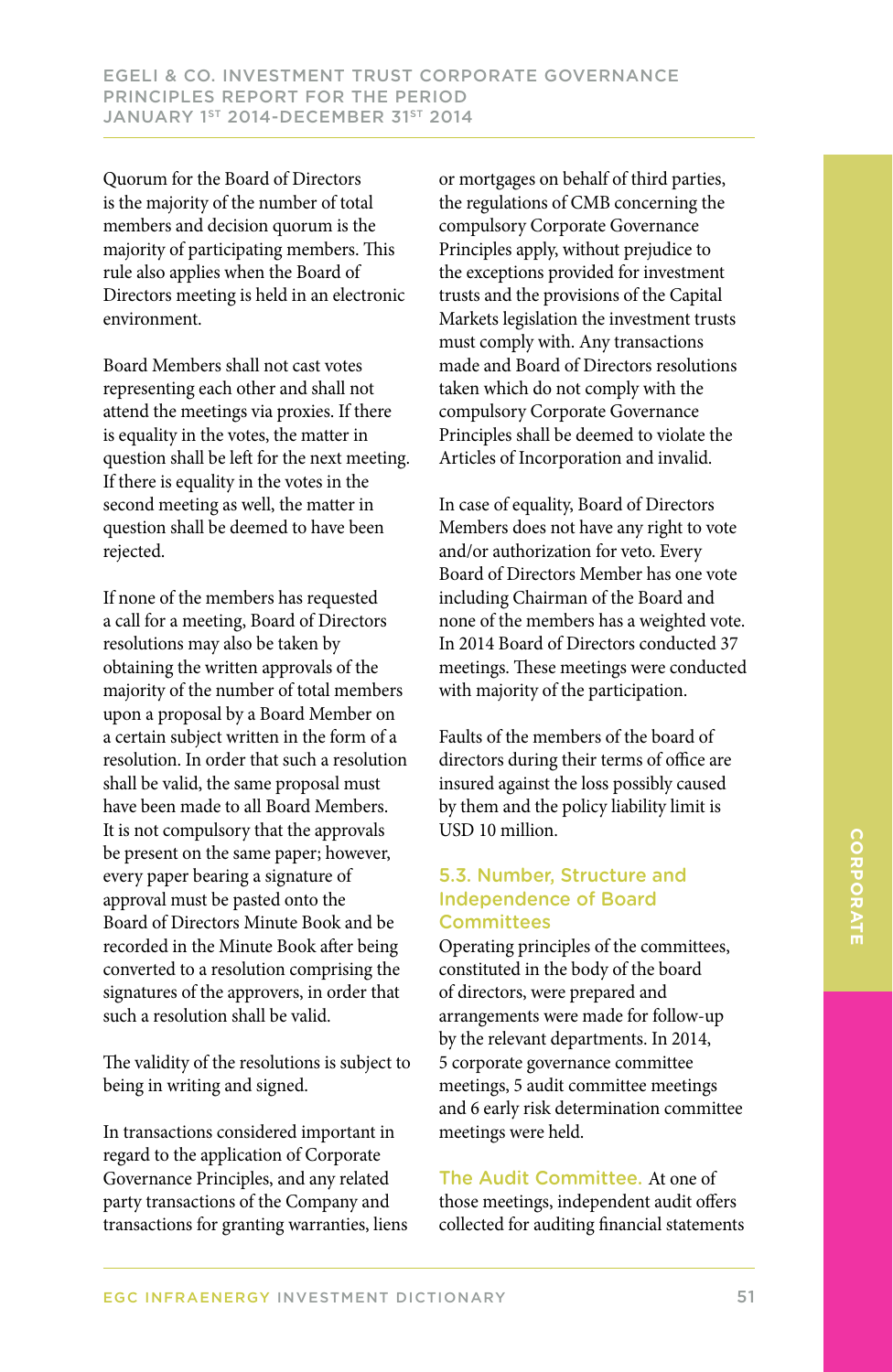Quorum for the Board of Directors is the majority of the number of total members and decision quorum is the majority of participating members. This rule also applies when the Board of Directors meeting is held in an electronic environment.

Board Members shall not cast votes representing each other and shall not attend the meetings via proxies. If there is equality in the votes, the matter in question shall be left for the next meeting. If there is equality in the votes in the second meeting as well, the matter in question shall be deemed to have been rejected.

If none of the members has requested a call for a meeting, Board of Directors resolutions may also be taken by obtaining the written approvals of the majority of the number of total members upon a proposal by a Board Member on a certain subject written in the form of a resolution. In order that such a resolution shall be valid, the same proposal must have been made to all Board Members. It is not compulsory that the approvals be present on the same paper; however, every paper bearing a signature of approval must be pasted onto the Board of Directors Minute Book and be recorded in the Minute Book after being converted to a resolution comprising the signatures of the approvers, in order that such a resolution shall be valid.

The validity of the resolutions is subject to being in writing and signed.

In transactions considered important in regard to the application of Corporate Governance Principles, and any related party transactions of the Company and transactions for granting warranties, liens or mortgages on behalf of third parties, the regulations of CMB concerning the compulsory Corporate Governance Principles apply, without prejudice to the exceptions provided for investment trusts and the provisions of the Capital Markets legislation the investment trusts must comply with. Any transactions made and Board of Directors resolutions taken which do not comply with the compulsory Corporate Governance Principles shall be deemed to violate the Articles of Incorporation and invalid.

In case of equality, Board of Directors Members does not have any right to vote and/or authorization for veto. Every Board of Directors Member has one vote including Chairman of the Board and none of the members has a weighted vote. In 2014 Board of Directors conducted 37 meetings. These meetings were conducted with majority of the participation.

Faults of the members of the board of directors during their terms of office are insured against the loss possibly caused by them and the policy liability limit is USD 10 million.

### 5.3. Number, Structure and Independence of Board Committees

Operating principles of the committees, constituted in the body of the board of directors, were prepared and arrangements were made for follow-up by the relevant departments. In 2014, 5 corporate governance committee meetings, 5 audit committee meetings and 6 early risk determination committee meetings were held.

**The Audit Committee.** At one of those meetings, independent audit offers collected for auditing financial statements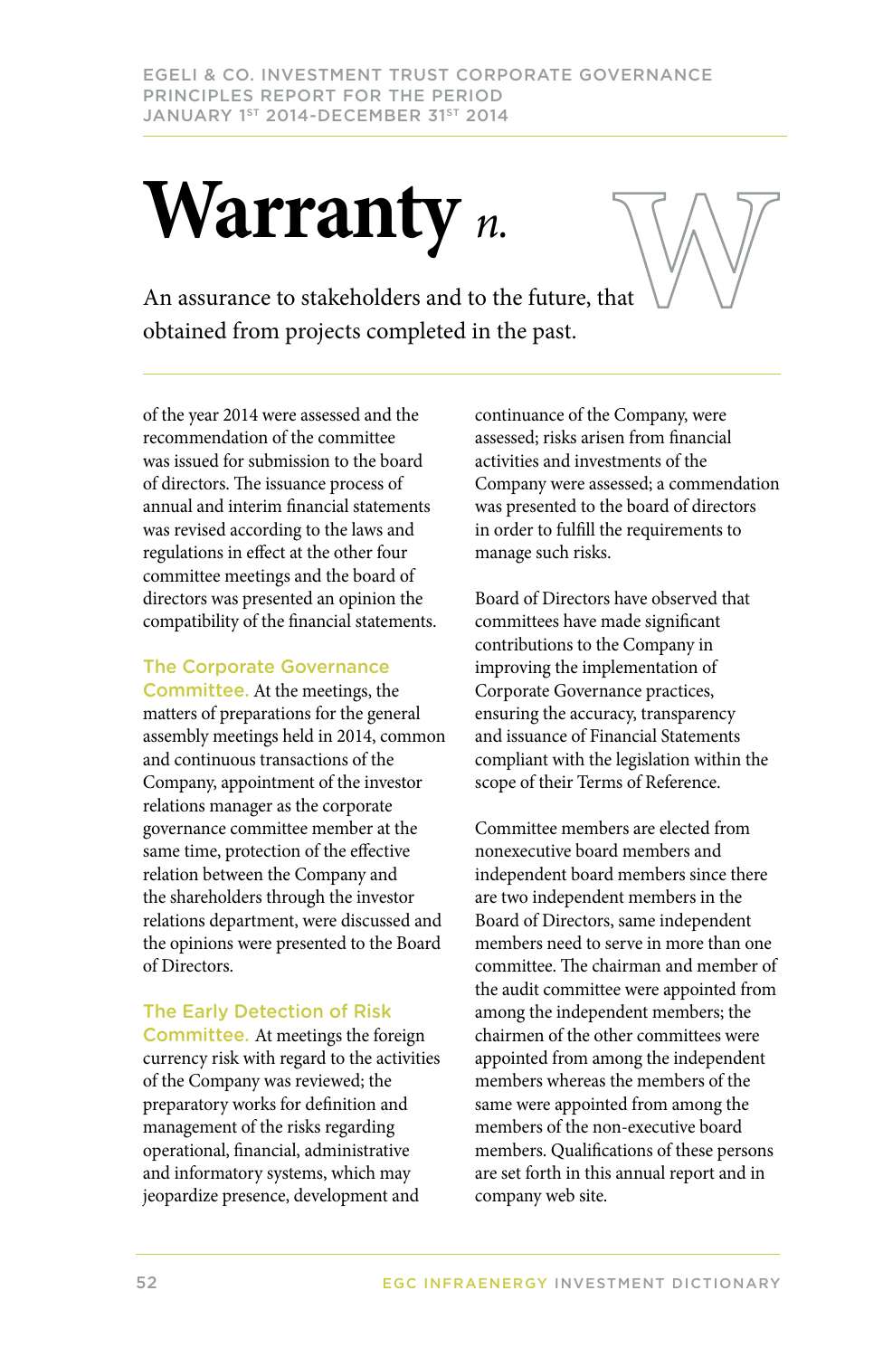# Warranty *n.*

An assurance to stakeholders and to the future, that obtained from projects completed in the past.

of the year 2014 were assessed and the recommendation of the committee was issued for submission to the board of directors. The issuance process of annual and interim financial statements was revised according to the laws and regulations in effect at the other four committee meetings and the board of directors was presented an opinion the compatibility of the financial statements.

**The Corporate Governance Committee.** At the meetings, the matters of preparations for the general assembly meetings held in 2014, common and continuous transactions of the Company, appointment of the investor relations manager as the corporate governance committee member at the same time, protection of the effective relation between the Company and the shareholders through the investor relations department, were discussed and the opinions were presented to the Board of Directors.

**The Early Detection of Risk Committee.** At meetings the foreign currency risk with regard to the activities of the Company was reviewed; the preparatory works for definition and management of the risks regarding operational, financial, administrative and informatory systems, which may jeopardize presence, development and continuance of the Company, were assessed; risks arisen from financial activities and investments of the Company were assessed; a commendation was presented to the board of directors in order to fulfill the requirements to manage such risks.

Board of Directors have observed that committees have made significant contributions to the Company in improving the implementation of Corporate Governance practices, ensuring the accuracy, transparency and issuance of Financial Statements compliant with the legislation within the scope of their Terms of Reference.

Committee members are elected from nonexecutive board members and independent board members since there are two independent members in the Board of Directors, same independent members need to serve in more than one committee. The chairman and member of the audit committee were appointed from among the independent members; the chairmen of the other committees were appointed from among the independent members whereas the members of the same were appointed from among the members of the non-executive board members. Qualifications of these persons are set forth in this annual report and in company web site.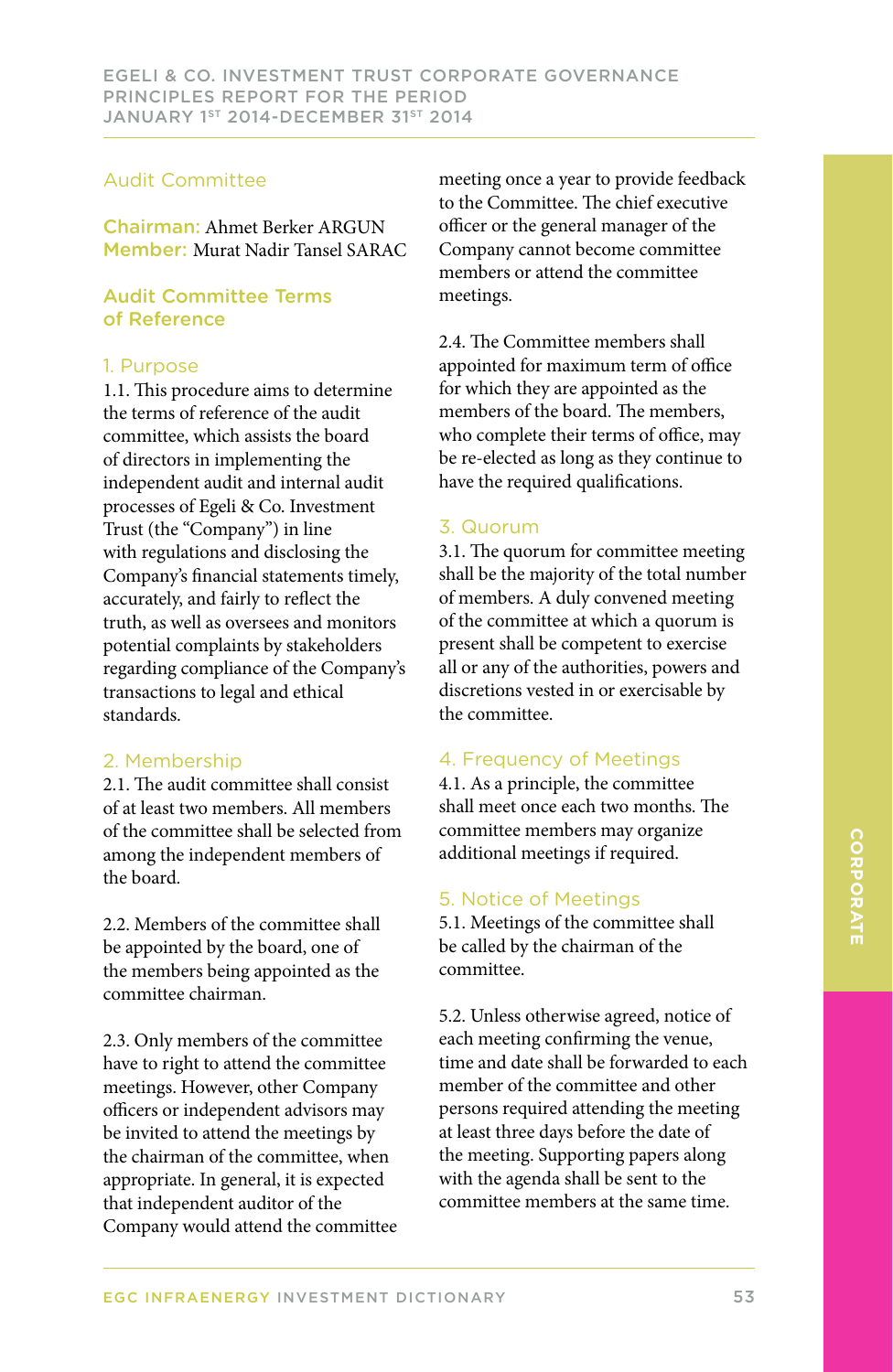## Audit Committee

**Chairman:** Ahmet Berker ARGUN
**Member:** Murat Nadir Tansel SARAC

### Audit Committee Terms of Reference

#### 1. Purpose

1.1. This procedure aims to determine the terms of reference of the audit committee, which assists the board of directors in implementing the independent audit and internal audit processes of Egeli & Co. Investment Trust (the "Company") in line with regulations and disclosing the Company's financial statements timely, accurately, and fairly to reflect the truth, as well as oversees and monitors potential complaints by stakeholders regarding compliance of the Company's transactions to legal and ethical standards.

#### 2. Membership

2.1. The audit committee shall consist of at least two members. All members of the committee shall be selected from among the independent members of the board.

2.2. Members of the committee shall be appointed by the board, one of the members being appointed as the committee chairman.

2.3. Only members of the committee have to right to attend the committee meetings. However, other Company officers or independent advisors may be invited to attend the meetings by the chairman of the committee, when appropriate. In general, it is expected that independent auditor of the Company would attend the committee meeting once a year to provide feedback to the Committee. The chief executive officer or the general manager of the Company cannot become committee members or attend the committee meetings.

2.4. The Committee members shall appointed for maximum term of office for which they are appointed as the members of the board. The members, who complete their terms of office, may be re-elected as long as they continue to have the required qualifications.

#### 3. Quorum

3.1. The quorum for committee meeting shall be the majority of the total number of members. A duly convened meeting of the committee at which a quorum is present shall be competent to exercise all or any of the authorities, powers and discretions vested in or exercisable by the committee.

#### 4. Frequency of Meetings

4.1. As a principle, the committee shall meet once each two months. The committee members may organize additional meetings if required.

#### 5. Notice of Meetings

5.1. Meetings of the committee shall be called by the chairman of the committee.

5.2. Unless otherwise agreed, notice of each meeting confirming the venue, time and date shall be forwarded to each member of the committee and other persons required attending the meeting at least three days before the date of the meeting. Supporting papers along with the agenda shall be sent to the committee members at the same time.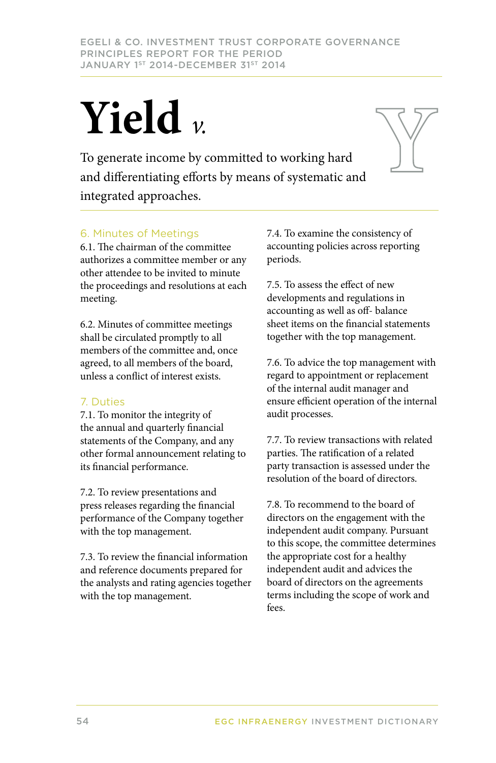# Yield *v.*

To generate income by committed to working hard and differentiating efforts by means of systematic and integrated approaches.

## 6. Minutes of Meetings

6.1. The chairman of the committee authorizes a committee member or any other attendee to be invited to minute the proceedings and resolutions at each meeting.

6.2. Minutes of committee meetings shall be circulated promptly to all members of the committee and, once agreed, to all members of the board, unless a conflict of interest exists.

## 7. Duties

7.1. To monitor the integrity of the annual and quarterly financial statements of the Company, and any other formal announcement relating to its financial performance.

7.2. To review presentations and press releases regarding the financial performance of the Company together with the top management.

7.3. To review the financial information and reference documents prepared for the analysts and rating agencies together with the top management.

7.4. To examine the consistency of accounting policies across reporting periods.

7.5. To assess the effect of new developments and regulations in accounting as well as off- balance sheet items on the financial statements together with the top management.

7.6. To advice the top management with regard to appointment or replacement of the internal audit manager and ensure efficient operation of the internal audit processes.

7.7. To review transactions with related parties. The ratification of a related party transaction is assessed under the resolution of the board of directors.

7.8. To recommend to the board of directors on the engagement with the independent audit company. Pursuant to this scope, the committee determines the appropriate cost for a healthy independent audit and advices the board of directors on the agreements terms including the scope of work and fees.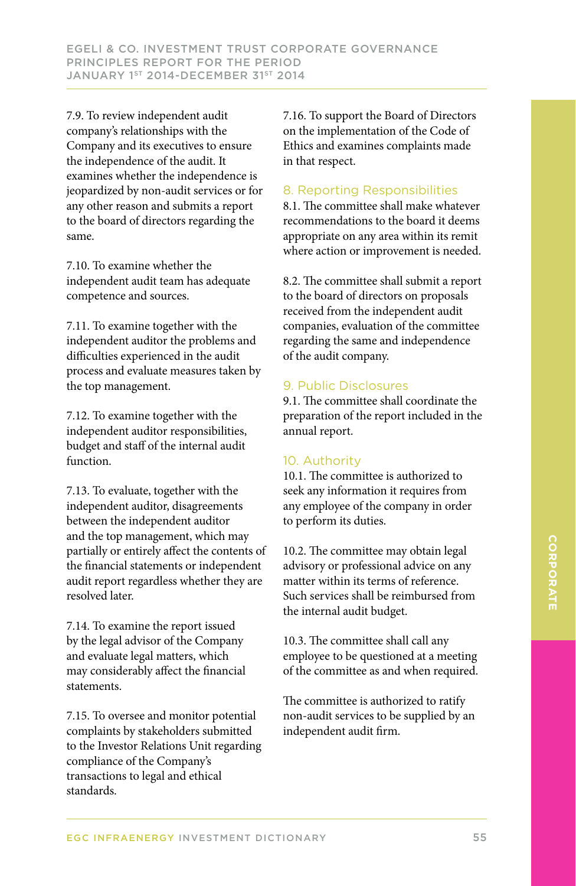7.9. To review independent audit company's relationships with the Company and its executives to ensure the independence of the audit. It examines whether the independence is jeopardized by non-audit services or for any other reason and submits a report to the board of directors regarding the same.

7.10. To examine whether the independent audit team has adequate competence and sources.

7.11. To examine together with the independent auditor the problems and difficulties experienced in the audit process and evaluate measures taken by the top management.

7.12. To examine together with the independent auditor responsibilities, budget and staff of the internal audit function.

7.13. To evaluate, together with the independent auditor, disagreements between the independent auditor and the top management, which may partially or entirely affect the contents of the financial statements or independent audit report regardless whether they are resolved later.

7.14. To examine the report issued by the legal advisor of the Company and evaluate legal matters, which may considerably affect the financial statements.

7.15. To oversee and monitor potential complaints by stakeholders submitted to the Investor Relations Unit regarding compliance of the Company's transactions to legal and ethical standards.

7.16. To support the Board of Directors on the implementation of the Code of Ethics and examines complaints made in that respect.

## 8. Reporting Responsibilities

8.1. The committee shall make whatever recommendations to the board it deems appropriate on any area within its remit where action or improvement is needed.

8.2. The committee shall submit a report to the board of directors on proposals received from the independent audit companies, evaluation of the committee regarding the same and independence of the audit company.

## 9. Public Disclosures

9.1. The committee shall coordinate the preparation of the report included in the annual report.

## 10. Authority

10.1. The committee is authorized to seek any information it requires from any employee of the company in order to perform its duties.

10.2. The committee may obtain legal advisory or professional advice on any matter within its terms of reference. Such services shall be reimbursed from the internal audit budget.

10.3. The committee shall call any employee to be questioned at a meeting of the committee as and when required.

The committee is authorized to ratify non-audit services to be supplied by an independent audit firm.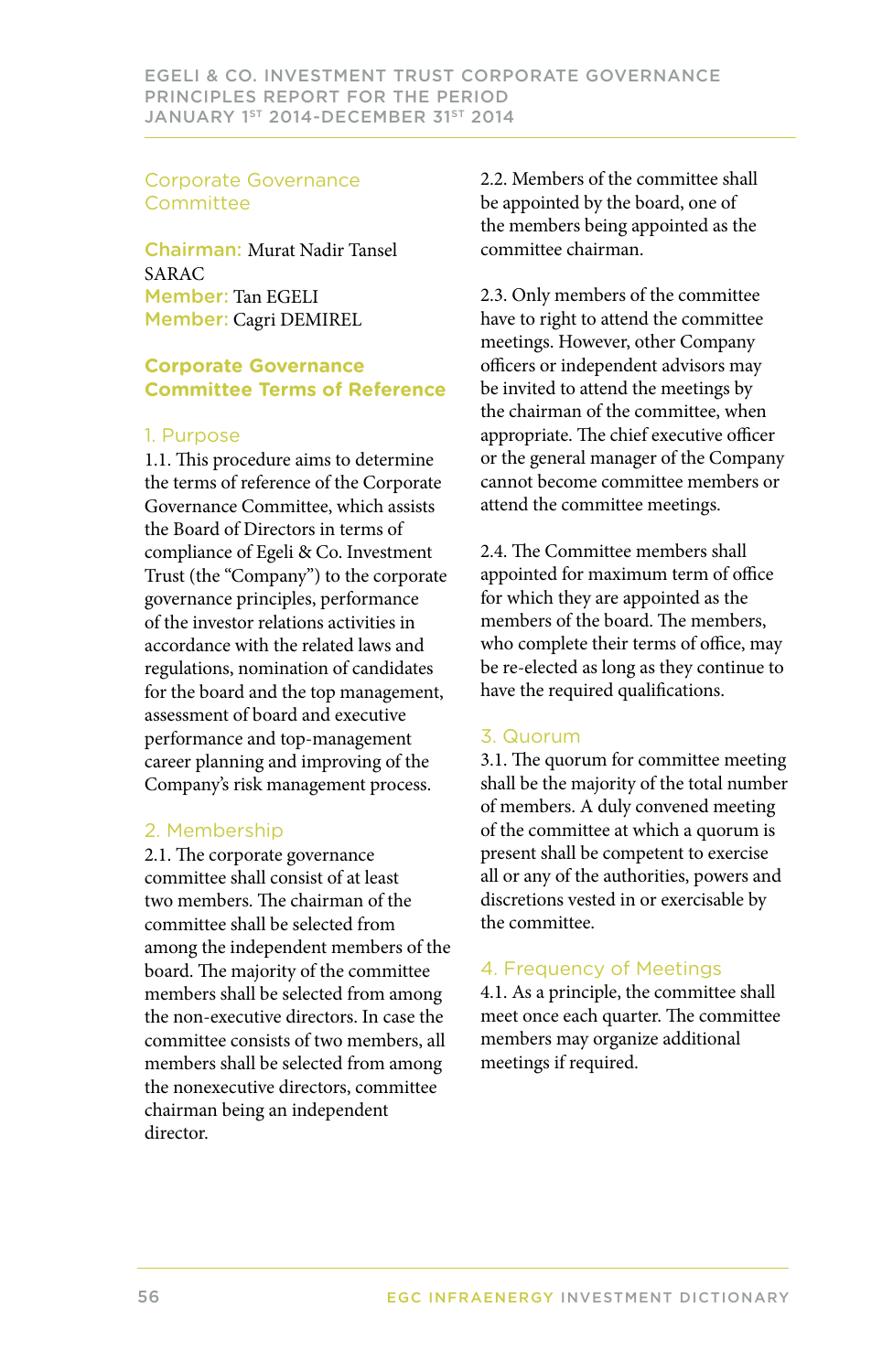## Corporate Governance Committee

**Chairman:** Murat Nadir Tansel SARAC
**Member:** Tan EGELI
**Member:** Cagri DEMIREL

## Corporate Governance Committee Terms of Reference

### 1. Purpose

1.1. This procedure aims to determine the terms of reference of the Corporate Governance Committee, which assists the Board of Directors in terms of compliance of Egeli & Co. Investment Trust (the "Company") to the corporate governance principles, performance of the investor relations activities in accordance with the related laws and regulations, nomination of candidates for the board and the top management, assessment of board and executive performance and top-management career planning and improving of the Company's risk management process.

### 2. Membership

2.1. The corporate governance committee shall consist of at least two members. The chairman of the committee shall be selected from among the independent members of the board. The majority of the committee members shall be selected from among the non-executive directors. In case the committee consists of two members, all members shall be selected from among the nonexecutive directors, committee chairman being an independent director.

2.2. Members of the committee shall be appointed by the board, one of the members being appointed as the committee chairman.

2.3. Only members of the committee have to right to attend the committee meetings. However, other Company officers or independent advisors may be invited to attend the meetings by the chairman of the committee, when appropriate. The chief executive officer or the general manager of the Company cannot become committee members or attend the committee meetings.

2.4. The Committee members shall appointed for maximum term of office for which they are appointed as the members of the board. The members, who complete their terms of office, may be re-elected as long as they continue to have the required qualifications.

### 3. Quorum

3.1. The quorum for committee meeting shall be the majority of the total number of members. A duly convened meeting of the committee at which a quorum is present shall be competent to exercise all or any of the authorities, powers and discretions vested in or exercisable by the committee.

### 4. Frequency of Meetings

4.1. As a principle, the committee shall meet once each quarter. The committee members may organize additional meetings if required.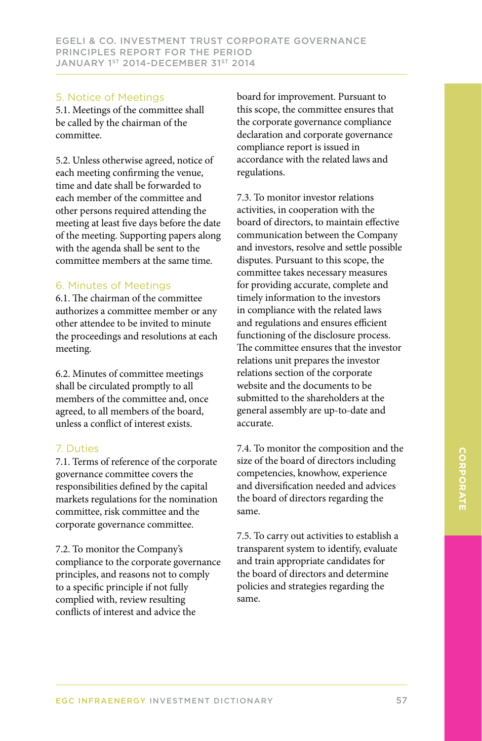## 5. Notice of Meetings

5.1. Meetings of the committee shall be called by the chairman of the committee.

5.2. Unless otherwise agreed, notice of each meeting confirming the venue, time and date shall be forwarded to each member of the committee and other persons required attending the meeting at least five days before the date of the meeting. Supporting papers along with the agenda shall be sent to the committee members at the same time.

## 6. Minutes of Meetings

6.1. The chairman of the committee authorizes a committee member or any other attendee to be invited to minute the proceedings and resolutions at each meeting.

6.2. Minutes of committee meetings shall be circulated promptly to all members of the committee and, once agreed, to all members of the board, unless a conflict of interest exists.

## 7. Duties

7.1. Terms of reference of the corporate governance committee covers the responsibilities defined by the capital markets regulations for the nomination committee, risk committee and the corporate governance committee.

7.2. To monitor the Company's compliance to the corporate governance principles, and reasons not to comply to a specific principle if not fully complied with, review resulting conflicts of interest and advice the board for improvement. Pursuant to this scope, the committee ensures that the corporate governance compliance declaration and corporate governance compliance report is issued in accordance with the related laws and regulations.

7.3. To monitor investor relations activities, in cooperation with the board of directors, to maintain effective communication between the Company and investors, resolve and settle possible disputes. Pursuant to this scope, the committee takes necessary measures for providing accurate, complete and timely information to the investors in compliance with the related laws and regulations and ensures efficient functioning of the disclosure process. The committee ensures that the investor relations unit prepares the investor relations section of the corporate website and the documents to be submitted to the shareholders at the general assembly are up-to-date and accurate.

7.4. To monitor the composition and the size of the board of directors including competencies, knowhow, experience and diversification needed and advices the board of directors regarding the same.

7.5. To carry out activities to establish a transparent system to identify, evaluate and train appropriate candidates for the board of directors and determine policies and strategies regarding the same.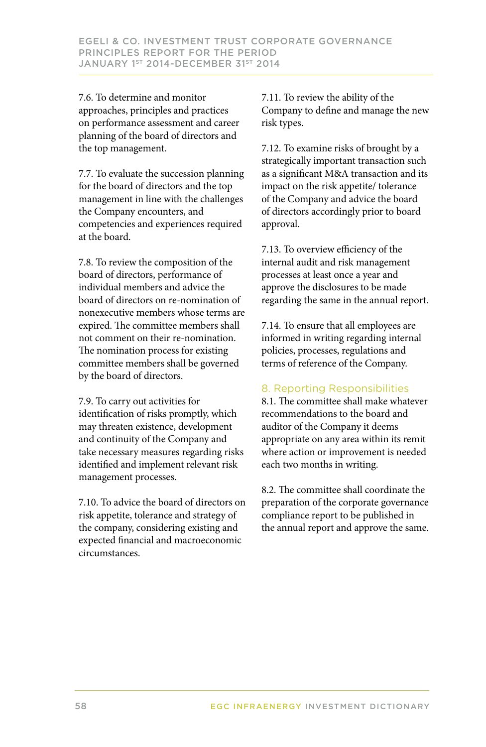7.6. To determine and monitor approaches, principles and practices on performance assessment and career planning of the board of directors and the top management.

7.7. To evaluate the succession planning for the board of directors and the top management in line with the challenges the Company encounters, and competencies and experiences required at the board.

7.8. To review the composition of the board of directors, performance of individual members and advice the board of directors on re-nomination of nonexecutive members whose terms are expired. The committee members shall not comment on their re-nomination. The nomination process for existing committee members shall be governed by the board of directors.

7.9. To carry out activities for identification of risks promptly, which may threaten existence, development and continuity of the Company and take necessary measures regarding risks identified and implement relevant risk management processes.

7.10. To advice the board of directors on risk appetite, tolerance and strategy of the company, considering existing and expected financial and macroeconomic circumstances.

7.11. To review the ability of the Company to define and manage the new risk types.

7.12. To examine risks of brought by a strategically important transaction such as a significant M&A transaction and its impact on the risk appetite/ tolerance of the Company and advice the board of directors accordingly prior to board approval.

7.13. To overview efficiency of the internal audit and risk management processes at least once a year and approve the disclosures to be made regarding the same in the annual report.

7.14. To ensure that all employees are informed in writing regarding internal policies, processes, regulations and terms of reference of the Company.

## 8. Reporting Responsibilities

8.1. The committee shall make whatever recommendations to the board and auditor of the Company it deems appropriate on any area within its remit where action or improvement is needed each two months in writing.

8.2. The committee shall coordinate the preparation of the corporate governance compliance report to be published in the annual report and approve the same.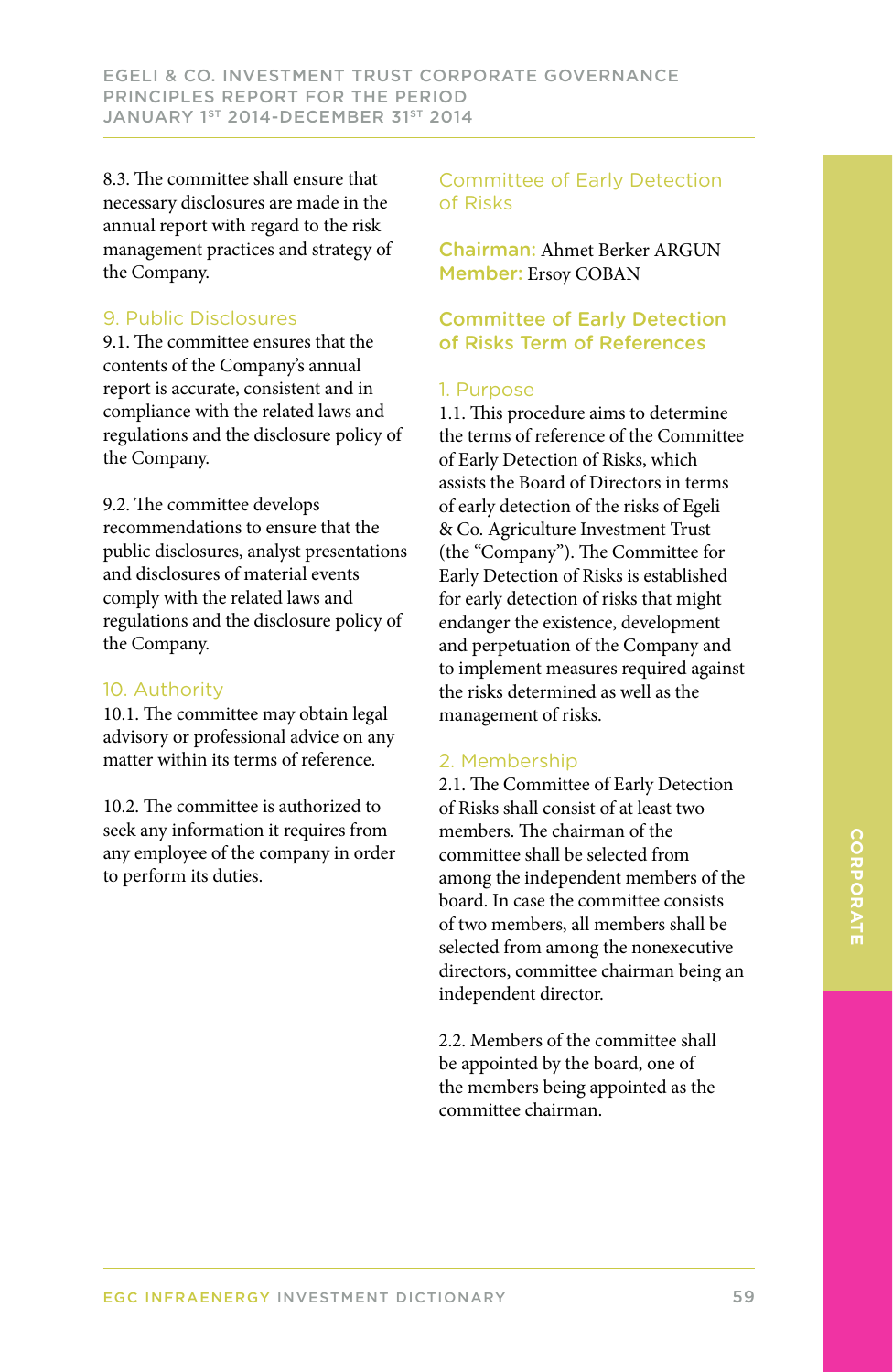8.3. The committee shall ensure that necessary disclosures are made in the annual report with regard to the risk management practices and strategy of the Company.

### 9. Public Disclosures

9.1. The committee ensures that the contents of the Company's annual report is accurate, consistent and in compliance with the related laws and regulations and the disclosure policy of the Company.

9.2. The committee develops recommendations to ensure that the public disclosures, analyst presentations and disclosures of material events comply with the related laws and regulations and the disclosure policy of the Company.

### 10. Authority

10.1. The committee may obtain legal advisory or professional advice on any matter within its terms of reference.

10.2. The committee is authorized to seek any information it requires from any employee of the company in order to perform its duties.

## Committee of Early Detection of Risks

**Chairman:** Ahmet Berker ARGUN
**Member:** Ersoy COBAN

## Committee of Early Detection of Risks Term of References

### 1. Purpose

1.1. This procedure aims to determine the terms of reference of the Committee of Early Detection of Risks, which assists the Board of Directors in terms of early detection of the risks of Egeli & Co. Agriculture Investment Trust (the "Company"). The Committee for Early Detection of Risks is established for early detection of risks that might endanger the existence, development and perpetuation of the Company and to implement measures required against the risks determined as well as the management of risks.

### 2. Membership

2.1. The Committee of Early Detection of Risks shall consist of at least two members. The chairman of the committee shall be selected from among the independent members of the board. In case the committee consists of two members, all members shall be selected from among the nonexecutive directors, committee chairman being an independent director.

2.2. Members of the committee shall be appointed by the board, one of the members being appointed as the committee chairman.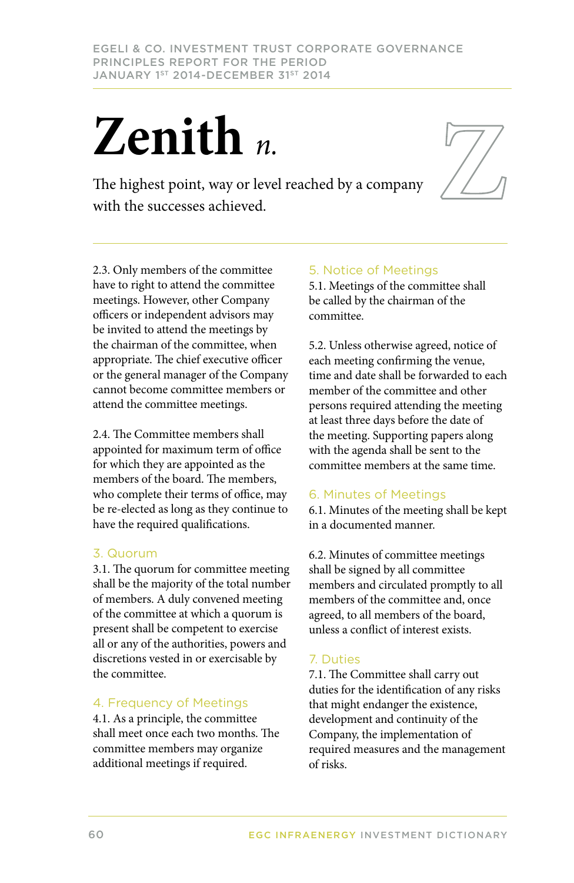# Zenith *n.*

The highest point, way or level reached by a company with the successes achieved.

2.3. Only members of the committee have to right to attend the committee meetings. However, other Company officers or independent advisors may be invited to attend the meetings by the chairman of the committee, when appropriate. The chief executive officer or the general manager of the Company cannot become committee members or attend the committee meetings.

2.4. The Committee members shall appointed for maximum term of office for which they are appointed as the members of the board. The members, who complete their terms of office, may be re-elected as long as they continue to have the required qualifications.

## 3. Quorum

3.1. The quorum for committee meeting shall be the majority of the total number of members. A duly convened meeting of the committee at which a quorum is present shall be competent to exercise all or any of the authorities, powers and discretions vested in or exercisable by the committee.

## 4. Frequency of Meetings

4.1. As a principle, the committee shall meet once each two months. The committee members may organize additional meetings if required.

## 5. Notice of Meetings

5.1. Meetings of the committee shall be called by the chairman of the committee.

5.2. Unless otherwise agreed, notice of each meeting confirming the venue, time and date shall be forwarded to each member of the committee and other persons required attending the meeting at least three days before the date of the meeting. Supporting papers along with the agenda shall be sent to the committee members at the same time.

## 6. Minutes of Meetings

6.1. Minutes of the meeting shall be kept in a documented manner.

6.2. Minutes of committee meetings shall be signed by all committee members and circulated promptly to all members of the committee and, once agreed, to all members of the board, unless a conflict of interest exists.

## 7. Duties

7.1. The Committee shall carry out duties for the identification of any risks that might endanger the existence, development and continuity of the Company, the implementation of required measures and the management of risks.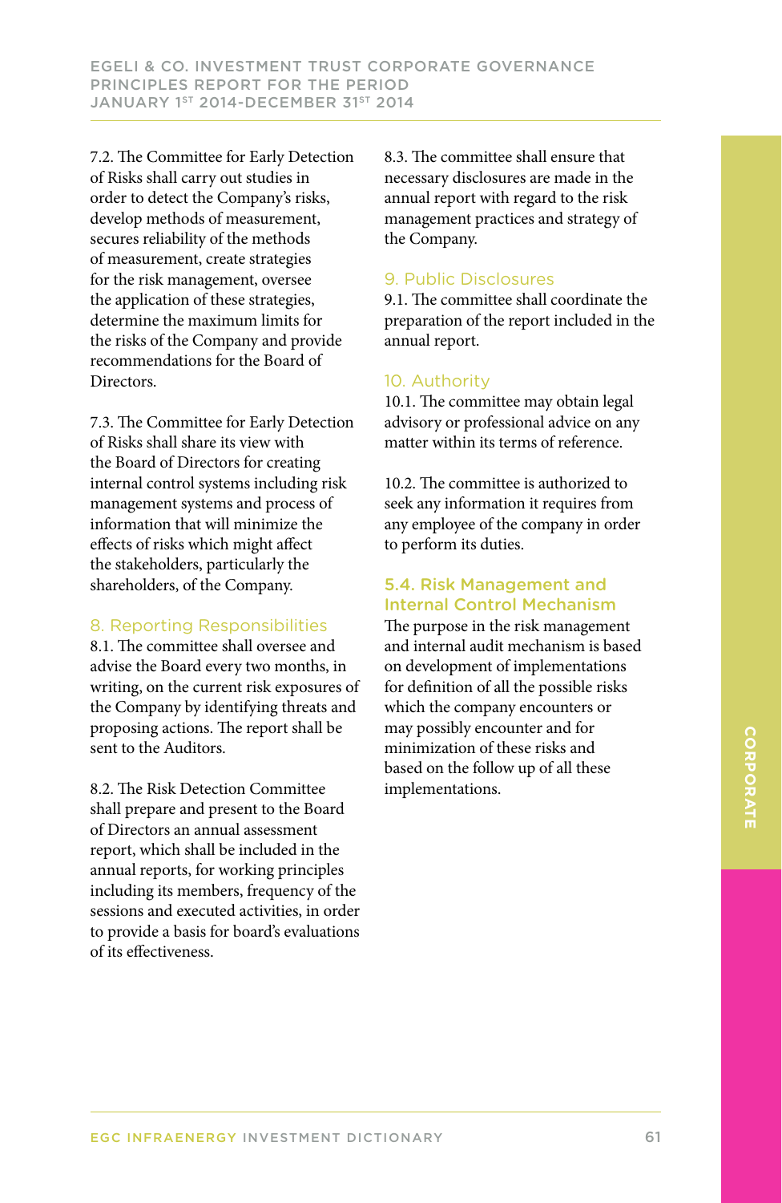7.2. The Committee for Early Detection of Risks shall carry out studies in order to detect the Company's risks, develop methods of measurement, secures reliability of the methods of measurement, create strategies for the risk management, oversee the application of these strategies, determine the maximum limits for the risks of the Company and provide recommendations for the Board of Directors.

7.3. The Committee for Early Detection of Risks shall share its view with the Board of Directors for creating internal control systems including risk management systems and process of information that will minimize the effects of risks which might affect the stakeholders, particularly the shareholders, of the Company.

### 8. Reporting Responsibilities

8.1. The committee shall oversee and advise the Board every two months, in writing, on the current risk exposures of the Company by identifying threats and proposing actions. The report shall be sent to the Auditors.

8.2. The Risk Detection Committee shall prepare and present to the Board of Directors an annual assessment report, which shall be included in the annual reports, for working principles including its members, frequency of the sessions and executed activities, in order to provide a basis for board's evaluations of its effectiveness.

8.3. The committee shall ensure that necessary disclosures are made in the annual report with regard to the risk management practices and strategy of the Company.

### 9. Public Disclosures

9.1. The committee shall coordinate the preparation of the report included in the annual report.

### 10. Authority

10.1. The committee may obtain legal advisory or professional advice on any matter within its terms of reference.

10.2. The committee is authorized to seek any information it requires from any employee of the company in order to perform its duties.

## 5.4. Risk Management and Internal Control Mechanism

The purpose in the risk management and internal audit mechanism is based on development of implementations for definition of all the possible risks which the company encounters or may possibly encounter and for minimization of these risks and based on the follow up of all these implementations.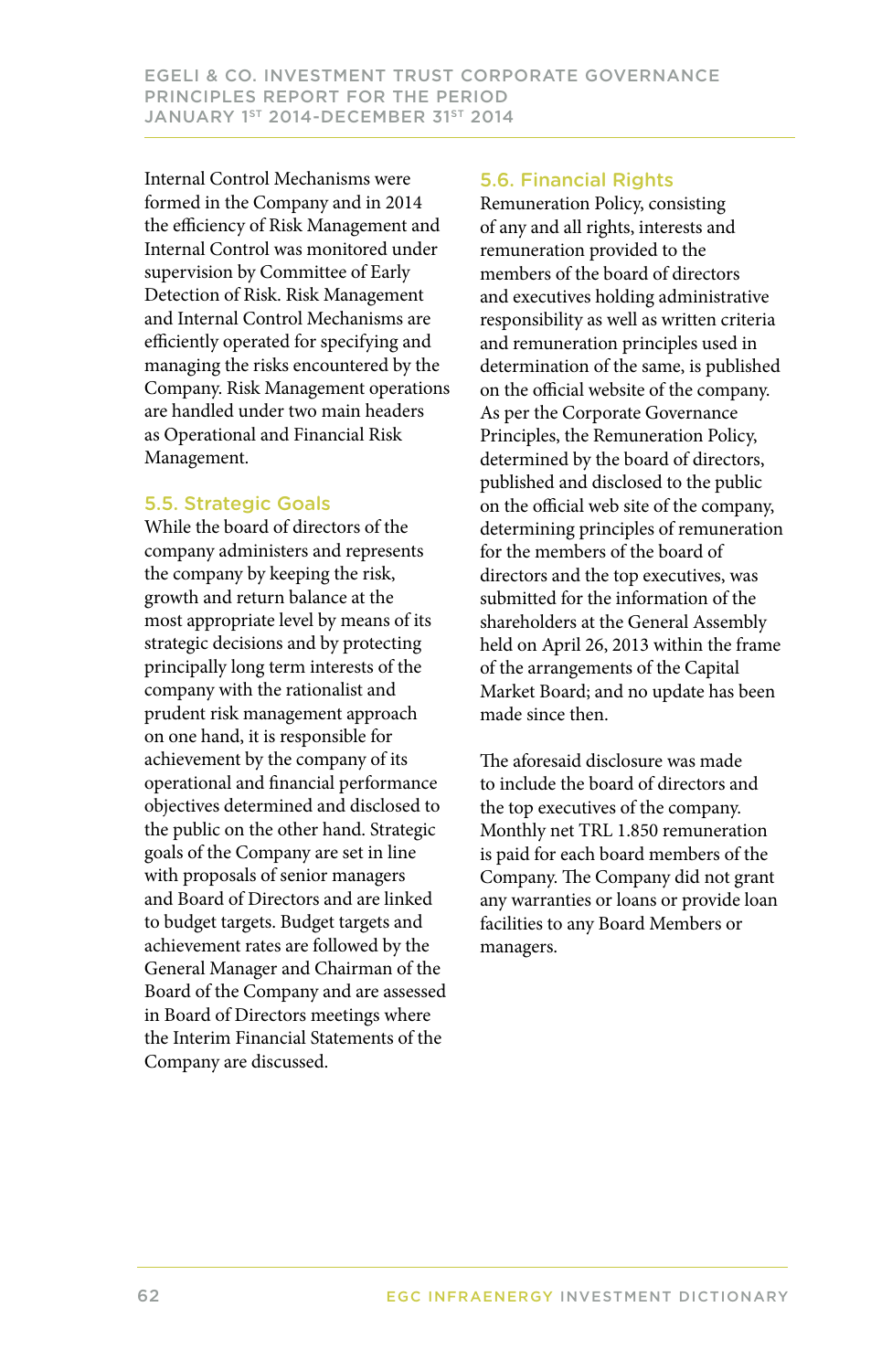Internal Control Mechanisms were formed in the Company and in 2014 the efficiency of Risk Management and Internal Control was monitored under supervision by Committee of Early Detection of Risk. Risk Management and Internal Control Mechanisms are efficiently operated for specifying and managing the risks encountered by the Company. Risk Management operations are handled under two main headers as Operational and Financial Risk Management.

## 5.5. Strategic Goals

While the board of directors of the company administers and represents the company by keeping the risk, growth and return balance at the most appropriate level by means of its strategic decisions and by protecting principally long term interests of the company with the rationalist and prudent risk management approach on one hand, it is responsible for achievement by the company of its operational and financial performance objectives determined and disclosed to the public on the other hand. Strategic goals of the Company are set in line with proposals of senior managers and Board of Directors and are linked to budget targets. Budget targets and achievement rates are followed by the General Manager and Chairman of the Board of the Company and are assessed in Board of Directors meetings where the Interim Financial Statements of the Company are discussed.

## 5.6. Financial Rights

Remuneration Policy, consisting of any and all rights, interests and remuneration provided to the members of the board of directors and executives holding administrative responsibility as well as written criteria and remuneration principles used in determination of the same, is published on the official website of the company. As per the Corporate Governance Principles, the Remuneration Policy, determined by the board of directors, published and disclosed to the public on the official web site of the company, determining principles of remuneration for the members of the board of directors and the top executives, was submitted for the information of the shareholders at the General Assembly held on April 26, 2013 within the frame of the arrangements of the Capital Market Board; and no update has been made since then.

The aforesaid disclosure was made to include the board of directors and the top executives of the company. Monthly net TRL 1.850 remuneration is paid for each board members of the Company. The Company did not grant any warranties or loans or provide loan facilities to any Board Members or managers.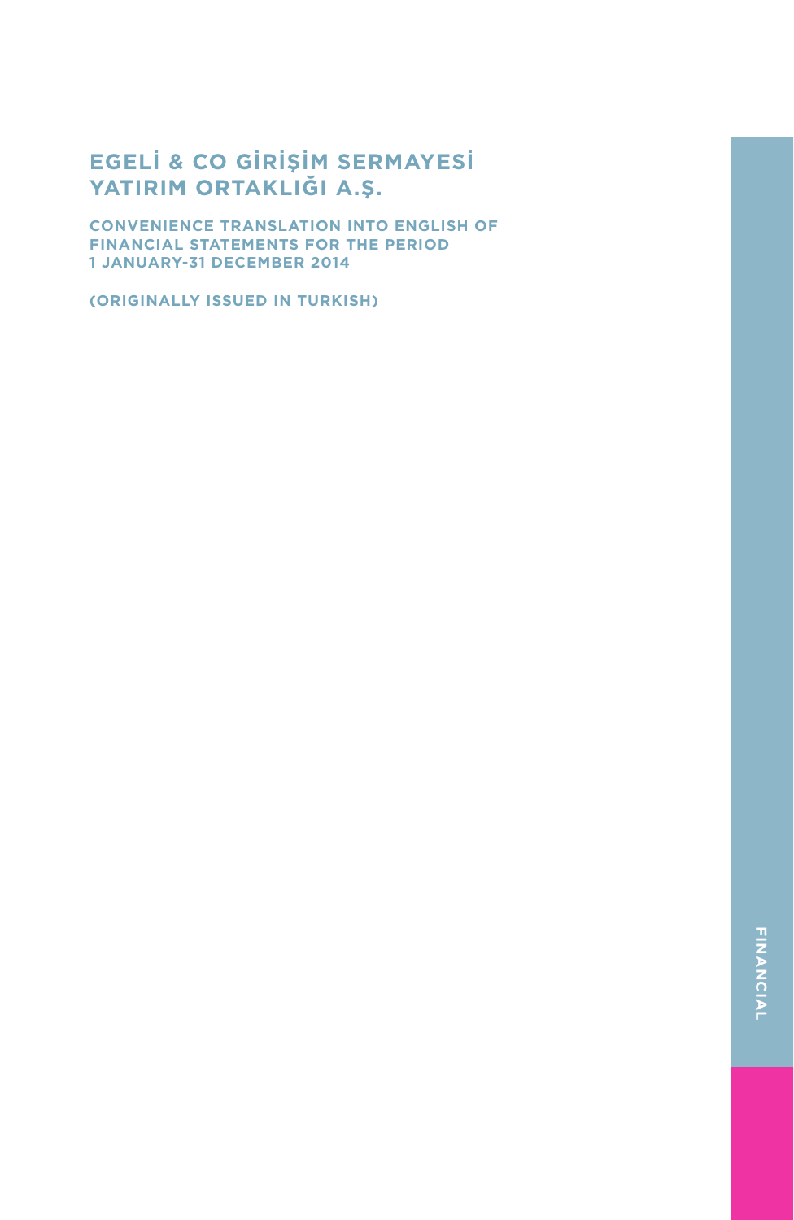# EGELİ & CO GİRİŞİM SERMAYESİ YATIRIM ORTAKLIĞI A.Ş.

**CONVENIENCE TRANSLATION INTO ENGLISH OF FINANCIAL STATEMENTS FOR THE PERIOD 1 JANUARY-31 DECEMBER 2014**

**(ORIGINALLY ISSUED IN TURKISH)**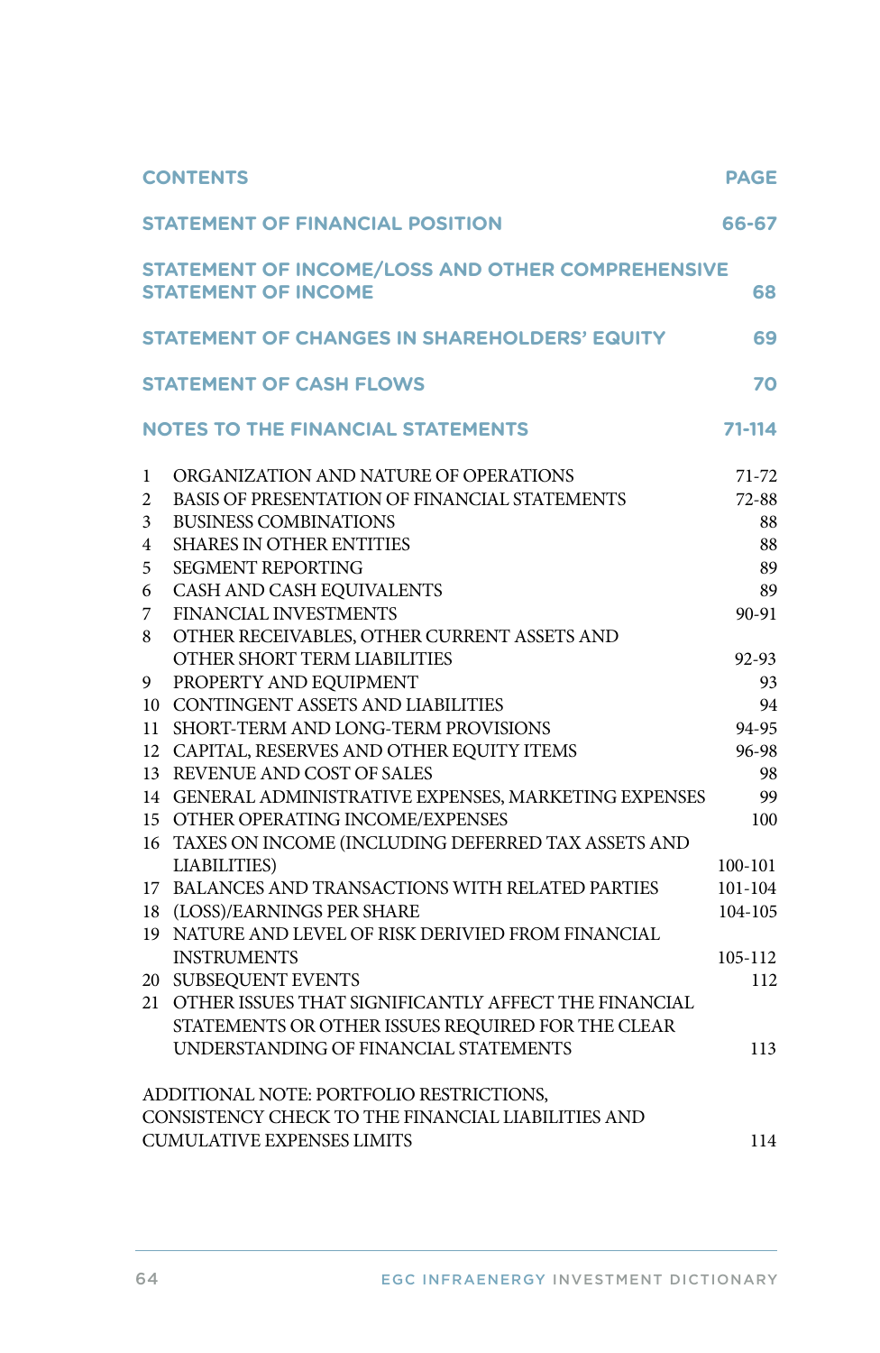| CONTENTS | PAGE |
|---|---|
| **STATEMENT OF FINANCIAL POSITION** | **66-67** |
| **STATEMENT OF INCOME/LOSS AND OTHER COMPREHENSIVE STATEMENT OF INCOME** | **68** |
| **STATEMENT OF CHANGES IN SHAREHOLDERS' EQUITY** | **69** |
| **STATEMENT OF CASH FLOWS** | **70** |
| **NOTES TO THE FINANCIAL STATEMENTS** | **71-114** |

| | | |
|---|---|---|
| 1 | ORGANIZATION AND NATURE OF OPERATIONS | 71-72 |
| 2 | BASIS OF PRESENTATION OF FINANCIAL STATEMENTS | 72-88 |
| 3 | BUSINESS COMBINATIONS | 88 |
| 4 | SHARES IN OTHER ENTITIES | 88 |
| 5 | SEGMENT REPORTING | 89 |
| 6 | CASH AND CASH EQUIVALENTS | 89 |
| 7 | FINANCIAL INVESTMENTS | 90-91 |
| 8 | OTHER RECEIVABLES, OTHER CURRENT ASSETS AND OTHER SHORT TERM LIABILITIES | 92-93 |
| 9 | PROPERTY AND EQUIPMENT | 93 |
| 10 | CONTINGENT ASSETS AND LIABILITIES | 94 |
| 11 | SHORT-TERM AND LONG-TERM PROVISIONS | 94-95 |
| 12 | CAPITAL, RESERVES AND OTHER EQUITY ITEMS | 96-98 |
| 13 | REVENUE AND COST OF SALES | 98 |
| 14 | GENERAL ADMINISTRATIVE EXPENSES, MARKETING EXPENSES | 99 |
| 15 | OTHER OPERATING INCOME/EXPENSES | 100 |
| 16 | TAXES ON INCOME (INCLUDING DEFERRED TAX ASSETS AND LIABILITIES) | 100-101 |
| 17 | BALANCES AND TRANSACTIONS WITH RELATED PARTIES | 101-104 |
| 18 | (LOSS)/EARNINGS PER SHARE | 104-105 |
| 19 | NATURE AND LEVEL OF RISK DERIVIED FROM FINANCIAL INSTRUMENTS | 105-112 |
| 20 | SUBSEQUENT EVENTS | 112 |
| 21 | OTHER ISSUES THAT SIGNIFICANTLY AFFECT THE FINANCIAL STATEMENTS OR OTHER ISSUES REQUIRED FOR THE CLEAR UNDERSTANDING OF FINANCIAL STATEMENTS | 113 |
| | ADDITIONAL NOTE: PORTFOLIO RESTRICTIONS, CONSISTENCY CHECK TO THE FINANCIAL LIABILITIES AND CUMULATIVE EXPENSES LIMITS | 114 |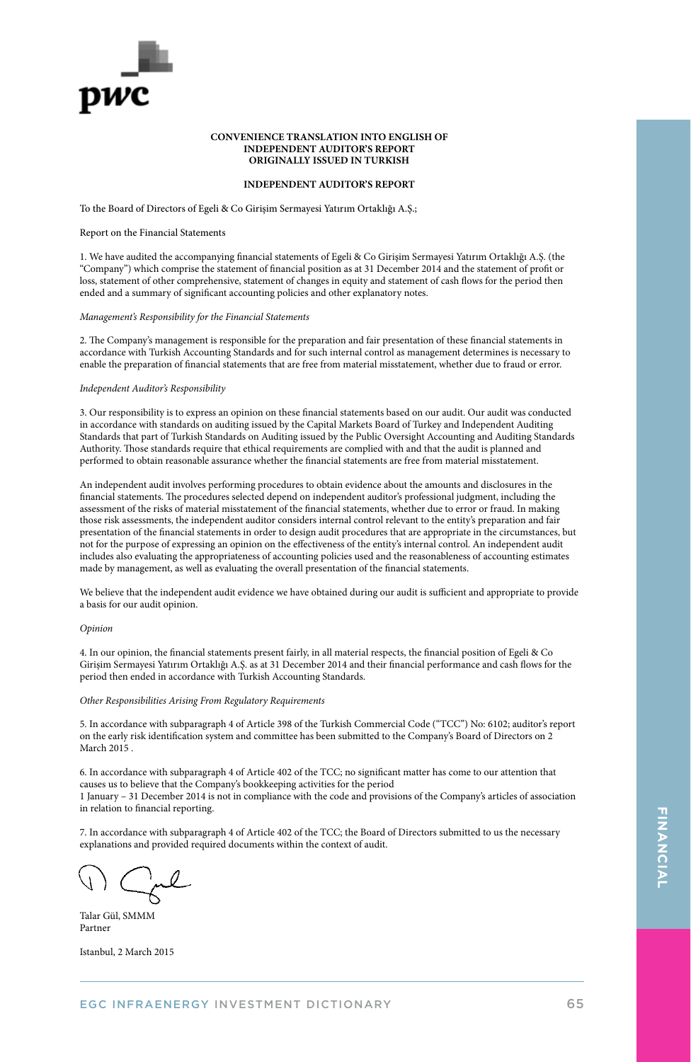**CONVENIENCE TRANSLATION INTO ENGLISH OF INDEPENDENT AUDITOR'S REPORT ORIGINALLY ISSUED IN TURKISH**

# INDEPENDENT AUDITOR'S REPORT

To the Board of Directors of Egeli & Co Girişim Sermayesi Yatırım Ortaklığı A.Ş.;

Report on the Financial Statements

1. We have audited the accompanying financial statements of Egeli & Co Girişim Sermayesi Yatırım Ortaklığı A.Ş. (the "Company") which comprise the statement of financial position as at 31 December 2014 and the statement of profit or loss, statement of other comprehensive, statement of changes in equity and statement of cash flows for the period then ended and a summary of significant accounting policies and other explanatory notes.

*Management's Responsibility for the Financial Statements*

2. The Company's management is responsible for the preparation and fair presentation of these financial statements in accordance with Turkish Accounting Standards and for such internal control as management determines is necessary to enable the preparation of financial statements that are free from material misstatement, whether due to fraud or error.

*Independent Auditor's Responsibility*

3. Our responsibility is to express an opinion on these financial statements based on our audit. Our audit was conducted in accordance with standards on auditing issued by the Capital Markets Board of Turkey and Independent Auditing Standards that part of Turkish Standards on Auditing issued by the Public Oversight Accounting and Auditing Standards Authority. Those standards require that ethical requirements are complied with and that the audit is planned and performed to obtain reasonable assurance whether the financial statements are free from material misstatement.

An independent audit involves performing procedures to obtain evidence about the amounts and disclosures in the financial statements. The procedures selected depend on independent auditor's professional judgment, including the assessment of the risks of material misstatement of the financial statements, whether due to error or fraud. In making those risk assessments, the independent auditor considers internal control relevant to the entity's preparation and fair presentation of the financial statements in order to design audit procedures that are appropriate in the circumstances, but not for the purpose of expressing an opinion on the effectiveness of the entity's internal control. An independent audit includes also evaluating the appropriateness of accounting policies used and the reasonableness of accounting estimates made by management, as well as evaluating the overall presentation of the financial statements.

We believe that the independent audit evidence we have obtained during our audit is sufficient and appropriate to provide a basis for our audit opinion.

*Opinion*

4. In our opinion, the financial statements present fairly, in all material respects, the financial position of Egeli & Co Girişim Sermayesi Yatırım Ortaklığı A.Ş. as at 31 December 2014 and their financial performance and cash flows for the period then ended in accordance with Turkish Accounting Standards.

*Other Responsibilities Arising From Regulatory Requirements*

5. In accordance with subparagraph 4 of Article 398 of the Turkish Commercial Code ("TCC") No: 6102; auditor's report on the early risk identification system and committee has been submitted to the Company's Board of Directors on 2 March 2015 .

6. In accordance with subparagraph 4 of Article 402 of the TCC; no significant matter has come to our attention that causes us to believe that the Company's bookkeeping activities for the period
1 January – 31 December 2014 is not in compliance with the code and provisions of the Company's articles of association in relation to financial reporting.

7. In accordance with subparagraph 4 of Article 402 of the TCC; the Board of Directors submitted to us the necessary explanations and provided required documents within the context of audit.

Talar Gül, SMMM
Partner

Istanbul, 2 March 2015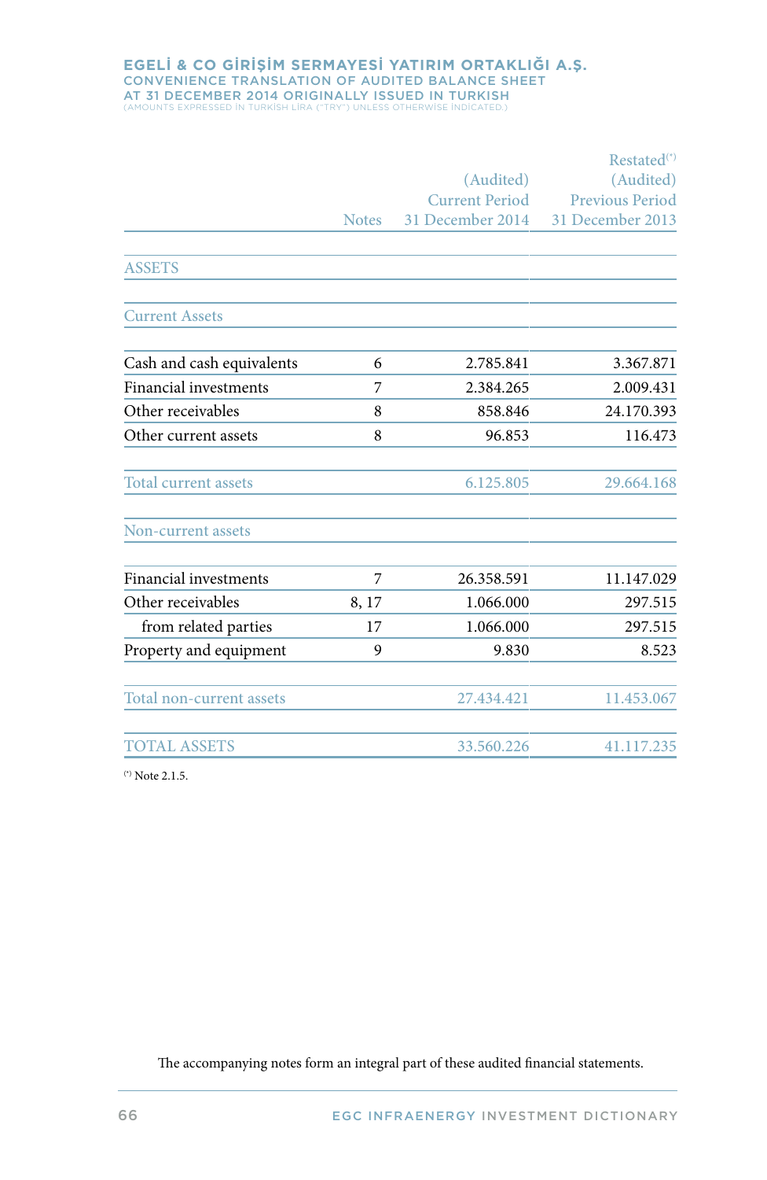# EGELİ & CO GİRİŞİM SERMAYESİ YATIRIM ORTAKLIĞI A.Ş.

## CONVENIENCE TRANSLATION OF AUDITED BALANCE SHEET AT 31 DECEMBER 2014 ORIGINALLY ISSUED IN TURKISH

(AMOUNTS EXPRESSED IN TURKISH LIRA ("TRY") UNLESS OTHERWISE INDICATED.)

| | Notes | (Audited) Current Period 31 December 2014 | Restated(*) (Audited) Previous Period 31 December 2013 |
|---|---|---|---|
| **ASSETS** | | | |
| **Current Assets** | | | |
| Cash and cash equivalents | 6 | 2.785.841 | 3.367.871 |
| Financial investments | 7 | 2.384.265 | 2.009.431 |
| Other receivables | 8 | 858.846 | 24.170.393 |
| Other current assets | 8 | 96.853 | 116.473 |
| **Total current assets** | | 6.125.805 | 29.664.168 |
| **Non-current assets** | | | |
| Financial investments | 7 | 26.358.591 | 11.147.029 |
| Other receivables | 8, 17 | 1.066.000 | 297.515 |
| from related parties | 17 | 1.066.000 | 297.515 |
| Property and equipment | 9 | 9.830 | 8.523 |
| **Total non-current assets** | | 27.434.421 | 11.453.067 |
| **TOTAL ASSETS** | | 33.560.226 | 41.117.235 |

(*) Note 2.1.5.

The accompanying notes form an integral part of these audited financial statements.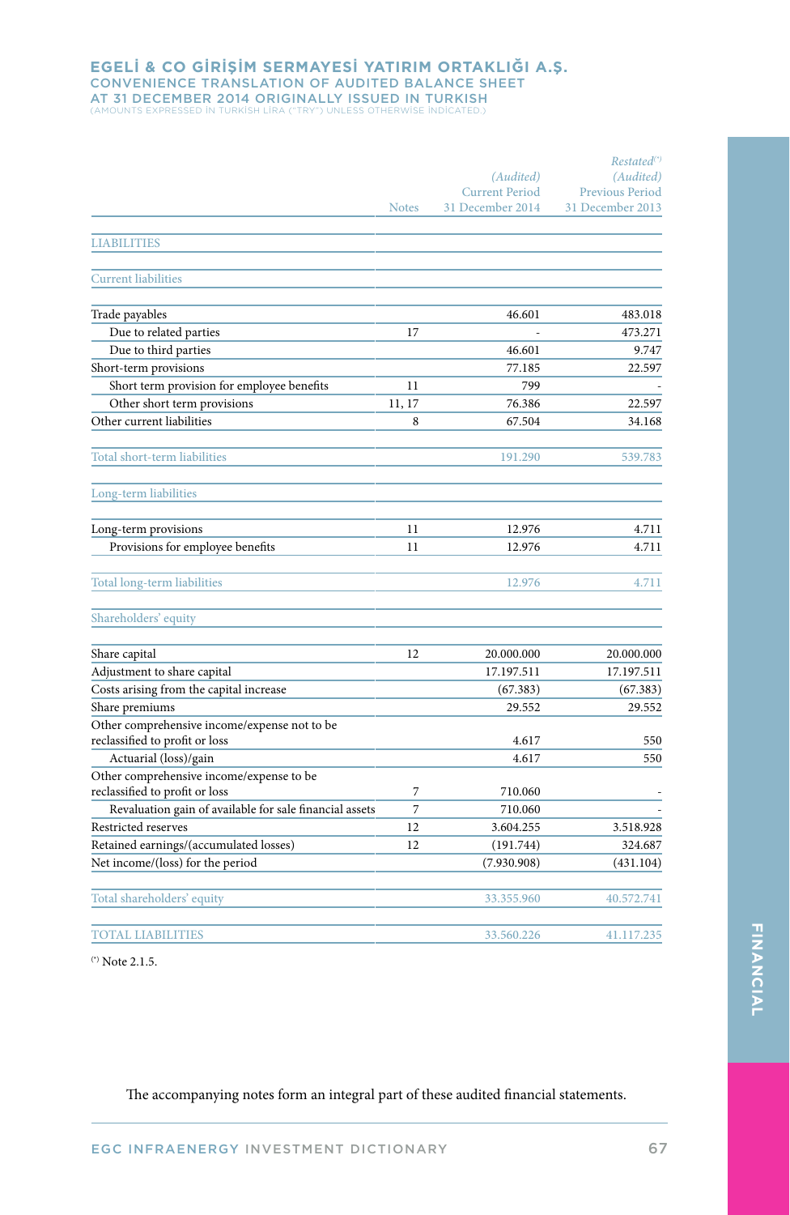# EGELİ & CO GİRİŞİM SERMAYESİ YATIRIM ORTAKLIĞI A.Ş.
## CONVENIENCE TRANSLATION OF AUDITED BALANCE SHEET
## AT 31 DECEMBER 2014 ORIGINALLY ISSUED IN TURKISH
(AMOUNTS EXPRESSED İN TURKİSH LİRA ("TRY") UNLESS OTHERWİSE İNDİCATED.)

| | Notes | *(Audited)* Current Period 31 December 2014 | *Restated(\*)* *(Audited)* Previous Period 31 December 2013 |
|---|---|---|---|
| **LIABILITIES** | | | |
| **Current liabilities** | | | |
| Trade payables | | 46.601 | 483.018 |
| Due to related parties | 17 | - | 473.271 |
| Due to third parties | | 46.601 | 9.747 |
| Short-term provisions | | 77.185 | 22.597 |
| Short term provision for employee benefits | 11 | 799 | - |
| Other short term provisions | 11, 17 | 76.386 | 22.597 |
| Other current liabilities | 8 | 67.504 | 34.168 |
| **Total short-term liabilities** | | 191.290 | 539.783 |
| **Long-term liabilities** | | | |
| Long-term provisions | 11 | 12.976 | 4.711 |
| Provisions for employee benefits | 11 | 12.976 | 4.711 |
| **Total long-term liabilities** | | 12.976 | 4.711 |
| **Shareholders' equity** | | | |
| Share capital | 12 | 20.000.000 | 20.000.000 |
| Adjustment to share capital | | 17.197.511 | 17.197.511 |
| Costs arising from the capital increase | | (67.383) | (67.383) |
| Share premiums | | 29.552 | 29.552 |
| Other comprehensive income/expense not to be reclassified to profit or loss | | 4.617 | 550 |
| Actuarial (loss)/gain | | 4.617 | 550 |
| Other comprehensive income/expense to be reclassified to profit or loss | 7 | 710.060 | - |
| Revaluation gain of available for sale financial assets | 7 | 710.060 | - |
| Restricted reserves | 12 | 3.604.255 | 3.518.928 |
| Retained earnings/(accumulated losses) | 12 | (191.744) | 324.687 |
| Net income/(loss) for the period | | (7.930.908) | (431.104) |
| **Total shareholders' equity** | | 33.355.960 | 40.572.741 |
| **TOTAL LIABILITIES** | | 33.560.226 | 41.117.235 |

(\*) Note 2.1.5.

The accompanying notes form an integral part of these audited financial statements.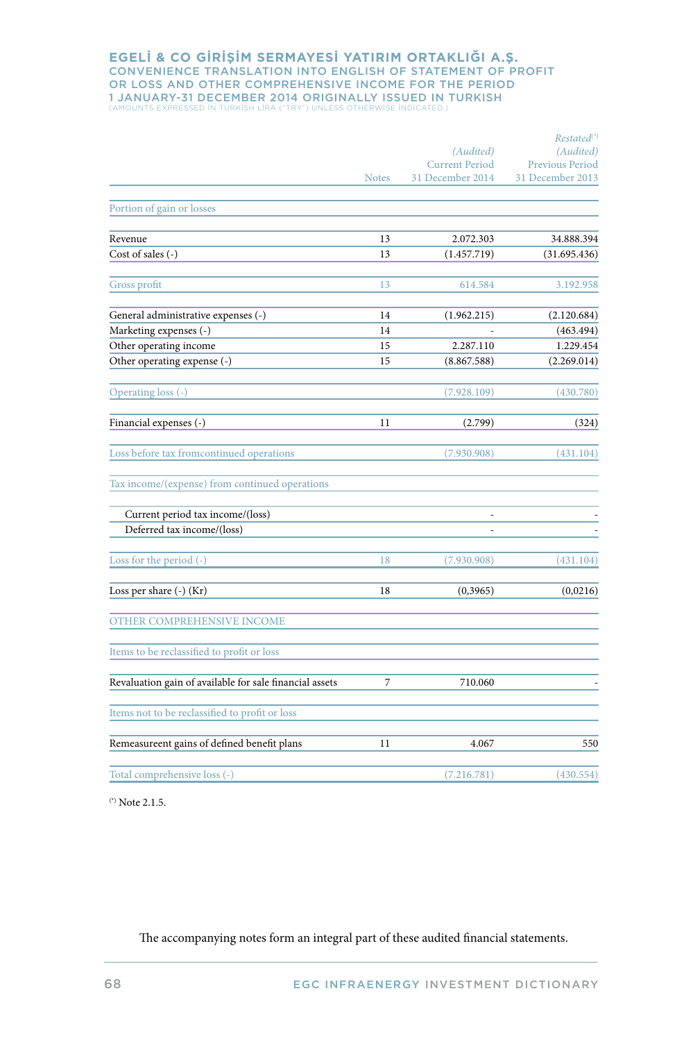# EGELİ & CO GİRİŞİM SERMAYESİ YATIRIM ORTAKLIĞI A.Ş.

## CONVENIENCE TRANSLATION INTO ENGLISH OF STATEMENT OF PROFIT OR LOSS AND OTHER COMPREHENSIVE INCOME FOR THE PERIOD 1 JANUARY-31 DECEMBER 2014 ORIGINALLY ISSUED IN TURKISH

(AMOUNTS EXPRESSED IN TURKISH LİRA ("TRY") UNLESS OTHERWISE INDICATED.)

| | Notes | *(Audited)* Current Period 31 December 2014 | *Restated*(*) *(Audited)* Previous Period 31 December 2013 |
|---|---|---|---|
| Portion of gain or losses | | | |
| Revenue | 13 | 2.072.303 | 34.888.394 |
| Cost of sales (-) | 13 | (1.457.719) | (31.695.436) |
| Gross profit | 13 | 614.584 | 3.192.958 |
| General administrative expenses (-) | 14 | (1.962.215) | (2.120.684) |
| Marketing expenses (-) | 14 | - | (463.494) |
| Other operating income | 15 | 2.287.110 | 1.229.454 |
| Other operating expense (-) | 15 | (8.867.588) | (2.269.014) |
| Operating loss (-) | | (7.928.109) | (430.780) |
| Financial expenses (-) | 11 | (2.799) | (324) |
| Loss before tax fromcontinued operations | | (7.930.908) | (431.104) |
| Tax income/(expense) from continued operations | | | |
| Current period tax income/(loss) | | - | - |
| Deferred tax income/(loss) | | - | - |
| Loss for the period (-) | 18 | (7.930.908) | (431.104) |
| Loss per share (-) (Kr) | 18 | (0,3965) | (0,0216) |
| OTHER COMPREHENSIVE INCOME | | | |
| Items to be reclassified to profit or loss | | | |
| Revaluation gain of available for sale financial assets | 7 | 710.060 | - |
| Items not to be reclassified to profit or loss | | | |
| Remeasureent gains of defined benefit plans | 11 | 4.067 | 550 |
| Total comprehensive loss (-) | | (7.216.781) | (430.554) |

(*) Note 2.1.5.

The accompanying notes form an integral part of these audited financial statements.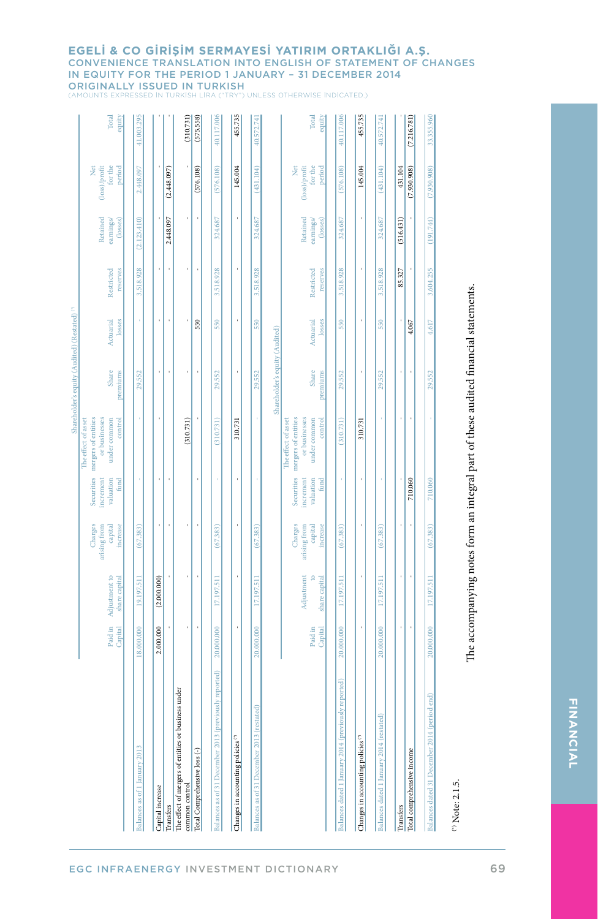# EGELİ & CO GİRİŞİM SERMAYESİ YATIRIM ORTAKLIĞI A.Ş.

## CONVENIENCE TRANSLATION INTO ENGLISH OF STATEMENT OF CHANGES IN EQUITY FOR THE PERIOD 1 JANUARY – 31 DECEMBER 2014 ORIGINALLY ISSUED IN TURKISH

(AMOUNTS EXPRESSED IN TURKISH LIRA ("TRY") UNLESS OTHERWISE INDICATED.)

| | Shareholder's equity (Audited) (Restated) (*) | | | | | | | | | | |
|---|---|---|---|---|---|---|---|---|---|---|---|
| | Paid in Capital | Adjustment to share capital | Charges arising from capital increase | Securities increment valuation fund | The effect of asset mergers of entities or businesses under common control | Share premiums | Actuarial losses | Restricted reserves | Retained earnings/ (losses) | Net (loss)/profit for the period | Total equity |
| Balances as of 1 January 2013 | 18.000.000 | 19.197.511 | (67.383) | - | - | 29.552 | - | 3.518.928 | (2.123.410) | 2.448.097 | 41.003.295 |
| Capital increase | 2.000.000 | (2.000.000) | - | - | - | - | - | - | - | - | - |
| Transfers | - | - | - | - | - | - | - | - | 2.448.097 | (2.448.097) | - |
| The effect of mergers of entities or business under common control | - | - | - | - | (310.731) | - | - | - | - | - | (310.731) |
| Total Comprehensive loss (-) | - | - | - | - | - | - | 550 | - | - | (576.108) | (575.558) |
| Balances as of 31 December 2013 (previously reported) | 20.000.000 | 17.197.511 | (67.383) | - | (310.731) | 29.552 | 550 | 3.518.928 | 324.687 | (576.108) | 40.117.006 |
| Changes in accounting policies (*) | - | - | - | - | 310.731 | - | - | - | - | 145.004 | 455.735 |
| Balances as of 31 December 2013 (restated) | 20.000.000 | 17.197.511 | (67.383) | - | - | 29.552 | 550 | 3.518.928 | 324.687 | (431.104) | 40.572.741 |

| | Shareholder's equity (Audited) | | | | | | | | | | |
|---|---|---|---|---|---|---|---|---|---|---|---|
| | Paid in Capital | Adjustment to share capital | Charges arising from capital increase | Securities increment valuation fund | The effect of asset mergers of entities or businesses under common control | Share premiums | Actuarial losses | Restricted reserves | Retained earnings/ (losses) | Net (loss)/profit for the period | Total equity |
| Balances dated 1 January 2014 (previously reported) | 20.000.000 | 17.197.511 | (67.383) | - | (310.731) | 29.552 | 550 | 3.518.928 | 324.687 | (576.108) | 40.117.006 |
| Changes in accounting policies (*) | - | - | - | - | 310.731 | - | - | - | - | 145.004 | 455.735 |
| Balances dated 1 January 2014 (restated) | 20.000.000 | 17.197.511 | (67.383) | - | - | 29.552 | 550 | 3.518.928 | 324.687 | (431.104) | 40.572.741 |
| Transfers | - | - | - | - | - | - | - | 85.327 | (516.431) | 431.104 | - |
| Total comprehensive income | - | - | - | 710.060 | - | - | 4.067 | - | - | (7.930.908) | (7.216.781) |
| Balances dated 31 December 2014 (period end) | 20.000.000 | 17.197.511 | (67.383) | 710.060 | - | 29.552 | 4.617 | 3.604.255 | (191.744) | (7.930.908) | 33.355.960 |

(*) Note: 2.1.5.

The accompanying notes form an integral part of these audited financial statements.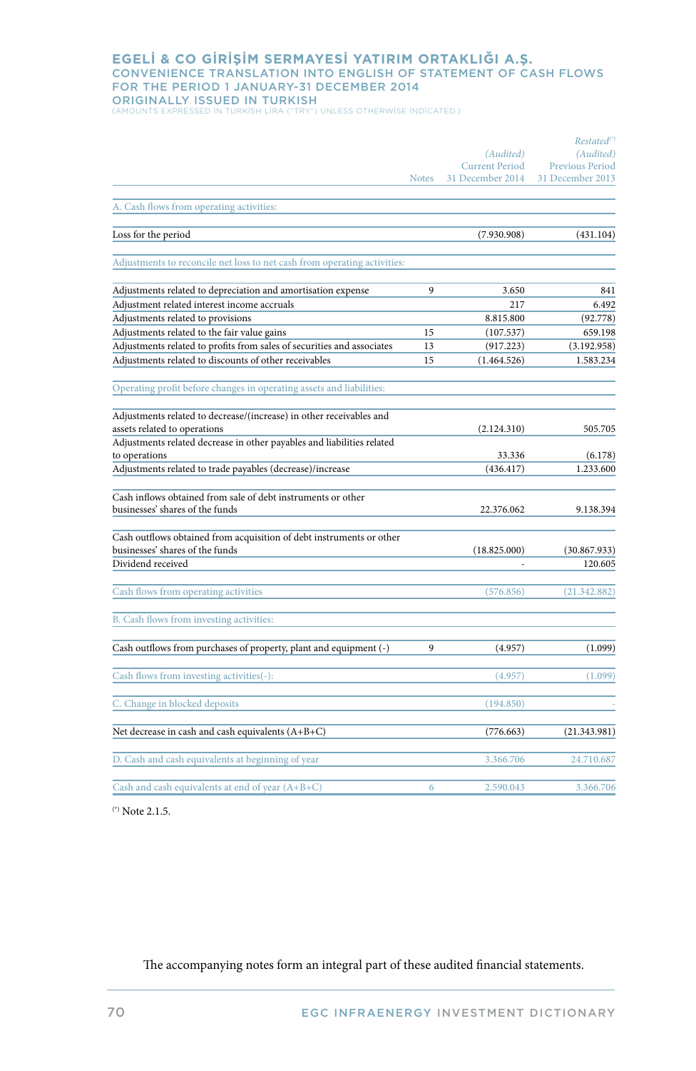# EGELİ & CO GİRİŞİM SERMAYESİ YATIRIM ORTAKLIĞI A.Ş.

## CONVENIENCE TRANSLATION INTO ENGLISH OF STATEMENT OF CASH FLOWS FOR THE PERIOD 1 JANUARY-31 DECEMBER 2014 ORIGINALLY ISSUED IN TURKISH

(AMOUNTS EXPRESSED IN TURKISH LİRA ("TRY") UNLESS OTHERWİSE İNDICATED.)

| | Notes | *(Audited)* Current Period 31 December 2014 | *Restated*(*) *(Audited)* Previous Period 31 December 2013 |
|---|---|---|---|
| A. Cash flows from operating activities: | | | |
| Loss for the period | | (7.930.908) | (431.104) |
| Adjustments to reconcile net loss to net cash from operating activities: | | | |
| Adjustments related to depreciation and amortisation expense | 9 | 3.650 | 841 |
| Adjustment related interest income accruals | | 217 | 6.492 |
| Adjustments related to provisions | | 8.815.800 | (92.778) |
| Adjustments related to the fair value gains | 15 | (107.537) | 659.198 |
| Adjustments related to profits from sales of securities and associates | 13 | (917.223) | (3.192.958) |
| Adjustments related to discounts of other receivables | 15 | (1.464.526) | 1.583.234 |
| Operating profit before changes in operating assets and liabilities: | | | |
| Adjustments related to decrease/(increase) in other receivables and assets related to operations | | (2.124.310) | 505.705 |
| Adjustments related decrease in other payables and liabilities related to operations | | 33.336 | (6.178) |
| Adjustments related to trade payables (decrease)/increase | | (436.417) | 1.233.600 |
| Cash inflows obtained from sale of debt instruments or other businesses' shares of the funds | | 22.376.062 | 9.138.394 |
| Cash outflows obtained from acquisition of debt instruments or other businesses' shares of the funds | | (18.825.000) | (30.867.933) |
| Dividend received | | - | 120.605 |
| Cash flows from operating activities | | (576.856) | (21.342.882) |
| B. Cash flows from investing activities: | | | |
| Cash outflows from purchases of property, plant and equipment (-) | 9 | (4.957) | (1.099) |
| Cash flows from investing activities(-): | | (4.957) | (1.099) |
| C. Change in blocked deposits | | (194.850) | - |
| Net decrease in cash and cash equivalents (A+B+C) | | (776.663) | (21.343.981) |
| D. Cash and cash equivalents at beginning of year | | 3.366.706 | 24.710.687 |
| Cash and cash equivalents at end of year (A+B+C) | 6 | 2.590.043 | 3.366.706 |

(*) Note 2.1.5.

The accompanying notes form an integral part of these audited financial statements.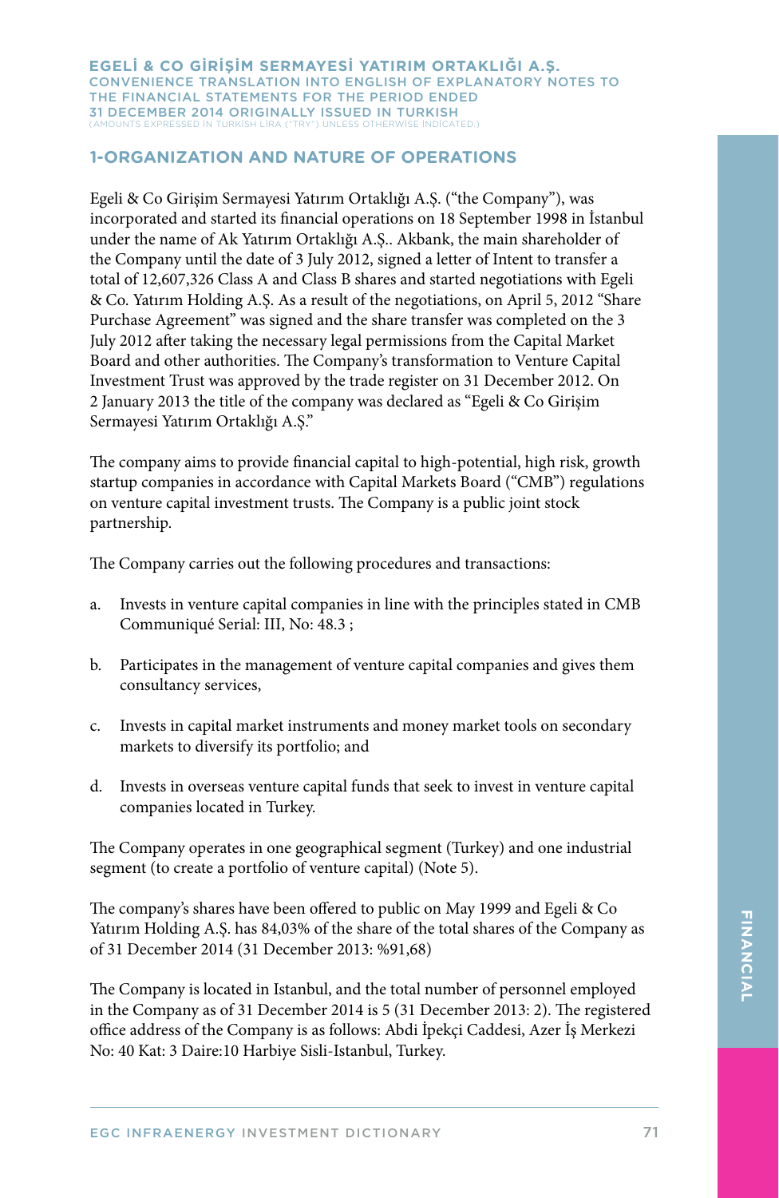## 1-ORGANIZATION AND NATURE OF OPERATIONS

Egeli & Co Girişim Sermayesi Yatırım Ortaklığı A.Ş. ("the Company"), was incorporated and started its financial operations on 18 September 1998 in İstanbul under the name of Ak Yatırım Ortaklığı A.Ş.. Akbank, the main shareholder of the Company until the date of 3 July 2012, signed a letter of Intent to transfer a total of 12,607,326 Class A and Class B shares and started negotiations with Egeli & Co. Yatırım Holding A.Ş. As a result of the negotiations, on April 5, 2012 "Share Purchase Agreement" was signed and the share transfer was completed on the 3 July 2012 after taking the necessary legal permissions from the Capital Market Board and other authorities. The Company's transformation to Venture Capital Investment Trust was approved by the trade register on 31 December 2012. On 2 January 2013 the title of the company was declared as "Egeli & Co Girişim Sermayesi Yatırım Ortaklığı A.Ş."

The company aims to provide financial capital to high-potential, high risk, growth startup companies in accordance with Capital Markets Board ("CMB") regulations on venture capital investment trusts. The Company is a public joint stock partnership.

The Company carries out the following procedures and transactions:

a. Invests in venture capital companies in line with the principles stated in CMB Communiqué Serial: III, No: 48.3 ;

b. Participates in the management of venture capital companies and gives them consultancy services,

c. Invests in capital market instruments and money market tools on secondary markets to diversify its portfolio; and

d. Invests in overseas venture capital funds that seek to invest in venture capital companies located in Turkey.

The Company operates in one geographical segment (Turkey) and one industrial segment (to create a portfolio of venture capital) (Note 5).

The company's shares have been offered to public on May 1999 and Egeli & Co Yatırım Holding A.Ş. has 84,03% of the share of the total shares of the Company as of 31 December 2014 (31 December 2013: %91,68)

The Company is located in Istanbul, and the total number of personnel employed in the Company as of 31 December 2014 is 5 (31 December 2013: 2). The registered office address of the Company is as follows: Abdi İpekçi Caddesi, Azer İş Merkezi No: 40 Kat: 3 Daire:10 Harbiye Sisli-Istanbul, Turkey.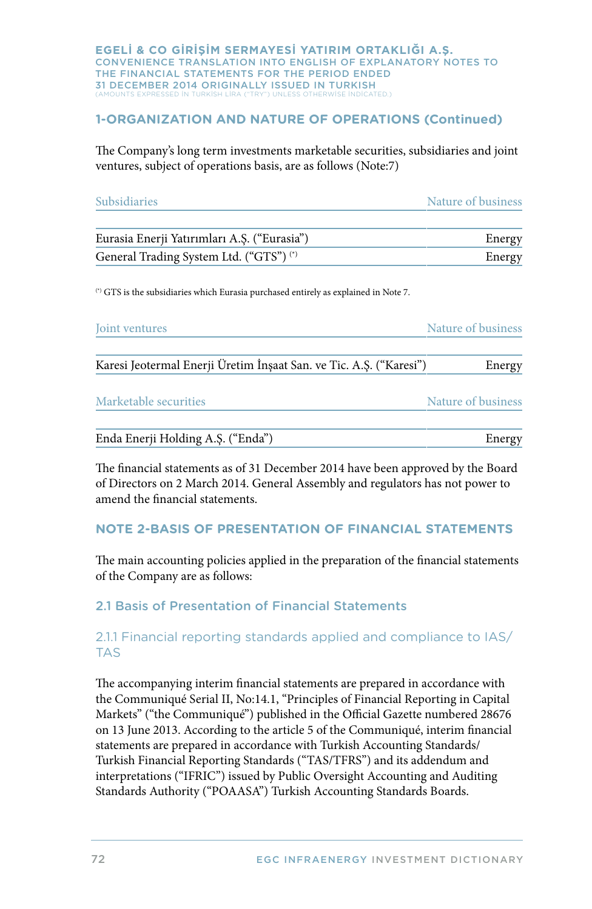## 1-ORGANIZATION AND NATURE OF OPERATIONS (Continued)

The Company's long term investments marketable securities, subsidiaries and joint ventures, subject of operations basis, are as follows (Note:7)

| Subsidiaries | Nature of business |
|---|---|
| Eurasia Enerji Yatırımları A.Ş. ("Eurasia") | Energy |
| General Trading System Ltd. ("GTS") (*) | Energy |

(*) GTS is the subsidiaries which Eurasia purchased entirely as explained in Note 7.

| Joint ventures | Nature of business |
|---|---|
| Karesi Jeotermal Enerji Üretim İnşaat San. ve Tic. A.Ş. ("Karesi") | Energy |

| Marketable securities | Nature of business |
|---|---|
| Enda Enerji Holding A.Ş. ("Enda") | Energy |

The financial statements as of 31 December 2014 have been approved by the Board of Directors on 2 March 2014. General Assembly and regulators has not power to amend the financial statements.

## NOTE 2-BASIS OF PRESENTATION OF FINANCIAL STATEMENTS

The main accounting policies applied in the preparation of the financial statements of the Company are as follows:

### 2.1 Basis of Presentation of Financial Statements

#### 2.1.1 Financial reporting standards applied and compliance to IAS/TAS

The accompanying interim financial statements are prepared in accordance with the Communiqué Serial II, No:14.1, "Principles of Financial Reporting in Capital Markets" ("the Communiqué") published in the Official Gazette numbered 28676 on 13 June 2013. According to the article 5 of the Communiqué, interim financial statements are prepared in accordance with Turkish Accounting Standards/ Turkish Financial Reporting Standards ("TAS/TFRS") and its addendum and interpretations ("IFRIC") issued by Public Oversight Accounting and Auditing Standards Authority ("POAASA") Turkish Accounting Standards Boards.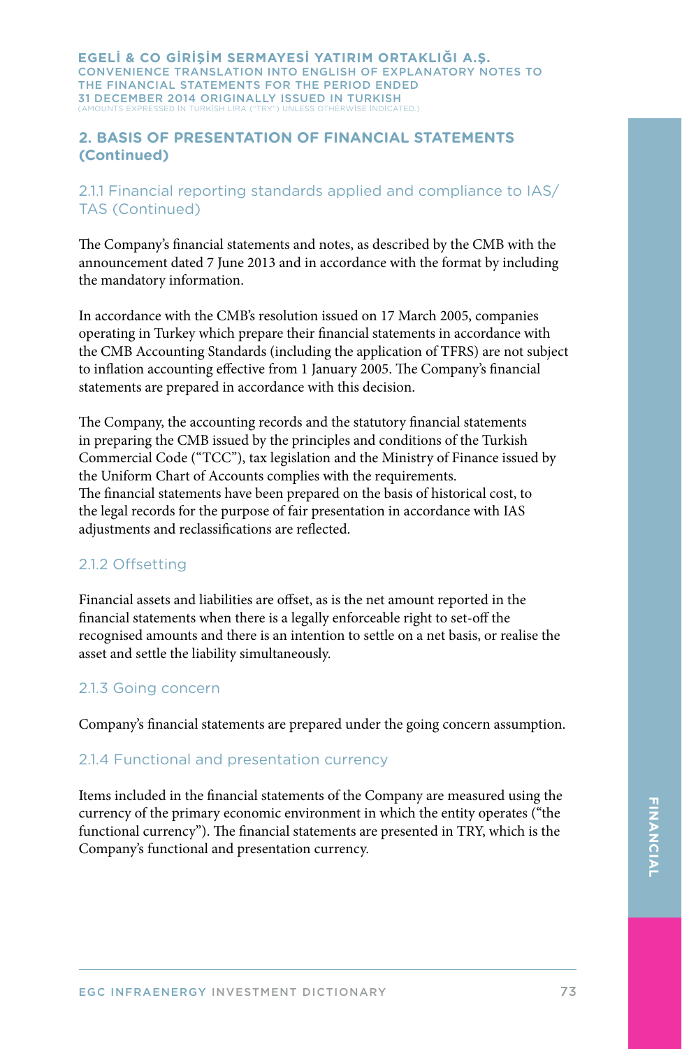## 2. BASIS OF PRESENTATION OF FINANCIAL STATEMENTS (Continued)

### 2.1.1 Financial reporting standards applied and compliance to IAS/TAS (Continued)

The Company's financial statements and notes, as described by the CMB with the announcement dated 7 June 2013 and in accordance with the format by including the mandatory information.

In accordance with the CMB's resolution issued on 17 March 2005, companies operating in Turkey which prepare their financial statements in accordance with the CMB Accounting Standards (including the application of TFRS) are not subject to inflation accounting effective from 1 January 2005. The Company's financial statements are prepared in accordance with this decision.

The Company, the accounting records and the statutory financial statements in preparing the CMB issued by the principles and conditions of the Turkish Commercial Code ("TCC"), tax legislation and the Ministry of Finance issued by the Uniform Chart of Accounts complies with the requirements.
The financial statements have been prepared on the basis of historical cost, to the legal records for the purpose of fair presentation in accordance with IAS adjustments and reclassifications are reflected.

### 2.1.2 Offsetting

Financial assets and liabilities are offset, as is the net amount reported in the financial statements when there is a legally enforceable right to set-off the recognised amounts and there is an intention to settle on a net basis, or realise the asset and settle the liability simultaneously.

### 2.1.3 Going concern

Company's financial statements are prepared under the going concern assumption.

### 2.1.4 Functional and presentation currency

Items included in the financial statements of the Company are measured using the currency of the primary economic environment in which the entity operates ("the functional currency"). The financial statements are presented in TRY, which is the Company's functional and presentation currency.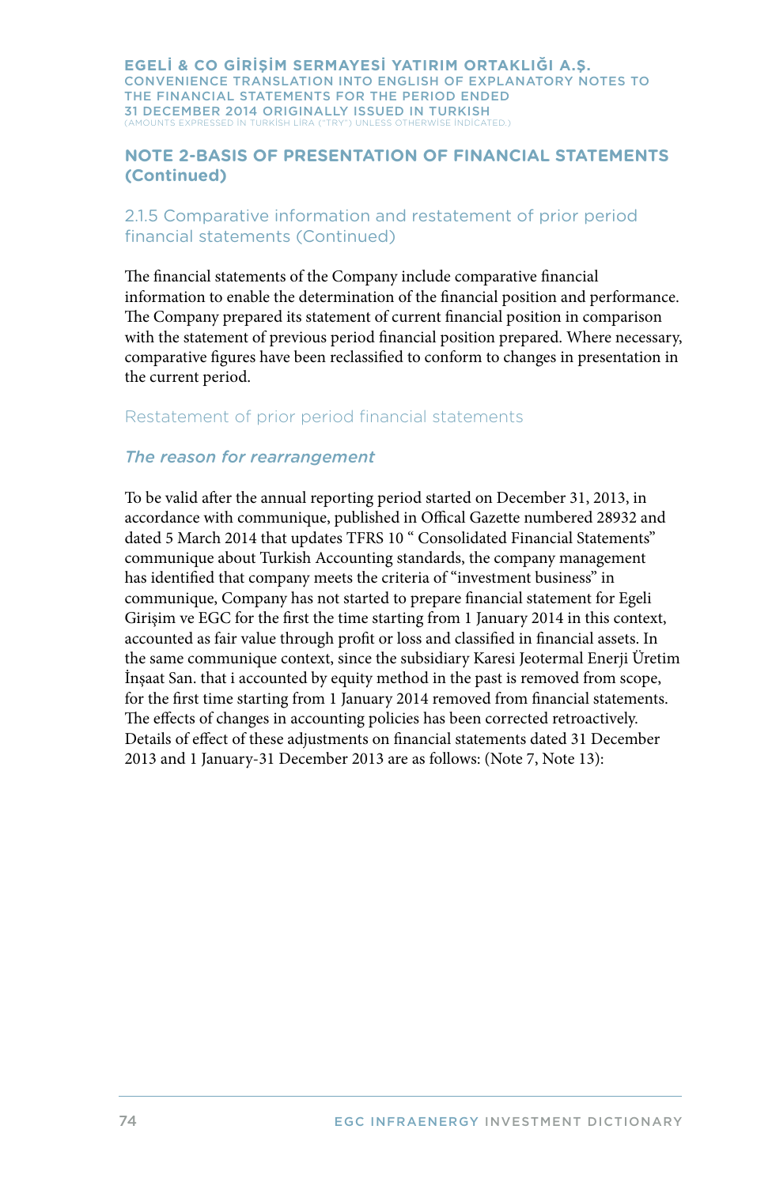## NOTE 2-BASIS OF PRESENTATION OF FINANCIAL STATEMENTS (Continued)

### 2.1.5 Comparative information and restatement of prior period financial statements (Continued)

The financial statements of the Company include comparative financial information to enable the determination of the financial position and performance. The Company prepared its statement of current financial position in comparison with the statement of previous period financial position prepared. Where necessary, comparative figures have been reclassified to conform to changes in presentation in the current period.

### Restatement of prior period financial statements

#### *The reason for rearrangement*

To be valid after the annual reporting period started on December 31, 2013, in accordance with communique, published in Offical Gazette numbered 28932 and dated 5 March 2014 that updates TFRS 10 " Consolidated Financial Statements" communique about Turkish Accounting standards, the company management has identified that company meets the criteria of "investment business" in communique, Company has not started to prepare financial statement for Egeli Girişim ve EGC for the first the time starting from 1 January 2014 in this context, accounted as fair value through profit or loss and classified in financial assets. In the same communique context, since the subsidiary Karesi Jeotermal Enerji Üretim İnşaat San. that i accounted by equity method in the past is removed from scope, for the first time starting from 1 January 2014 removed from financial statements. The effects of changes in accounting policies has been corrected retroactively. Details of effect of these adjustments on financial statements dated 31 December 2013 and 1 January-31 December 2013 are as follows: (Note 7, Note 13):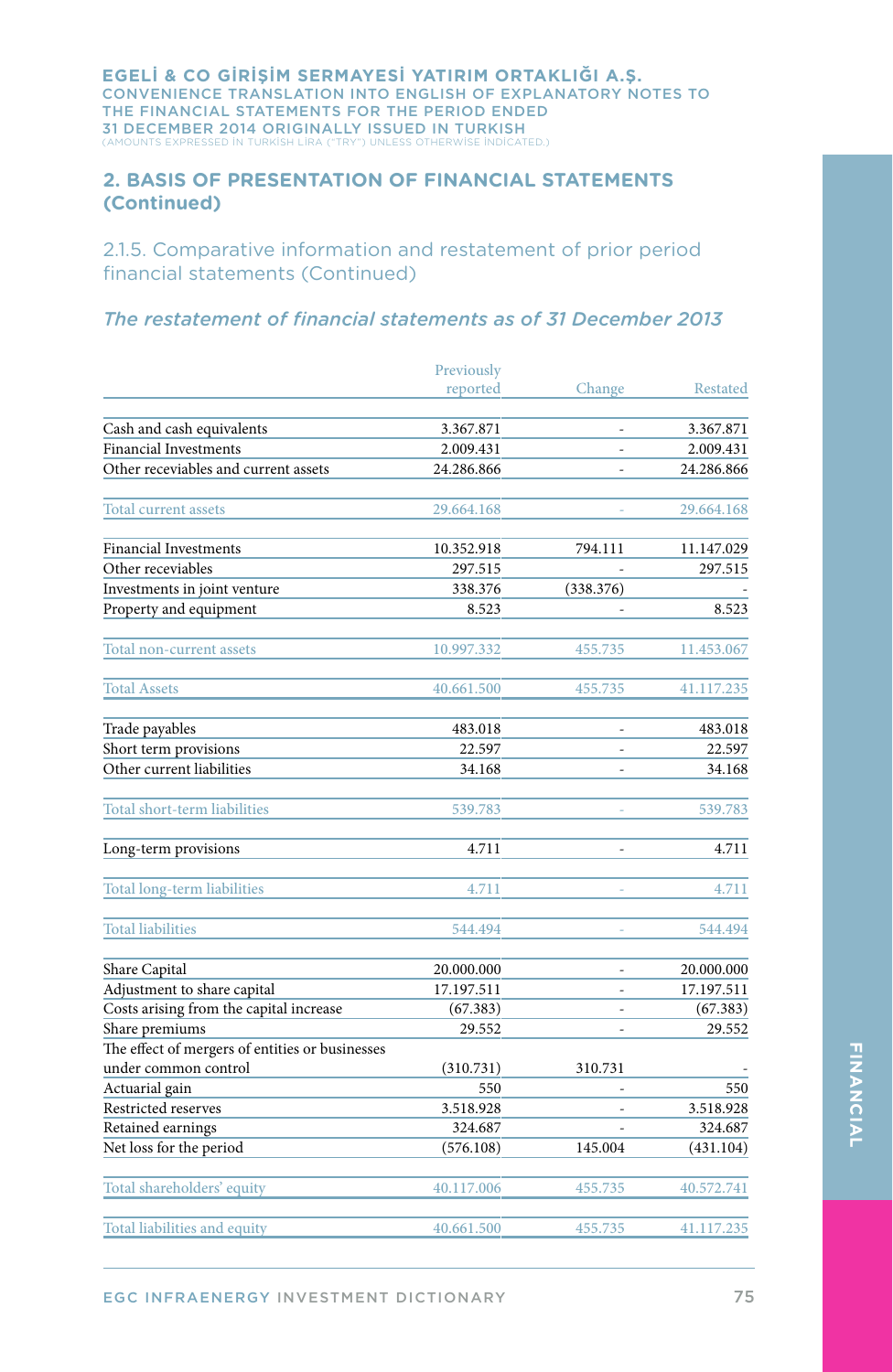## 2. BASIS OF PRESENTATION OF FINANCIAL STATEMENTS (Continued)

### 2.1.5. Comparative information and restatement of prior period financial statements (Continued)

#### *The restatement of financial statements as of 31 December 2013*

| | Previously reported | Change | Restated |
|---|---|---|---|
| Cash and cash equivalents | 3.367.871 | - | 3.367.871 |
| Financial Investments | 2.009.431 | - | 2.009.431 |
| Other receviables and current assets | 24.286.866 | - | 24.286.866 |
| Total current assets | 29.664.168 | - | 29.664.168 |
| Financial Investments | 10.352.918 | 794.111 | 11.147.029 |
| Other receivables | 297.515 | - | 297.515 |
| Investments in joint venture | 338.376 | (338.376) | - |
| Property and equipment | 8.523 | - | 8.523 |
| Total non-current assets | 10.997.332 | 455.735 | 11.453.067 |
| Total Assets | 40.661.500 | 455.735 | 41.117.235 |
| Trade payables | 483.018 | - | 483.018 |
| Short term provisions | 22.597 | - | 22.597 |
| Other current liabilities | 34.168 | - | 34.168 |
| Total short-term liabilities | 539.783 | - | 539.783 |
| Long-term provisions | 4.711 | - | 4.711 |
| Total long-term liabilities | 4.711 | - | 4.711 |
| Total liabilities | 544.494 | - | 544.494 |
| Share Capital | 20.000.000 | - | 20.000.000 |
| Adjustment to share capital | 17.197.511 | - | 17.197.511 |
| Costs arising from the capital increase | (67.383) | - | (67.383) |
| Share premiums | 29.552 | - | 29.552 |
| The effect of mergers of entities or businesses under common control | (310.731) | 310.731 | - |
| Actuarial gain | 550 | - | 550 |
| Restricted reserves | 3.518.928 | - | 3.518.928 |
| Retained earnings | 324.687 | - | 324.687 |
| Net loss for the period | (576.108) | 145.004 | (431.104) |
| Total shareholders' equity | 40.117.006 | 455.735 | 40.572.741 |
| Total liabilities and equity | 40.661.500 | 455.735 | 41.117.235 |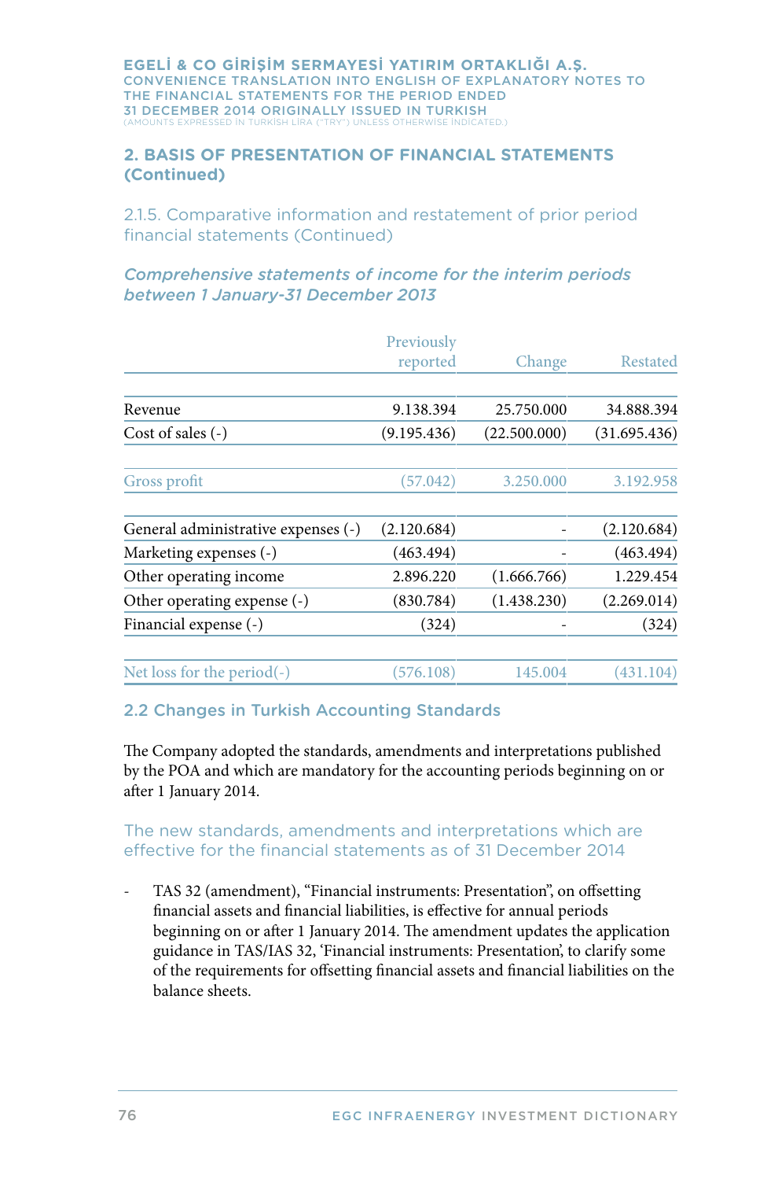## 2. BASIS OF PRESENTATION OF FINANCIAL STATEMENTS (Continued)

### 2.1.5. Comparative information and restatement of prior period financial statements (Continued)

*Comprehensive statements of income for the interim periods between 1 January-31 December 2013*

| | Previously reported | Change | Restated |
|---|---|---|---|
| Revenue | 9.138.394 | 25.750.000 | 34.888.394 |
| Cost of sales (-) | (9.195.436) | (22.500.000) | (31.695.436) |
| Gross profit | (57.042) | 3.250.000 | 3.192.958 |
| General administrative expenses (-) | (2.120.684) | - | (2.120.684) |
| Marketing expenses (-) | (463.494) | - | (463.494) |
| Other operating income | 2.896.220 | (1.666.766) | 1.229.454 |
| Other operating expense (-) | (830.784) | (1.438.230) | (2.269.014) |
| Financial expense (-) | (324) | - | (324) |
| Net loss for the period(-) | (576.108) | 145.004 | (431.104) |

## 2.2 Changes in Turkish Accounting Standards

The Company adopted the standards, amendments and interpretations published by the POA and which are mandatory for the accounting periods beginning on or after 1 January 2014.

### The new standards, amendments and interpretations which are effective for the financial statements as of 31 December 2014

- TAS 32 (amendment), "Financial instruments: Presentation", on offsetting financial assets and financial liabilities, is effective for annual periods beginning on or after 1 January 2014. The amendment updates the application guidance in TAS/IAS 32, 'Financial instruments: Presentation', to clarify some of the requirements for offsetting financial assets and financial liabilities on the balance sheets.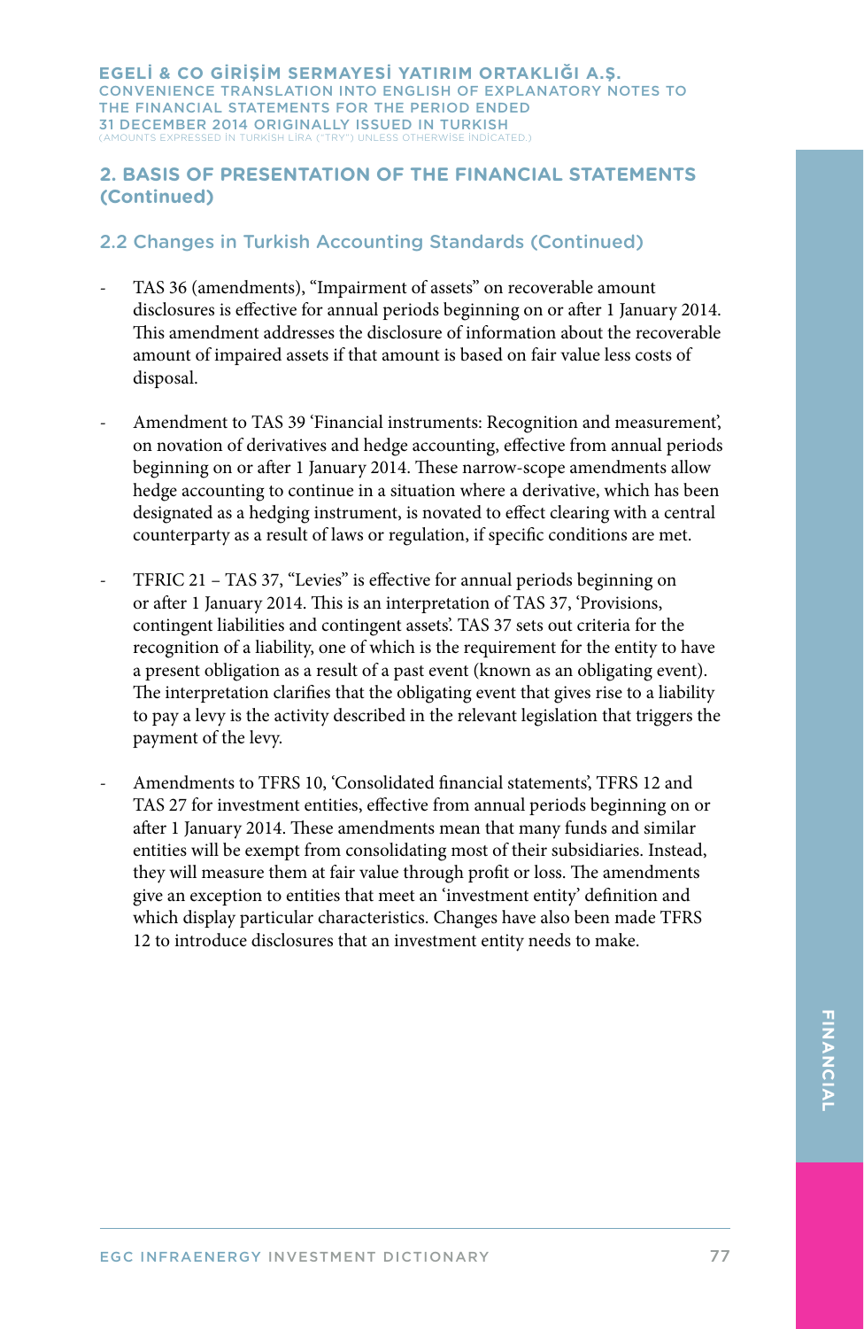## 2. BASIS OF PRESENTATION OF THE FINANCIAL STATEMENTS (Continued)

### 2.2 Changes in Turkish Accounting Standards (Continued)

- TAS 36 (amendments), "Impairment of assets" on recoverable amount disclosures is effective for annual periods beginning on or after 1 January 2014. This amendment addresses the disclosure of information about the recoverable amount of impaired assets if that amount is based on fair value less costs of disposal.

- Amendment to TAS 39 'Financial instruments: Recognition and measurement', on novation of derivatives and hedge accounting, effective from annual periods beginning on or after 1 January 2014. These narrow-scope amendments allow hedge accounting to continue in a situation where a derivative, which has been designated as a hedging instrument, is novated to effect clearing with a central counterparty as a result of laws or regulation, if specific conditions are met.

- TFRIC 21 – TAS 37, "Levies" is effective for annual periods beginning on or after 1 January 2014. This is an interpretation of TAS 37, 'Provisions, contingent liabilities and contingent assets'. TAS 37 sets out criteria for the recognition of a liability, one of which is the requirement for the entity to have a present obligation as a result of a past event (known as an obligating event). The interpretation clarifies that the obligating event that gives rise to a liability to pay a levy is the activity described in the relevant legislation that triggers the payment of the levy.

- Amendments to TFRS 10, 'Consolidated financial statements', TFRS 12 and TAS 27 for investment entities, effective from annual periods beginning on or after 1 January 2014. These amendments mean that many funds and similar entities will be exempt from consolidating most of their subsidiaries. Instead, they will measure them at fair value through profit or loss. The amendments give an exception to entities that meet an 'investment entity' definition and which display particular characteristics. Changes have also been made TFRS 12 to introduce disclosures that an investment entity needs to make.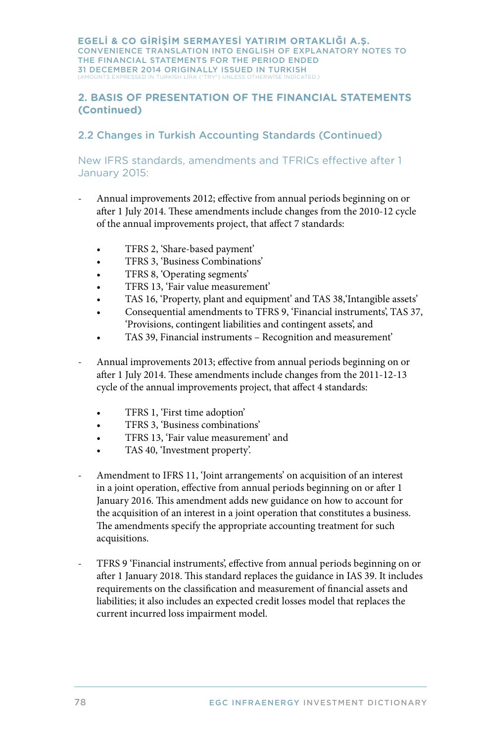## 2. BASIS OF PRESENTATION OF THE FINANCIAL STATEMENTS (Continued)

### 2.2 Changes in Turkish Accounting Standards (Continued)

#### New IFRS standards, amendments and TFRICs effective after 1 January 2015:

- Annual improvements 2012; effective from annual periods beginning on or after 1 July 2014. These amendments include changes from the 2010-12 cycle of the annual improvements project, that affect 7 standards:

  - TFRS 2, 'Share-based payment'
  - TFRS 3, 'Business Combinations'
  - TFRS 8, 'Operating segments'
  - TFRS 13, 'Fair value measurement'
  - TAS 16, 'Property, plant and equipment' and TAS 38,'Intangible assets'
  - Consequential amendments to TFRS 9, 'Financial instruments', TAS 37, 'Provisions, contingent liabilities and contingent assets', and
  - TAS 39, Financial instruments – Recognition and measurement'

- Annual improvements 2013; effective from annual periods beginning on or after 1 July 2014. These amendments include changes from the 2011-12-13 cycle of the annual improvements project, that affect 4 standards:

  - TFRS 1, 'First time adoption'
  - TFRS 3, 'Business combinations'
  - TFRS 13, 'Fair value measurement' and
  - TAS 40, 'Investment property'.

- Amendment to IFRS 11, 'Joint arrangements' on acquisition of an interest in a joint operation, effective from annual periods beginning on or after 1 January 2016. This amendment adds new guidance on how to account for the acquisition of an interest in a joint operation that constitutes a business. The amendments specify the appropriate accounting treatment for such acquisitions.

- TFRS 9 'Financial instruments', effective from annual periods beginning on or after 1 January 2018. This standard replaces the guidance in IAS 39. It includes requirements on the classification and measurement of financial assets and liabilities; it also includes an expected credit losses model that replaces the current incurred loss impairment model.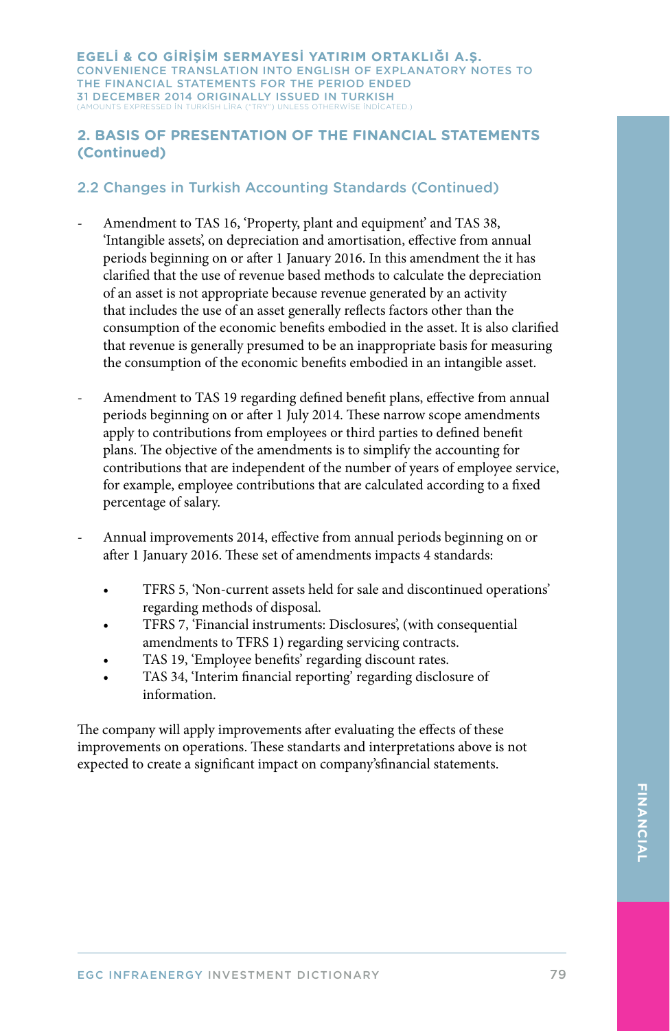## 2. BASIS OF PRESENTATION OF THE FINANCIAL STATEMENTS (Continued)

### 2.2 Changes in Turkish Accounting Standards (Continued)

- Amendment to TAS 16, 'Property, plant and equipment' and TAS 38, 'Intangible assets', on depreciation and amortisation, effective from annual periods beginning on or after 1 January 2016. In this amendment the it has clarified that the use of revenue based methods to calculate the depreciation of an asset is not appropriate because revenue generated by an activity that includes the use of an asset generally reflects factors other than the consumption of the economic benefits embodied in the asset. It is also clarified that revenue is generally presumed to be an inappropriate basis for measuring the consumption of the economic benefits embodied in an intangible asset.

- Amendment to TAS 19 regarding defined benefit plans, effective from annual periods beginning on or after 1 July 2014. These narrow scope amendments apply to contributions from employees or third parties to defined benefit plans. The objective of the amendments is to simplify the accounting for contributions that are independent of the number of years of employee service, for example, employee contributions that are calculated according to a fixed percentage of salary.

- Annual improvements 2014, effective from annual periods beginning on or after 1 January 2016. These set of amendments impacts 4 standards:
    - TFRS 5, 'Non-current assets held for sale and discontinued operations' regarding methods of disposal.
    - TFRS 7, 'Financial instruments: Disclosures', (with consequential amendments to TFRS 1) regarding servicing contracts.
    - TAS 19, 'Employee benefits' regarding discount rates.
    - TAS 34, 'Interim financial reporting' regarding disclosure of information.

The company will apply improvements after evaluating the effects of these improvements on operations. These standarts and interpretations above is not expected to create a significant impact on company'sfinancial statements.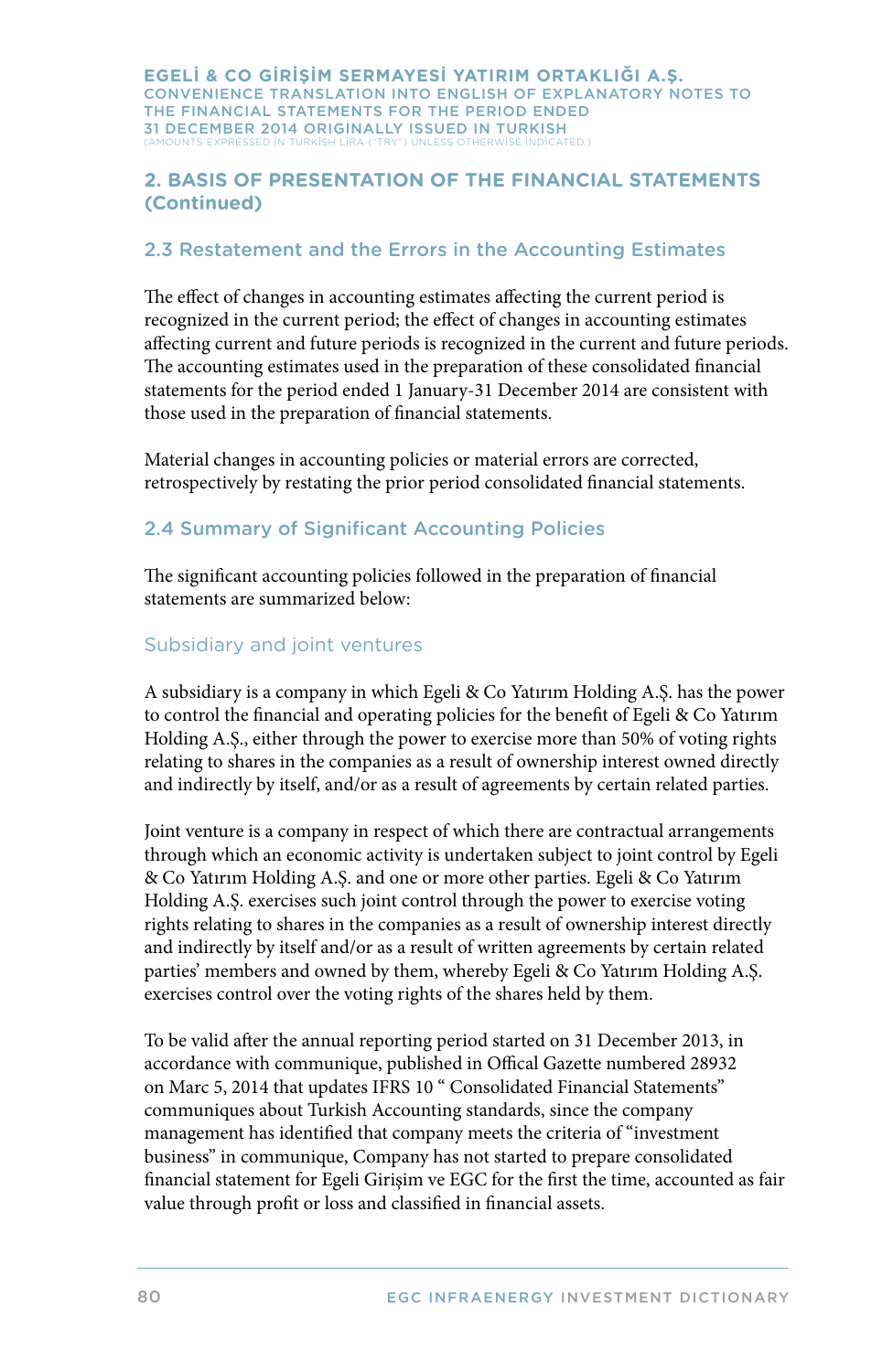## 2. BASIS OF PRESENTATION OF THE FINANCIAL STATEMENTS (Continued)

### 2.3 Restatement and the Errors in the Accounting Estimates

The effect of changes in accounting estimates affecting the current period is recognized in the current period; the effect of changes in accounting estimates affecting current and future periods is recognized in the current and future periods. The accounting estimates used in the preparation of these consolidated financial statements for the period ended 1 January-31 December 2014 are consistent with those used in the preparation of financial statements.

Material changes in accounting policies or material errors are corrected, retrospectively by restating the prior period consolidated financial statements.

### 2.4 Summary of Significant Accounting Policies

The significant accounting policies followed in the preparation of financial statements are summarized below:

#### Subsidiary and joint ventures

A subsidiary is a company in which Egeli & Co Yatırım Holding A.Ş. has the power to control the financial and operating policies for the benefit of Egeli & Co Yatırım Holding A.Ş., either through the power to exercise more than 50% of voting rights relating to shares in the companies as a result of ownership interest owned directly and indirectly by itself, and/or as a result of agreements by certain related parties.

Joint venture is a company in respect of which there are contractual arrangements through which an economic activity is undertaken subject to joint control by Egeli & Co Yatırım Holding A.Ş. and one or more other parties. Egeli & Co Yatırım Holding A.Ş. exercises such joint control through the power to exercise voting rights relating to shares in the companies as a result of ownership interest directly and indirectly by itself and/or as a result of written agreements by certain related parties' members and owned by them, whereby Egeli & Co Yatırım Holding A.Ş. exercises control over the voting rights of the shares held by them.

To be valid after the annual reporting period started on 31 December 2013, in accordance with communique, published in Offical Gazette numbered 28932 on Marc 5, 2014 that updates IFRS 10 " Consolidated Financial Statements" communiques about Turkish Accounting standards, since the company management has identified that company meets the criteria of "investment business" in communique, Company has not started to prepare consolidated financial statement for Egeli Girişim ve EGC for the first the time, accounted as fair value through profit or loss and classified in financial assets.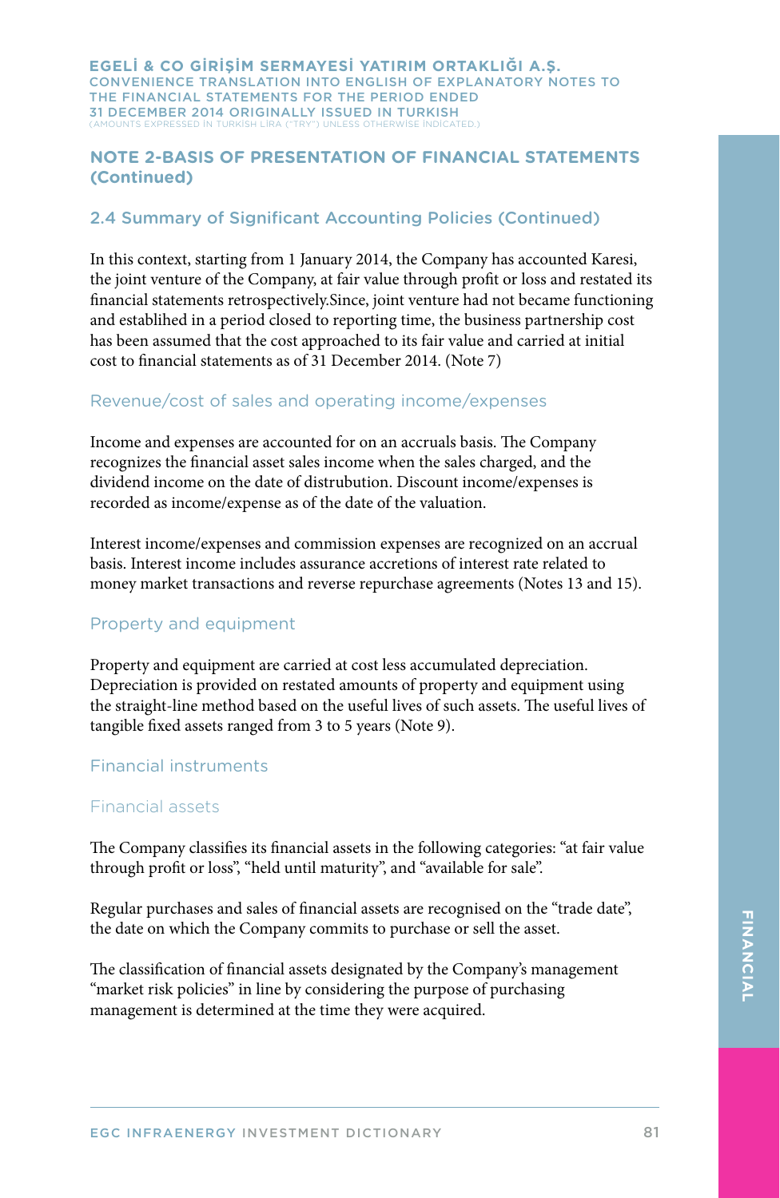## NOTE 2-BASIS OF PRESENTATION OF FINANCIAL STATEMENTS (Continued)

### 2.4 Summary of Significant Accounting Policies (Continued)

In this context, starting from 1 January 2014, the Company has accounted Karesi, the joint venture of the Company, at fair value through profit or loss and restated its financial statements retrospectively.Since, joint venture had not became functioning and establihed in a period closed to reporting time, the business partnership cost has been assumed that the cost approached to its fair value and carried at initial cost to financial statements as of 31 December 2014. (Note 7)

#### Revenue/cost of sales and operating income/expenses

Income and expenses are accounted for on an accruals basis. The Company recognizes the financial asset sales income when the sales charged, and the dividend income on the date of distrubution. Discount income/expenses is recorded as income/expense as of the date of the valuation.

Interest income/expenses and commission expenses are recognized on an accrual basis. Interest income includes assurance accretions of interest rate related to money market transactions and reverse repurchase agreements (Notes 13 and 15).

#### Property and equipment

Property and equipment are carried at cost less accumulated depreciation. Depreciation is provided on restated amounts of property and equipment using the straight-line method based on the useful lives of such assets. The useful lives of tangible fixed assets ranged from 3 to 5 years (Note 9).

#### Financial instruments

#### Financial assets

The Company classifies its financial assets in the following categories: "at fair value through profit or loss", "held until maturity", and "available for sale".

Regular purchases and sales of financial assets are recognised on the "trade date", the date on which the Company commits to purchase or sell the asset.

The classification of financial assets designated by the Company's management "market risk policies" in line by considering the purpose of purchasing management is determined at the time they were acquired.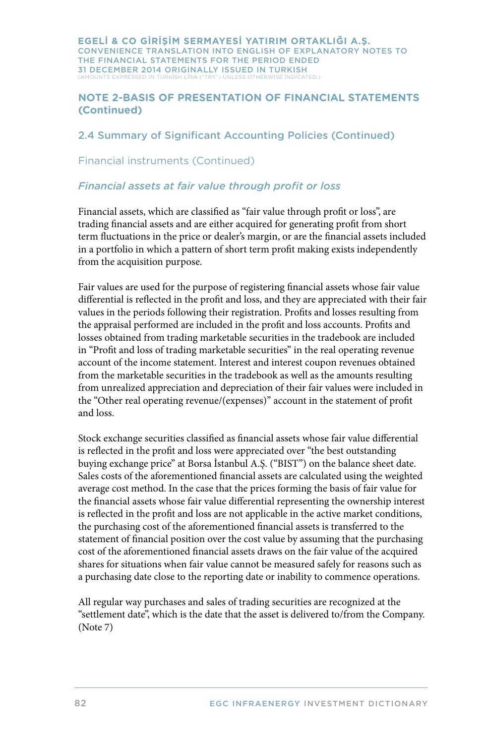## NOTE 2-BASIS OF PRESENTATION OF FINANCIAL STATEMENTS (Continued)

### 2.4 Summary of Significant Accounting Policies (Continued)

#### Financial instruments (Continued)

#### *Financial assets at fair value through profit or loss*

Financial assets, which are classified as "fair value through profit or loss", are trading financial assets and are either acquired for generating profit from short term fluctuations in the price or dealer's margin, or are the financial assets included in a portfolio in which a pattern of short term profit making exists independently from the acquisition purpose.

Fair values are used for the purpose of registering financial assets whose fair value differential is reflected in the profit and loss, and they are appreciated with their fair values in the periods following their registration. Profits and losses resulting from the appraisal performed are included in the profit and loss accounts. Profits and losses obtained from trading marketable securities in the tradebook are included in "Profit and loss of trading marketable securities" in the real operating revenue account of the income statement. Interest and interest coupon revenues obtained from the marketable securities in the tradebook as well as the amounts resulting from unrealized appreciation and depreciation of their fair values were included in the "Other real operating revenue/(expenses)" account in the statement of profit and loss.

Stock exchange securities classified as financial assets whose fair value differential is reflected in the profit and loss were appreciated over "the best outstanding buying exchange price" at Borsa İstanbul A.Ş. ("BIST") on the balance sheet date. Sales costs of the aforementioned financial assets are calculated using the weighted average cost method. In the case that the prices forming the basis of fair value for the financial assets whose fair value differential representing the ownership interest is reflected in the profit and loss are not applicable in the active market conditions, the purchasing cost of the aforementioned financial assets is transferred to the statement of financial position over the cost value by assuming that the purchasing cost of the aforementioned financial assets draws on the fair value of the acquired shares for situations when fair value cannot be measured safely for reasons such as a purchasing date close to the reporting date or inability to commence operations.

All regular way purchases and sales of trading securities are recognized at the "settlement date", which is the date that the asset is delivered to/from the Company. (Note 7)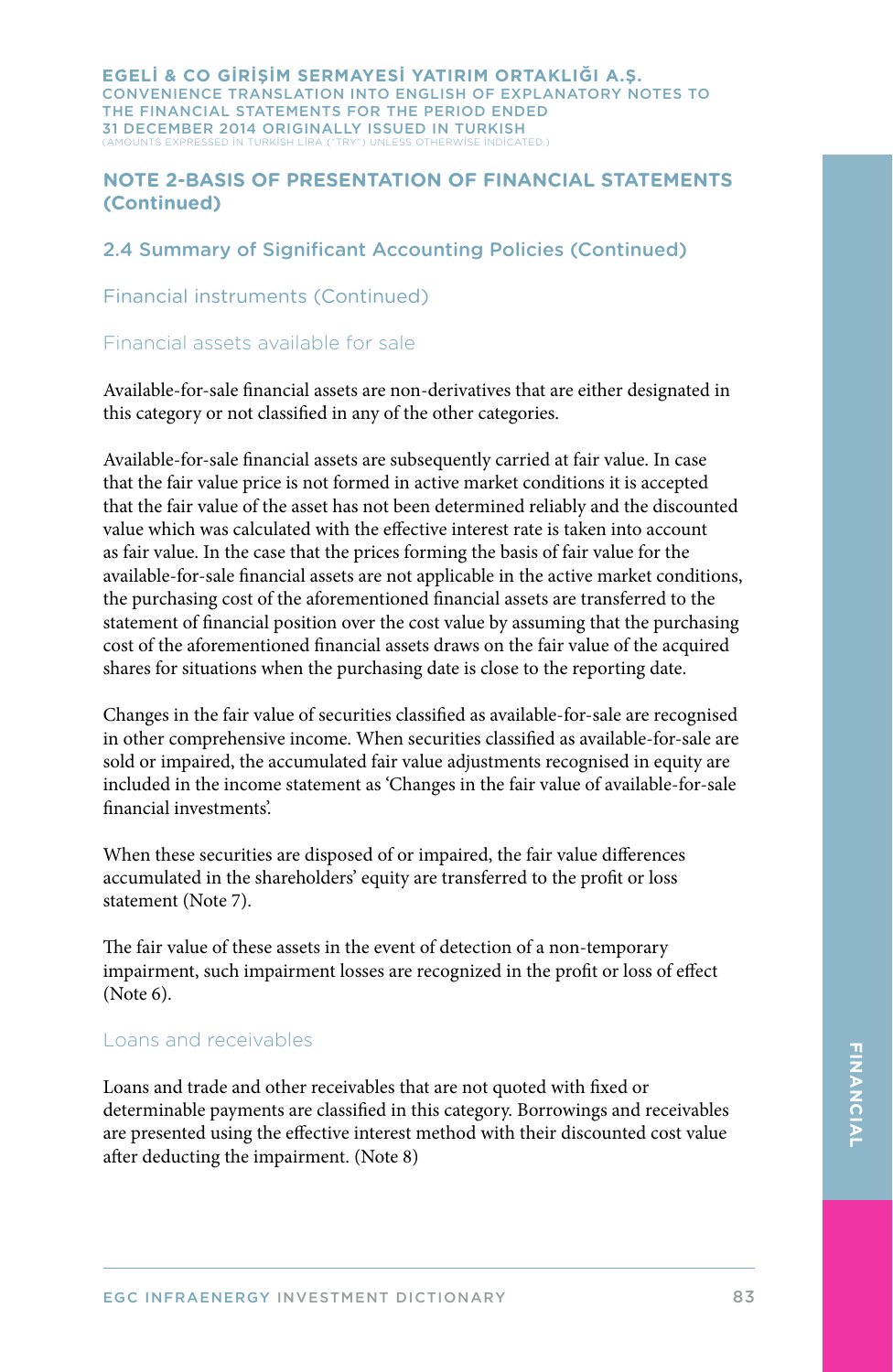## NOTE 2-BASIS OF PRESENTATION OF FINANCIAL STATEMENTS (Continued)

### 2.4 Summary of Significant Accounting Policies (Continued)

#### Financial instruments (Continued)

#### Financial assets available for sale

Available-for-sale financial assets are non-derivatives that are either designated in this category or not classified in any of the other categories.

Available-for-sale financial assets are subsequently carried at fair value. In case that the fair value price is not formed in active market conditions it is accepted that the fair value of the asset has not been determined reliably and the discounted value which was calculated with the effective interest rate is taken into account as fair value. In the case that the prices forming the basis of fair value for the available-for-sale financial assets are not applicable in the active market conditions, the purchasing cost of the aforementioned financial assets are transferred to the statement of financial position over the cost value by assuming that the purchasing cost of the aforementioned financial assets draws on the fair value of the acquired shares for situations when the purchasing date is close to the reporting date.

Changes in the fair value of securities classified as available-for-sale are recognised in other comprehensive income. When securities classified as available-for-sale are sold or impaired, the accumulated fair value adjustments recognised in equity are included in the income statement as 'Changes in the fair value of available-for-sale financial investments'.

When these securities are disposed of or impaired, the fair value differences accumulated in the shareholders' equity are transferred to the profit or loss statement (Note 7).

The fair value of these assets in the event of detection of a non-temporary impairment, such impairment losses are recognized in the profit or loss of effect (Note 6).

#### Loans and receivables

Loans and trade and other receivables that are not quoted with fixed or determinable payments are classified in this category. Borrowings and receivables are presented using the effective interest method with their discounted cost value after deducting the impairment. (Note 8)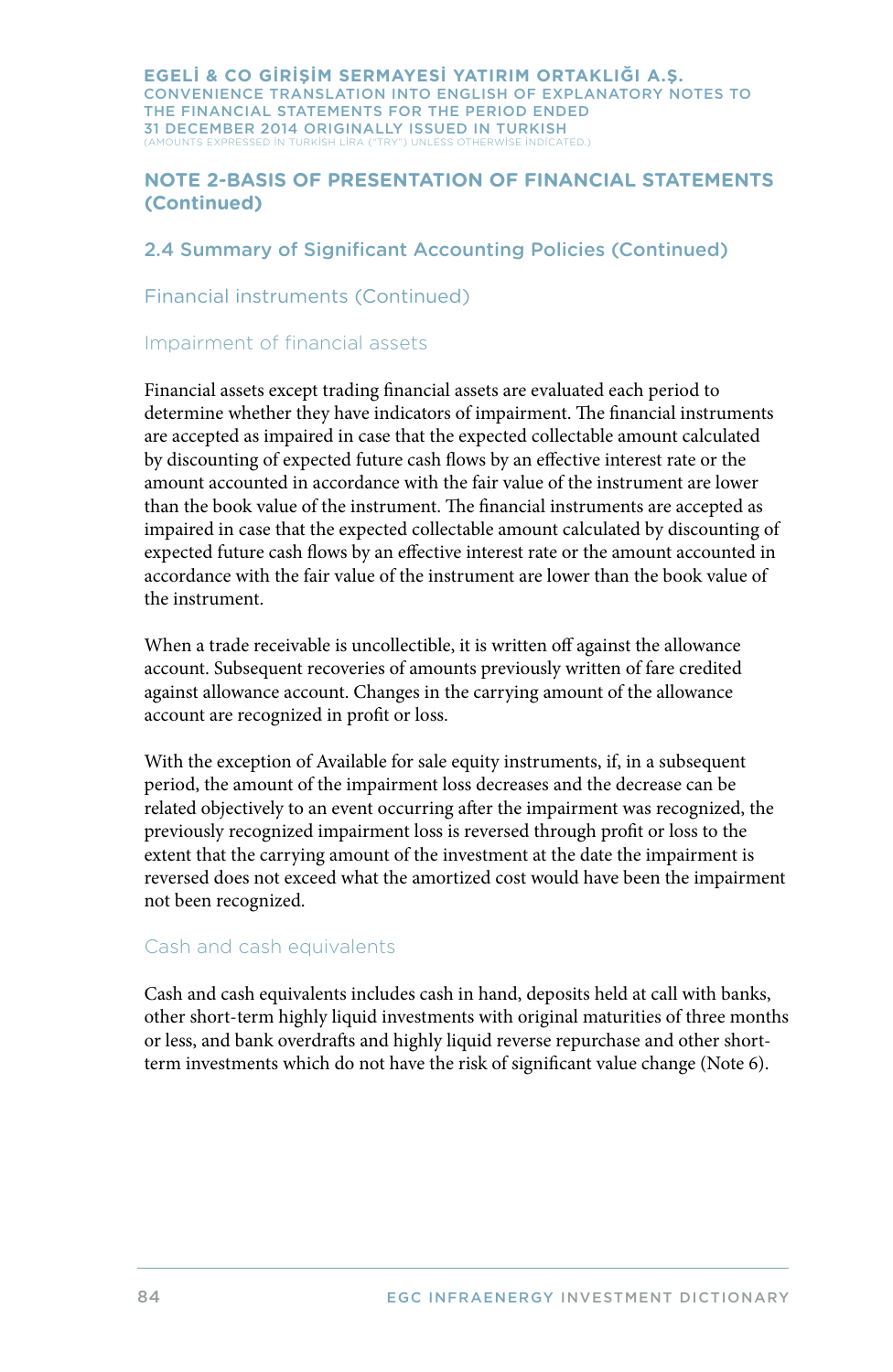## NOTE 2-BASIS OF PRESENTATION OF FINANCIAL STATEMENTS (Continued)

### 2.4 Summary of Significant Accounting Policies (Continued)

#### Financial instruments (Continued)

##### Impairment of financial assets

Financial assets except trading financial assets are evaluated each period to determine whether they have indicators of impairment. The financial instruments are accepted as impaired in case that the expected collectable amount calculated by discounting of expected future cash flows by an effective interest rate or the amount accounted in accordance with the fair value of the instrument are lower than the book value of the instrument. The financial instruments are accepted as impaired in case that the expected collectable amount calculated by discounting of expected future cash flows by an effective interest rate or the amount accounted in accordance with the fair value of the instrument are lower than the book value of the instrument.

When a trade receivable is uncollectible, it is written off against the allowance account. Subsequent recoveries of amounts previously written of fare credited against allowance account. Changes in the carrying amount of the allowance account are recognized in profit or loss.

With the exception of Available for sale equity instruments, if, in a subsequent period, the amount of the impairment loss decreases and the decrease can be related objectively to an event occurring after the impairment was recognized, the previously recognized impairment loss is reversed through profit or loss to the extent that the carrying amount of the investment at the date the impairment is reversed does not exceed what the amortized cost would have been the impairment not been recognized.

##### Cash and cash equivalents

Cash and cash equivalents includes cash in hand, deposits held at call with banks, other short-term highly liquid investments with original maturities of three months or less, and bank overdrafts and highly liquid reverse repurchase and other short-term investments which do not have the risk of significant value change (Note 6).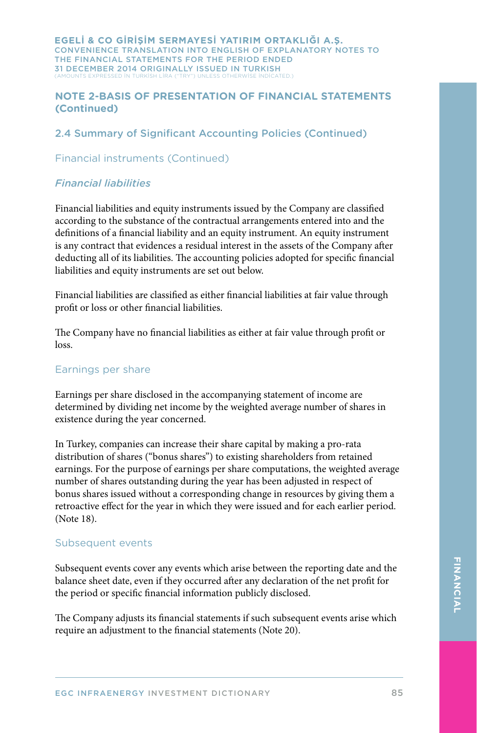## NOTE 2-BASIS OF PRESENTATION OF FINANCIAL STATEMENTS (Continued)

### 2.4 Summary of Significant Accounting Policies (Continued)

#### Financial instruments (Continued)

*Financial liabilities*

Financial liabilities and equity instruments issued by the Company are classified according to the substance of the contractual arrangements entered into and the definitions of a financial liability and an equity instrument. An equity instrument is any contract that evidences a residual interest in the assets of the Company after deducting all of its liabilities. The accounting policies adopted for specific financial liabilities and equity instruments are set out below.

Financial liabilities are classified as either financial liabilities at fair value through profit or loss or other financial liabilities.

The Company have no financial liabilities as either at fair value through profit or loss.

#### Earnings per share

Earnings per share disclosed in the accompanying statement of income are determined by dividing net income by the weighted average number of shares in existence during the year concerned.

In Turkey, companies can increase their share capital by making a pro-rata distribution of shares ("bonus shares") to existing shareholders from retained earnings. For the purpose of earnings per share computations, the weighted average number of shares outstanding during the year has been adjusted in respect of bonus shares issued without a corresponding change in resources by giving them a retroactive effect for the year in which they were issued and for each earlier period. (Note 18).

#### Subsequent events

Subsequent events cover any events which arise between the reporting date and the balance sheet date, even if they occurred after any declaration of the net profit for the period or specific financial information publicly disclosed.

The Company adjusts its financial statements if such subsequent events arise which require an adjustment to the financial statements (Note 20).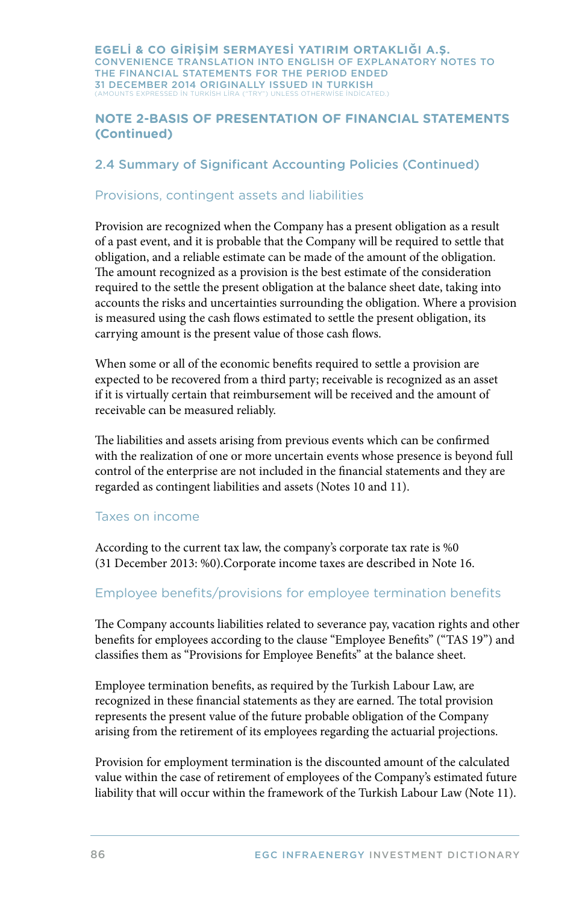## NOTE 2-BASIS OF PRESENTATION OF FINANCIAL STATEMENTS (Continued)

### 2.4 Summary of Significant Accounting Policies (Continued)

#### Provisions, contingent assets and liabilities

Provision are recognized when the Company has a present obligation as a result of a past event, and it is probable that the Company will be required to settle that obligation, and a reliable estimate can be made of the amount of the obligation. The amount recognized as a provision is the best estimate of the consideration required to the settle the present obligation at the balance sheet date, taking into accounts the risks and uncertainties surrounding the obligation. Where a provision is measured using the cash flows estimated to settle the present obligation, its carrying amount is the present value of those cash flows.

When some or all of the economic benefits required to settle a provision are expected to be recovered from a third party; receivable is recognized as an asset if it is virtually certain that reimbursement will be received and the amount of receivable can be measured reliably.

The liabilities and assets arising from previous events which can be confirmed with the realization of one or more uncertain events whose presence is beyond full control of the enterprise are not included in the financial statements and they are regarded as contingent liabilities and assets (Notes 10 and 11).

#### Taxes on income

According to the current tax law, the company's corporate tax rate is %0 (31 December 2013: %0).Corporate income taxes are described in Note 16.

#### Employee benefits/provisions for employee termination benefits

The Company accounts liabilities related to severance pay, vacation rights and other benefits for employees according to the clause "Employee Benefits" ("TAS 19") and classifies them as "Provisions for Employee Benefits" at the balance sheet.

Employee termination benefits, as required by the Turkish Labour Law, are recognized in these financial statements as they are earned. The total provision represents the present value of the future probable obligation of the Company arising from the retirement of its employees regarding the actuarial projections.

Provision for employment termination is the discounted amount of the calculated value within the case of retirement of employees of the Company's estimated future liability that will occur within the framework of the Turkish Labour Law (Note 11).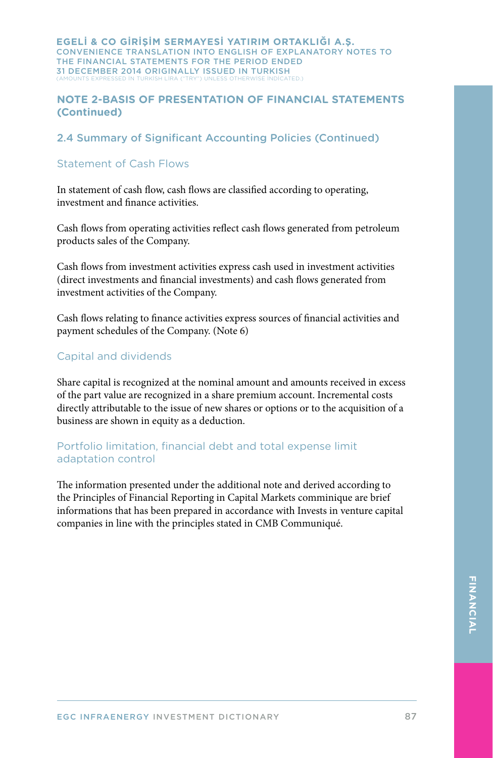## NOTE 2-BASIS OF PRESENTATION OF FINANCIAL STATEMENTS (Continued)

### 2.4 Summary of Significant Accounting Policies (Continued)

#### Statement of Cash Flows

In statement of cash flow, cash flows are classified according to operating, investment and finance activities.

Cash flows from operating activities reflect cash flows generated from petroleum products sales of the Company.

Cash flows from investment activities express cash used in investment activities (direct investments and financial investments) and cash flows generated from investment activities of the Company.

Cash flows relating to finance activities express sources of financial activities and payment schedules of the Company. (Note 6)

#### Capital and dividends

Share capital is recognized at the nominal amount and amounts received in excess of the part value are recognized in a share premium account. Incremental costs directly attributable to the issue of new shares or options or to the acquisition of a business are shown in equity as a deduction.

#### Portfolio limitation, financial debt and total expense limit adaptation control

The information presented under the additional note and derived according to the Principles of Financial Reporting in Capital Markets comminique are brief informations that has been prepared in accordance with Invests in venture capital companies in line with the principles stated in CMB Communiqué.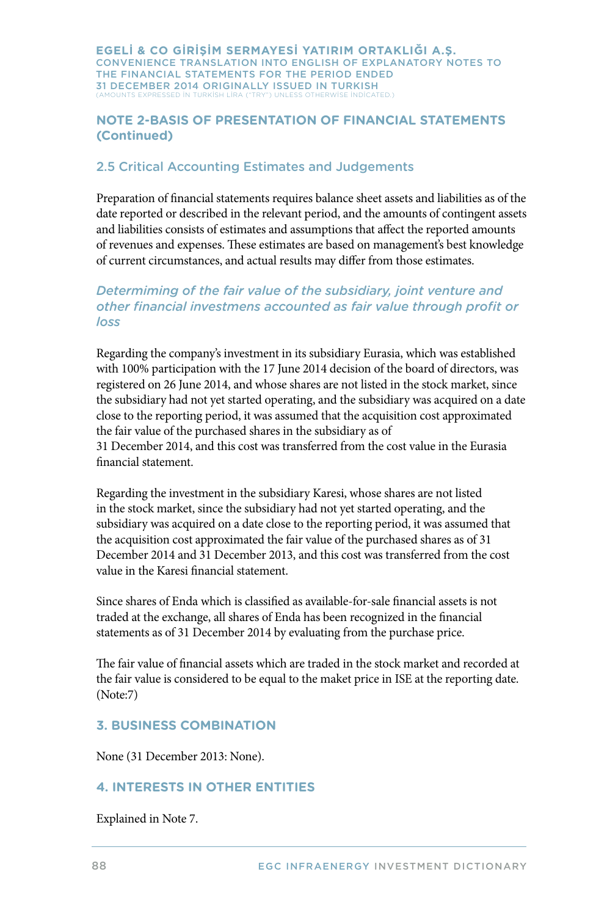## NOTE 2-BASIS OF PRESENTATION OF FINANCIAL STATEMENTS (Continued)

### 2.5 Critical Accounting Estimates and Judgements

Preparation of financial statements requires balance sheet assets and liabilities as of the date reported or described in the relevant period, and the amounts of contingent assets and liabilities consists of estimates and assumptions that affect the reported amounts of revenues and expenses. These estimates are based on management's best knowledge of current circumstances, and actual results may differ from those estimates.

*Determiming of the fair value of the subsidiary, joint venture and other financial investmens accounted as fair value through profit or loss*

Regarding the company's investment in its subsidiary Eurasia, which was established with 100% participation with the 17 June 2014 decision of the board of directors, was registered on 26 June 2014, and whose shares are not listed in the stock market, since the subsidiary had not yet started operating, and the subsidiary was acquired on a date close to the reporting period, it was assumed that the acquisition cost approximated the fair value of the purchased shares in the subsidiary as of 31 December 2014, and this cost was transferred from the cost value in the Eurasia financial statement.

Regarding the investment in the subsidiary Karesi, whose shares are not listed in the stock market, since the subsidiary had not yet started operating, and the subsidiary was acquired on a date close to the reporting period, it was assumed that the acquisition cost approximated the fair value of the purchased shares as of 31 December 2014 and 31 December 2013, and this cost was transferred from the cost value in the Karesi financial statement.

Since shares of Enda which is classified as available-for-sale financial assets is not traded at the exchange, all shares of Enda has been recognized in the financial statements as of 31 December 2014 by evaluating from the purchase price.

The fair value of financial assets which are traded in the stock market and recorded at the fair value is considered to be equal to the maket price in ISE at the reporting date. (Note:7)

## 3. BUSINESS COMBINATION

None (31 December 2013: None).

## 4. INTERESTS IN OTHER ENTITIES

Explained in Note 7.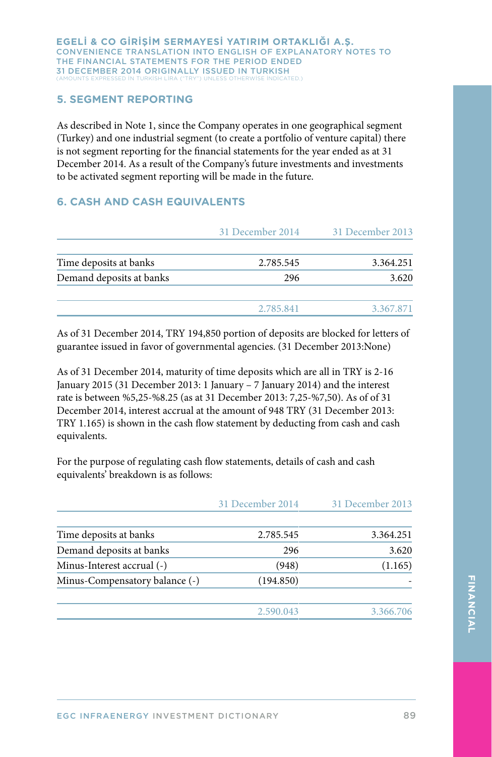## 5. SEGMENT REPORTING

As described in Note 1, since the Company operates in one geographical segment (Turkey) and one industrial segment (to create a portfolio of venture capital) there is not segment reporting for the financial statements for the year ended as at 31 December 2014. As a result of the Company's future investments and investments to be activated segment reporting will be made in the future.

## 6. CASH AND CASH EQUIVALENTS

| | 31 December 2014 | 31 December 2013 |
|---|---|---|
| Time deposits at banks | 2.785.545 | 3.364.251 |
| Demand deposits at banks | 296 | 3.620 |
| | 2.785.841 | 3.367.871 |

As of 31 December 2014, TRY 194,850 portion of deposits are blocked for letters of guarantee issued in favor of governmental agencies. (31 December 2013:None)

As of 31 December 2014, maturity of time deposits which are all in TRY is 2-16 January 2015 (31 December 2013: 1 January – 7 January 2014) and the interest rate is between %5,25-%8.25 (as at 31 December 2013: 7,25-%7,50). As of of 31 December 2014, interest accrual at the amount of 948 TRY (31 December 2013: TRY 1.165) is shown in the cash flow statement by deducting from cash and cash equivalents.

For the purpose of regulating cash flow statements, details of cash and cash equivalents' breakdown is as follows:

| | 31 December 2014 | 31 December 2013 |
|---|---|---|
| Time deposits at banks | 2.785.545 | 3.364.251 |
| Demand deposits at banks | 296 | 3.620 |
| Minus-Interest accrual (-) | (948) | (1.165) |
| Minus-Compensatory balance (-) | (194.850) | - |
| | 2.590.043 | 3.366.706 |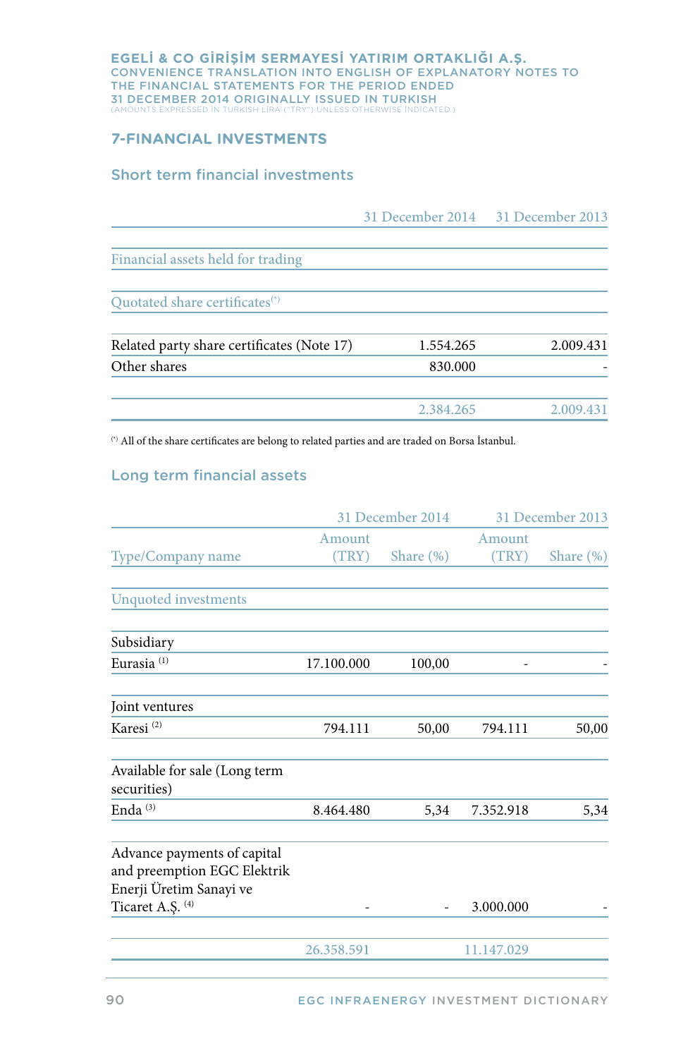EGELİ & CO GİRİŞİM SERMAYESİ YATIRIM ORTAKLIĞI A.Ş.
CONVENIENCE TRANSLATION INTO ENGLISH OF EXPLANATORY NOTES TO THE FINANCIAL STATEMENTS FOR THE PERIOD ENDED 31 DECEMBER 2014 ORIGINALLY ISSUED IN TURKISH
(AMOUNTS EXPRESSED IN TURKISH LIRA ("TRY") UNLESS OTHERWISE INDICATED.)

## 7-FINANCIAL INVESTMENTS

### Short term financial investments

| | 31 December 2014 | 31 December 2013 |
|---|---|---|
| Financial assets held for trading | | |
| Quoted share certificates(*) | | |
| Related party share certificates (Note 17) | 1.554.265 | 2.009.431 |
| Other shares | 830.000 | - |
| | 2.384.265 | 2.009.431 |

(*) All of the share certificates are belong to related parties and are traded on Borsa İstanbul.

### Long term financial assets

| | 31 December 2014 | | 31 December 2013 | |
|---|---|---|---|---|
| Type/Company name | Amount (TRY) | Share (%) | Amount (TRY) | Share (%) |
| Unquoted investments | | | | |
| Subsidiary | | | | |
| Eurasia (1) | 17.100.000 | 100,00 | - | - |
| Joint ventures | | | | |
| Karesi (2) | 794.111 | 50,00 | 794.111 | 50,00 |
| Available for sale (Long term securities) | | | | |
| Enda (3) | 8.464.480 | 5,34 | 7.352.918 | 5,34 |
| Advance payments of capital and preemption EGC Elektrik Enerji Üretim Sanayi ve Ticaret A.Ş. (4) | - | - | 3.000.000 | - |
| | 26.358.591 | | 11.147.029 | |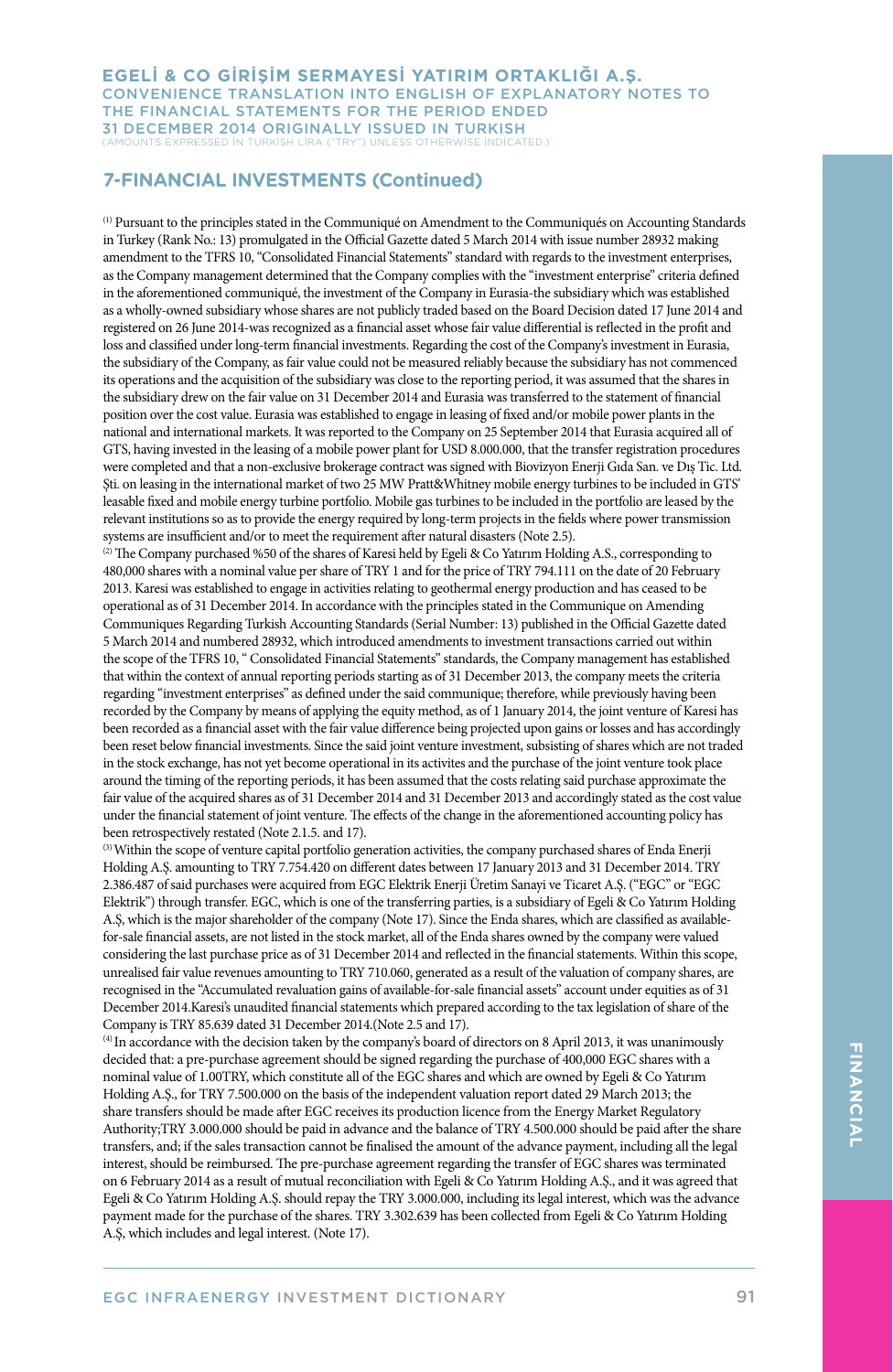## 7-FINANCIAL INVESTMENTS (Continued)

(1) Pursuant to the principles stated in the Communiqué on Amendment to the Communiqués on Accounting Standards in Turkey (Rank No.: 13) promulgated in the Official Gazette dated 5 March 2014 with issue number 28932 making amendment to the TFRS 10, "Consolidated Financial Statements" standard with regards to the investment enterprises, as the Company management determined that the Company complies with the "investment enterprise" criteria defined in the aforementioned communiqué, the investment of the Company in Eurasia-the subsidiary which was established as a wholly-owned subsidiary whose shares are not publicly traded based on the Board Decision dated 17 June 2014 and registered on 26 June 2014-was recognized as a financial asset whose fair value differential is reflected in the profit and loss and classified under long-term financial investments. Regarding the cost of the Company's investment in Eurasia, the subsidiary of the Company, as fair value could not be measured reliably because the subsidiary has not commenced its operations and the acquisition of the subsidiary was close to the reporting period, it was assumed that the shares in the subsidiary drew on the fair value on 31 December 2014 and Eurasia was transferred to the statement of financial position over the cost value. Eurasia was established to engage in leasing of fixed and/or mobile power plants in the national and international markets. It was reported to the Company on 25 September 2014 that Eurasia acquired all of GTS, having invested in the leasing of a mobile power plant for USD 8.000.000, that the transfer registration procedures were completed and that a non-exclusive brokerage contract was signed with Biovizyon Enerji Gıda San. ve Dış Tic. Ltd. Şti. on leasing in the international market of two 25 MW Pratt&Whitney mobile energy turbines to be included in GTS' leasable fixed and mobile energy turbine portfolio. Mobile gas turbines to be included in the portfolio are leased by the relevant institutions so as to provide the energy required by long-term projects in the fields where power transmission systems are insufficient and/or to meet the requirement after natural disasters (Note 2.5).

(2) The Company purchased %50 of the shares of Karesi held by Egeli & Co Yatırım Holding A.S., corresponding to 480,000 shares with a nominal value per share of TRY 1 and for the price of TRY 794.111 on the date of 20 February 2013. Karesi was established to engage in activities relating to geothermal energy production and has ceased to be operational as of 31 December 2014. In accordance with the principles stated in the Communique on Amending Communiques Regarding Turkish Accounting Standards (Serial Number: 13) published in the Official Gazette dated 5 March 2014 and numbered 28932, which introduced amendments to investment transactions carried out within the scope of the TFRS 10, " Consolidated Financial Statements" standards, the Company management has established that within the context of annual reporting periods starting as of 31 December 2013, the company meets the criteria regarding "investment enterprises" as defined under the said communique; therefore, while previously having been recorded by the Company by means of applying the equity method, as of 1 January 2014, the joint venture of Karesi has been recorded as a financial asset with the fair value difference being projected upon gains or losses and has accordingly been reset below financial investments. Since the said joint venture investment, subsisting of shares which are not traded in the stock exchange, has not yet become operational in its activites and the purchase of the joint venture took place around the timing of the reporting periods, it has been assumed that the costs relating said purchase approximate the fair value of the acquired shares as of 31 December 2014 and 31 December 2013 and accordingly stated as the cost value under the financial statement of joint venture. The effects of the change in the aforementioned accounting policy has been retrospectively restated (Note 2.1.5. and 17).

(3) Within the scope of venture capital portfolio generation activities, the company purchased shares of Enda Enerji Holding A.Ş. amounting to TRY 7.754.420 on different dates between 17 January 2013 and 31 December 2014. TRY 2.386.487 of said purchases were acquired from EGC Elektrik Enerji Üretim Sanayi ve Ticaret A.Ş. ("EGC" or "EGC Elektrik") through transfer. EGC, which is one of the transferring parties, is a subsidiary of Egeli & Co Yatırım Holding A.Ş, which is the major shareholder of the company (Note 17). Since the Enda shares, which are classified as available-for-sale financial assets, are not listed in the stock market, all of the Enda shares owned by the company were valued considering the last purchase price as of 31 December 2014 and reflected in the financial statements. Within this scope, unrealised fair value revenues amounting to TRY 710.060, generated as a result of the valuation of company shares, are recognised in the "Accumulated revaluation gains of available-for-sale financial assets" account under equities as of 31 December 2014.Karesi's unaudited financial statements which prepared according to the tax legislation of share of the Company is TRY 85.639 dated 31 December 2014.(Note 2.5 and 17).

(4) In accordance with the decision taken by the company's board of directors on 8 April 2013, it was unanimously decided that: a pre-purchase agreement should be signed regarding the purchase of 400,000 EGC shares with a nominal value of 1.00TRY, which constitute all of the EGC shares and which are owned by Egeli & Co Yatırım Holding A.Ş., for TRY 7.500.000 on the basis of the independent valuation report dated 29 March 2013; the share transfers should be made after EGC receives its production licence from the Energy Market Regulatory Authority;TRY 3.000.000 should be paid in advance and the balance of TRY 4.500.000 should be paid after the share transfers, and; if the sales transaction cannot be finalised the amount of the advance payment, including all the legal interest, should be reimbursed. The pre-purchase agreement regarding the transfer of EGC shares was terminated on 6 February 2014 as a result of mutual reconciliation with Egeli & Co Yatırım Holding A.Ş., and it was agreed that Egeli & Co Yatırım Holding A.Ş. should repay the TRY 3.000.000, including its legal interest, which was the advance payment made for the purchase of the shares. TRY 3.302.639 has been collected from Egeli & Co Yatırım Holding A.Ş, which includes and legal interest. (Note 17).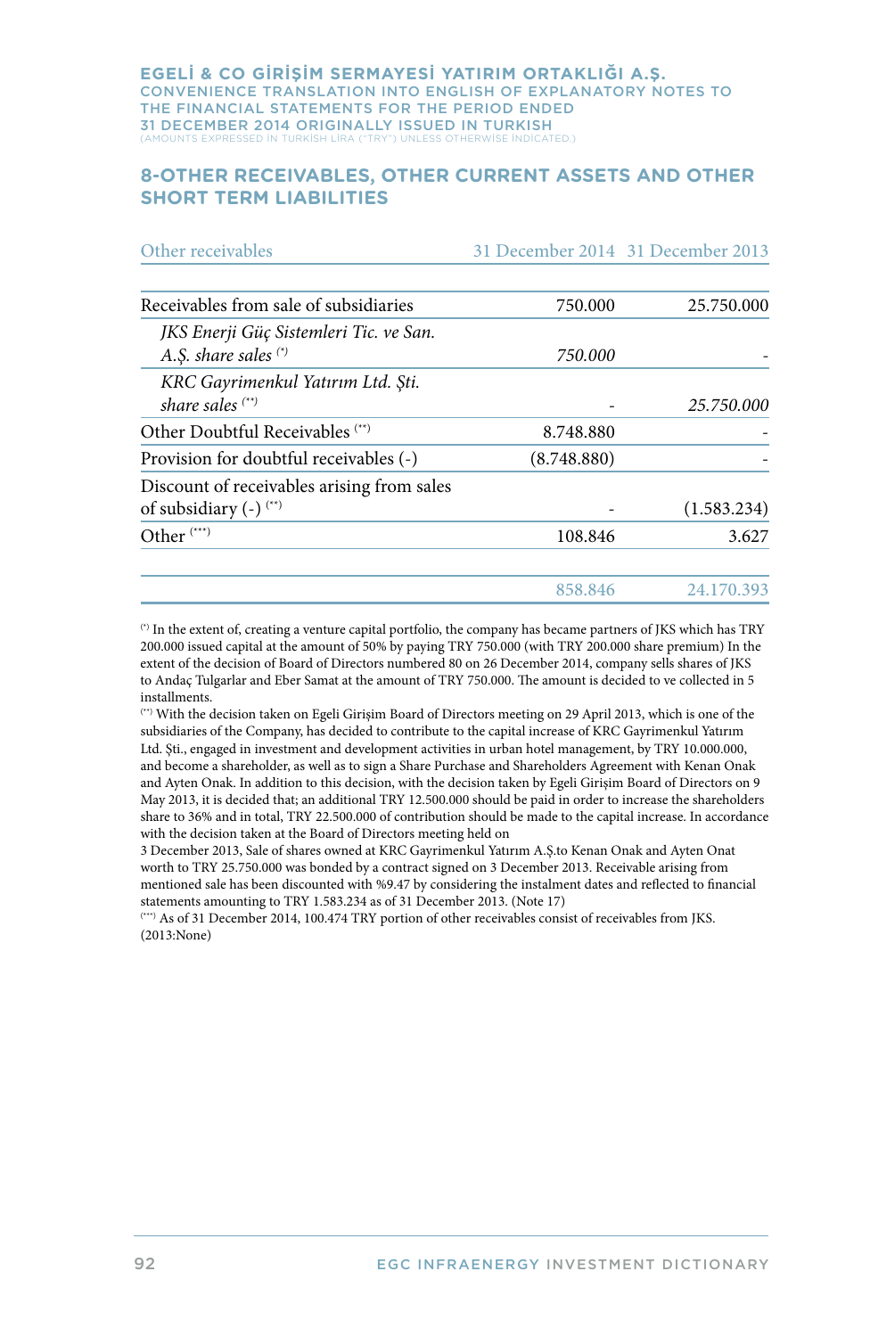## 8-OTHER RECEIVABLES, OTHER CURRENT ASSETS AND OTHER SHORT TERM LIABILITIES

| Other receivables | 31 December 2014 | 31 December 2013 |
|---|---|---|
| Receivables from sale of subsidiaries | 750.000 | 25.750.000 |
| *JKS Enerji Güç Sistemleri Tic. ve San. A.Ş. share sales* (*) | *750.000* | - |
| *KRC Gayrimenkul Yatırım Ltd. Şti. share sales* (**) | - | *25.750.000* |
| Other Doubtful Receivables (**) | 8.748.880 | - |
| Provision for doubtful receivables (-) | (8.748.880) | - |
| Discount of receivables arising from sales of subsidiary (-) (**) | - | (1.583.234) |
| Other (***) | 108.846 | 3.627 |
| | 858.846 | 24.170.393 |

(*) In the extent of, creating a venture capital portfolio, the company has became partners of JKS which has TRY 200.000 issued capital at the amount of 50% by paying TRY 750.000 (with TRY 200.000 share premium) In the extent of the decision of Board of Directors numbered 80 on 26 December 2014, company sells shares of JKS to Andaç Tulgarlar and Eber Samat at the amount of TRY 750.000. The amount is decided to ve collected in 5 installments.

(**) With the decision taken on Egeli Girişim Board of Directors meeting on 29 April 2013, which is one of the subsidiaries of the Company, has decided to contribute to the capital increase of KRC Gayrimenkul Yatırım Ltd. Şti., engaged in investment and development activities in urban hotel management, by TRY 10.000.000, and become a shareholder, as well as to sign a Share Purchase and Shareholders Agreement with Kenan Onak and Ayten Onak. In addition to this decision, with the decision taken by Egeli Girişim Board of Directors on 9 May 2013, it is decided that; an additional TRY 12.500.000 should be paid in order to increase the shareholders share to 36% and in total, TRY 22.500.000 of contribution should be made to the capital increase. In accordance with the decision taken at the Board of Directors meeting held on
3 December 2013, Sale of shares owned at KRC Gayrimenkul Yatırım A.Ş.to Kenan Onak and Ayten Onat worth to TRY 25.750.000 was bonded by a contract signed on 3 December 2013. Receivable arising from mentioned sale has been discounted with %9.47 by considering the instalment dates and reflected to financial statements amounting to TRY 1.583.234 as of 31 December 2013. (Note 17)

(***) As of 31 December 2014, 100.474 TRY portion of other receivables consist of receivables from JKS. (2013:None)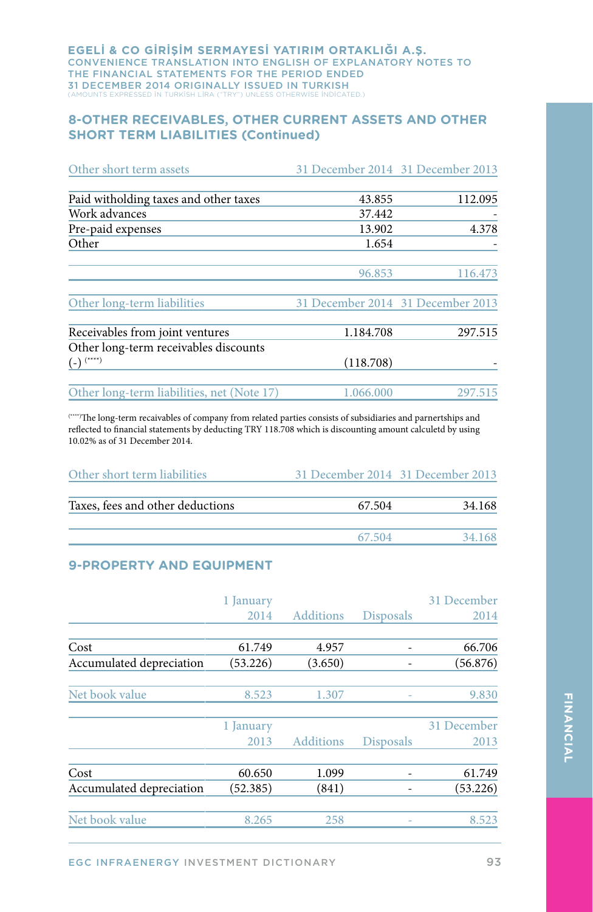## 8-OTHER RECEIVABLES, OTHER CURRENT ASSETS AND OTHER SHORT TERM LIABILITIES (Continued)

| Other short term assets | 31 December 2014 | 31 December 2013 |
|---|---|---|
| Paid witholding taxes and other taxes | 43.855 | 112.095 |
| Work advances | 37.442 | - |
| Pre-paid expenses | 13.902 | 4.378 |
| Other | 1.654 | - |
| | 96.853 | 116.473 |

| Other long-term liabilities | 31 December 2014 | 31 December 2013 |
|---|---|---|
| Receivables from joint ventures | 1.184.708 | 297.515 |
| Other long-term receivables discounts (-) (****) | (118.708) | - |
| Other long-term liabilities, net (Note 17) | 1.066.000 | 297.515 |

(****)The long-term recaivables of company from related parties consists of subsidiaries and parnertships and reflected to financial statements by deducting TRY 118.708 which is discounting amount calculetd by using 10.02% as of 31 December 2014.

| Other short term liabilities | 31 December 2014 | 31 December 2013 |
|---|---|---|
| Taxes, fees and other deductions | 67.504 | 34.168 |
| | 67.504 | 34.168 |

## 9-PROPERTY AND EQUIPMENT

| | 1 January 2014 | Additions | Disposals | 31 December 2014 |
|---|---|---|---|---|
| Cost | 61.749 | 4.957 | - | 66.706 |
| Accumulated depreciation | (53.226) | (3.650) | - | (56.876) |
| Net book value | 8.523 | 1.307 | - | 9.830 |

| | 1 January 2013 | Additions | Disposals | 31 December 2013 |
|---|---|---|---|---|
| Cost | 60.650 | 1.099 | - | 61.749 |
| Accumulated depreciation | (52.385) | (841) | - | (53.226) |
| Net book value | 8.265 | 258 | - | 8.523 |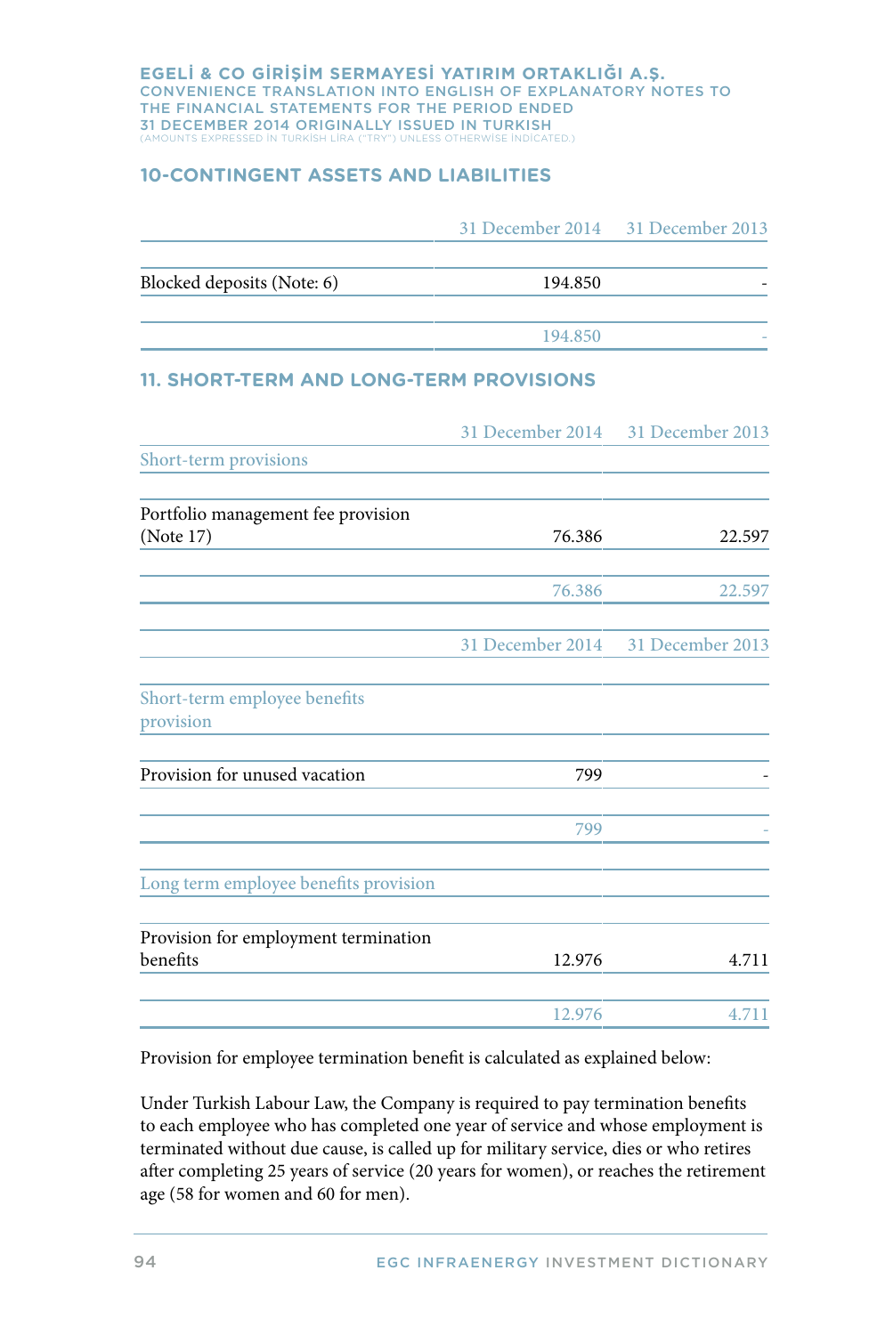## 10-CONTINGENT ASSETS AND LIABILITIES

| | 31 December 2014 | 31 December 2013 |
|---|---|---|
| Blocked deposits (Note: 6) | 194.850 | - |
| | 194.850 | - |

## 11. SHORT-TERM AND LONG-TERM PROVISIONS

| | 31 December 2014 | 31 December 2013 |
|---|---|---|
| Short-term provisions | | |
| Portfolio management fee provision (Note 17) | 76.386 | 22.597 |
| | 76.386 | 22.597 |

| | 31 December 2014 | 31 December 2013 |
|---|---|---|
| Short-term employee benefits provision | | |
| Provision for unused vacation | 799 | - |
| | 799 | - |
| Long term employee benefits provision | | |
| Provision for employment termination benefits | 12.976 | 4.711 |
| | 12.976 | 4.711 |

Provision for employee termination benefit is calculated as explained below:

Under Turkish Labour Law, the Company is required to pay termination benefits to each employee who has completed one year of service and whose employment is terminated without due cause, is called up for military service, dies or who retires after completing 25 years of service (20 years for women), or reaches the retirement age (58 for women and 60 for men).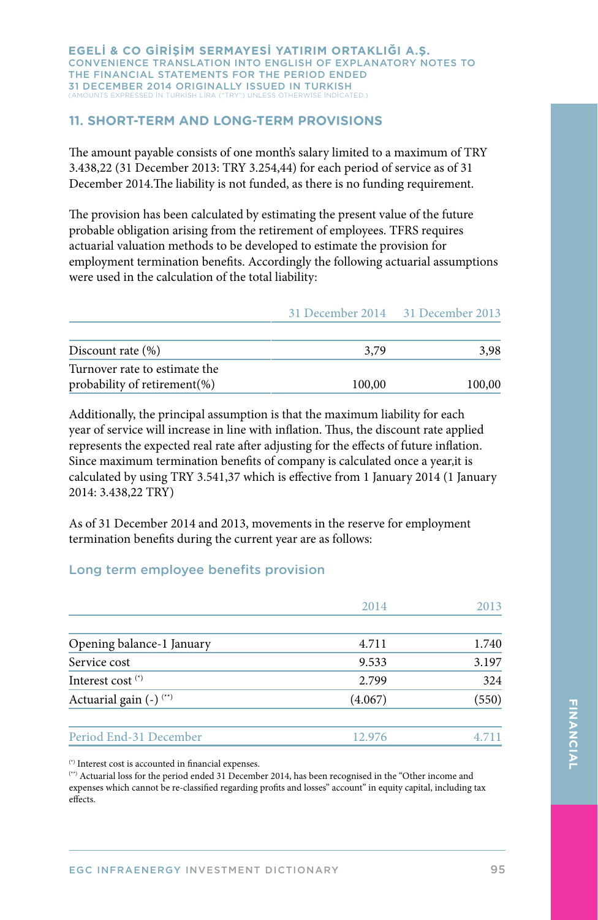## 11. SHORT-TERM AND LONG-TERM PROVISIONS

The amount payable consists of one month's salary limited to a maximum of TRY 3.438,22 (31 December 2013: TRY 3.254,44) for each period of service as of 31 December 2014.The liability is not funded, as there is no funding requirement.

The provision has been calculated by estimating the present value of the future probable obligation arising from the retirement of employees. TFRS requires actuarial valuation methods to be developed to estimate the provision for employment termination benefits. Accordingly the following actuarial assumptions were used in the calculation of the total liability:

| | 31 December 2014 | 31 December 2013 |
|---|---|---|
| Discount rate (%) | 3,79 | 3,98 |
| Turnover rate to estimate the probability of retirement(%) | 100,00 | 100,00 |

Additionally, the principal assumption is that the maximum liability for each year of service will increase in line with inflation. Thus, the discount rate applied represents the expected real rate after adjusting for the effects of future inflation. Since maximum termination benefits of company is calculated once a year,it is calculated by using TRY 3.541,37 which is effective from 1 January 2014 (1 January 2014: 3.438,22 TRY)

As of 31 December 2014 and 2013, movements in the reserve for employment termination benefits during the current year are as follows:

### Long term employee benefits provision

| | 2014 | 2013 |
|---|---|---|
| Opening balance-1 January | 4.711 | 1.740 |
| Service cost | 9.533 | 3.197 |
| Interest cost (*) | 2.799 | 324 |
| Actuarial gain (-) (**) | (4.067) | (550) |
| Period End-31 December | 12.976 | 4.711 |

(*) Interest cost is accounted in financial expenses.

(**) Actuarial loss for the period ended 31 December 2014, has been recognised in the "Other income and expenses which cannot be re-classified regarding profits and losses" account" in equity capital, including tax effects.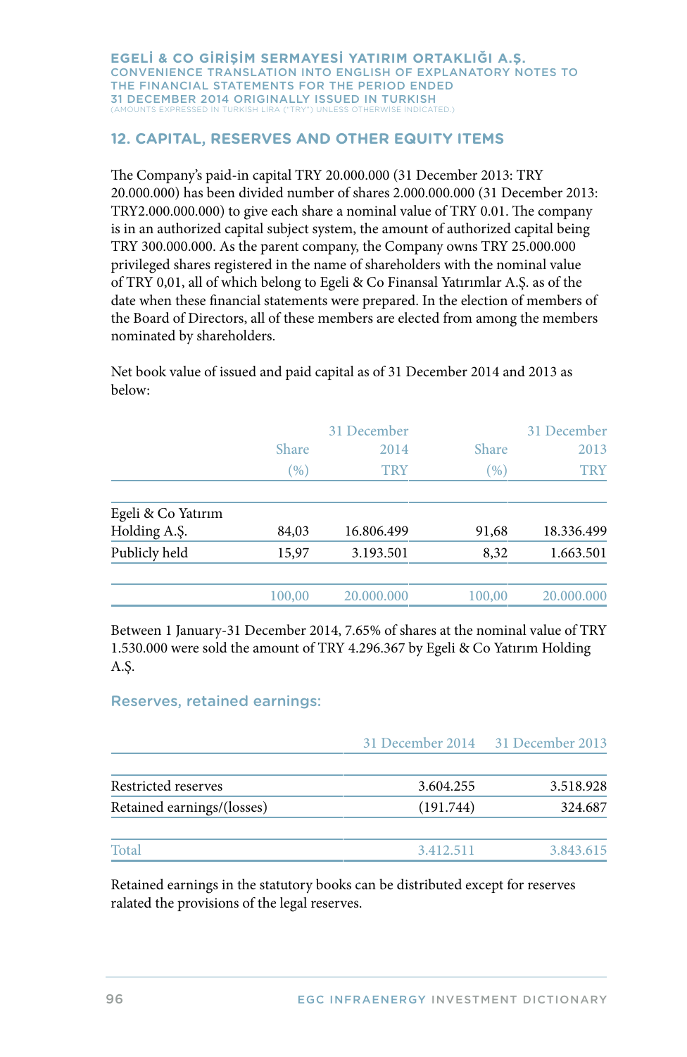## 12. CAPITAL, RESERVES AND OTHER EQUITY ITEMS

The Company's paid-in capital TRY 20.000.000 (31 December 2013: TRY 20.000.000) has been divided number of shares 2.000.000.000 (31 December 2013: TRY2.000.000.000) to give each share a nominal value of TRY 0.01. The company is in an authorized capital subject system, the amount of authorized capital being TRY 300.000.000. As the parent company, the Company owns TRY 25.000.000 privileged shares registered in the name of shareholders with the nominal value of TRY 0,01, all of which belong to Egeli & Co Finansal Yatırımlar A.Ş. as of the date when these financial statements were prepared. In the election of members of the Board of Directors, all of these members are elected from among the members nominated by shareholders.

Net book value of issued and paid capital as of 31 December 2014 and 2013 as below:

| | Share (%) | 31 December 2014 TRY | Share (%) | 31 December 2013 TRY |
|---|---|---|---|---|
| Egeli & Co Yatırım Holding A.Ş. | 84,03 | 16.806.499 | 91,68 | 18.336.499 |
| Publicly held | 15,97 | 3.193.501 | 8,32 | 1.663.501 |
| | 100,00 | 20.000.000 | 100,00 | 20.000.000 |

Between 1 January-31 December 2014, 7.65% of shares at the nominal value of TRY 1.530.000 were sold the amount of TRY 4.296.367 by Egeli & Co Yatırım Holding A.Ş.

### Reserves, retained earnings:

| | 31 December 2014 | 31 December 2013 |
|---|---|---|
| Restricted reserves | 3.604.255 | 3.518.928 |
| Retained earnings/(losses) | (191.744) | 324.687 |
| Total | 3.412.511 | 3.843.615 |

Retained earnings in the statutory books can be distributed except for reserves ralated the provisions of the legal reserves.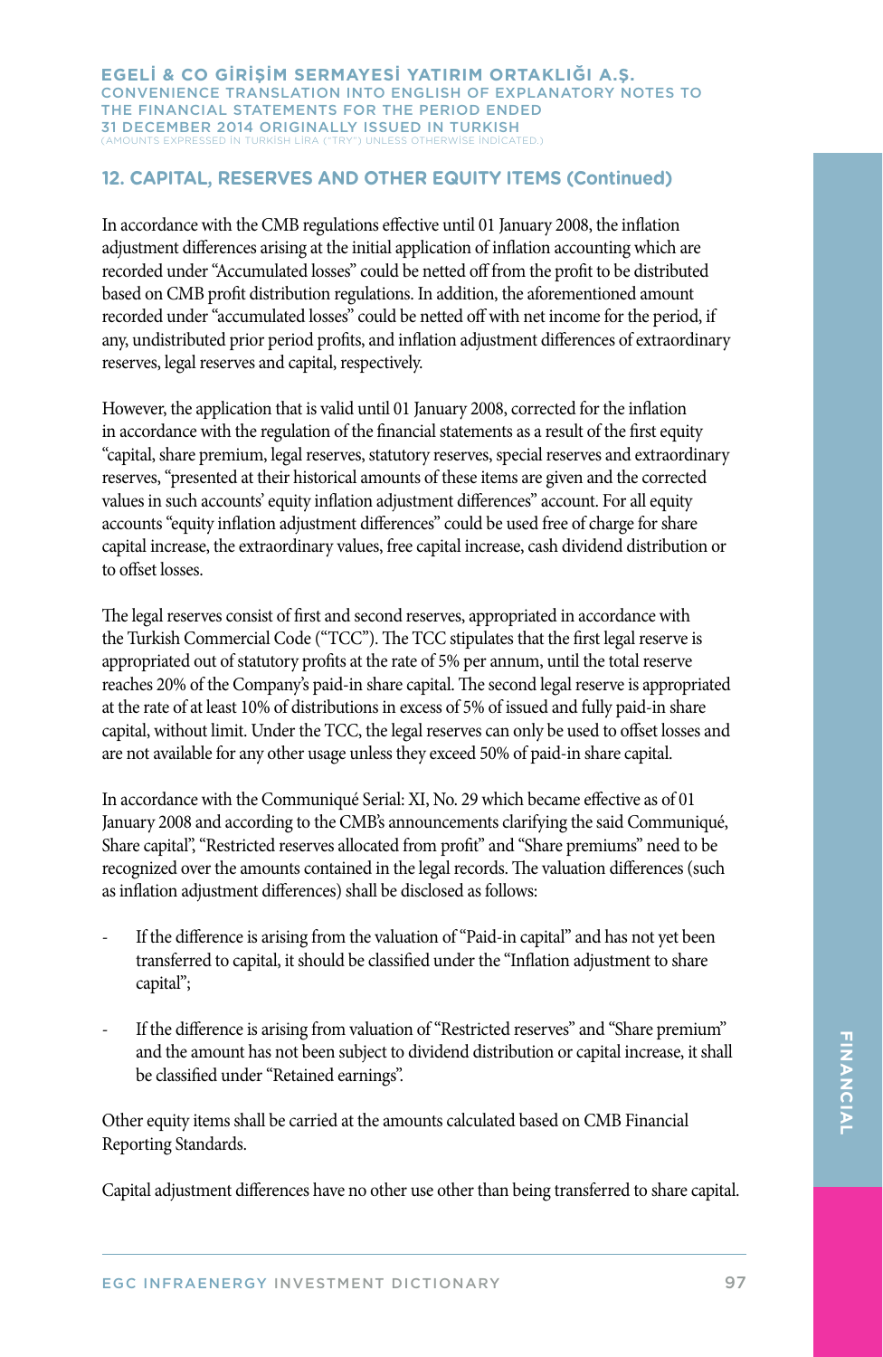## 12. CAPITAL, RESERVES AND OTHER EQUITY ITEMS (Continued)

In accordance with the CMB regulations effective until 01 January 2008, the inflation adjustment differences arising at the initial application of inflation accounting which are recorded under "Accumulated losses" could be netted off from the profit to be distributed based on CMB profit distribution regulations. In addition, the aforementioned amount recorded under "accumulated losses" could be netted off with net income for the period, if any, undistributed prior period profits, and inflation adjustment differences of extraordinary reserves, legal reserves and capital, respectively.

However, the application that is valid until 01 January 2008, corrected for the inflation in accordance with the regulation of the financial statements as a result of the first equity "capital, share premium, legal reserves, statutory reserves, special reserves and extraordinary reserves, "presented at their historical amounts of these items are given and the corrected values in such accounts' equity inflation adjustment differences" account. For all equity accounts "equity inflation adjustment differences" could be used free of charge for share capital increase, the extraordinary values, free capital increase, cash dividend distribution or to offset losses.

The legal reserves consist of first and second reserves, appropriated in accordance with the Turkish Commercial Code ("TCC"). The TCC stipulates that the first legal reserve is appropriated out of statutory profits at the rate of 5% per annum, until the total reserve reaches 20% of the Company's paid-in share capital. The second legal reserve is appropriated at the rate of at least 10% of distributions in excess of 5% of issued and fully paid-in share capital, without limit. Under the TCC, the legal reserves can only be used to offset losses and are not available for any other usage unless they exceed 50% of paid-in share capital.

In accordance with the Communiqué Serial: XI, No. 29 which became effective as of 01 January 2008 and according to the CMB's announcements clarifying the said Communiqué, Share capital", "Restricted reserves allocated from profit" and "Share premiums" need to be recognized over the amounts contained in the legal records. The valuation differences (such as inflation adjustment differences) shall be disclosed as follows:

- If the difference is arising from the valuation of "Paid-in capital" and has not yet been transferred to capital, it should be classified under the "Inflation adjustment to share capital";
- If the difference is arising from valuation of "Restricted reserves" and "Share premium" and the amount has not been subject to dividend distribution or capital increase, it shall be classified under "Retained earnings".

Other equity items shall be carried at the amounts calculated based on CMB Financial Reporting Standards.

Capital adjustment differences have no other use other than being transferred to share capital.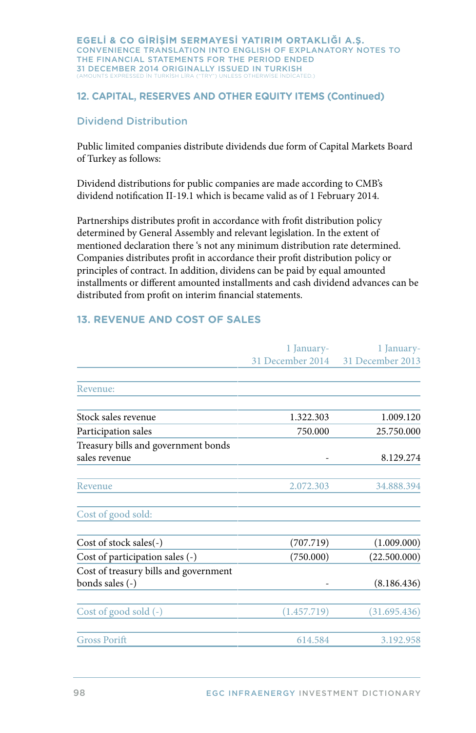## 12. CAPITAL, RESERVES AND OTHER EQUITY ITEMS (Continued)

### Dividend Distribution

Public limited companies distribute dividends due form of Capital Markets Board of Turkey as follows:

Dividend distributions for public companies are made according to CMB's dividend notification II-19.1 which is became valid as of 1 February 2014.

Partnerships distributes profit in accordance with frofit distribution policy determined by General Assembly and relevant legislation. In the extent of mentioned declaration there 's not any minimum distribution rate determined. Companies distributes profit in accordance their profit distribution policy or principles of contract. In addition, dividens can be paid by equal amounted installments or different amounted installments and cash dividend advances can be distributed from profit on interim financial statements.

## 13. REVENUE AND COST OF SALES

| | 1 January-31 December 2014 | 1 January-31 December 2013 |
|---|---|---|
| Revenue: | | |
| Stock sales revenue | 1.322.303 | 1.009.120 |
| Participation sales | 750.000 | 25.750.000 |
| Treasury bills and government bonds sales revenue | - | 8.129.274 |
| Revenue | 2.072.303 | 34.888.394 |
| Cost of good sold: | | |
| Cost of stock sales(-) | (707.719) | (1.009.000) |
| Cost of participation sales (-) | (750.000) | (22.500.000) |
| Cost of treasury bills and government bonds sales (-) | - | (8.186.436) |
| Cost of good sold (-) | (1.457.719) | (31.695.436) |
| Gross Porift | 614.584 | 3.192.958 |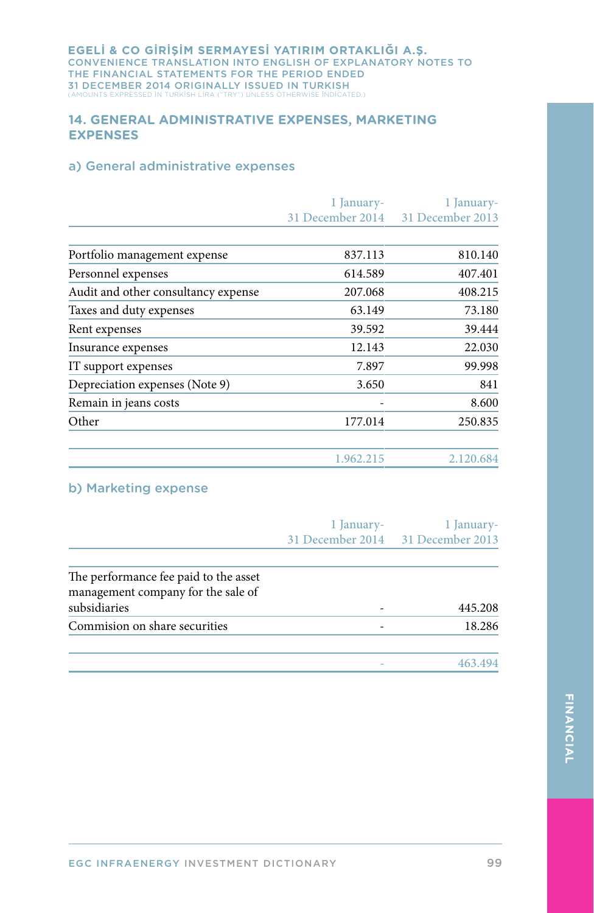## 14. GENERAL ADMINISTRATIVE EXPENSES, MARKETING EXPENSES

### a) General administrative expenses

| | 1 January-31 December 2014 | 1 January-31 December 2013 |
|---|---|---|
| Portfolio management expense | 837.113 | 810.140 |
| Personnel expenses | 614.589 | 407.401 |
| Audit and other consultancy expense | 207.068 | 408.215 |
| Taxes and duty expenses | 63.149 | 73.180 |
| Rent expenses | 39.592 | 39.444 |
| Insurance expenses | 12.143 | 22.030 |
| IT support expenses | 7.897 | 99.998 |
| Depreciation expenses (Note 9) | 3.650 | 841 |
| Remain in jeans costs | - | 8.600 |
| Other | 177.014 | 250.835 |
| | 1.962.215 | 2.120.684 |

### b) Marketing expense

| | 1 January-31 December 2014 | 1 January-31 December 2013 |
|---|---|---|
| The performance fee paid to the asset management company for the sale of subsidiaries | - | 445.208 |
| Commision on share securities | - | 18.286 |
| | - | 463.494 |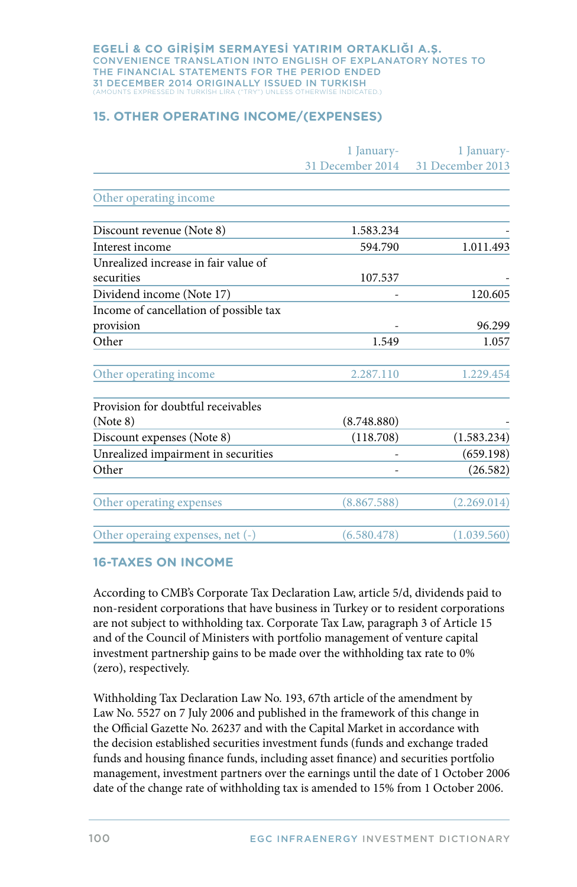## 15. OTHER OPERATING INCOME/(EXPENSES)

| | 1 January-31 December 2014 | 1 January-31 December 2013 |
|---|---|---|
| Other operating income | | |
| Discount revenue (Note 8) | 1.583.234 | - |
| Interest income | 594.790 | 1.011.493 |
| Unrealized increase in fair value of securities | 107.537 | - |
| Dividend income (Note 17) | - | 120.605 |
| Income of cancellation of possible tax provision | - | 96.299 |
| Other | 1.549 | 1.057 |
| Other operating income | 2.287.110 | 1.229.454 |
| Provision for doubtful receivables (Note 8) | (8.748.880) | - |
| Discount expenses (Note 8) | (118.708) | (1.583.234) |
| Unrealized impairment in securities | - | (659.198) |
| Other | - | (26.582) |
| Other operating expenses | (8.867.588) | (2.269.014) |
| Other operaing expenses, net (-) | (6.580.478) | (1.039.560) |

## 16-TAXES ON INCOME

According to CMB's Corporate Tax Declaration Law, article 5/d, dividends paid to non-resident corporations that have business in Turkey or to resident corporations are not subject to withholding tax. Corporate Tax Law, paragraph 3 of Article 15 and of the Council of Ministers with portfolio management of venture capital investment partnership gains to be made over the withholding tax rate to 0% (zero), respectively.

Withholding Tax Declaration Law No. 193, 67th article of the amendment by Law No. 5527 on 7 July 2006 and published in the framework of this change in the Official Gazette No. 26237 and with the Capital Market in accordance with the decision established securities investment funds (funds and exchange traded funds and housing finance funds, including asset finance) and securities portfolio management, investment partners over the earnings until the date of 1 October 2006 date of the change rate of withholding tax is amended to 15% from 1 October 2006.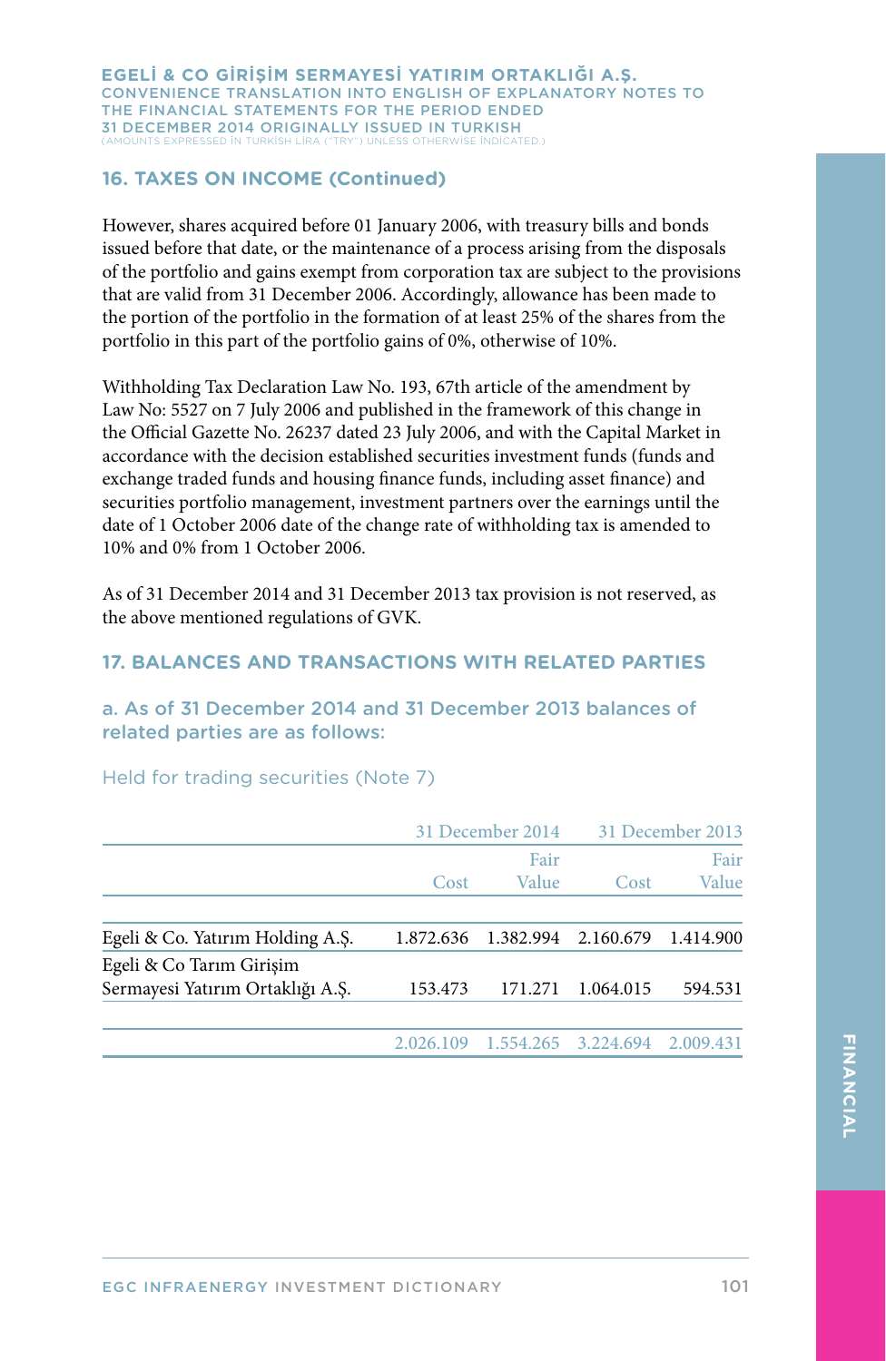## 16. TAXES ON INCOME (Continued)

However, shares acquired before 01 January 2006, with treasury bills and bonds issued before that date, or the maintenance of a process arising from the disposals of the portfolio and gains exempt from corporation tax are subject to the provisions that are valid from 31 December 2006. Accordingly, allowance has been made to the portion of the portfolio in the formation of at least 25% of the shares from the portfolio in this part of the portfolio gains of 0%, otherwise of 10%.

Withholding Tax Declaration Law No. 193, 67th article of the amendment by Law No: 5527 on 7 July 2006 and published in the framework of this change in the Official Gazette No. 26237 dated 23 July 2006, and with the Capital Market in accordance with the decision established securities investment funds (funds and exchange traded funds and housing finance funds, including asset finance) and securities portfolio management, investment partners over the earnings until the date of 1 October 2006 date of the change rate of withholding tax is amended to 10% and 0% from 1 October 2006.

As of 31 December 2014 and 31 December 2013 tax provision is not reserved, as the above mentioned regulations of GVK.

## 17. BALANCES AND TRANSACTIONS WITH RELATED PARTIES

### a. As of 31 December 2014 and 31 December 2013 balances of related parties are as follows:

Held for trading securities (Note 7)

| | 31 December 2014 | | 31 December 2013 | |
|---|---|---|---|---|
| | Cost | Fair Value | Cost | Fair Value |
| Egeli & Co. Yatırım Holding A.Ş. | 1.872.636 | 1.382.994 | 2.160.679 | 1.414.900 |
| Egeli & Co Tarım Girişim Sermayesi Yatırım Ortaklığı A.Ş. | 153.473 | 171.271 | 1.064.015 | 594.531 |
| | 2.026.109 | 1.554.265 | 3.224.694 | 2.009.431 |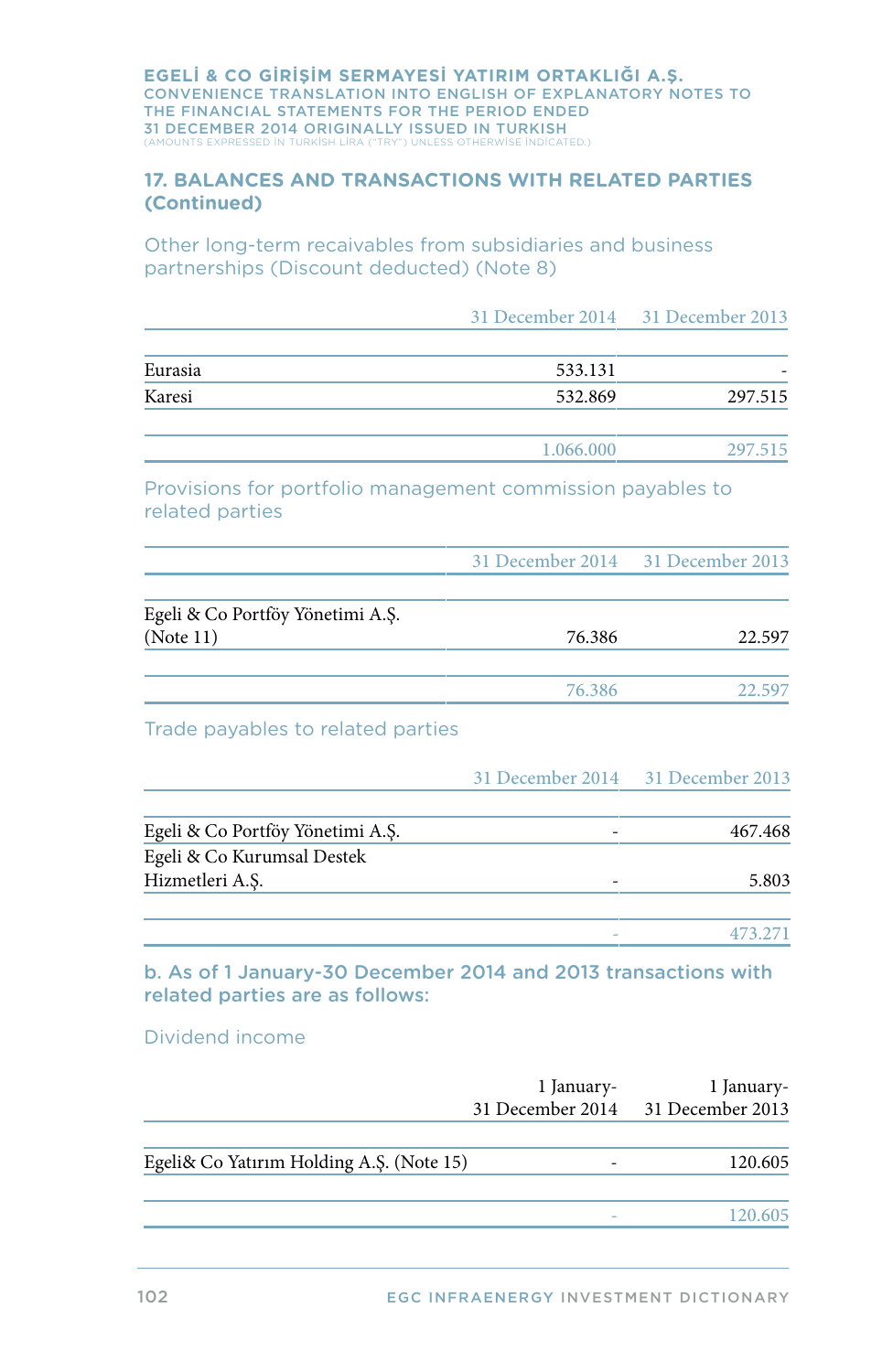## 17. BALANCES AND TRANSACTIONS WITH RELATED PARTIES (Continued)

### Other long-term recaivables from subsidiaries and business partnerships (Discount deducted) (Note 8)

| | 31 December 2014 | 31 December 2013 |
|---|---|---|
| Eurasia | 533.131 | - |
| Karesi | 532.869 | 297.515 |
| | 1.066.000 | 297.515 |

### Provisions for portfolio management commission payables to related parties

| | 31 December 2014 | 31 December 2013 |
|---|---|---|
| Egeli & Co Portföy Yönetimi A.Ş. (Note 11) | 76.386 | 22.597 |
| | 76.386 | 22.597 |

### Trade payables to related parties

| | 31 December 2014 | 31 December 2013 |
|---|---|---|
| Egeli & Co Portföy Yönetimi A.Ş. | - | 467.468 |
| Egeli & Co Kurumsal Destek Hizmetleri A.Ş. | - | 5.803 |
| | - | 473.271 |

### b. As of 1 January-30 December 2014 and 2013 transactions with related parties are as follows:

#### Dividend income

| | 1 January-31 December 2014 | 1 January-31 December 2013 |
|---|---|---|
| Egeli& Co Yatırım Holding A.Ş. (Note 15) | - | 120.605 |
| | - | 120.605 |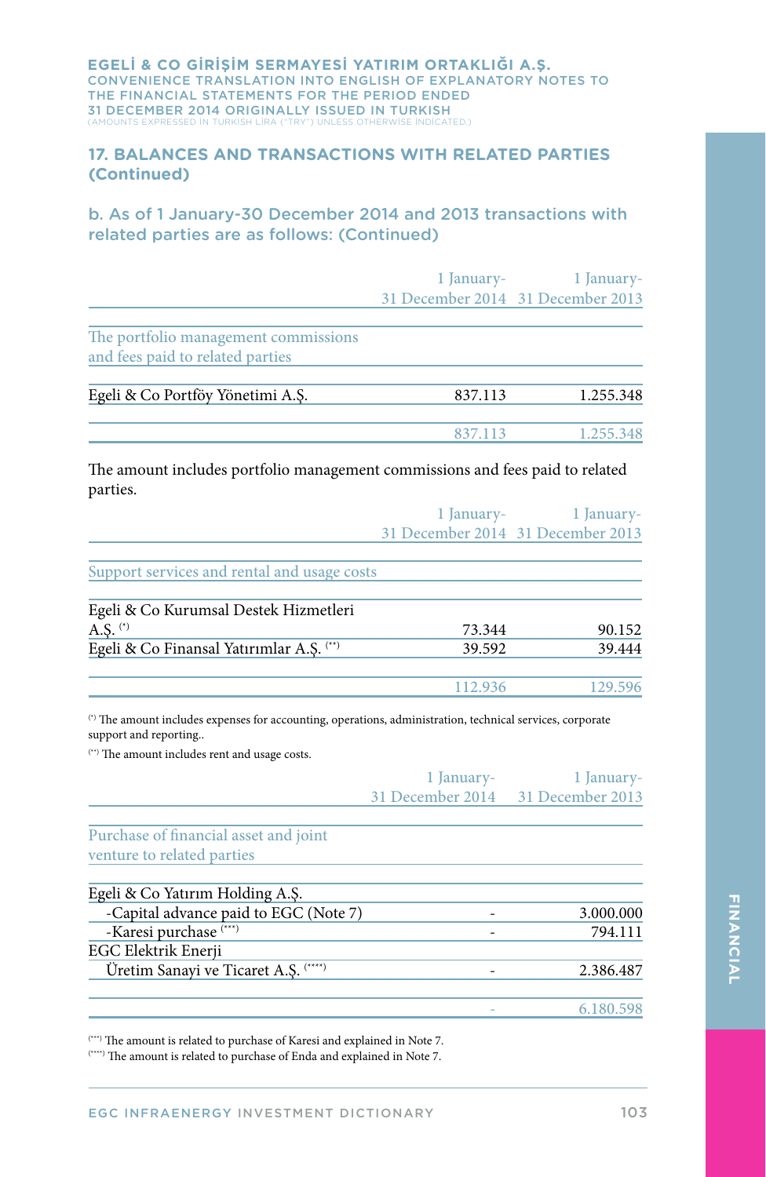## 17. BALANCES AND TRANSACTIONS WITH RELATED PARTIES (Continued)

### b. As of 1 January-30 December 2014 and 2013 transactions with related parties are as follows: (Continued)

| | 1 January-31 December 2014 | 1 January-31 December 2013 |
|---|---|---|
| **The portfolio management commissions and fees paid to related parties** | | |
| Egeli & Co Portföy Yönetimi A.Ş. | 837.113 | 1.255.348 |
| | 837.113 | 1.255.348 |

The amount includes portfolio management commissions and fees paid to related parties.

| | 1 January-31 December 2014 | 1 January-31 December 2013 |
|---|---|---|
| **Support services and rental and usage costs** | | |
| Egeli & Co Kurumsal Destek Hizmetleri A.Ş. (*) | 73.344 | 90.152 |
| Egeli & Co Finansal Yatırımlar A.Ş. (**) | 39.592 | 39.444 |
| | 112.936 | 129.596 |

(*) The amount includes expenses for accounting, operations, administration, technical services, corporate support and reporting..

(**) The amount includes rent and usage costs.

| | 1 January-31 December 2014 | 1 January-31 December 2013 |
|---|---|---|
| **Purchase of financial asset and joint venture to related parties** | | |
| Egeli & Co Yatırım Holding A.Ş. | | |
| -Capital advance paid to EGC (Note 7) | - | 3.000.000 |
| -Karesi purchase (***) | - | 794.111 |
| EGC Elektrik Enerji Üretim Sanayi ve Ticaret A.Ş. (****) | - | 2.386.487 |
| | - | 6.180.598 |

(***) The amount is related to purchase of Karesi and explained in Note 7.

(****) The amount is related to purchase of Enda and explained in Note 7.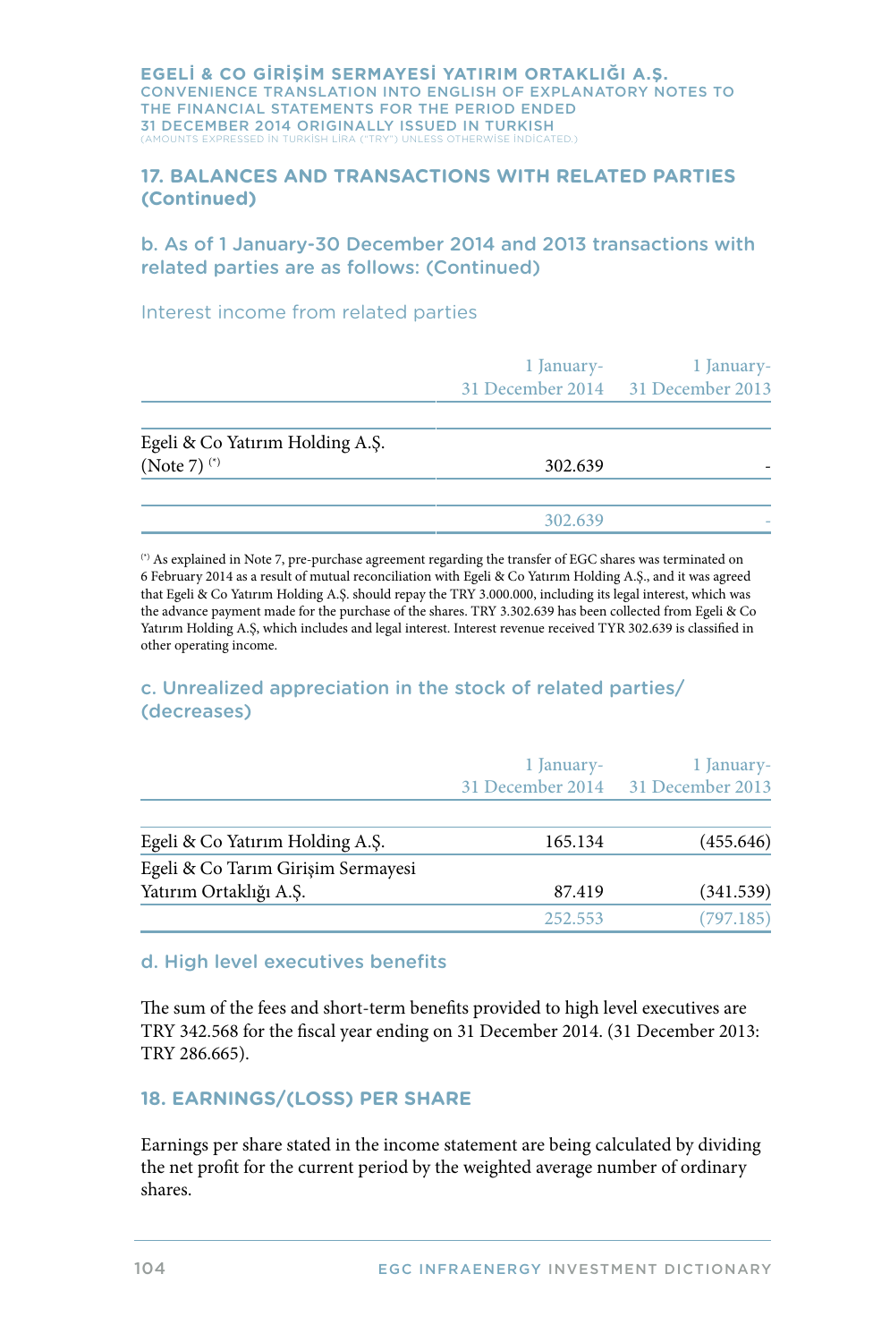## 17. BALANCES AND TRANSACTIONS WITH RELATED PARTIES (Continued)

### b. As of 1 January-30 December 2014 and 2013 transactions with related parties are as follows: (Continued)

Interest income from related parties

| | 1 January-31 December 2014 | 1 January-31 December 2013 |
|---|---|---|
| Egeli & Co Yatırım Holding A.Ş. (Note 7) [(*)] | 302.639 | - |
| | 302.639 | - |

[(*)] As explained in Note 7, pre-purchase agreement regarding the transfer of EGC shares was terminated on 6 February 2014 as a result of mutual reconciliation with Egeli & Co Yatırım Holding A.Ş., and it was agreed that Egeli & Co Yatırım Holding A.Ş. should repay the TRY 3.000.000, including its legal interest, which was the advance payment made for the purchase of the shares. TRY 3.302.639 has been collected from Egeli & Co Yatırım Holding A.Ş, which includes and legal interest. Interest revenue received TYR 302.639 is classified in other operating income.

### c. Unrealized appreciation in the stock of related parties/ (decreases)

| | 1 January-31 December 2014 | 1 January-31 December 2013 |
|---|---|---|
| Egeli & Co Yatırım Holding A.Ş. | 165.134 | (455.646) |
| Egeli & Co Tarım Girişim Sermayesi Yatırım Ortaklığı A.Ş. | 87.419 | (341.539) |
| | 252.553 | (797.185) |

### d. High level executives benefits

The sum of the fees and short-term benefits provided to high level executives are TRY 342.568 for the fiscal year ending on 31 December 2014. (31 December 2013: TRY 286.665).

## 18. EARNINGS/(LOSS) PER SHARE

Earnings per share stated in the income statement are being calculated by dividing the net profit for the current period by the weighted average number of ordinary shares.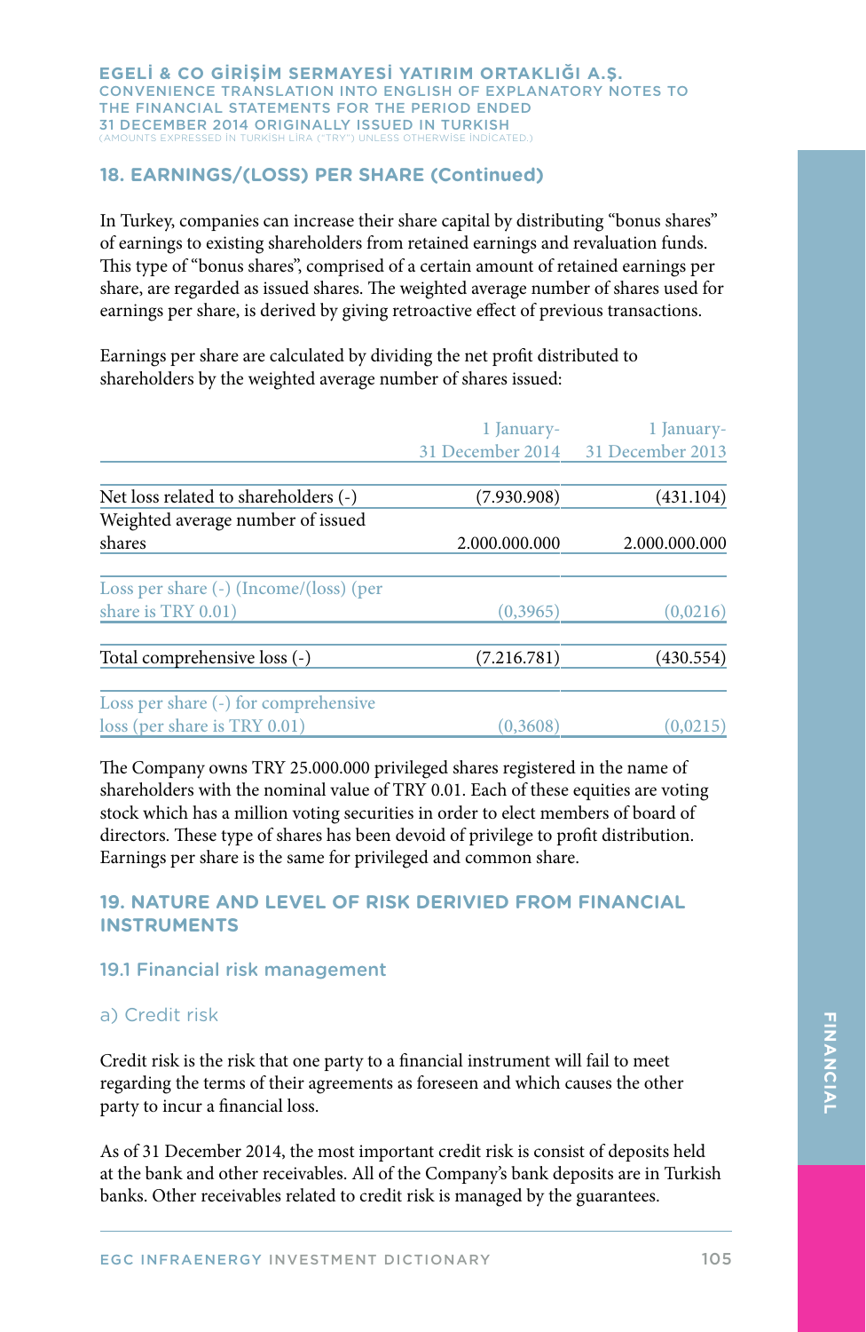## 18. EARNINGS/(LOSS) PER SHARE (Continued)

In Turkey, companies can increase their share capital by distributing "bonus shares" of earnings to existing shareholders from retained earnings and revaluation funds. This type of "bonus shares", comprised of a certain amount of retained earnings per share, are regarded as issued shares. The weighted average number of shares used for earnings per share, is derived by giving retroactive effect of previous transactions.

Earnings per share are calculated by dividing the net profit distributed to shareholders by the weighted average number of shares issued:

| | 1 January-31 December 2014 | 1 January-31 December 2013 |
|---|---|---|
| Net loss related to shareholders (-) | (7.930.908) | (431.104) |
| Weighted average number of issued shares | 2.000.000.000 | 2.000.000.000 |
| Loss per share (-) (Income/(loss) (per share is TRY 0.01) | (0,3965) | (0,0216) |
| Total comprehensive loss (-) | (7.216.781) | (430.554) |
| Loss per share (-) for comprehensive loss (per share is TRY 0.01) | (0,3608) | (0,0215) |

The Company owns TRY 25.000.000 privileged shares registered in the name of shareholders with the nominal value of TRY 0.01. Each of these equities are voting stock which has a million voting securities in order to elect members of board of directors. These type of shares has been devoid of privilege to profit distribution. Earnings per share is the same for privileged and common share.

## 19. NATURE AND LEVEL OF RISK DERIVIED FROM FINANCIAL INSTRUMENTS

### 19.1 Financial risk management

#### a) Credit risk

Credit risk is the risk that one party to a financial instrument will fail to meet regarding the terms of their agreements as foreseen and which causes the other party to incur a financial loss.

As of 31 December 2014, the most important credit risk is consist of deposits held at the bank and other receivables. All of the Company's bank deposits are in Turkish banks. Other receivables related to credit risk is managed by the guarantees.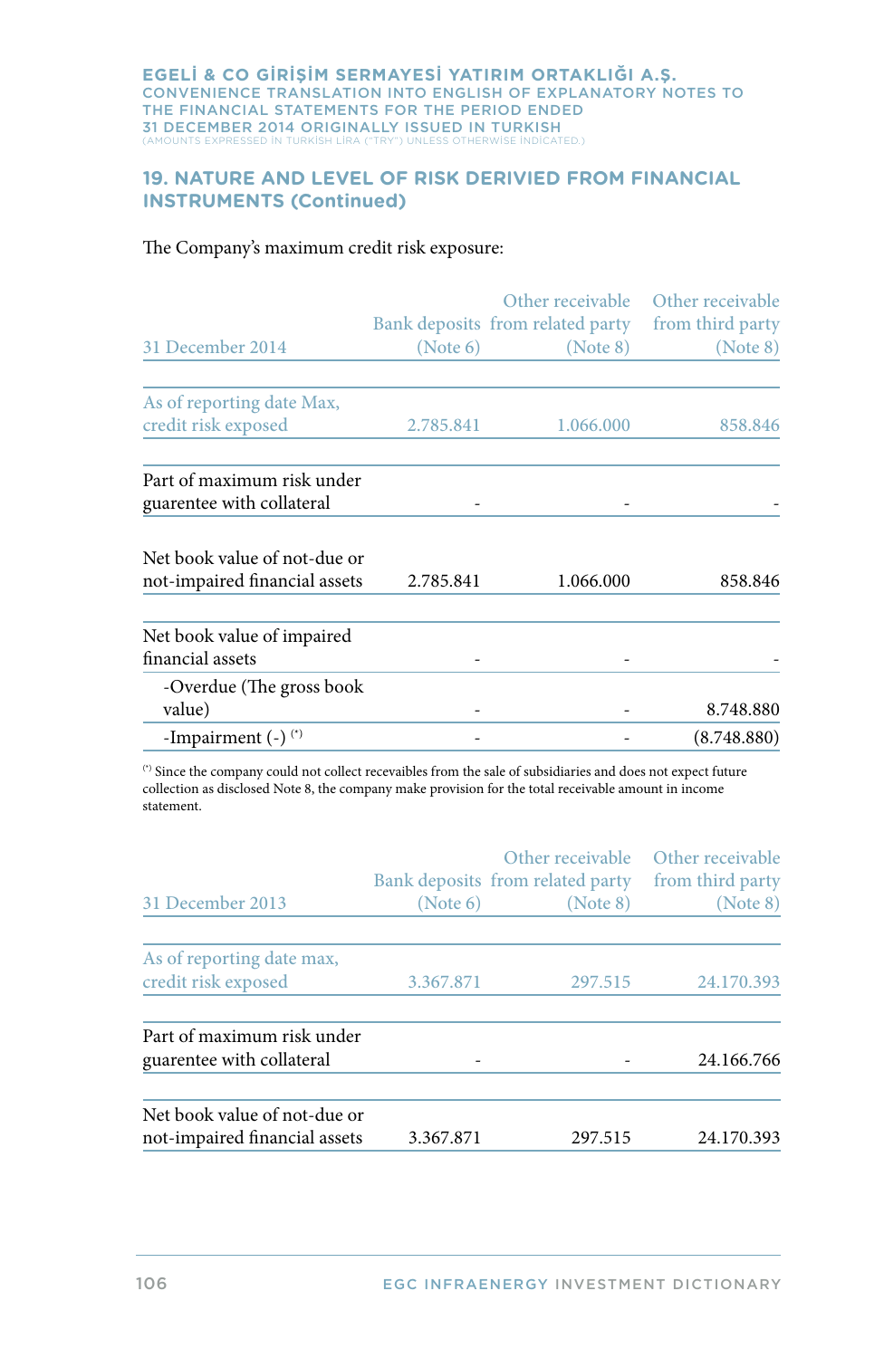## 19. NATURE AND LEVEL OF RISK DERIVIED FROM FINANCIAL INSTRUMENTS (Continued)

The Company's maximum credit risk exposure:

| 31 December 2014 | Bank deposits (Note 6) | Other receivable from related party (Note 8) | Other receivable from third party (Note 8) |
|---|---|---|---|
| As of reporting date Max, credit risk exposed | 2.785.841 | 1.066.000 | 858.846 |
| Part of maximum risk under guarentee with collateral | - | - | - |
| Net book value of not-due or not-impaired financial assets | 2.785.841 | 1.066.000 | 858.846 |
| Net book value of impaired financial assets | - | - | - |
| -Overdue (The gross book value) | - | - | 8.748.880 |
| -Impairment (-) (*) | - | - | (8.748.880) |

(*) Since the company could not collect recevaibles from the sale of subsidiaries and does not expect future collection as disclosed Note 8, the company make provision for the total receivable amount in income statement.

| 31 December 2013 | Bank deposits (Note 6) | Other receivable from related party (Note 8) | Other receivable from third party (Note 8) |
|---|---|---|---|
| As of reporting date max, credit risk exposed | 3.367.871 | 297.515 | 24.170.393 |
| Part of maximum risk under guarentee with collateral | - | - | 24.166.766 |
| Net book value of not-due or not-impaired financial assets | 3.367.871 | 297.515 | 24.170.393 |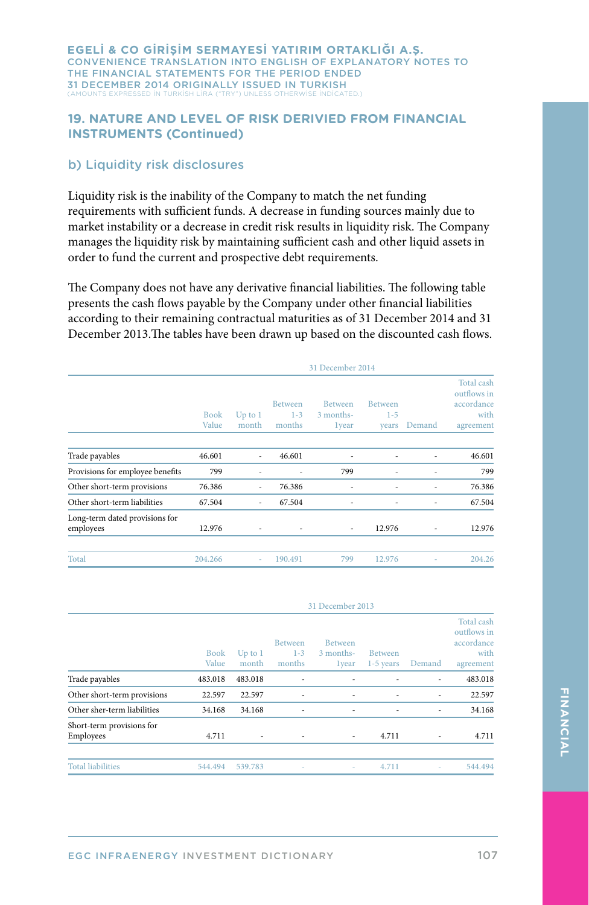## 19. NATURE AND LEVEL OF RISK DERIVIED FROM FINANCIAL INSTRUMENTS (Continued)

### b) Liquidity risk disclosures

Liquidity risk is the inability of the Company to match the net funding requirements with sufficient funds. A decrease in funding sources mainly due to market instability or a decrease in credit risk results in liquidity risk. The Company manages the liquidity risk by maintaining sufficient cash and other liquid assets in order to fund the current and prospective debt requirements.

The Company does not have any derivative financial liabilities. The following table presents the cash flows payable by the Company under other financial liabilities according to their remaining contractual maturities as of 31 December 2014 and 31 December 2013.The tables have been drawn up based on the discounted cash flows.

| | 31 December 2014 | | | | | | |
|---|---|---|---|---|---|---|---|
| | Book Value | Up to 1 month | Between 1-3 months | Between 3 months-1year | Between 1-5 years | Demand | Total cash outflows in accordance with agreement |
| Trade payables | 46.601 | - | 46.601 | - | - | - | 46.601 |
| Provisions for employee benefits | 799 | - | - | 799 | - | - | 799 |
| Other short-term provisions | 76.386 | - | 76.386 | - | - | - | 76.386 |
| Other short-term liabilities | 67.504 | - | 67.504 | - | - | - | 67.504 |
| Long-term dated provisions for employees | 12.976 | - | - | - | 12.976 | - | 12.976 |
| Total | 204.266 | - | 190.491 | 799 | 12.976 | - | 204.26 |

| | 31 December 2013 | | | | | | |
|---|---|---|---|---|---|---|---|
| | Book Value | Up to 1 month | Between 1-3 months | Between 3 months-1year | Between 1-5 years | Demand | Total cash outflows in accordance with agreement |
| Trade payables | 483.018 | 483.018 | - | - | - | - | 483.018 |
| Other short-term provisions | 22.597 | 22.597 | - | - | - | - | 22.597 |
| Other sher-term liabilities | 34.168 | 34.168 | - | - | - | - | 34.168 |
| Short-term provisions for Employees | 4.711 | - | - | - | 4.711 | - | 4.711 |
| Total liabilities | 544.494 | 539.783 | - | - | 4.711 | - | 544.494 |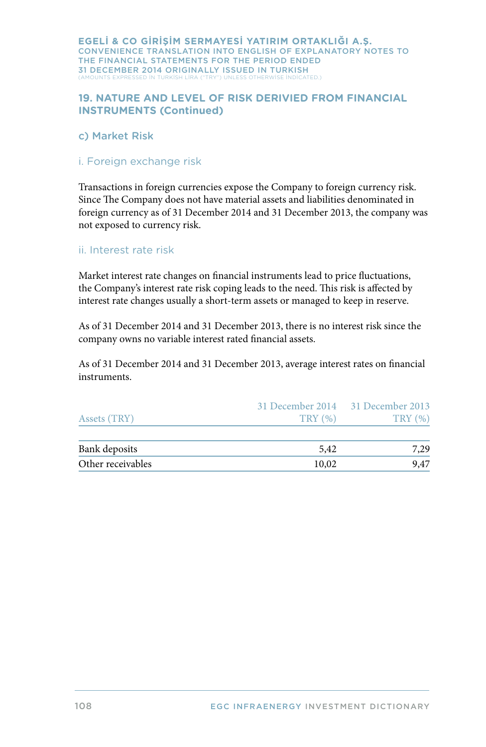## 19. NATURE AND LEVEL OF RISK DERIVIED FROM FINANCIAL INSTRUMENTS (Continued)

### c) Market Risk

#### i. Foreign exchange risk

Transactions in foreign currencies expose the Company to foreign currency risk. Since The Company does not have material assets and liabilities denominated in foreign currency as of 31 December 2014 and 31 December 2013, the company was not exposed to currency risk.

#### ii. Interest rate risk

Market interest rate changes on financial instruments lead to price fluctuations, the Company's interest rate risk coping leads to the need. This risk is affected by interest rate changes usually a short-term assets or managed to keep in reserve.

As of 31 December 2014 and 31 December 2013, there is no interest risk since the company owns no variable interest rated financial assets.

As of 31 December 2014 and 31 December 2013, average interest rates on financial instruments.

| Assets (TRY) | 31 December 2014 TRY (%) | 31 December 2013 TRY (%) |
|---|---|---|
| Bank deposits | 5,42 | 7,29 |
| Other receivables | 10,02 | 9,47 |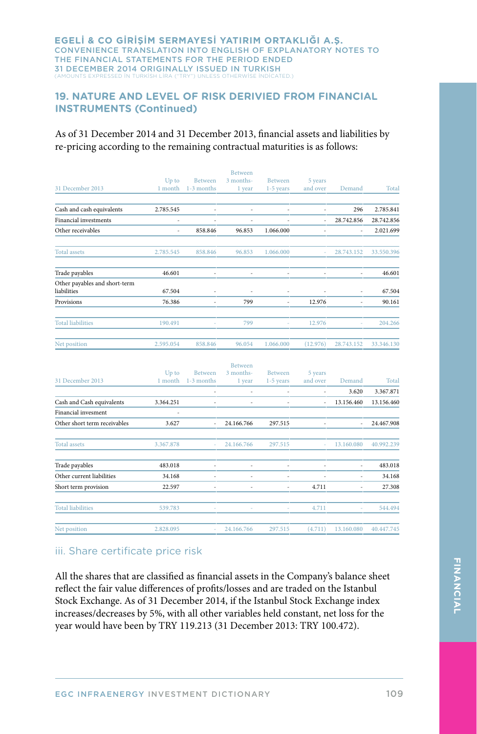## 19. NATURE AND LEVEL OF RISK DERIVIED FROM FINANCIAL INSTRUMENTS (Continued)

As of 31 December 2014 and 31 December 2013, financial assets and liabilities by re-pricing according to the remaining contractual maturities is as follows:

| 31 December 2013 | Up to 1 month | Between 1-3 months | Between 3 months-1 year | Between 1-5 years | 5 years and over | Demand | Total |
|---|---|---|---|---|---|---|---|
| Cash and cash equivalents | 2.785.545 | - | - | - | - | 296 | 2.785.841 |
| Financial investments | - | - | - | - | - | 28.742.856 | 28.742.856 |
| Other receivables | - | 858.846 | 96.853 | 1.066.000 | - | - | 2.021.699 |
| Total assets | 2.785.545 | 858.846 | 96.853 | 1.066.000 | - | 28.743.152 | 33.550.396 |
| Trade payables | 46.601 | - | - | - | - | - | 46.601 |
| Other payables and short-term liabilities | 67.504 | - | - | - | - | - | 67.504 |
| Provisions | 76.386 | - | 799 | - | 12.976 | - | 90.161 |
| Total liabilities | 190.491 | - | 799 | - | 12.976 | - | 204.266 |
| Net position | 2.595.054 | 858.846 | 96.054 | 1.066.000 | (12.976) | 28.743.152 | 33.346.130 |

| 31 December 2013 | Up to 1 month | Between 1-3 months | Between 3 months-1 year | Between 1-5 years | 5 years and over | Demand | Total |
|---|---|---|---|---|---|---|---|
| | | - | - | - | - | 3.620 | 3.367.871 |
| Cash and Cash equivalents | 3.364.251 | - | - | - | - | 13.156.460 | 13.156.460 |
| Financial invesment | - | | | | | | |
| Other short term receivables | 3.627 | - | 24.166.766 | 297.515 | - | - | 24.467.908 |
| Total assets | 3.367.878 | - | 24.166.766 | 297.515 | - | 13.160.080 | 40.992.239 |
| Trade payables | 483.018 | - | - | - | - | - | 483.018 |
| Other current liabilities | 34.168 | - | - | - | - | - | 34.168 |
| Short term provision | 22.597 | - | - | - | 4.711 | - | 27.308 |
| Total liabilities | 539.783 | - | - | - | 4.711 | - | 544.494 |
| Net position | 2.828.095 | - | 24.166.766 | 297.515 | (4.711) | 13.160.080 | 40.447.745 |

### iii. Share certificate price risk

All the shares that are classified as financial assets in the Company's balance sheet reflect the fair value differences of profits/losses and are traded on the Istanbul Stock Exchange. As of 31 December 2014, if the Istanbul Stock Exchange index increases/decreases by 5%, with all other variables held constant, net loss for the year would have been by TRY 119.213 (31 December 2013: TRY 100.472).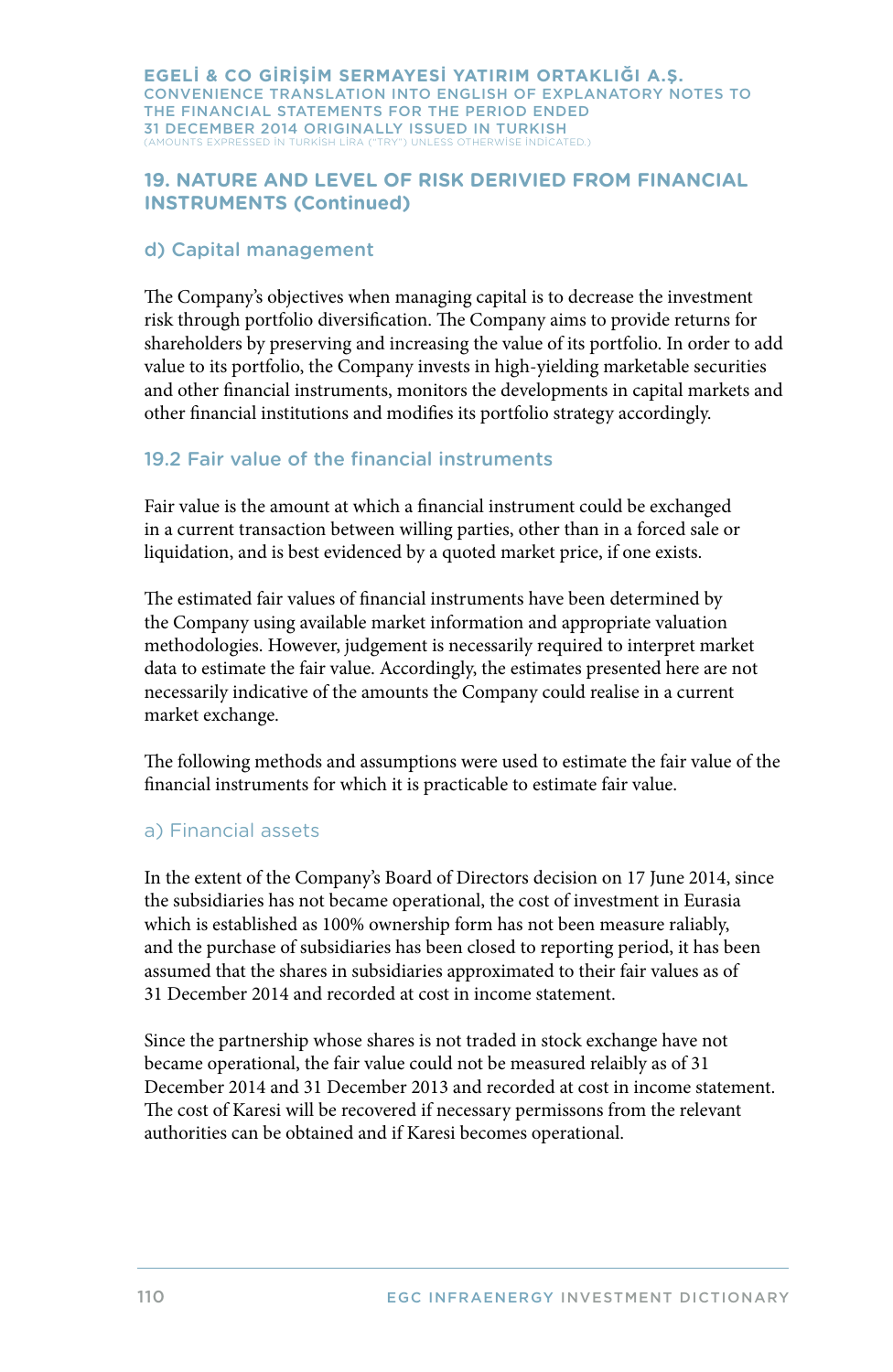## 19. NATURE AND LEVEL OF RISK DERIVIED FROM FINANCIAL INSTRUMENTS (Continued)

### d) Capital management

The Company's objectives when managing capital is to decrease the investment risk through portfolio diversification. The Company aims to provide returns for shareholders by preserving and increasing the value of its portfolio. In order to add value to its portfolio, the Company invests in high-yielding marketable securities and other financial instruments, monitors the developments in capital markets and other financial institutions and modifies its portfolio strategy accordingly.

### 19.2 Fair value of the financial instruments

Fair value is the amount at which a financial instrument could be exchanged in a current transaction between willing parties, other than in a forced sale or liquidation, and is best evidenced by a quoted market price, if one exists.

The estimated fair values of financial instruments have been determined by the Company using available market information and appropriate valuation methodologies. However, judgement is necessarily required to interpret market data to estimate the fair value. Accordingly, the estimates presented here are not necessarily indicative of the amounts the Company could realise in a current market exchange.

The following methods and assumptions were used to estimate the fair value of the financial instruments for which it is practicable to estimate fair value.

### a) Financial assets

In the extent of the Company's Board of Directors decision on 17 June 2014, since the subsidiaries has not became operational, the cost of investment in Eurasia which is established as 100% ownership form has not been measure raliably, and the purchase of subsidiaries has been closed to reporting period, it has been assumed that the shares in subsidiaries approximated to their fair values as of 31 December 2014 and recorded at cost in income statement.

Since the partnership whose shares is not traded in stock exchange have not became operational, the fair value could not be measured relaibly as of 31 December 2014 and 31 December 2013 and recorded at cost in income statement. The cost of Karesi will be recovered if necessary permissons from the relevant authorities can be obtained and if Karesi becomes operational.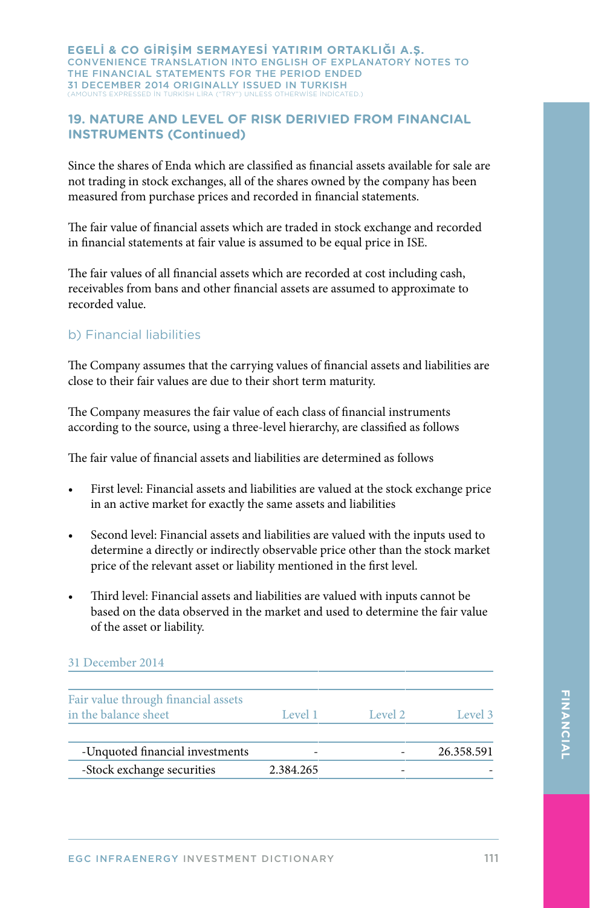## 19. NATURE AND LEVEL OF RISK DERIVIED FROM FINANCIAL INSTRUMENTS (Continued)

Since the shares of Enda which are classified as financial assets available for sale are not trading in stock exchanges, all of the shares owned by the company has been measured from purchase prices and recorded in financial statements.

The fair value of financial assets which are traded in stock exchange and recorded in financial statements at fair value is assumed to be equal price in ISE.

The fair values of all financial assets which are recorded at cost including cash, receivables from bans and other financial assets are assumed to approximate to recorded value.

### b) Financial liabilities

The Company assumes that the carrying values of financial assets and liabilities are close to their fair values are due to their short term maturity.

The Company measures the fair value of each class of financial instruments according to the source, using a three-level hierarchy, are classified as follows

The fair value of financial assets and liabilities are determined as follows

- First level: Financial assets and liabilities are valued at the stock exchange price in an active market for exactly the same assets and liabilities
- Second level: Financial assets and liabilities are valued with the inputs used to determine a directly or indirectly observable price other than the stock market price of the relevant asset or liability mentioned in the first level.
- Third level: Financial assets and liabilities are valued with inputs cannot be based on the data observed in the market and used to determine the fair value of the asset or liability.

31 December 2014

| Fair value through financial assets in the balance sheet | Level 1 | Level 2 | Level 3 |
|---|---|---|---|
| -Unquoted financial investments | - | - | 26.358.591 |
| -Stock exchange securities | 2.384.265 | - | - |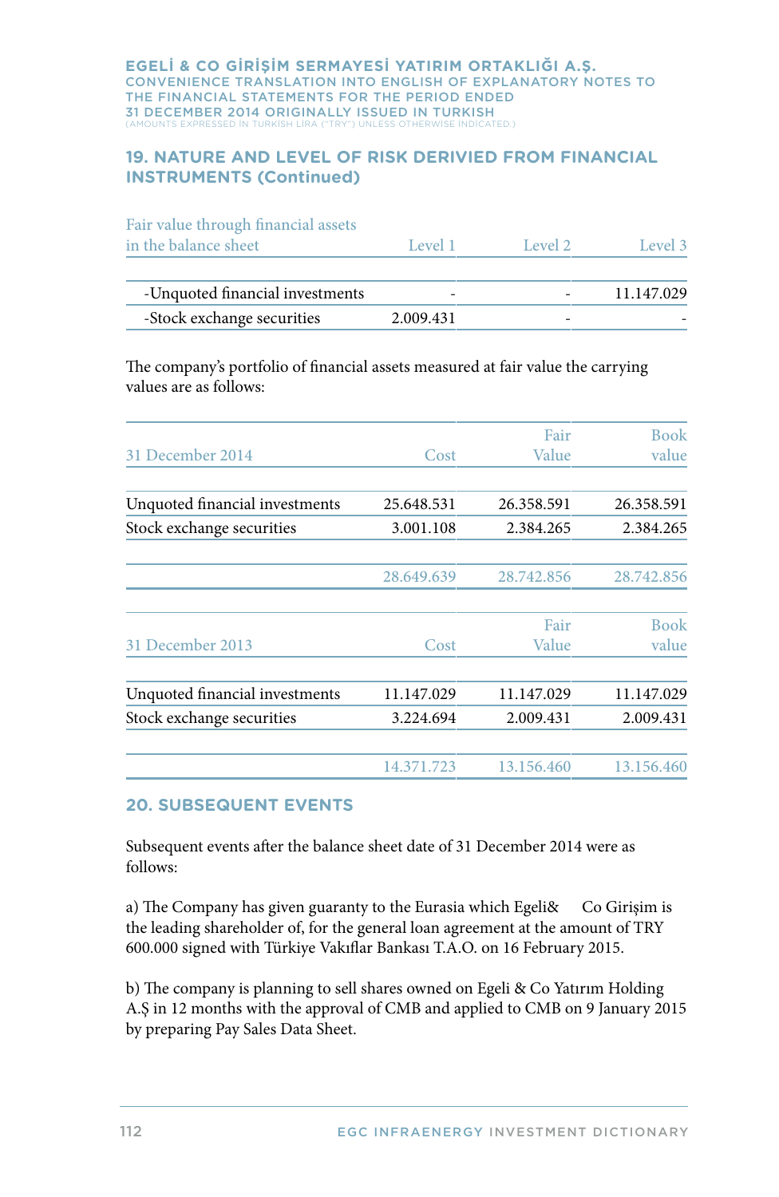## 19. NATURE AND LEVEL OF RISK DERIVIED FROM FINANCIAL INSTRUMENTS (Continued)

| Fair value through financial assets in the balance sheet | Level 1 | Level 2 | Level 3 |
|---|---|---|---|
| -Unquoted financial investments | - | - | 11.147.029 |
| -Stock exchange securities | 2.009.431 | - | - |

The company's portfolio of financial assets measured at fair value the carrying values are as follows:

| 31 December 2014 | Cost | Fair Value | Book value |
|---|---|---|---|
| Unquoted financial investments | 25.648.531 | 26.358.591 | 26.358.591 |
| Stock exchange securities | 3.001.108 | 2.384.265 | 2.384.265 |
| | 28.649.639 | 28.742.856 | 28.742.856 |

| 31 December 2013 | Cost | Fair Value | Book value |
|---|---|---|---|
| Unquoted financial investments | 11.147.029 | 11.147.029 | 11.147.029 |
| Stock exchange securities | 3.224.694 | 2.009.431 | 2.009.431 |
| | 14.371.723 | 13.156.460 | 13.156.460 |

## 20. SUBSEQUENT EVENTS

Subsequent events after the balance sheet date of 31 December 2014 were as follows:

a) The Company has given guaranty to the Eurasia which Egeli& Co Girişim is the leading shareholder of, for the general loan agreement at the amount of TRY 600.000 signed with Türkiye Vakıflar Bankası T.A.O. on 16 February 2015.

b) The company is planning to sell shares owned on Egeli & Co Yatırım Holding A.Ş in 12 months with the approval of CMB and applied to CMB on 9 January 2015 by preparing Pay Sales Data Sheet.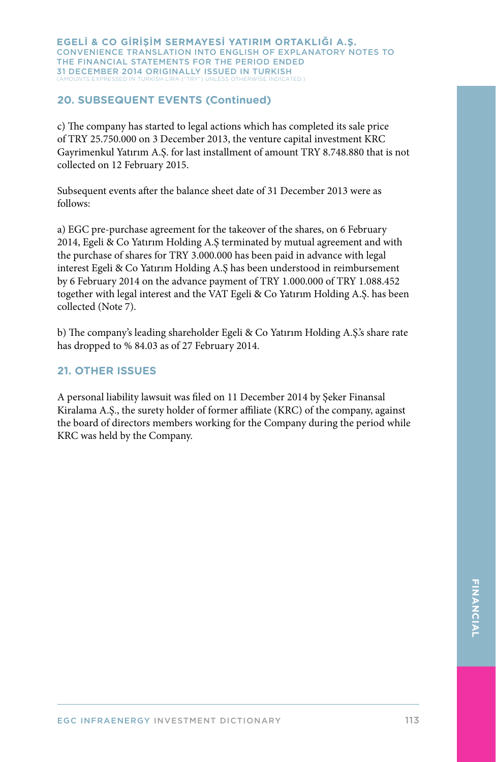## 20. SUBSEQUENT EVENTS (Continued)

c) The company has started to legal actions which has completed its sale price of TRY 25.750.000 on 3 December 2013, the venture capital investment KRC Gayrimenkul Yatırım A.Ş. for last installment of amount TRY 8.748.880 that is not collected on 12 February 2015.

Subsequent events after the balance sheet date of 31 December 2013 were as follows:

a) EGC pre-purchase agreement for the takeover of the shares, on 6 February 2014, Egeli & Co Yatırım Holding A.Ş terminated by mutual agreement and with the purchase of shares for TRY 3.000.000 has been paid in advance with legal interest Egeli & Co Yatırım Holding A.Ş has been understood in reimbursement by 6 February 2014 on the advance payment of TRY 1.000.000 of TRY 1.088.452 together with legal interest and the VAT Egeli & Co Yatırım Holding A.Ş. has been collected (Note 7).

b) The company's leading shareholder Egeli & Co Yatırım Holding A.Ş.'s share rate has dropped to % 84.03 as of 27 February 2014.

## 21. OTHER ISSUES

A personal liability lawsuit was filed on 11 December 2014 by Şeker Finansal Kiralama A.Ş., the surety holder of former affiliate (KRC) of the company, against the board of directors members working for the Company during the period while KRC was held by the Company.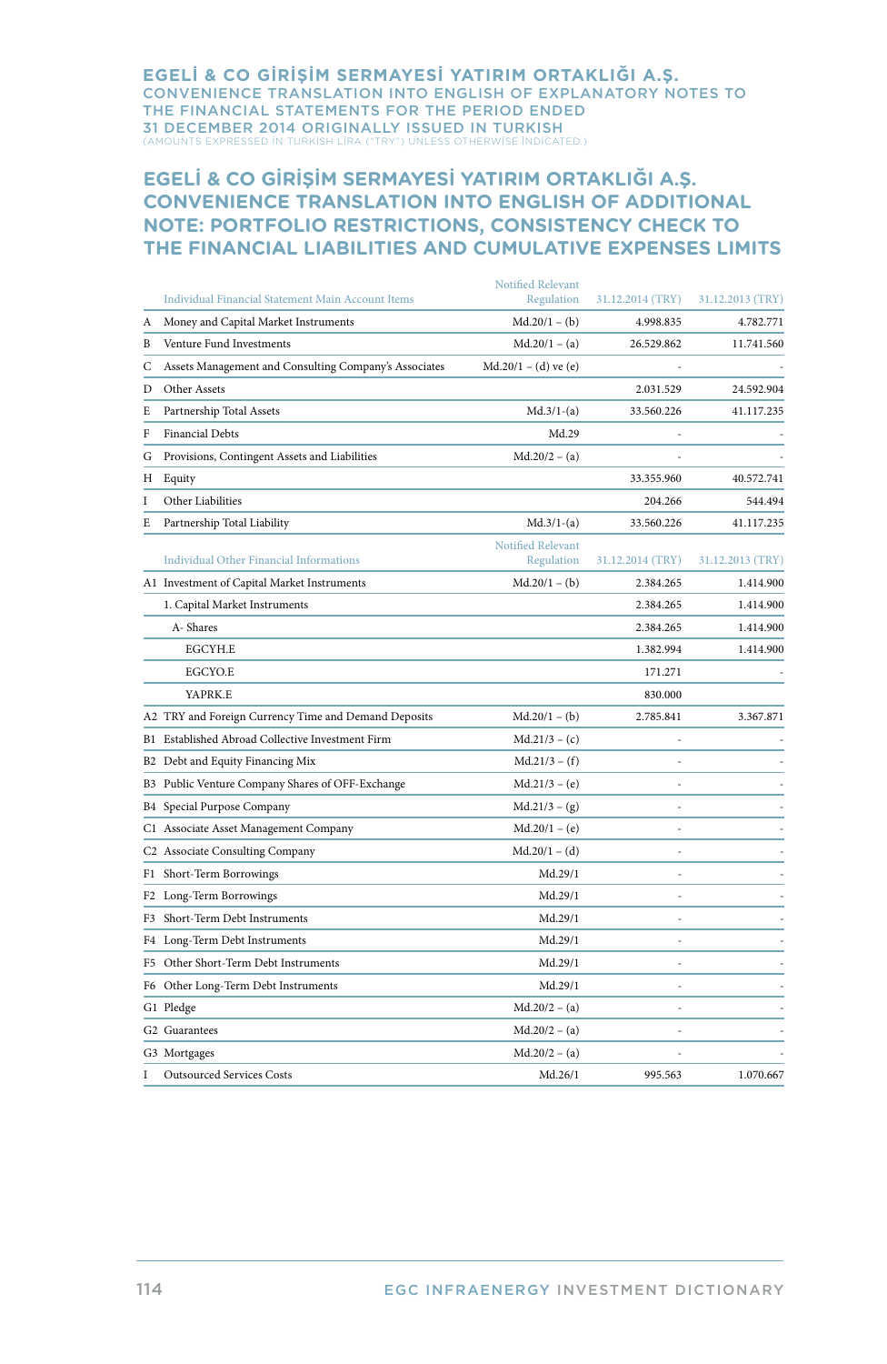# EGELİ & CO GİRİŞİM SERMAYESİ YATIRIM ORTAKLIĞI A.Ş. CONVENIENCE TRANSLATION INTO ENGLISH OF ADDITIONAL NOTE: PORTFOLIO RESTRICTIONS, CONSISTENCY CHECK TO THE FINANCIAL LIABILITIES AND CUMULATIVE EXPENSES LIMITS

| | Individual Financial Statement Main Account Items | Notified Relevant Regulation | 31.12.2014 (TRY) | 31.12.2013 (TRY) |
|---|---|---|---|---|
| A | Money and Capital Market Instruments | Md.20/1 – (b) | 4.998.835 | 4.782.771 |
| B | Venture Fund Investments | Md.20/1 – (a) | 26.529.862 | 11.741.560 |
| C | Assets Management and Consulting Company's Associates | Md.20/1 – (d) ve (e) | - | - |
| D | Other Assets | | 2.031.529 | 24.592.904 |
| E | Partnership Total Assets | Md.3/1-(a) | 33.560.226 | 41.117.235 |
| F | Financial Debts | Md.29 | - | - |
| G | Provisions, Contingent Assets and Liabilities | Md.20/2 – (a) | - | - |
| H | Equity | | 33.355.960 | 40.572.741 |
| I | Other Liabilities | | 204.266 | 544.494 |
| E | Partnership Total Liability | Md.3/1-(a) | 33.560.226 | 41.117.235 |

| | Individual Other Financial Informations | Notified Relevant Regulation | 31.12.2014 (TRY) | 31.12.2013 (TRY) |
|---|---|---|---|---|
| A1 | Investment of Capital Market Instruments | Md.20/1 – (b) | 2.384.265 | 1.414.900 |
| | 1. Capital Market Instruments | | 2.384.265 | 1.414.900 |
| | A- Shares | | 2.384.265 | 1.414.900 |
| | EGCYH.E | | 1.382.994 | 1.414.900 |
| | EGCYO.E | | 171.271 | - |
| | YAPRK.E | | 830.000 | |
| A2 | TRY and Foreign Currency Time and Demand Deposits | Md.20/1 – (b) | 2.785.841 | 3.367.871 |
| B1 | Established Abroad Collective Investment Firm | Md.21/3 – (c) | - | - |
| B2 | Debt and Equity Financing Mix | Md.21/3 – (f) | - | - |
| B3 | Public Venture Company Shares of OFF-Exchange | Md.21/3 – (e) | - | - |
| B4 | Special Purpose Company | Md.21/3 – (g) | - | - |
| C1 | Associate Asset Management Company | Md.20/1 – (e) | - | - |
| C2 | Associate Consulting Company | Md.20/1 – (d) | - | - |
| F1 | Short-Term Borrowings | Md.29/1 | - | - |
| F2 | Long-Term Borrowings | Md.29/1 | - | - |
| F3 | Short-Term Debt Instruments | Md.29/1 | - | - |
| F4 | Long-Term Debt Instruments | Md.29/1 | - | - |
| F5 | Other Short-Term Debt Instruments | Md.29/1 | - | - |
| F6 | Other Long-Term Debt Instruments | Md.29/1 | - | - |
| G1 | Pledge | Md.20/2 – (a) | - | - |
| G2 | Guarantees | Md.20/2 – (a) | - | - |
| G3 | Mortgages | Md.20/2 – (a) | - | - |
| I | Outsourced Services Costs | Md.26/1 | 995.563 | 1.070.667 |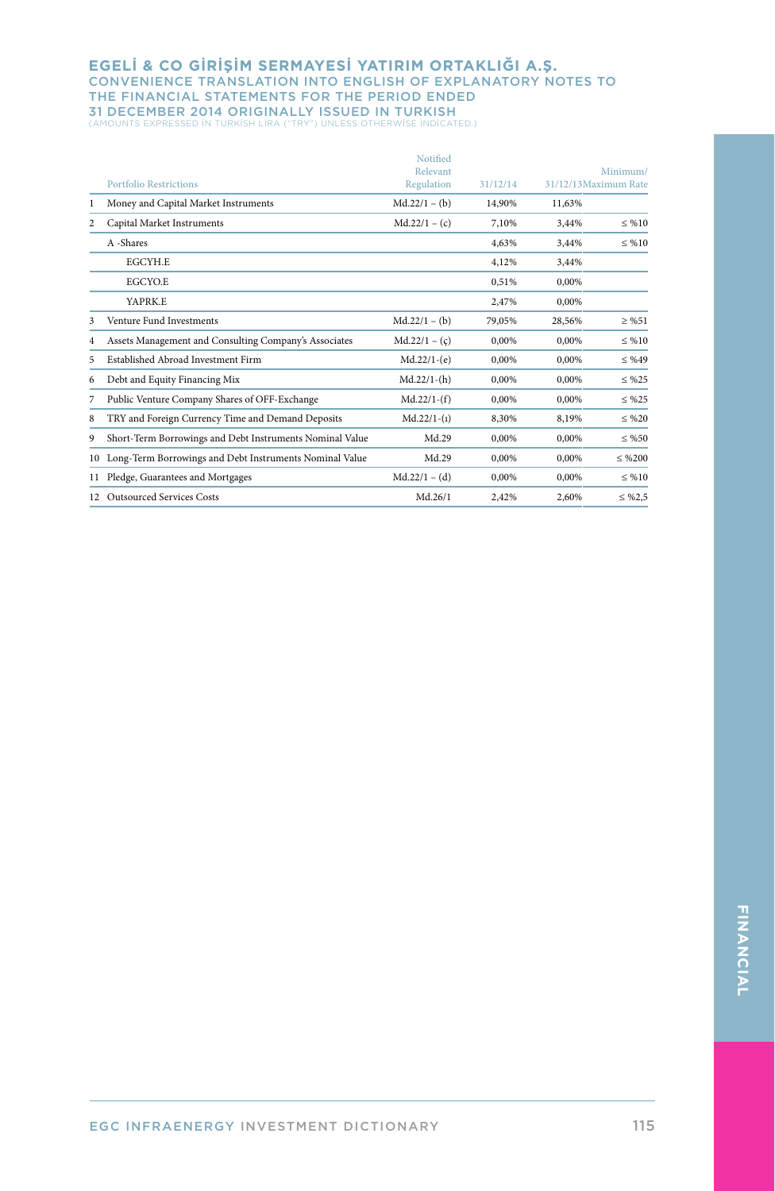| | Portfolio Restrictions | Notified Relevant Regulation | 31/12/14 | 31/12/13 | Minimum/ Maximum Rate |
|---|---|---|---|---|---|
| 1 | Money and Capital Market Instruments | Md.22/1 – (b) | 14,90% | 11,63% | |
| 2 | Capital Market Instruments | Md.22/1 – (c) | 7,10% | 3,44% | ≤ %10 |
| | A -Shares | | 4,63% | 3,44% | ≤ %10 |
| | EGCYH.E | | 4,12% | 3,44% | |
| | EGCYO.E | | 0,51% | 0,00% | |
| | YAPRK.E | | 2,47% | 0,00% | |
| 3 | Venture Fund Investments | Md.22/1 – (b) | 79,05% | 28,56% | ≥ %51 |
| 4 | Assets Management and Consulting Company's Associates | Md.22/1 – (ç) | 0,00% | 0,00% | ≤ %10 |
| 5 | Established Abroad Investment Firm | Md.22/1-(e) | 0,00% | 0,00% | ≤ %49 |
| 6 | Debt and Equity Financing Mix | Md.22/1-(h) | 0,00% | 0,00% | ≤ %25 |
| 7 | Public Venture Company Shares of OFF-Exchange | Md.22/1-(f) | 0,00% | 0,00% | ≤ %25 |
| 8 | TRY and Foreign Currency Time and Demand Deposits | Md.22/1-(ı) | 8,30% | 8,19% | ≤ %20 |
| 9 | Short-Term Borrowings and Debt Instruments Nominal Value | Md.29 | 0,00% | 0,00% | ≤ %50 |
| 10 | Long-Term Borrowings and Debt Instruments Nominal Value | Md.29 | 0,00% | 0,00% | ≤ %200 |
| 11 | Pledge, Guarantees and Mortgages | Md.22/1 – (d) | 0,00% | 0,00% | ≤ %10 |
| 12 | Outsourced Services Costs | Md.26/1 | 2,42% | 2,60% | ≤ %2,5 |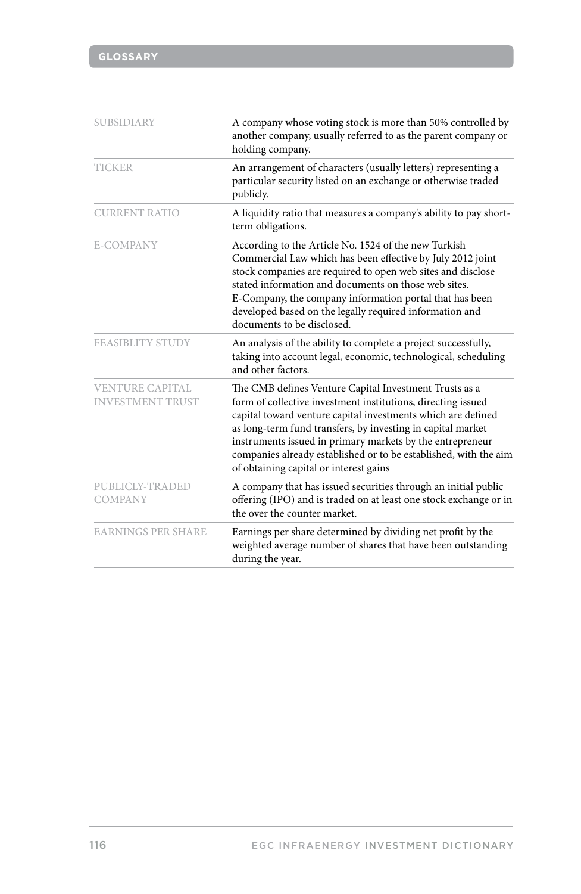## GLOSSARY

| | |
|---|---|
| SUBSIDIARY | A company whose voting stock is more than 50% controlled by another company, usually referred to as the parent company or holding company. |
| TICKER | An arrangement of characters (usually letters) representing a particular security listed on an exchange or otherwise traded publicly. |
| CURRENT RATIO | A liquidity ratio that measures a company's ability to pay short-term obligations. |
| E-COMPANY | According to the Article No. 1524 of the new Turkish Commercial Law which has been effective by July 2012 joint stock companies are required to open web sites and disclose stated information and documents on those web sites. E-Company, the company information portal that has been developed based on the legally required information and documents to be disclosed. |
| FEASIBLITY STUDY | An analysis of the ability to complete a project successfully, taking into account legal, economic, technological, scheduling and other factors. |
| VENTURE CAPITAL INVESTMENT TRUST | The CMB defines Venture Capital Investment Trusts as a form of collective investment institutions, directing issued capital toward venture capital investments which are defined as long-term fund transfers, by investing in capital market instruments issued in primary markets by the entrepreneur companies already established or to be established, with the aim of obtaining capital or interest gains |
| PUBLICLY-TRADED COMPANY | A company that has issued securities through an initial public offering (IPO) and is traded on at least one stock exchange or in the over the counter market. |
| EARNINGS PER SHARE | Earnings per share determined by dividing net profit by the weighted average number of shares that have been outstanding during the year. |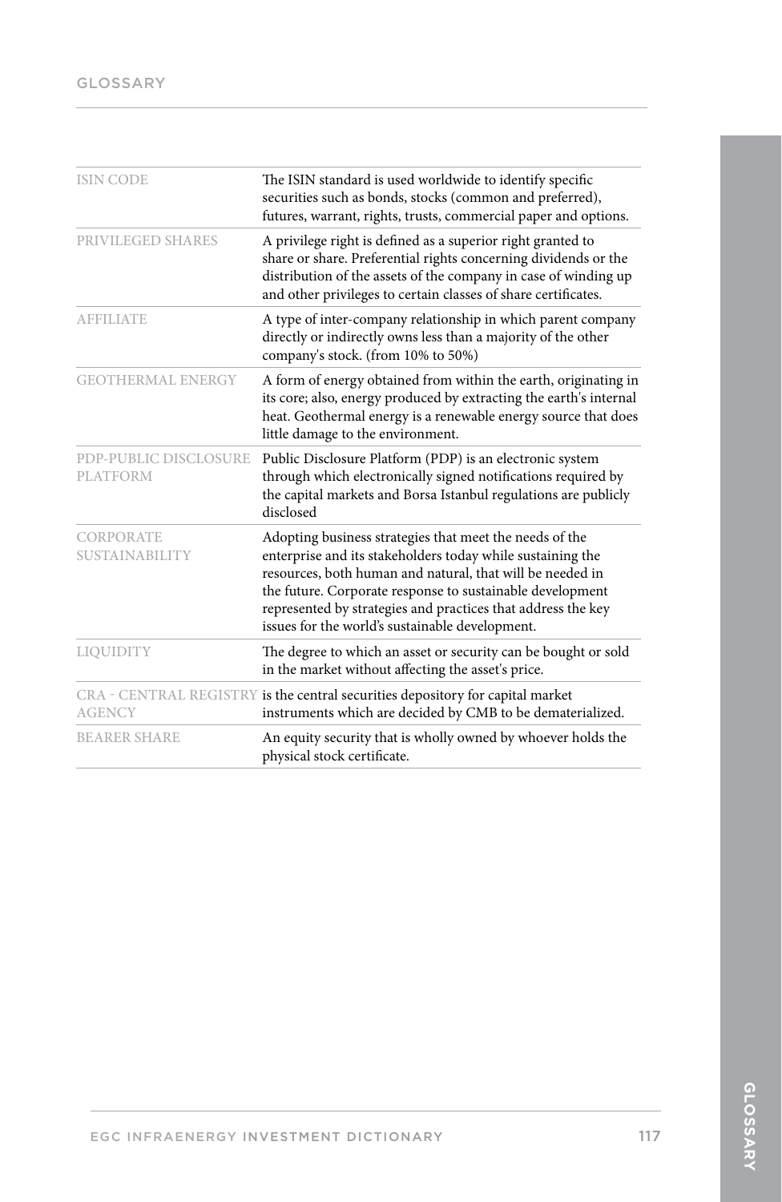| | |
|---|---|
| ISIN CODE | The ISIN standard is used worldwide to identify specific securities such as bonds, stocks (common and preferred), futures, warrant, rights, trusts, commercial paper and options. |
| PRIVILEGED SHARES | A privilege right is defined as a superior right granted to share or share. Preferential rights concerning dividends or the distribution of the assets of the company in case of winding up and other privileges to certain classes of share certificates. |
| AFFILIATE | A type of inter-company relationship in which parent company directly or indirectly owns less than a majority of the other company's stock. (from 10% to 50%) |
| GEOTHERMAL ENERGY | A form of energy obtained from within the earth, originating in its core; also, energy produced by extracting the earth's internal heat. Geothermal energy is a renewable energy source that does little damage to the environment. |
| PDP-PUBLIC DISCLOSURE PLATFORM | Public Disclosure Platform (PDP) is an electronic system through which electronically signed notifications required by the capital markets and Borsa Istanbul regulations are publicly disclosed |
| CORPORATE SUSTAINABILITY | Adopting business strategies that meet the needs of the enterprise and its stakeholders today while sustaining the resources, both human and natural, that will be needed in the future. Corporate response to sustainable development represented by strategies and practices that address the key issues for the world's sustainable development. |
| LIQUIDITY | The degree to which an asset or security can be bought or sold in the market without affecting the asset's price. |
| CRA - CENTRAL REGISTRY AGENCY | is the central securities depository for capital market instruments which are decided by CMB to be dematerialized. |
| BEARER SHARE | An equity security that is wholly owned by whoever holds the physical stock certificate. |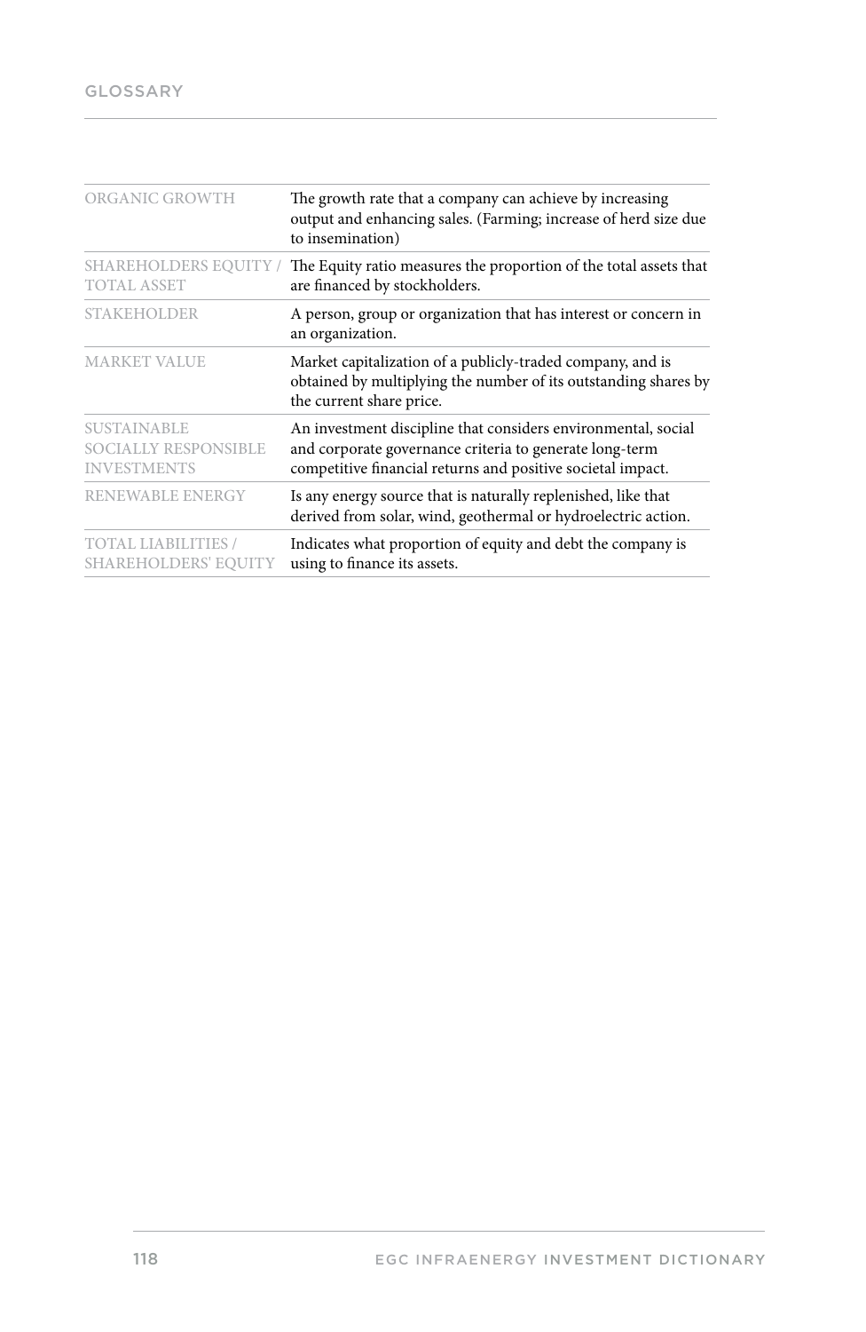| | |
|---|---|
| ORGANIC GROWTH | The growth rate that a company can achieve by increasing output and enhancing sales. (Farming; increase of herd size due to insemination) |
| SHAREHOLDERS EQUITY / TOTAL ASSET | The Equity ratio measures the proportion of the total assets that are financed by stockholders. |
| STAKEHOLDER | A person, group or organization that has interest or concern in an organization. |
| MARKET VALUE | Market capitalization of a publicly-traded company, and is obtained by multiplying the number of its outstanding shares by the current share price. |
| SUSTAINABLE SOCIALLY RESPONSIBLE INVESTMENTS | An investment discipline that considers environmental, social and corporate governance criteria to generate long-term competitive financial returns and positive societal impact. |
| RENEWABLE ENERGY | Is any energy source that is naturally replenished, like that derived from solar, wind, geothermal or hydroelectric action. |
| TOTAL LIABILITIES / SHAREHOLDERS' EQUITY | Indicates what proportion of equity and debt the company is using to finance its assets. |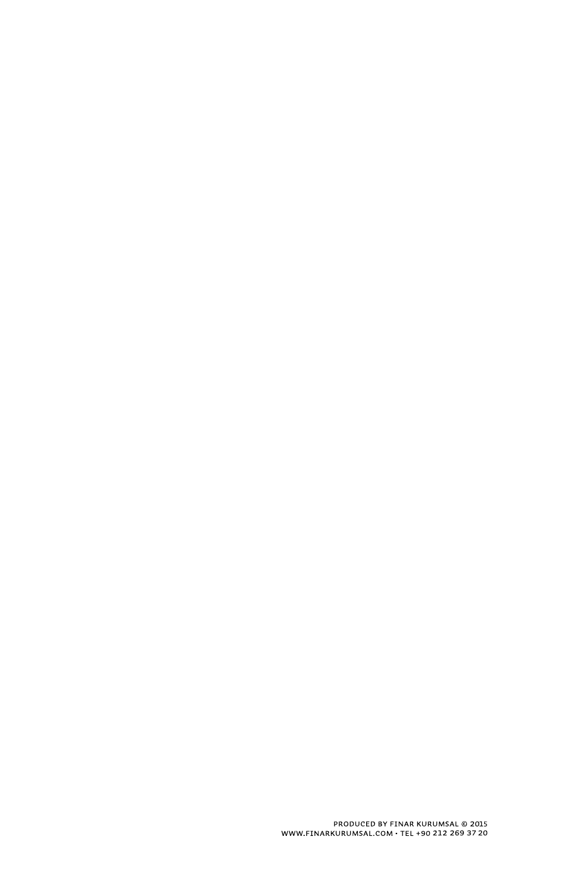PRODUCED BY FINAR KURUMSAL © 2015
WWW.FINARKURUMSAL.COM • TEL +90 212 269 37 20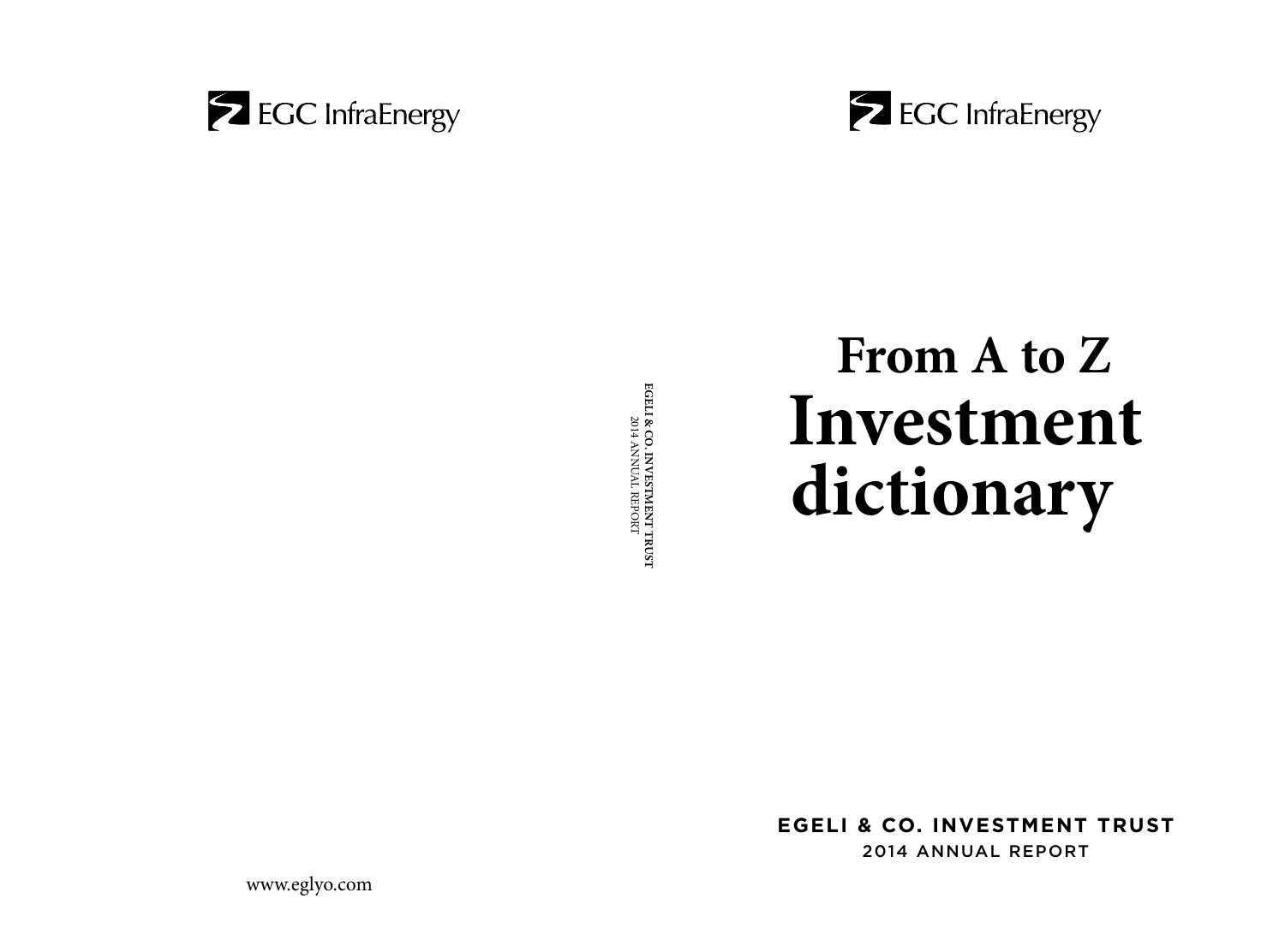EGC InfraEnergy

www.eglyo.com

EGELI & CO. INVESTMENT TRUST
2014 ANNUAL REPORT

EGC InfraEnergy

# From A to Z Investment dictionary

**EGELI & CO. INVESTMENT TRUST**
2014 ANNUAL REPORT